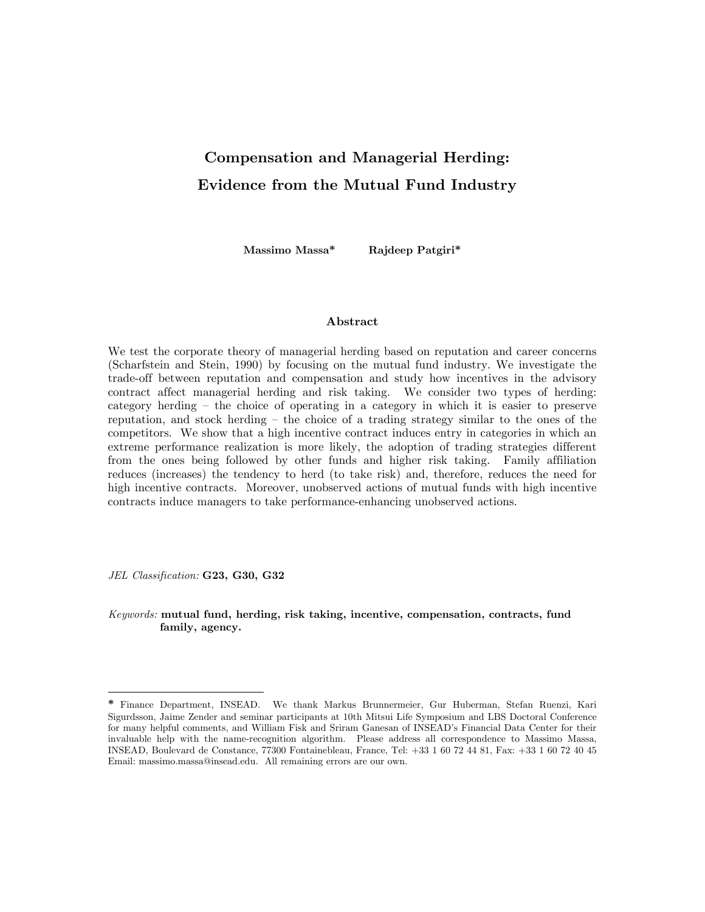# Compensation and Managerial Herding: Evidence from the Mutual Fund Industry

**Massimo Massa*** **Rajdeep Patgiri***

### Abstract

We test the corporate theory of managerial herding based on reputation and career concerns (Scharfstein and Stein, 1990) by focusing on the mutual fund industry. We investigate the trade-off between reputation and compensation and study how incentives in the advisory contract affect managerial herding and risk taking. We consider two types of herding: category herding – the choice of operating in a category in which it is easier to preserve reputation, and stock herding – the choice of a trading strategy similar to the ones of the competitors. We show that a high incentive contract induces entry in categories in which an extreme performance realization is more likely, the adoption of trading strategies different from the ones being followed by other funds and higher risk taking. Family affiliation reduces (increases) the tendency to herd (to take risk) and, therefore, reduces the need for high incentive contracts. Moreover, unobserved actions of mutual funds with high incentive contracts induce managers to take performance-enhancing unobserved actions.

*JEL Classification:* **G23, G30, G32**

*Keywords:* **mutual fund, herding, risk taking, incentive, compensation, contracts, fund family, agency.**

---

\* Finance Department, INSEAD. We thank Markus Brunnermeier, Gur Huberman, Stefan Ruenzi, Kari Sigurdsson, Jaime Zender and seminar participants at 10th Mitsui Life Symposium and LBS Doctoral Conference for many helpful comments, and William Fisk and Sriram Ganesan of INSEAD's Financial Data Center for their invaluable help with the name-recognition algorithm. Please address all correspondence to Massimo Massa, INSEAD, Boulevard de Constance, 77300 Fontainebleau, France, Tel: +33 1 60 72 44 81, Fax: +33 1 60 72 40 45 Email: massimo.massa@insead.edu. All remaining errors are our own.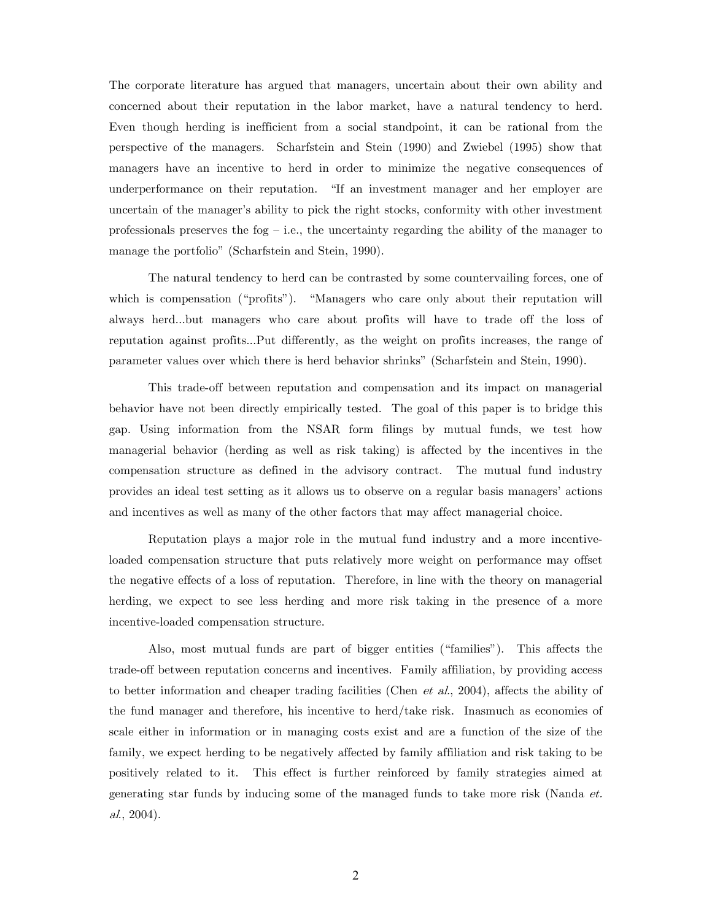The corporate literature has argued that managers, uncertain about their own ability and concerned about their reputation in the labor market, have a natural tendency to herd. Even though herding is inefficient from a social standpoint, it can be rational from the perspective of the managers. Scharfstein and Stein (1990) and Zwiebel (1995) show that managers have an incentive to herd in order to minimize the negative consequences of underperformance on their reputation. "If an investment manager and her employer are uncertain of the manager's ability to pick the right stocks, conformity with other investment professionals preserves the fog – i.e., the uncertainty regarding the ability of the manager to manage the portfolio" (Scharfstein and Stein, 1990).

The natural tendency to herd can be contrasted by some countervailing forces, one of which is compensation ("profits"). "Managers who care only about their reputation will always herd...but managers who care about profits will have to trade off the loss of reputation against profits...Put differently, as the weight on profits increases, the range of parameter values over which there is herd behavior shrinks" (Scharfstein and Stein, 1990).

This trade-off between reputation and compensation and its impact on managerial behavior have not been directly empirically tested. The goal of this paper is to bridge this gap. Using information from the NSAR form filings by mutual funds, we test how managerial behavior (herding as well as risk taking) is affected by the incentives in the compensation structure as defined in the advisory contract. The mutual fund industry provides an ideal test setting as it allows us to observe on a regular basis managers' actions and incentives as well as many of the other factors that may affect managerial choice.

Reputation plays a major role in the mutual fund industry and a more incentive-loaded compensation structure that puts relatively more weight on performance may offset the negative effects of a loss of reputation. Therefore, in line with the theory on managerial herding, we expect to see less herding and more risk taking in the presence of a more incentive-loaded compensation structure.

Also, most mutual funds are part of bigger entities ("families"). This affects the trade-off between reputation concerns and incentives. Family affiliation, by providing access to better information and cheaper trading facilities (Chen *et al.*, 2004), affects the ability of the fund manager and therefore, his incentive to herd/take risk. Inasmuch as economies of scale either in information or in managing costs exist and are a function of the size of the family, we expect herding to be negatively affected by family affiliation and risk taking to be positively related to it. This effect is further reinforced by family strategies aimed at generating star funds by inducing some of the managed funds to take more risk (Nanda *et. al.*, 2004).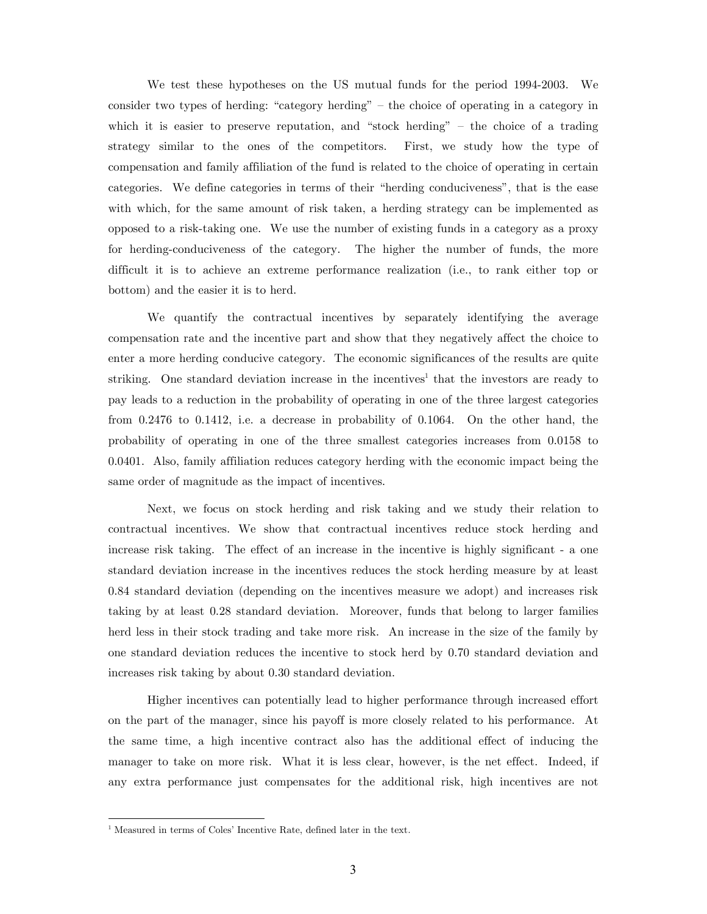We test these hypotheses on the US mutual funds for the period 1994-2003. We consider two types of herding: "category herding" – the choice of operating in a category in which it is easier to preserve reputation, and "stock herding" – the choice of a trading strategy similar to the ones of the competitors. First, we study how the type of compensation and family affiliation of the fund is related to the choice of operating in certain categories. We define categories in terms of their "herding conduciveness", that is the ease with which, for the same amount of risk taken, a herding strategy can be implemented as opposed to a risk-taking one. We use the number of existing funds in a category as a proxy for herding-conduciveness of the category. The higher the number of funds, the more difficult it is to achieve an extreme performance realization (i.e., to rank either top or bottom) and the easier it is to herd.

We quantify the contractual incentives by separately identifying the average compensation rate and the incentive part and show that they negatively affect the choice to enter a more herding conducive category. The economic significances of the results are quite striking. One standard deviation increase in the incentives[1] that the investors are ready to pay leads to a reduction in the probability of operating in one of the three largest categories from 0.2476 to 0.1412, i.e. a decrease in probability of 0.1064. On the other hand, the probability of operating in one of the three smallest categories increases from 0.0158 to 0.0401. Also, family affiliation reduces category herding with the economic impact being the same order of magnitude as the impact of incentives.

Next, we focus on stock herding and risk taking and we study their relation to contractual incentives. We show that contractual incentives reduce stock herding and increase risk taking. The effect of an increase in the incentive is highly significant - a one standard deviation increase in the incentives reduces the stock herding measure by at least 0.84 standard deviation (depending on the incentives measure we adopt) and increases risk taking by at least 0.28 standard deviation. Moreover, funds that belong to larger families herd less in their stock trading and take more risk. An increase in the size of the family by one standard deviation reduces the incentive to stock herd by 0.70 standard deviation and increases risk taking by about 0.30 standard deviation.

Higher incentives can potentially lead to higher performance through increased effort on the part of the manager, since his payoff is more closely related to his performance. At the same time, a high incentive contract also has the additional effect of inducing the manager to take on more risk. What it is less clear, however, is the net effect. Indeed, if any extra performance just compensates for the additional risk, high incentives are not

[1] Measured in terms of Coles' Incentive Rate, defined later in the text.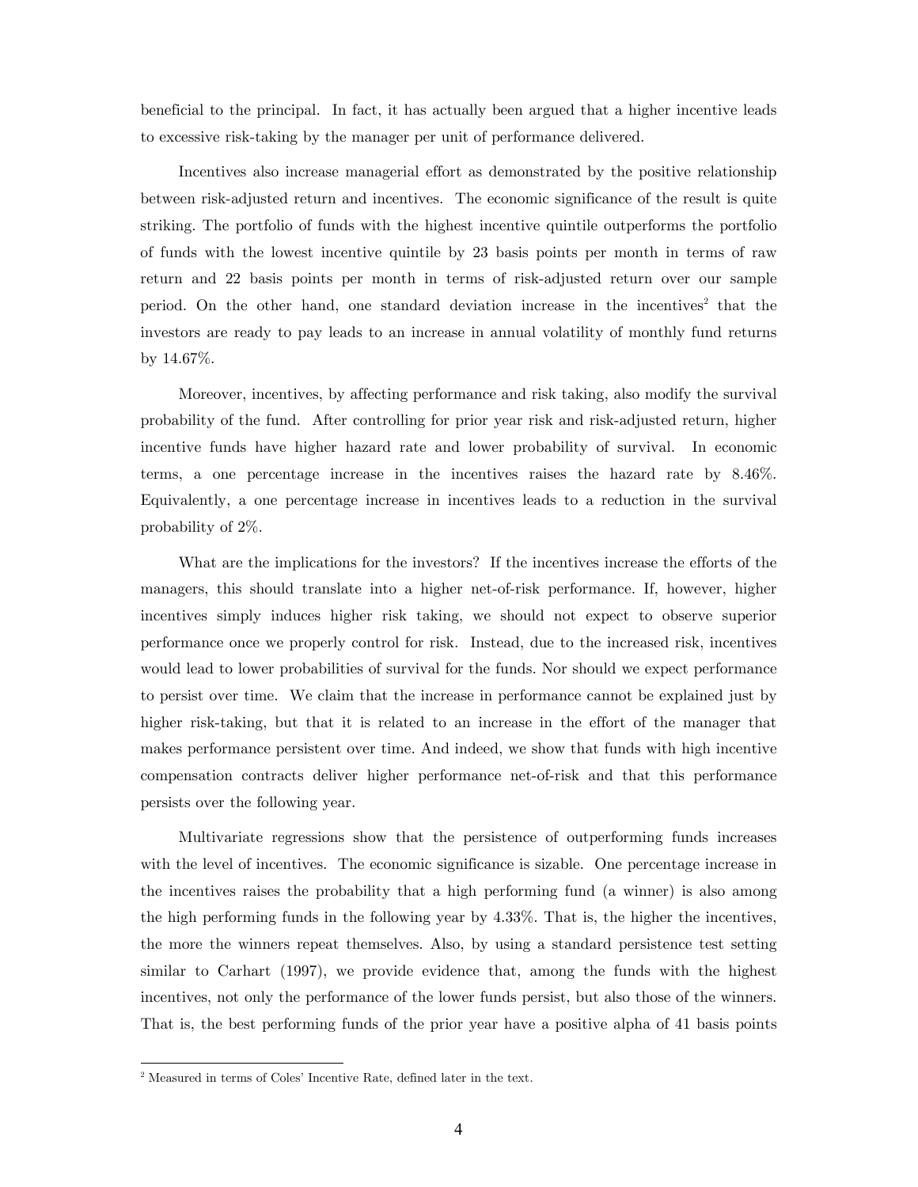beneficial to the principal. In fact, it has actually been argued that a higher incentive leads to excessive risk-taking by the manager per unit of performance delivered.

Incentives also increase managerial effort as demonstrated by the positive relationship between risk-adjusted return and incentives. The economic significance of the result is quite striking. The portfolio of funds with the highest incentive quintile outperforms the portfolio of funds with the lowest incentive quintile by 23 basis points per month in terms of raw return and 22 basis points per month in terms of risk-adjusted return over our sample period. On the other hand, one standard deviation increase in the incentives[2] that the investors are ready to pay leads to an increase in annual volatility of monthly fund returns by 14.67%.

Moreover, incentives, by affecting performance and risk taking, also modify the survival probability of the fund. After controlling for prior year risk and risk-adjusted return, higher incentive funds have higher hazard rate and lower probability of survival. In economic terms, a one percentage increase in the incentives raises the hazard rate by 8.46%. Equivalently, a one percentage increase in incentives leads to a reduction in the survival probability of 2%.

What are the implications for the investors? If the incentives increase the efforts of the managers, this should translate into a higher net-of-risk performance. If, however, higher incentives simply induces higher risk taking, we should not expect to observe superior performance once we properly control for risk. Instead, due to the increased risk, incentives would lead to lower probabilities of survival for the funds. Nor should we expect performance to persist over time. We claim that the increase in performance cannot be explained just by higher risk-taking, but that it is related to an increase in the effort of the manager that makes performance persistent over time. And indeed, we show that funds with high incentive compensation contracts deliver higher performance net-of-risk and that this performance persists over the following year.

Multivariate regressions show that the persistence of outperforming funds increases with the level of incentives. The economic significance is sizable. One percentage increase in the incentives raises the probability that a high performing fund (a winner) is also among the high performing funds in the following year by 4.33%. That is, the higher the incentives, the more the winners repeat themselves. Also, by using a standard persistence test setting similar to Carhart (1997), we provide evidence that, among the funds with the highest incentives, not only the performance of the lower funds persist, but also those of the winners. That is, the best performing funds of the prior year have a positive alpha of 41 basis points

[2] Measured in terms of Coles' Incentive Rate, defined later in the text.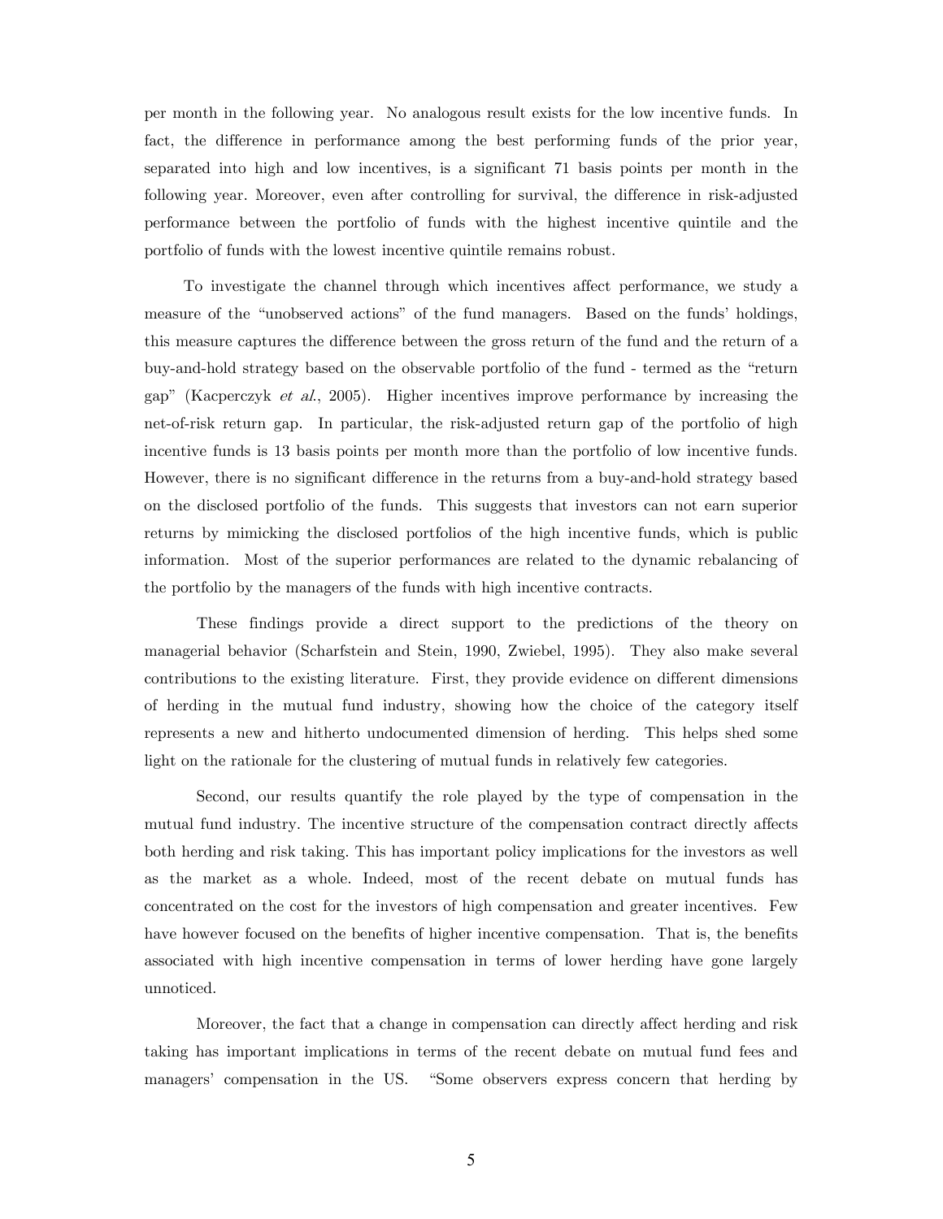per month in the following year. No analogous result exists for the low incentive funds. In fact, the difference in performance among the best performing funds of the prior year, separated into high and low incentives, is a significant 71 basis points per month in the following year. Moreover, even after controlling for survival, the difference in risk-adjusted performance between the portfolio of funds with the highest incentive quintile and the portfolio of funds with the lowest incentive quintile remains robust.

To investigate the channel through which incentives affect performance, we study a measure of the "unobserved actions" of the fund managers. Based on the funds' holdings, this measure captures the difference between the gross return of the fund and the return of a buy-and-hold strategy based on the observable portfolio of the fund - termed as the "return gap" (Kacperczyk *et al.*, 2005). Higher incentives improve performance by increasing the net-of-risk return gap. In particular, the risk-adjusted return gap of the portfolio of high incentive funds is 13 basis points per month more than the portfolio of low incentive funds. However, there is no significant difference in the returns from a buy-and-hold strategy based on the disclosed portfolio of the funds. This suggests that investors can not earn superior returns by mimicking the disclosed portfolios of the high incentive funds, which is public information. Most of the superior performances are related to the dynamic rebalancing of the portfolio by the managers of the funds with high incentive contracts.

These findings provide a direct support to the predictions of the theory on managerial behavior (Scharfstein and Stein, 1990, Zwiebel, 1995). They also make several contributions to the existing literature. First, they provide evidence on different dimensions of herding in the mutual fund industry, showing how the choice of the category itself represents a new and hitherto undocumented dimension of herding. This helps shed some light on the rationale for the clustering of mutual funds in relatively few categories.

Second, our results quantify the role played by the type of compensation in the mutual fund industry. The incentive structure of the compensation contract directly affects both herding and risk taking. This has important policy implications for the investors as well as the market as a whole. Indeed, most of the recent debate on mutual funds has concentrated on the cost for the investors of high compensation and greater incentives. Few have however focused on the benefits of higher incentive compensation. That is, the benefits associated with high incentive compensation in terms of lower herding have gone largely unnoticed.

Moreover, the fact that a change in compensation can directly affect herding and risk taking has important implications in terms of the recent debate on mutual fund fees and managers' compensation in the US. "Some observers express concern that herding by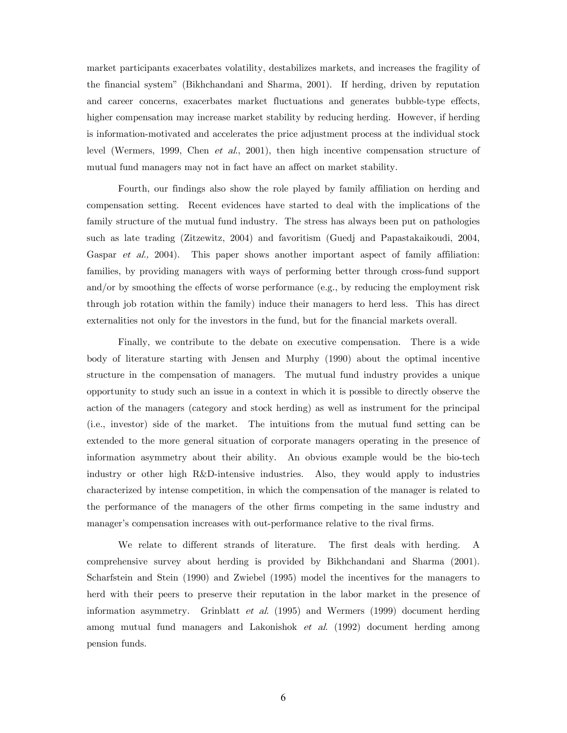market participants exacerbates volatility, destabilizes markets, and increases the fragility of the financial system" (Bikhchandani and Sharma, 2001). If herding, driven by reputation and career concerns, exacerbates market fluctuations and generates bubble-type effects, higher compensation may increase market stability by reducing herding. However, if herding is information-motivated and accelerates the price adjustment process at the individual stock level (Wermers, 1999, Chen *et al.*, 2001), then high incentive compensation structure of mutual fund managers may not in fact have an affect on market stability.

Fourth, our findings also show the role played by family affiliation on herding and compensation setting. Recent evidences have started to deal with the implications of the family structure of the mutual fund industry. The stress has always been put on pathologies such as late trading (Zitzewitz, 2004) and favoritism (Guedj and Papastakaikoudi, 2004, Gaspar *et al.,* 2004). This paper shows another important aspect of family affiliation: families, by providing managers with ways of performing better through cross-fund support and/or by smoothing the effects of worse performance (e.g., by reducing the employment risk through job rotation within the family) induce their managers to herd less. This has direct externalities not only for the investors in the fund, but for the financial markets overall.

Finally, we contribute to the debate on executive compensation. There is a wide body of literature starting with Jensen and Murphy (1990) about the optimal incentive structure in the compensation of managers. The mutual fund industry provides a unique opportunity to study such an issue in a context in which it is possible to directly observe the action of the managers (category and stock herding) as well as instrument for the principal (i.e., investor) side of the market. The intuitions from the mutual fund setting can be extended to the more general situation of corporate managers operating in the presence of information asymmetry about their ability. An obvious example would be the bio-tech industry or other high R&D-intensive industries. Also, they would apply to industries characterized by intense competition, in which the compensation of the manager is related to the performance of the managers of the other firms competing in the same industry and manager's compensation increases with out-performance relative to the rival firms.

We relate to different strands of literature. The first deals with herding. A comprehensive survey about herding is provided by Bikhchandani and Sharma (2001). Scharfstein and Stein (1990) and Zwiebel (1995) model the incentives for the managers to herd with their peers to preserve their reputation in the labor market in the presence of information asymmetry. Grinblatt *et al.* (1995) and Wermers (1999) document herding among mutual fund managers and Lakonishok *et al.* (1992) document herding among pension funds.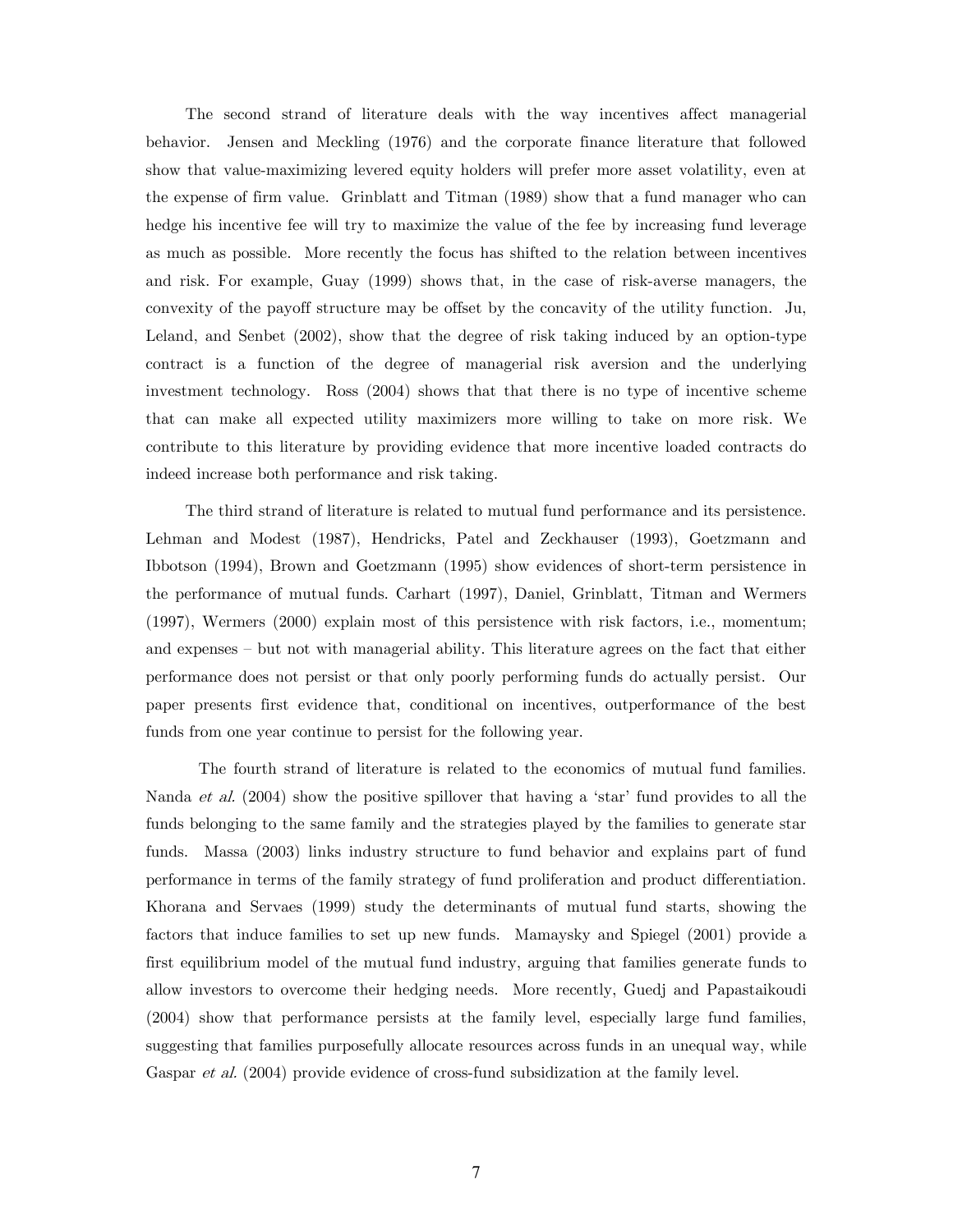The second strand of literature deals with the way incentives affect managerial behavior. Jensen and Meckling (1976) and the corporate finance literature that followed show that value-maximizing levered equity holders will prefer more asset volatility, even at the expense of firm value. Grinblatt and Titman (1989) show that a fund manager who can hedge his incentive fee will try to maximize the value of the fee by increasing fund leverage as much as possible. More recently the focus has shifted to the relation between incentives and risk. For example, Guay (1999) shows that, in the case of risk-averse managers, the convexity of the payoff structure may be offset by the concavity of the utility function. Ju, Leland, and Senbet (2002), show that the degree of risk taking induced by an option-type contract is a function of the degree of managerial risk aversion and the underlying investment technology. Ross (2004) shows that that there is no type of incentive scheme that can make all expected utility maximizers more willing to take on more risk. We contribute to this literature by providing evidence that more incentive loaded contracts do indeed increase both performance and risk taking.

The third strand of literature is related to mutual fund performance and its persistence. Lehman and Modest (1987), Hendricks, Patel and Zeckhauser (1993), Goetzmann and Ibbotson (1994), Brown and Goetzmann (1995) show evidences of short-term persistence in the performance of mutual funds. Carhart (1997), Daniel, Grinblatt, Titman and Wermers (1997), Wermers (2000) explain most of this persistence with risk factors, i.e., momentum; and expenses – but not with managerial ability. This literature agrees on the fact that either performance does not persist or that only poorly performing funds do actually persist. Our paper presents first evidence that, conditional on incentives, outperformance of the best funds from one year continue to persist for the following year.

The fourth strand of literature is related to the economics of mutual fund families. Nanda *et al.* (2004) show the positive spillover that having a 'star' fund provides to all the funds belonging to the same family and the strategies played by the families to generate star funds. Massa (2003) links industry structure to fund behavior and explains part of fund performance in terms of the family strategy of fund proliferation and product differentiation. Khorana and Servaes (1999) study the determinants of mutual fund starts, showing the factors that induce families to set up new funds. Mamaysky and Spiegel (2001) provide a first equilibrium model of the mutual fund industry, arguing that families generate funds to allow investors to overcome their hedging needs. More recently, Guedj and Papastaikoudi (2004) show that performance persists at the family level, especially large fund families, suggesting that families purposefully allocate resources across funds in an unequal way, while Gaspar *et al.* (2004) provide evidence of cross-fund subsidization at the family level.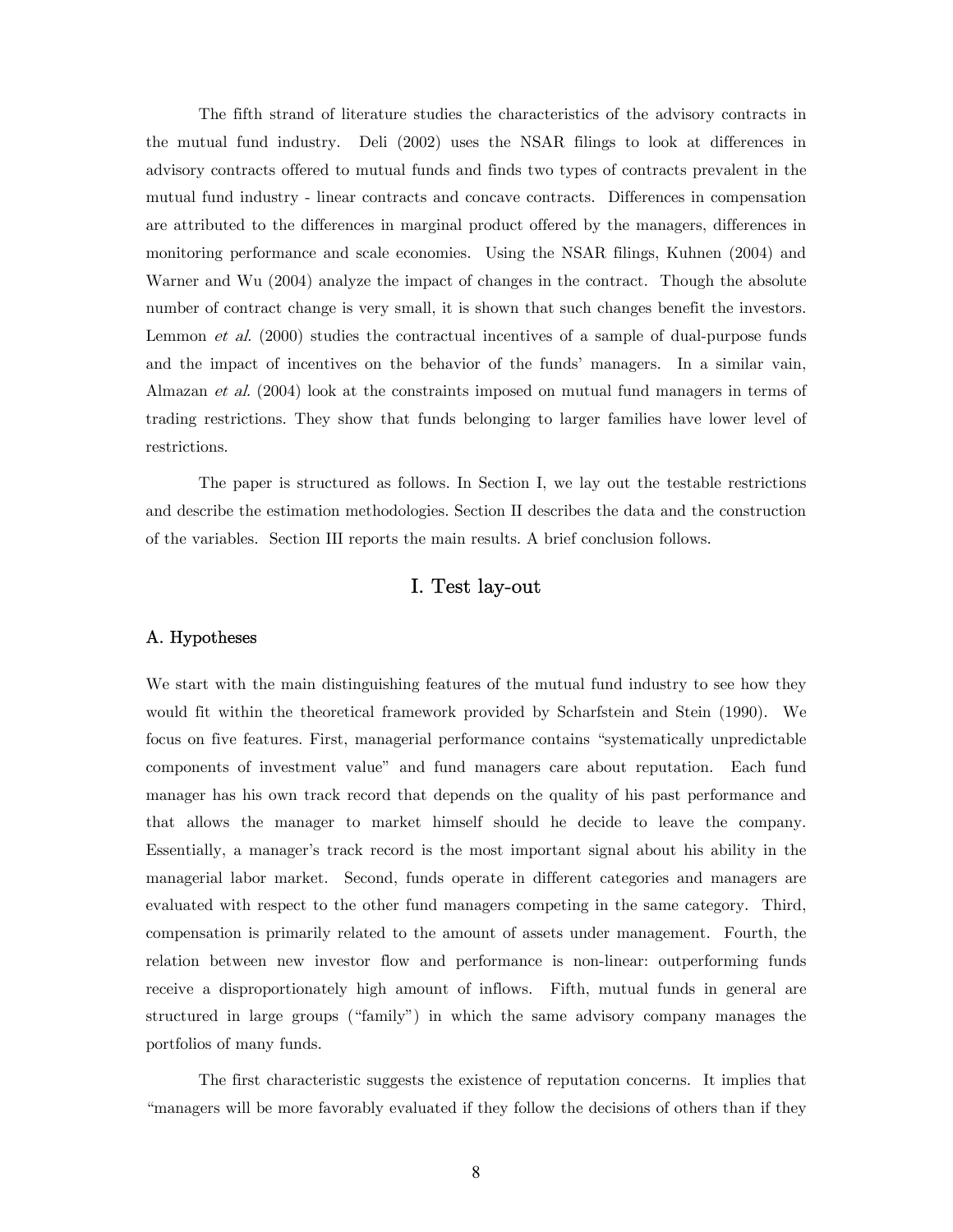The fifth strand of literature studies the characteristics of the advisory contracts in the mutual fund industry. Deli (2002) uses the NSAR filings to look at differences in advisory contracts offered to mutual funds and finds two types of contracts prevalent in the mutual fund industry - linear contracts and concave contracts. Differences in compensation are attributed to the differences in marginal product offered by the managers, differences in monitoring performance and scale economies. Using the NSAR filings, Kuhnen (2004) and Warner and Wu (2004) analyze the impact of changes in the contract. Though the absolute number of contract change is very small, it is shown that such changes benefit the investors. Lemmon *et al.* (2000) studies the contractual incentives of a sample of dual-purpose funds and the impact of incentives on the behavior of the funds' managers. In a similar vain, Almazan *et al.* (2004) look at the constraints imposed on mutual fund managers in terms of trading restrictions. They show that funds belonging to larger families have lower level of restrictions.

The paper is structured as follows. In Section I, we lay out the testable restrictions and describe the estimation methodologies. Section II describes the data and the construction of the variables. Section III reports the main results. A brief conclusion follows.

## I. Test lay-out

### A. Hypotheses

We start with the main distinguishing features of the mutual fund industry to see how they would fit within the theoretical framework provided by Scharfstein and Stein (1990). We focus on five features. First, managerial performance contains "systematically unpredictable components of investment value" and fund managers care about reputation. Each fund manager has his own track record that depends on the quality of his past performance and that allows the manager to market himself should he decide to leave the company. Essentially, a manager's track record is the most important signal about his ability in the managerial labor market. Second, funds operate in different categories and managers are evaluated with respect to the other fund managers competing in the same category. Third, compensation is primarily related to the amount of assets under management. Fourth, the relation between new investor flow and performance is non-linear: outperforming funds receive a disproportionately high amount of inflows. Fifth, mutual funds in general are structured in large groups ("family") in which the same advisory company manages the portfolios of many funds.

The first characteristic suggests the existence of reputation concerns. It implies that "managers will be more favorably evaluated if they follow the decisions of others than if they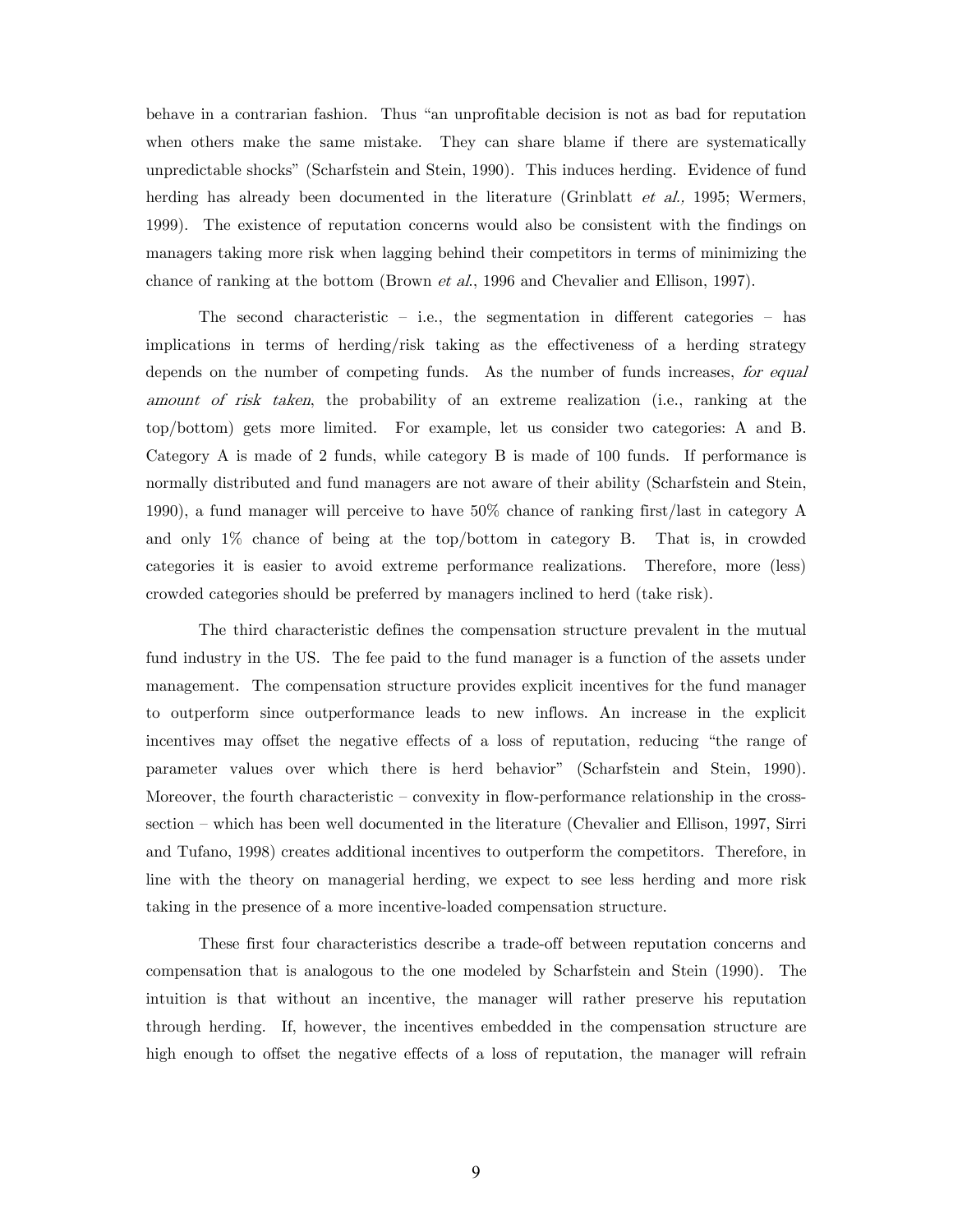behave in a contrarian fashion. Thus "an unprofitable decision is not as bad for reputation when others make the same mistake. They can share blame if there are systematically unpredictable shocks" (Scharfstein and Stein, 1990). This induces herding. Evidence of fund herding has already been documented in the literature (Grinblatt *et al.,* 1995; Wermers, 1999). The existence of reputation concerns would also be consistent with the findings on managers taking more risk when lagging behind their competitors in terms of minimizing the chance of ranking at the bottom (Brown *et al.*, 1996 and Chevalier and Ellison, 1997).

The second characteristic – i.e., the segmentation in different categories – has implications in terms of herding/risk taking as the effectiveness of a herding strategy depends on the number of competing funds. As the number of funds increases, *for equal amount of risk taken*, the probability of an extreme realization (i.e., ranking at the top/bottom) gets more limited. For example, let us consider two categories: A and B. Category A is made of 2 funds, while category B is made of 100 funds. If performance is normally distributed and fund managers are not aware of their ability (Scharfstein and Stein, 1990), a fund manager will perceive to have 50% chance of ranking first/last in category A and only 1% chance of being at the top/bottom in category B. That is, in crowded categories it is easier to avoid extreme performance realizations. Therefore, more (less) crowded categories should be preferred by managers inclined to herd (take risk).

The third characteristic defines the compensation structure prevalent in the mutual fund industry in the US. The fee paid to the fund manager is a function of the assets under management. The compensation structure provides explicit incentives for the fund manager to outperform since outperformance leads to new inflows. An increase in the explicit incentives may offset the negative effects of a loss of reputation, reducing "the range of parameter values over which there is herd behavior" (Scharfstein and Stein, 1990). Moreover, the fourth characteristic – convexity in flow-performance relationship in the cross-section – which has been well documented in the literature (Chevalier and Ellison, 1997, Sirri and Tufano, 1998) creates additional incentives to outperform the competitors. Therefore, in line with the theory on managerial herding, we expect to see less herding and more risk taking in the presence of a more incentive-loaded compensation structure.

These first four characteristics describe a trade-off between reputation concerns and compensation that is analogous to the one modeled by Scharfstein and Stein (1990). The intuition is that without an incentive, the manager will rather preserve his reputation through herding. If, however, the incentives embedded in the compensation structure are high enough to offset the negative effects of a loss of reputation, the manager will refrain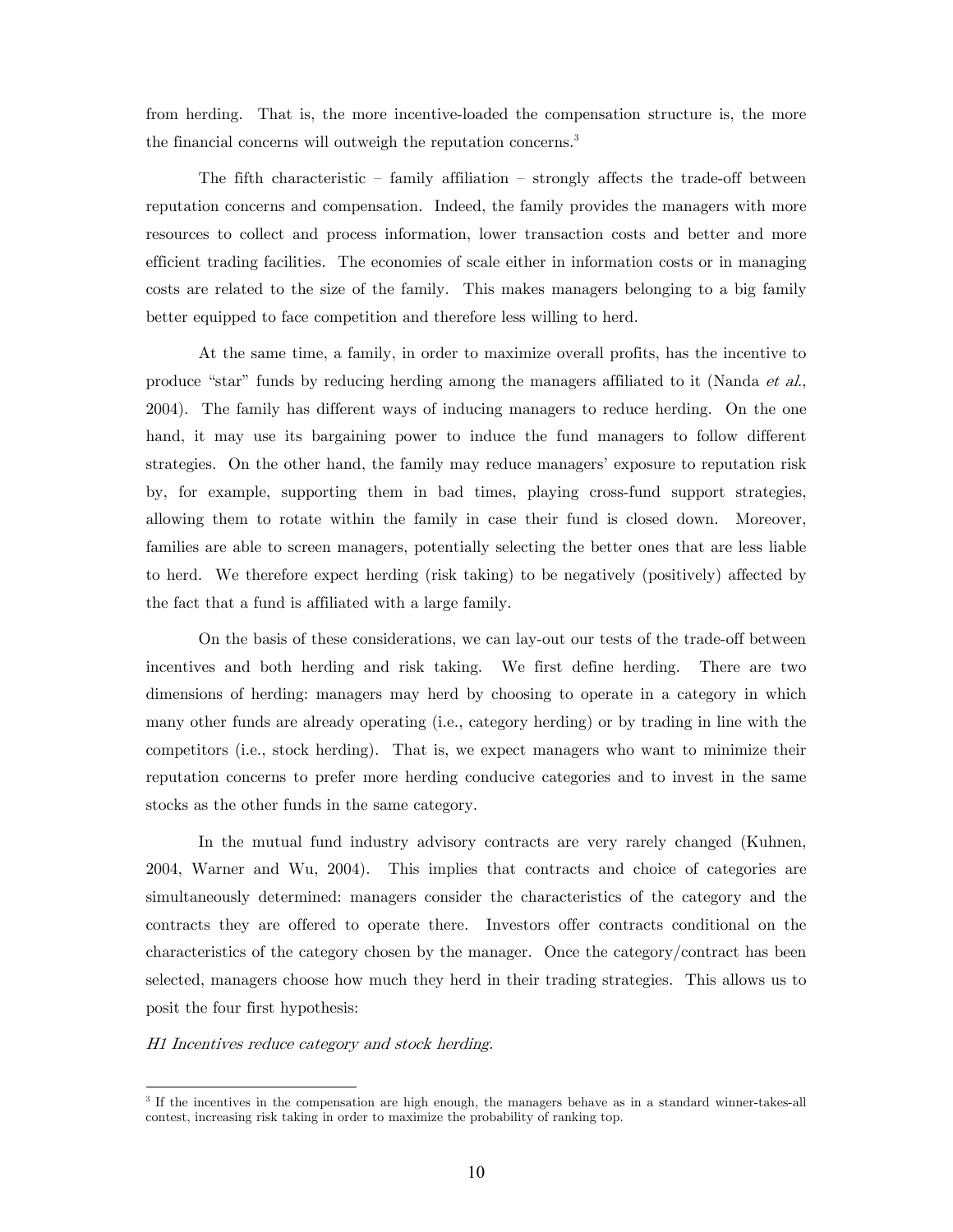from herding. That is, the more incentive-loaded the compensation structure is, the more the financial concerns will outweigh the reputation concerns.[3]

The fifth characteristic – family affiliation – strongly affects the trade-off between reputation concerns and compensation. Indeed, the family provides the managers with more resources to collect and process information, lower transaction costs and better and more efficient trading facilities. The economies of scale either in information costs or in managing costs are related to the size of the family. This makes managers belonging to a big family better equipped to face competition and therefore less willing to herd.

At the same time, a family, in order to maximize overall profits, has the incentive to produce "star" funds by reducing herding among the managers affiliated to it (Nanda *et al.*, 2004). The family has different ways of inducing managers to reduce herding. On the one hand, it may use its bargaining power to induce the fund managers to follow different strategies. On the other hand, the family may reduce managers' exposure to reputation risk by, for example, supporting them in bad times, playing cross-fund support strategies, allowing them to rotate within the family in case their fund is closed down. Moreover, families are able to screen managers, potentially selecting the better ones that are less liable to herd. We therefore expect herding (risk taking) to be negatively (positively) affected by the fact that a fund is affiliated with a large family.

On the basis of these considerations, we can lay-out our tests of the trade-off between incentives and both herding and risk taking. We first define herding. There are two dimensions of herding: managers may herd by choosing to operate in a category in which many other funds are already operating (i.e., category herding) or by trading in line with the competitors (i.e., stock herding). That is, we expect managers who want to minimize their reputation concerns to prefer more herding conducive categories and to invest in the same stocks as the other funds in the same category.

In the mutual fund industry advisory contracts are very rarely changed (Kuhnen, 2004, Warner and Wu, 2004). This implies that contracts and choice of categories are simultaneously determined: managers consider the characteristics of the category and the contracts they are offered to operate there. Investors offer contracts conditional on the characteristics of the category chosen by the manager. Once the category/contract has been selected, managers choose how much they herd in their trading strategies. This allows us to posit the four first hypothesis:

*H1 Incentives reduce category and stock herding.*

[3] If the incentives in the compensation are high enough, the managers behave as in a standard winner-takes-all contest, increasing risk taking in order to maximize the probability of ranking top.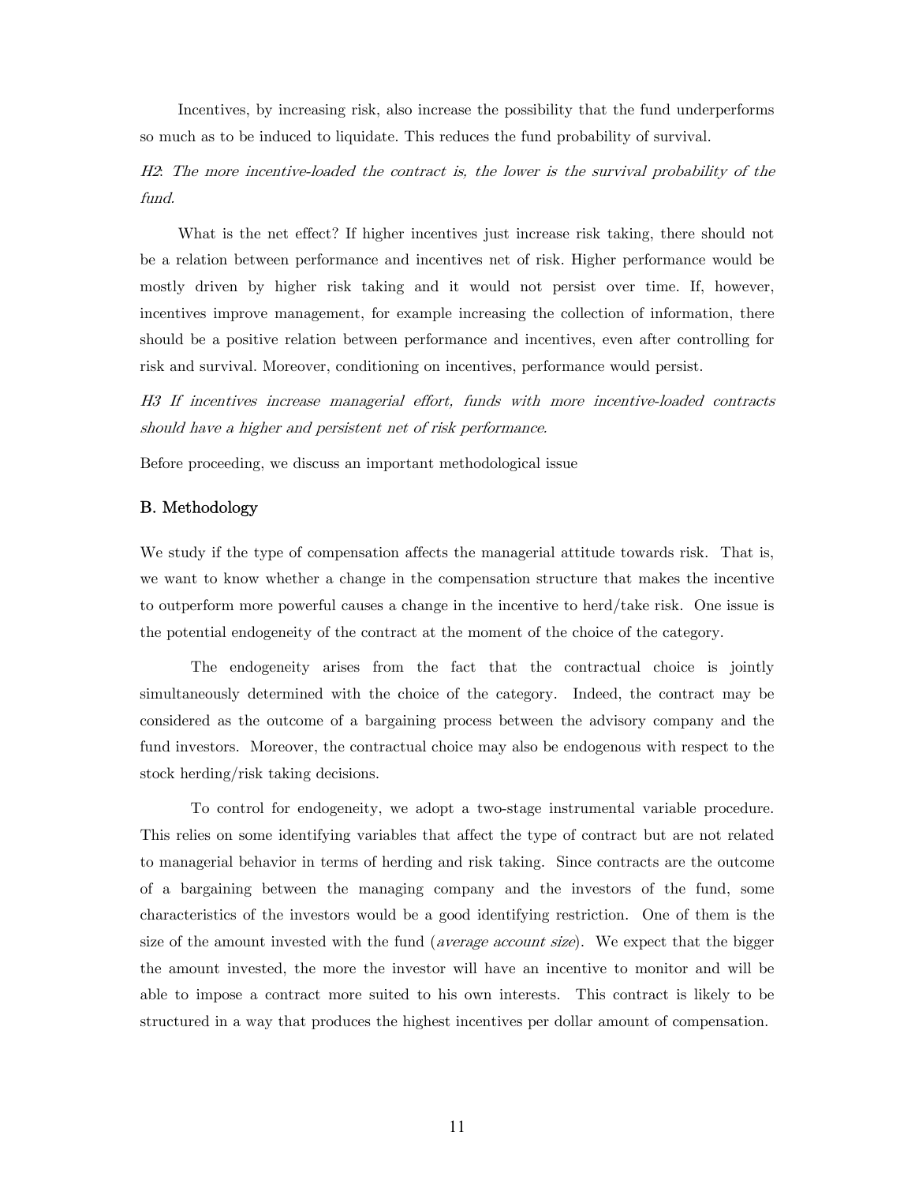Incentives, by increasing risk, also increase the possibility that the fund underperforms so much as to be induced to liquidate. This reduces the fund probability of survival.

*H2: The more incentive-loaded the contract is, the lower is the survival probability of the fund.*

What is the net effect? If higher incentives just increase risk taking, there should not be a relation between performance and incentives net of risk. Higher performance would be mostly driven by higher risk taking and it would not persist over time. If, however, incentives improve management, for example increasing the collection of information, there should be a positive relation between performance and incentives, even after controlling for risk and survival. Moreover, conditioning on incentives, performance would persist.

*H3 If incentives increase managerial effort, funds with more incentive-loaded contracts should have a higher and persistent net of risk performance.*

Before proceeding, we discuss an important methodological issue

### B. Methodology

We study if the type of compensation affects the managerial attitude towards risk. That is, we want to know whether a change in the compensation structure that makes the incentive to outperform more powerful causes a change in the incentive to herd/take risk. One issue is the potential endogeneity of the contract at the moment of the choice of the category.

The endogeneity arises from the fact that the contractual choice is jointly simultaneously determined with the choice of the category. Indeed, the contract may be considered as the outcome of a bargaining process between the advisory company and the fund investors. Moreover, the contractual choice may also be endogenous with respect to the stock herding/risk taking decisions.

To control for endogeneity, we adopt a two-stage instrumental variable procedure. This relies on some identifying variables that affect the type of contract but are not related to managerial behavior in terms of herding and risk taking. Since contracts are the outcome of a bargaining between the managing company and the investors of the fund, some characteristics of the investors would be a good identifying restriction. One of them is the size of the amount invested with the fund (*average account size*). We expect that the bigger the amount invested, the more the investor will have an incentive to monitor and will be able to impose a contract more suited to his own interests. This contract is likely to be structured in a way that produces the highest incentives per dollar amount of compensation.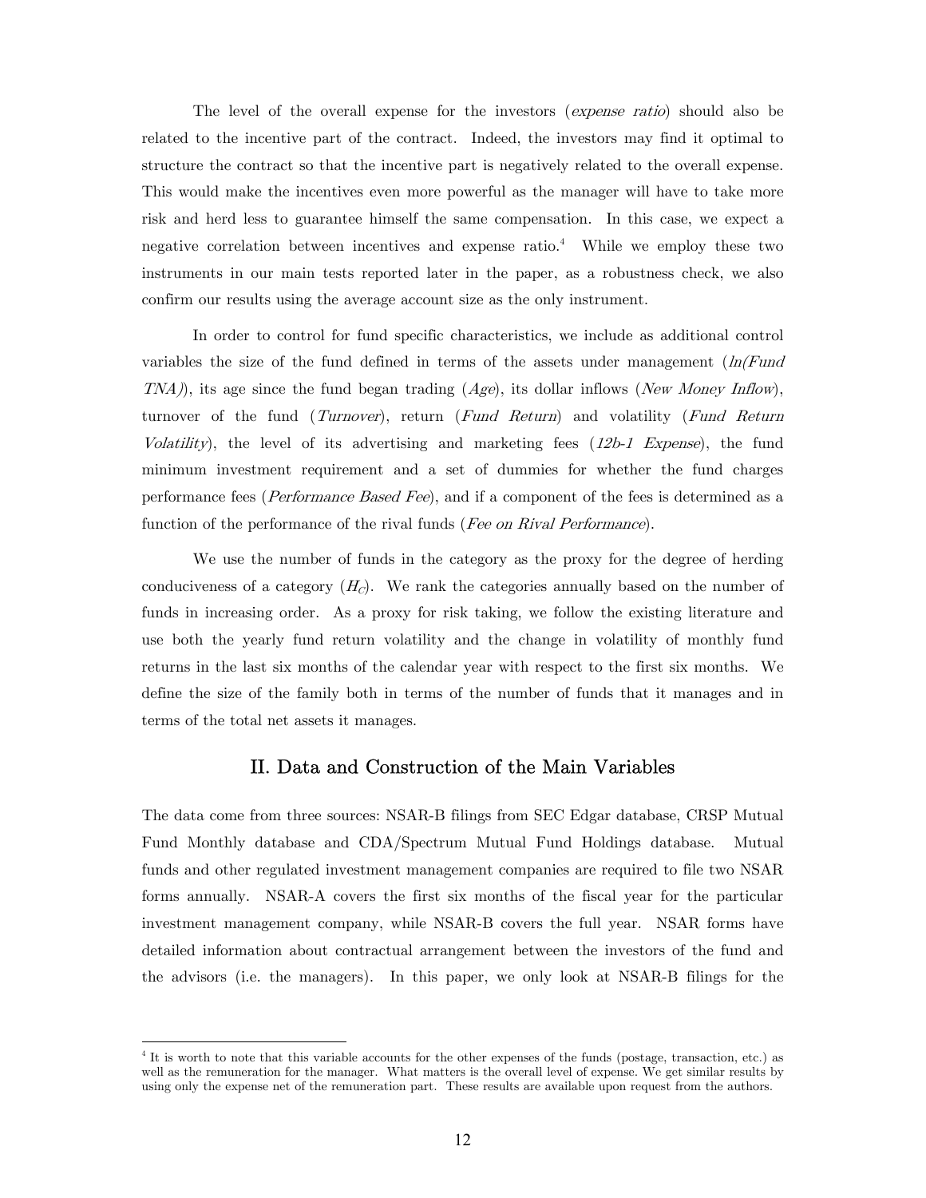The level of the overall expense for the investors (*expense ratio*) should also be related to the incentive part of the contract. Indeed, the investors may find it optimal to structure the contract so that the incentive part is negatively related to the overall expense. This would make the incentives even more powerful as the manager will have to take more risk and herd less to guarantee himself the same compensation. In this case, we expect a negative correlation between incentives and expense ratio.[4] While we employ these two instruments in our main tests reported later in the paper, as a robustness check, we also confirm our results using the average account size as the only instrument.

In order to control for fund specific characteristics, we include as additional control variables the size of the fund defined in terms of the assets under management (*ln(Fund TNA)*), its age since the fund began trading (*Age*), its dollar inflows (*New Money Inflow*), turnover of the fund (*Turnover*), return (*Fund Return*) and volatility (*Fund Return Volatility*), the level of its advertising and marketing fees (*12b-1 Expense*), the fund minimum investment requirement and a set of dummies for whether the fund charges performance fees (*Performance Based Fee*), and if a component of the fees is determined as a function of the performance of the rival funds (*Fee on Rival Performance*).

We use the number of funds in the category as the proxy for the degree of herding conduciveness of a category ($H_C$). We rank the categories annually based on the number of funds in increasing order. As a proxy for risk taking, we follow the existing literature and use both the yearly fund return volatility and the change in volatility of monthly fund returns in the last six months of the calendar year with respect to the first six months. We define the size of the family both in terms of the number of funds that it manages and in terms of the total net assets it manages.

## II. Data and Construction of the Main Variables

The data come from three sources: NSAR-B filings from SEC Edgar database, CRSP Mutual Fund Monthly database and CDA/Spectrum Mutual Fund Holdings database. Mutual funds and other regulated investment management companies are required to file two NSAR forms annually. NSAR-A covers the first six months of the fiscal year for the particular investment management company, while NSAR-B covers the full year. NSAR forms have detailed information about contractual arrangement between the investors of the fund and the advisors (i.e. the managers). In this paper, we only look at NSAR-B filings for the

[4] It is worth to note that this variable accounts for the other expenses of the funds (postage, transaction, etc.) as well as the remuneration for the manager. What matters is the overall level of expense. We get similar results by using only the expense net of the remuneration part. These results are available upon request from the authors.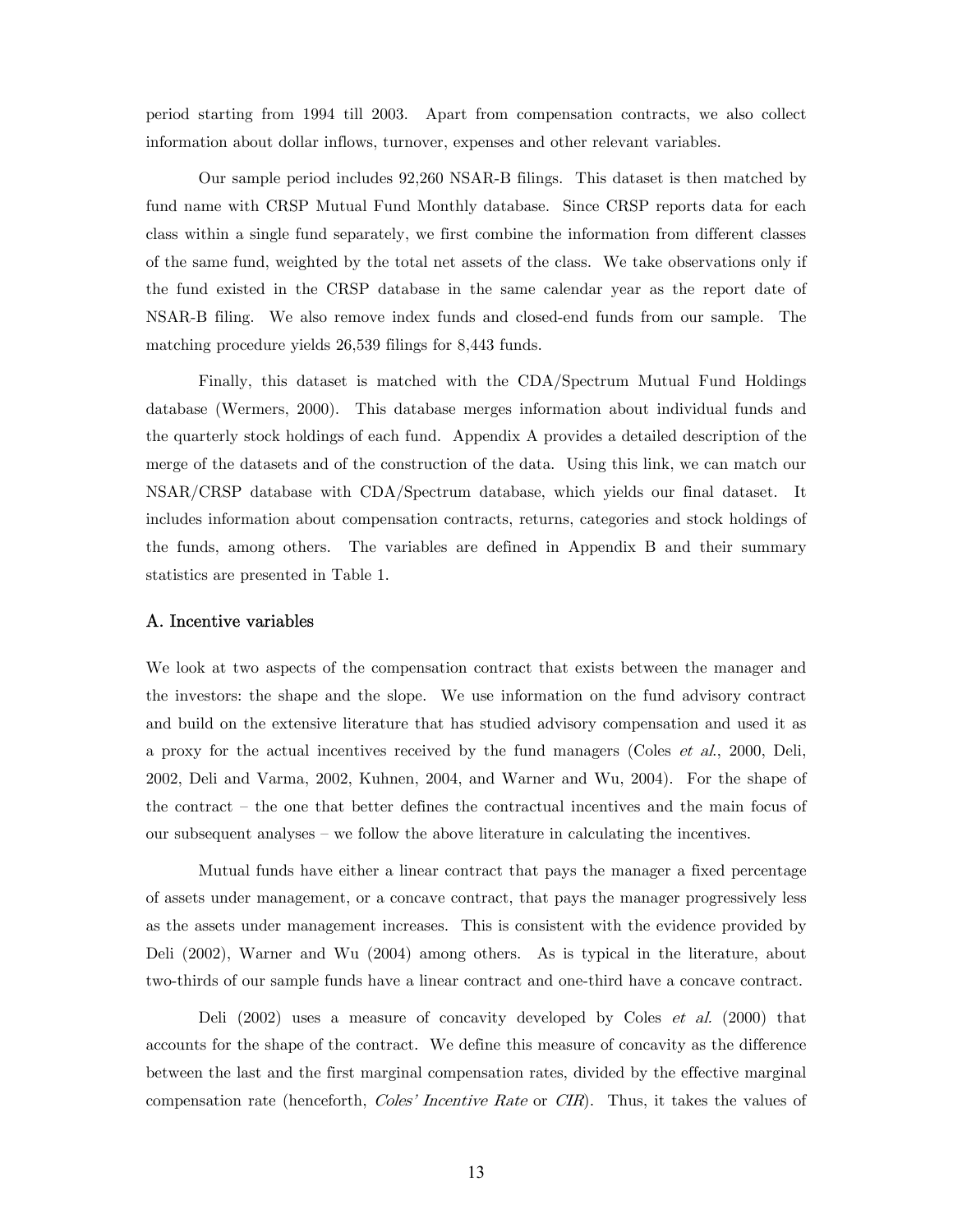period starting from 1994 till 2003. Apart from compensation contracts, we also collect information about dollar inflows, turnover, expenses and other relevant variables.

Our sample period includes 92,260 NSAR-B filings. This dataset is then matched by fund name with CRSP Mutual Fund Monthly database. Since CRSP reports data for each class within a single fund separately, we first combine the information from different classes of the same fund, weighted by the total net assets of the class. We take observations only if the fund existed in the CRSP database in the same calendar year as the report date of NSAR-B filing. We also remove index funds and closed-end funds from our sample. The matching procedure yields 26,539 filings for 8,443 funds.

Finally, this dataset is matched with the CDA/Spectrum Mutual Fund Holdings database (Wermers, 2000). This database merges information about individual funds and the quarterly stock holdings of each fund. Appendix A provides a detailed description of the merge of the datasets and of the construction of the data. Using this link, we can match our NSAR/CRSP database with CDA/Spectrum database, which yields our final dataset. It includes information about compensation contracts, returns, categories and stock holdings of the funds, among others. The variables are defined in Appendix B and their summary statistics are presented in Table 1.

### A. Incentive variables

We look at two aspects of the compensation contract that exists between the manager and the investors: the shape and the slope. We use information on the fund advisory contract and build on the extensive literature that has studied advisory compensation and used it as a proxy for the actual incentives received by the fund managers (Coles *et al.*, 2000, Deli, 2002, Deli and Varma, 2002, Kuhnen, 2004, and Warner and Wu, 2004). For the shape of the contract – the one that better defines the contractual incentives and the main focus of our subsequent analyses – we follow the above literature in calculating the incentives.

Mutual funds have either a linear contract that pays the manager a fixed percentage of assets under management, or a concave contract, that pays the manager progressively less as the assets under management increases. This is consistent with the evidence provided by Deli (2002), Warner and Wu (2004) among others. As is typical in the literature, about two-thirds of our sample funds have a linear contract and one-third have a concave contract.

Deli (2002) uses a measure of concavity developed by Coles *et al.* (2000) that accounts for the shape of the contract. We define this measure of concavity as the difference between the last and the first marginal compensation rates, divided by the effective marginal compensation rate (henceforth, *Coles' Incentive Rate* or *CIR*). Thus, it takes the values of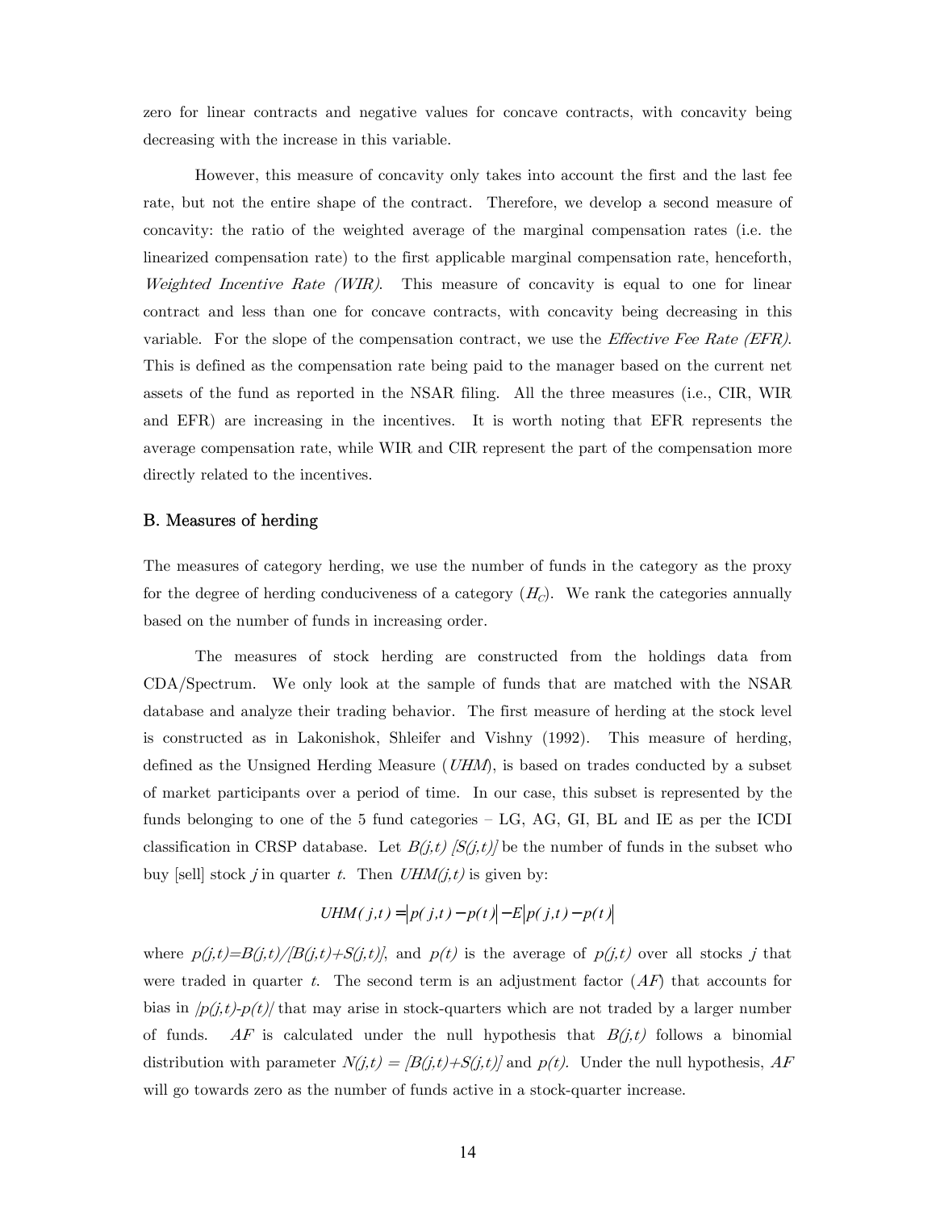zero for linear contracts and negative values for concave contracts, with concavity being decreasing with the increase in this variable.

However, this measure of concavity only takes into account the first and the last fee rate, but not the entire shape of the contract. Therefore, we develop a second measure of concavity: the ratio of the weighted average of the marginal compensation rates (i.e. the linearized compensation rate) to the first applicable marginal compensation rate, henceforth, *Weighted Incentive Rate (WIR)*. This measure of concavity is equal to one for linear contract and less than one for concave contracts, with concavity being decreasing in this variable. For the slope of the compensation contract, we use the *Effective Fee Rate (EFR)*. This is defined as the compensation rate being paid to the manager based on the current net assets of the fund as reported in the NSAR filing. All the three measures (i.e., CIR, WIR and EFR) are increasing in the incentives. It is worth noting that EFR represents the average compensation rate, while WIR and CIR represent the part of the compensation more directly related to the incentives.

## B. Measures of herding

The measures of category herding, we use the number of funds in the category as the proxy for the degree of herding conduciveness of a category ($H_C$). We rank the categories annually based on the number of funds in increasing order.

The measures of stock herding are constructed from the holdings data from CDA/Spectrum. We only look at the sample of funds that are matched with the NSAR database and analyze their trading behavior. The first measure of herding at the stock level is constructed as in Lakonishok, Shleifer and Vishny (1992). This measure of herding, defined as the Unsigned Herding Measure (*UHM*), is based on trades conducted by a subset of market participants over a period of time. In our case, this subset is represented by the funds belonging to one of the 5 fund categories – LG, AG, GI, BL and IE as per the ICDI classification in CRSP database. Let $B(j,t)$ [$S(j,t)$] be the number of funds in the subset who buy [sell] stock $j$ in quarter $t$. Then $UHM(j,t)$ is given by:

$$UHM(j,t) = \left| p(j,t) - p(t) \right| - E\left| p(j,t) - p(t) \right|$$

where $p(j,t)=B(j,t)/[B(j,t)+S(j,t)]$, and $p(t)$ is the average of $p(j,t)$ over all stocks $j$ that were traded in quarter $t$. The second term is an adjustment factor ($AF$) that accounts for bias in $|p(j,t)-p(t)|$ that may arise in stock-quarters which are not traded by a larger number of funds. $AF$ is calculated under the null hypothesis that $B(j,t)$ follows a binomial distribution with parameter $N(j,t) = [B(j,t)+S(j,t)]$ and $p(t)$. Under the null hypothesis, $AF$ will go towards zero as the number of funds active in a stock-quarter increase.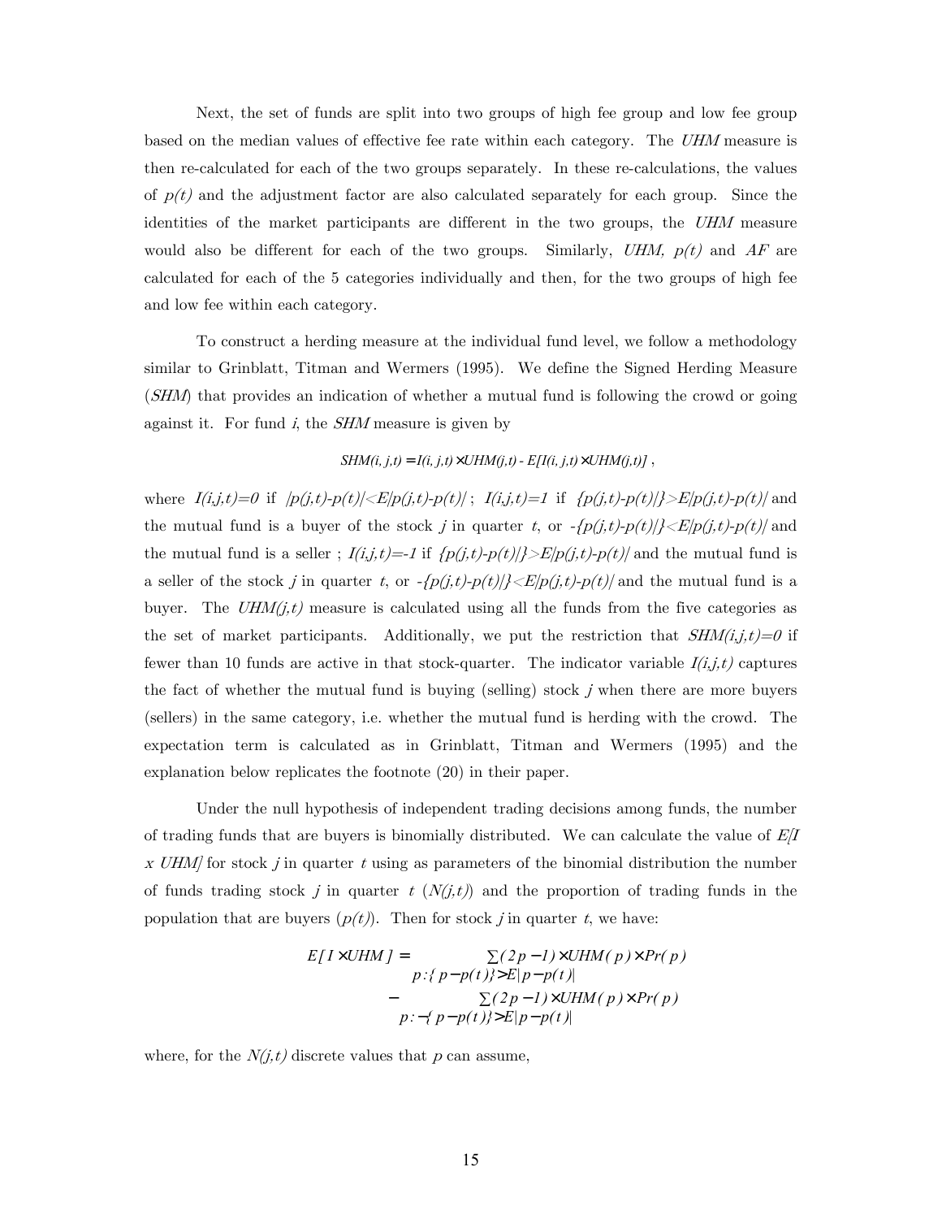Next, the set of funds are split into two groups of high fee group and low fee group based on the median values of effective fee rate within each category. The *UHM* measure is then re-calculated for each of the two groups separately. In these re-calculations, the values of $p(t)$ and the adjustment factor are also calculated separately for each group. Since the identities of the market participants are different in the two groups, the *UHM* measure would also be different for each of the two groups. Similarly, *UHM*, $p(t)$ and *AF* are calculated for each of the 5 categories individually and then, for the two groups of high fee and low fee within each category.

To construct a herding measure at the individual fund level, we follow a methodology similar to Grinblatt, Titman and Wermers (1995). We define the Signed Herding Measure (*SHM*) that provides an indication of whether a mutual fund is following the crowd or going against it. For fund *i*, the *SHM* measure is given by

$$SHM(i,j,t) = I(i,j,t) \times UHM(j,t) - E[I(i,j,t) \times UHM(j,t)] \,,$$

where $I(i,j,t)=0$ if $|p(j,t)-p(t)|<E|p(j,t)-p(t)|$ ; $I(i,j,t)=1$ if $\{p(j,t)-p(t)|\}>E|p(j,t)-p(t)|$ and the mutual fund is a buyer of the stock *j* in quarter *t*, or $-\{p(j,t)-p(t)|\}<E|p(j,t)-p(t)|$ and the mutual fund is a seller ; $I(i,j,t)=-1$ if $\{p(j,t)-p(t)|\}>E|p(j,t)-p(t)|$ and the mutual fund is a seller of the stock *j* in quarter *t*, or $-\{p(j,t)-p(t)|\}<E|p(j,t)-p(t)|$ and the mutual fund is a buyer. The $UHM(j,t)$ measure is calculated using all the funds from the five categories as the set of market participants. Additionally, we put the restriction that $SHM(i,j,t)=0$ if fewer than 10 funds are active in that stock-quarter. The indicator variable $I(i,j,t)$ captures the fact of whether the mutual fund is buying (selling) stock *j* when there are more buyers (sellers) in the same category, i.e. whether the mutual fund is herding with the crowd. The expectation term is calculated as in Grinblatt, Titman and Wermers (1995) and the explanation below replicates the footnote (20) in their paper.

Under the null hypothesis of independent trading decisions among funds, the number of trading funds that are buyers is binomially distributed. We can calculate the value of $E[I \times UHM]$ for stock *j* in quarter *t* using as parameters of the binomial distribution the number of funds trading stock *j* in quarter *t* ($N(j,t)$) and the proportion of trading funds in the population that are buyers ($p(t)$). Then for stock *j* in quarter *t*, we have:

$$E[I \times UHM] = \sum_{p:\{p-p(t)\}>E|p-p(t)|} (2p-1) \times UHM(p) \times Pr(p) - \sum_{p:-\{p-p(t)\}>E|p-p(t)|} (2p-1) \times UHM(p) \times Pr(p)$$

where, for the $N(j,t)$ discrete values that $p$ can assume,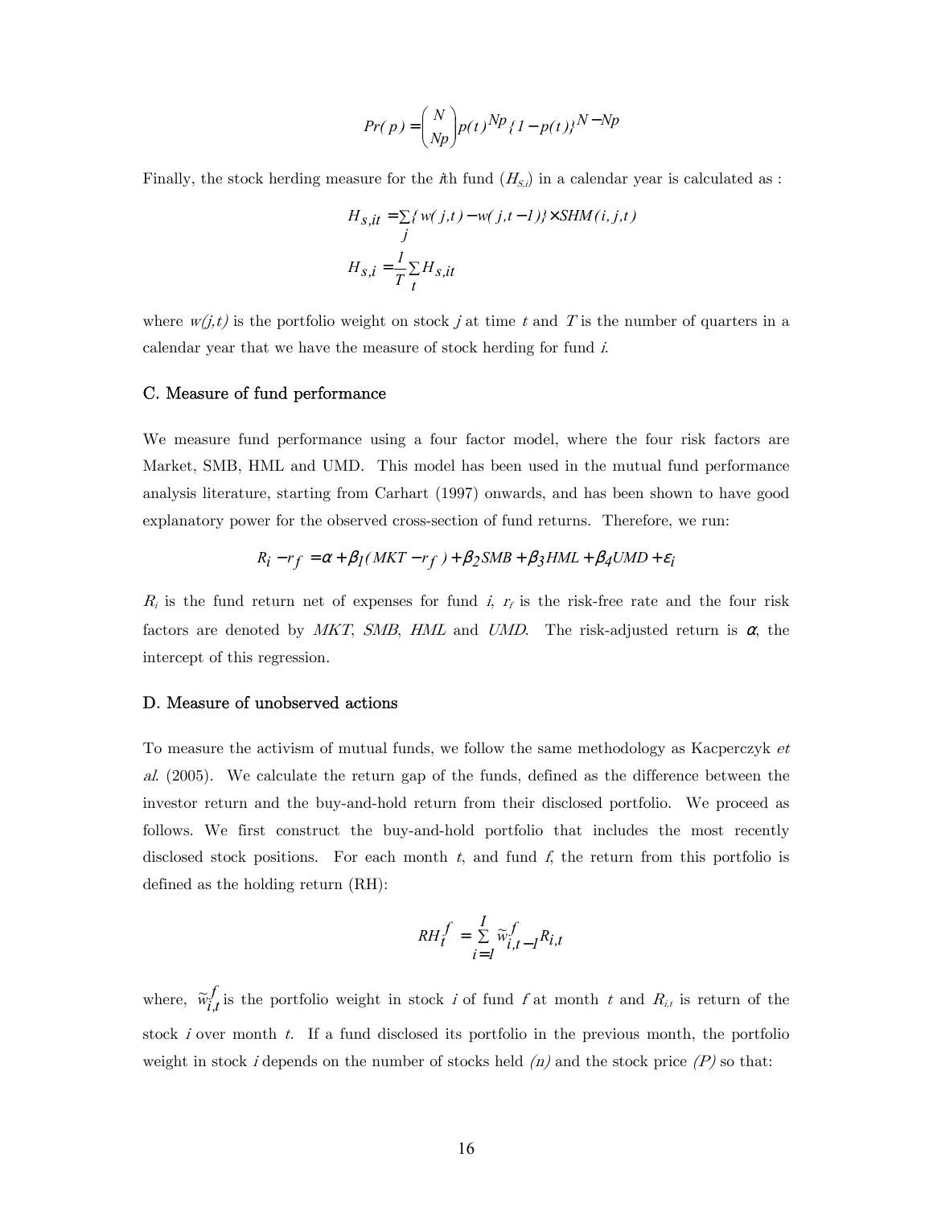$$Pr(p) = \binom{N}{Np} p(t)^{Np} \{1 - p(t)\}^{N-Np}$$

Finally, the stock herding measure for the *i*th fund ($H_{S,i}$) in a calendar year is calculated as :

$$H_{s,it} = \sum_j \{ w(j,t) - w(j,t-1) \} \times SHM(i,j,t)$$

$$H_{s,i} = \frac{1}{T} \sum_t H_{s,it}$$

where $w(j,t)$ is the portfolio weight on stock $j$ at time $t$ and $T$ is the number of quarters in a calendar year that we have the measure of stock herding for fund $i$.

### C. Measure of fund performance

We measure fund performance using a four factor model, where the four risk factors are Market, SMB, HML and UMD. This model has been used in the mutual fund performance analysis literature, starting from Carhart (1997) onwards, and has been shown to have good explanatory power for the observed cross-section of fund returns. Therefore, we run:

$$R_i - r_f = \alpha + \beta_1 (MKT - r_f) + \beta_2 SMB + \beta_3 HML + \beta_4 UMD + \varepsilon_i$$

$R_i$ is the fund return net of expenses for fund $i$, $r_f$ is the risk-free rate and the four risk factors are denoted by *MKT*, *SMB*, *HML* and *UMD*. The risk-adjusted return is $\alpha$, the intercept of this regression.

### D. Measure of unobserved actions

To measure the activism of mutual funds, we follow the same methodology as Kacperczyk *et al*. (2005). We calculate the return gap of the funds, defined as the difference between the investor return and the buy-and-hold return from their disclosed portfolio. We proceed as follows. We first construct the buy-and-hold portfolio that includes the most recently disclosed stock positions. For each month $t$, and fund $f$, the return from this portfolio is defined as the holding return (RH):

$$RH_t^f = \sum_{i=1}^{I} \tilde{w}_{i,t-1}^f R_{i,t}$$

where, $\tilde{w}_{i,t}^f$ is the portfolio weight in stock $i$ of fund $f$ at month $t$ and $R_{i,t}$ is return of the stock $i$ over month $t$. If a fund disclosed its portfolio in the previous month, the portfolio weight in stock $i$ depends on the number of stocks held $(n)$ and the stock price $(P)$ so that: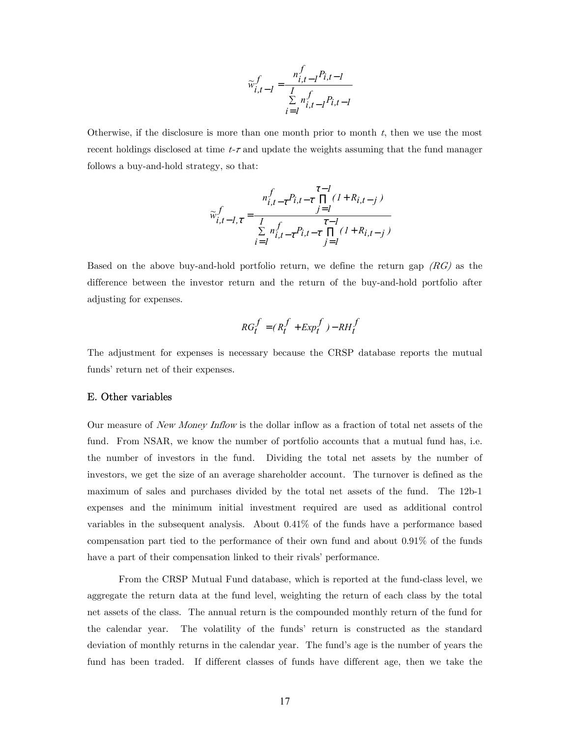$$\tilde{w}^{f}_{i,t-1} = \frac{n^{f}_{i,t-1} P_{i,t-1}}{\sum_{i=1}^{I} n^{f}_{i,t-1} P_{i,t-1}}$$

Otherwise, if the disclosure is more than one month prior to month $t$, then we use the most recent holdings disclosed at time $t$-$\tau$ and update the weights assuming that the fund manager follows a buy-and-hold strategy, so that:

$$\tilde{w}^{f}_{i,t-1,\tau} = \frac{n^{f}_{i,t-\tau} P_{i,t-\tau} \prod_{j=1}^{\tau-1} (1 + R_{i,t-j})}{\sum_{i=1}^{I} n^{f}_{i,t-\tau} P_{i,t-\tau} \prod_{j=1}^{\tau-1} (1 + R_{i,t-j})}$$

Based on the above buy-and-hold portfolio return, we define the return gap *(RG)* as the difference between the investor return and the return of the buy-and-hold portfolio after adjusting for expenses.

$$RG^{f}_{t} = (R^{f}_{t} + Exp^{f}_{t}) - RH^{f}_{t}$$

The adjustment for expenses is necessary because the CRSP database reports the mutual funds' return net of their expenses.

### E. Other variables

Our measure of *New Money Inflow* is the dollar inflow as a fraction of total net assets of the fund. From NSAR, we know the number of portfolio accounts that a mutual fund has, i.e. the number of investors in the fund. Dividing the total net assets by the number of investors, we get the size of an average shareholder account. The turnover is defined as the maximum of sales and purchases divided by the total net assets of the fund. The 12b-1 expenses and the minimum initial investment required are used as additional control variables in the subsequent analysis. About 0.41% of the funds have a performance based compensation part tied to the performance of their own fund and about 0.91% of the funds have a part of their compensation linked to their rivals' performance.

From the CRSP Mutual Fund database, which is reported at the fund-class level, we aggregate the return data at the fund level, weighting the return of each class by the total net assets of the class. The annual return is the compounded monthly return of the fund for the calendar year. The volatility of the funds' return is constructed as the standard deviation of monthly returns in the calendar year. The fund's age is the number of years the fund has been traded. If different classes of funds have different age, then we take the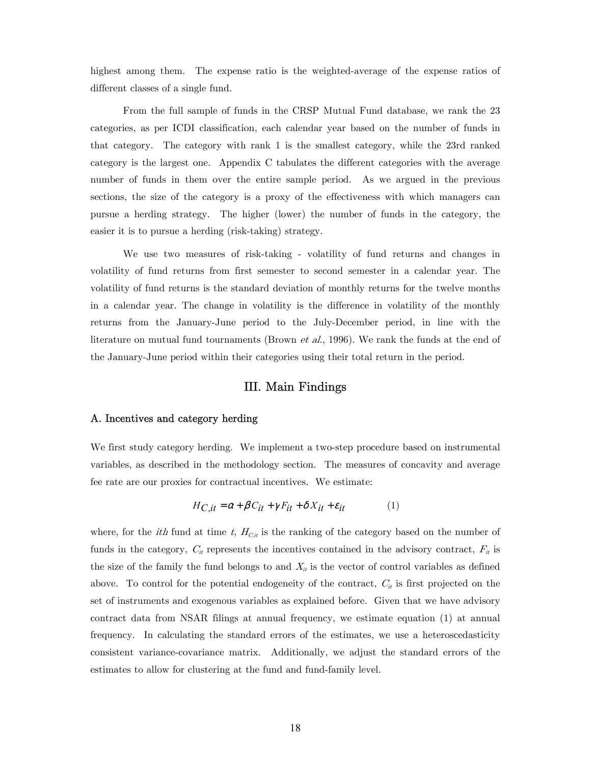highest among them. The expense ratio is the weighted-average of the expense ratios of different classes of a single fund.

From the full sample of funds in the CRSP Mutual Fund database, we rank the 23 categories, as per ICDI classification, each calendar year based on the number of funds in that category. The category with rank 1 is the smallest category, while the 23rd ranked category is the largest one. Appendix C tabulates the different categories with the average number of funds in them over the entire sample period. As we argued in the previous sections, the size of the category is a proxy of the effectiveness with which managers can pursue a herding strategy. The higher (lower) the number of funds in the category, the easier it is to pursue a herding (risk-taking) strategy.

We use two measures of risk-taking - volatility of fund returns and changes in volatility of fund returns from first semester to second semester in a calendar year. The volatility of fund returns is the standard deviation of monthly returns for the twelve months in a calendar year. The change in volatility is the difference in volatility of the monthly returns from the January-June period to the July-December period, in line with the literature on mutual fund tournaments (Brown *et al.*, 1996). We rank the funds at the end of the January-June period within their categories using their total return in the period.

## III. Main Findings

### A. Incentives and category herding

We first study category herding. We implement a two-step procedure based on instrumental variables, as described in the methodology section. The measures of concavity and average fee rate are our proxies for contractual incentives. We estimate:

$$H_{C,it} = \alpha + \beta C_{it} + \gamma F_{it} + \delta X_{it} + \varepsilon_{it} \qquad (1)$$

where, for the *ith* fund at time $t$, $H_{C,it}$ is the ranking of the category based on the number of funds in the category, $C_{it}$ represents the incentives contained in the advisory contract, $F_{it}$ is the size of the family the fund belongs to and $X_{it}$ is the vector of control variables as defined above. To control for the potential endogeneity of the contract, $C_{it}$ is first projected on the set of instruments and exogenous variables as explained before. Given that we have advisory contract data from NSAR filings at annual frequency, we estimate equation (1) at annual frequency. In calculating the standard errors of the estimates, we use a heteroscedasticity consistent variance-covariance matrix. Additionally, we adjust the standard errors of the estimates to allow for clustering at the fund and fund-family level.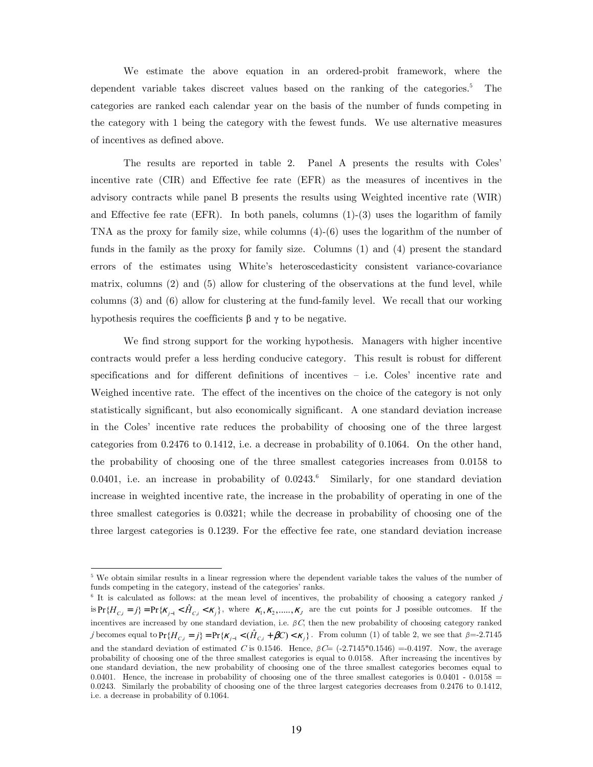We estimate the above equation in an ordered-probit framework, where the dependent variable takes discreet values based on the ranking of the categories.[5] The categories are ranked each calendar year on the basis of the number of funds competing in the category with 1 being the category with the fewest funds. We use alternative measures of incentives as defined above.

The results are reported in table 2. Panel A presents the results with Coles' incentive rate (CIR) and Effective fee rate (EFR) as the measures of incentives in the advisory contracts while panel B presents the results using Weighted incentive rate (WIR) and Effective fee rate (EFR). In both panels, columns (1)-(3) uses the logarithm of family TNA as the proxy for family size, while columns (4)-(6) uses the logarithm of the number of funds in the family as the proxy for family size. Columns (1) and (4) present the standard errors of the estimates using White's heteroscedasticity consistent variance-covariance matrix, columns (2) and (5) allow for clustering of the observations at the fund level, while columns (3) and (6) allow for clustering at the fund-family level. We recall that our working hypothesis requires the coefficients $\beta$ and $\gamma$ to be negative.

We find strong support for the working hypothesis. Managers with higher incentive contracts would prefer a less herding conducive category. This result is robust for different specifications and for different definitions of incentives – i.e. Coles' incentive rate and Weighed incentive rate. The effect of the incentives on the choice of the category is not only statistically significant, but also economically significant. A one standard deviation increase in the Coles' incentive rate reduces the probability of choosing one of the three largest categories from 0.2476 to 0.1412, i.e. a decrease in probability of 0.1064. On the other hand, the probability of choosing one of the three smallest categories increases from 0.0158 to 0.0401, i.e. an increase in probability of 0.0243.[6] Similarly, for one standard deviation increase in weighted incentive rate, the increase in the probability of operating in one of the three smallest categories is 0.0321; while the decrease in probability of choosing one of the three largest categories is 0.1239. For the effective fee rate, one standard deviation increase

---

[5] We obtain similar results in a linear regression where the dependent variable takes the values of the number of funds competing in the category, instead of the categories' ranks.

[6] It is calculated as follows: at the mean level of incentives, the probability of choosing a category ranked $j$ is $\Pr\{H_{C,i} = j\} = \Pr\{\kappa_{j-1} < \hat{H}_{C,i} < \kappa_j\}$, where $\kappa_1, \kappa_2, \ldots, \kappa_J$ are the cut points for J possible outcomes. If the incentives are increased by one standard deviation, i.e. $\beta C$, then the new probability of choosing category ranked $j$ becomes equal to $\Pr\{H_{C,i} = j\} = \Pr\{\kappa_{j-1} < (\hat{H}_{C,i} + \beta C) < \kappa_j\}$. From column (1) of table 2, we see that $\beta$=-2.7145 and the standard deviation of estimated $C$ is 0.1546. Hence, $\beta C$= (-2.7145*0.1546) =-0.4197. Now, the average probability of choosing one of the three smallest categories is equal to 0.0158. After increasing the incentives by one standard deviation, the new probability of choosing one of the three smallest categories becomes equal to 0.0401. Hence, the increase in probability of choosing one of the three smallest categories is 0.0401 - 0.0158 = 0.0243. Similarly the probability of choosing one of the three largest categories decreases from 0.2476 to 0.1412, i.e. a decrease in probability of 0.1064.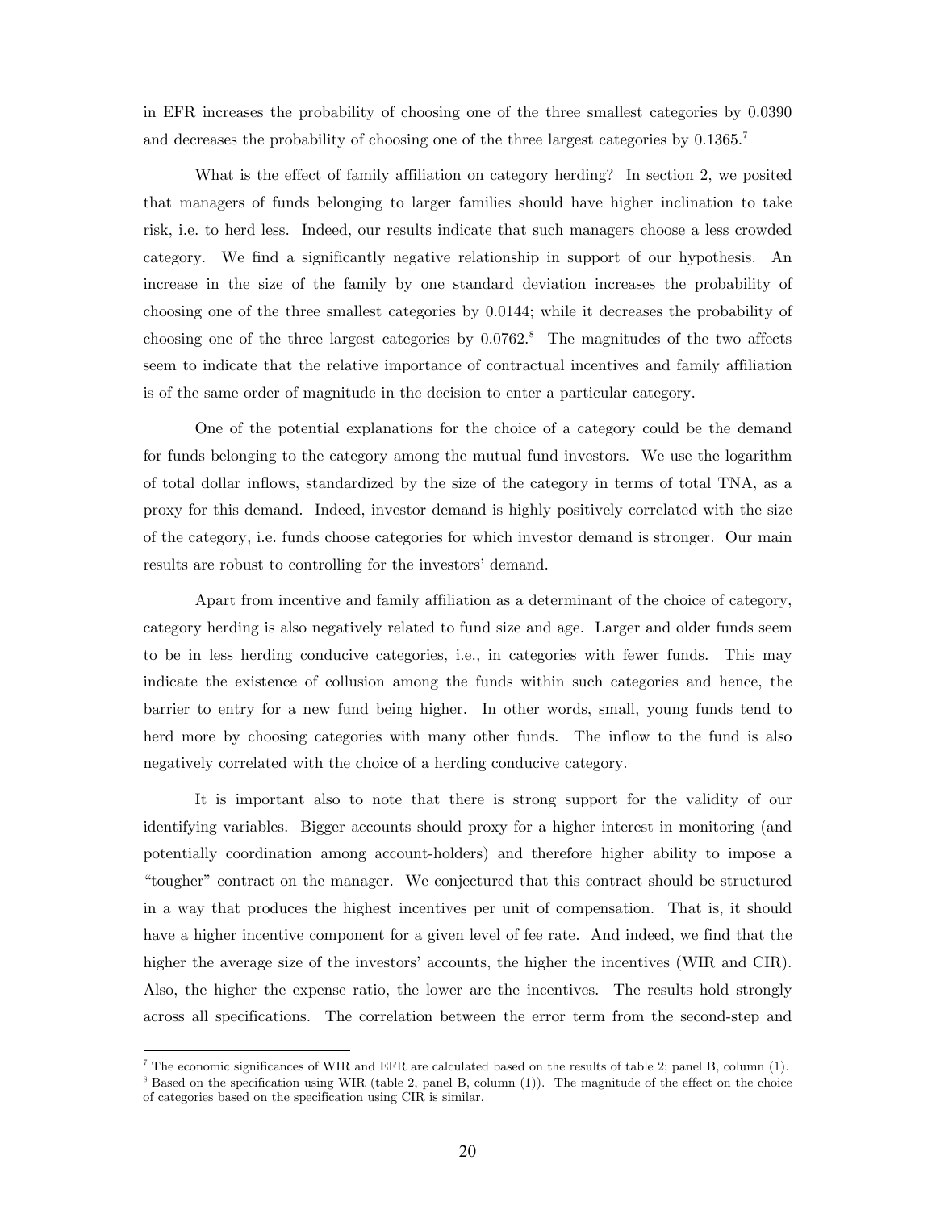in EFR increases the probability of choosing one of the three smallest categories by 0.0390 and decreases the probability of choosing one of the three largest categories by 0.1365.[7]

What is the effect of family affiliation on category herding? In section 2, we posited that managers of funds belonging to larger families should have higher inclination to take risk, i.e. to herd less. Indeed, our results indicate that such managers choose a less crowded category. We find a significantly negative relationship in support of our hypothesis. An increase in the size of the family by one standard deviation increases the probability of choosing one of the three smallest categories by 0.0144; while it decreases the probability of choosing one of the three largest categories by 0.0762.[8] The magnitudes of the two affects seem to indicate that the relative importance of contractual incentives and family affiliation is of the same order of magnitude in the decision to enter a particular category.

One of the potential explanations for the choice of a category could be the demand for funds belonging to the category among the mutual fund investors. We use the logarithm of total dollar inflows, standardized by the size of the category in terms of total TNA, as a proxy for this demand. Indeed, investor demand is highly positively correlated with the size of the category, i.e. funds choose categories for which investor demand is stronger. Our main results are robust to controlling for the investors' demand.

Apart from incentive and family affiliation as a determinant of the choice of category, category herding is also negatively related to fund size and age. Larger and older funds seem to be in less herding conducive categories, i.e., in categories with fewer funds. This may indicate the existence of collusion among the funds within such categories and hence, the barrier to entry for a new fund being higher. In other words, small, young funds tend to herd more by choosing categories with many other funds. The inflow to the fund is also negatively correlated with the choice of a herding conducive category.

It is important also to note that there is strong support for the validity of our identifying variables. Bigger accounts should proxy for a higher interest in monitoring (and potentially coordination among account-holders) and therefore higher ability to impose a "tougher" contract on the manager. We conjectured that this contract should be structured in a way that produces the highest incentives per unit of compensation. That is, it should have a higher incentive component for a given level of fee rate. And indeed, we find that the higher the average size of the investors' accounts, the higher the incentives (WIR and CIR). Also, the higher the expense ratio, the lower are the incentives. The results hold strongly across all specifications. The correlation between the error term from the second-step and

---

[7] The economic significances of WIR and EFR are calculated based on the results of table 2; panel B, column (1).

[8] Based on the specification using WIR (table 2, panel B, column (1)). The magnitude of the effect on the choice of categories based on the specification using CIR is similar.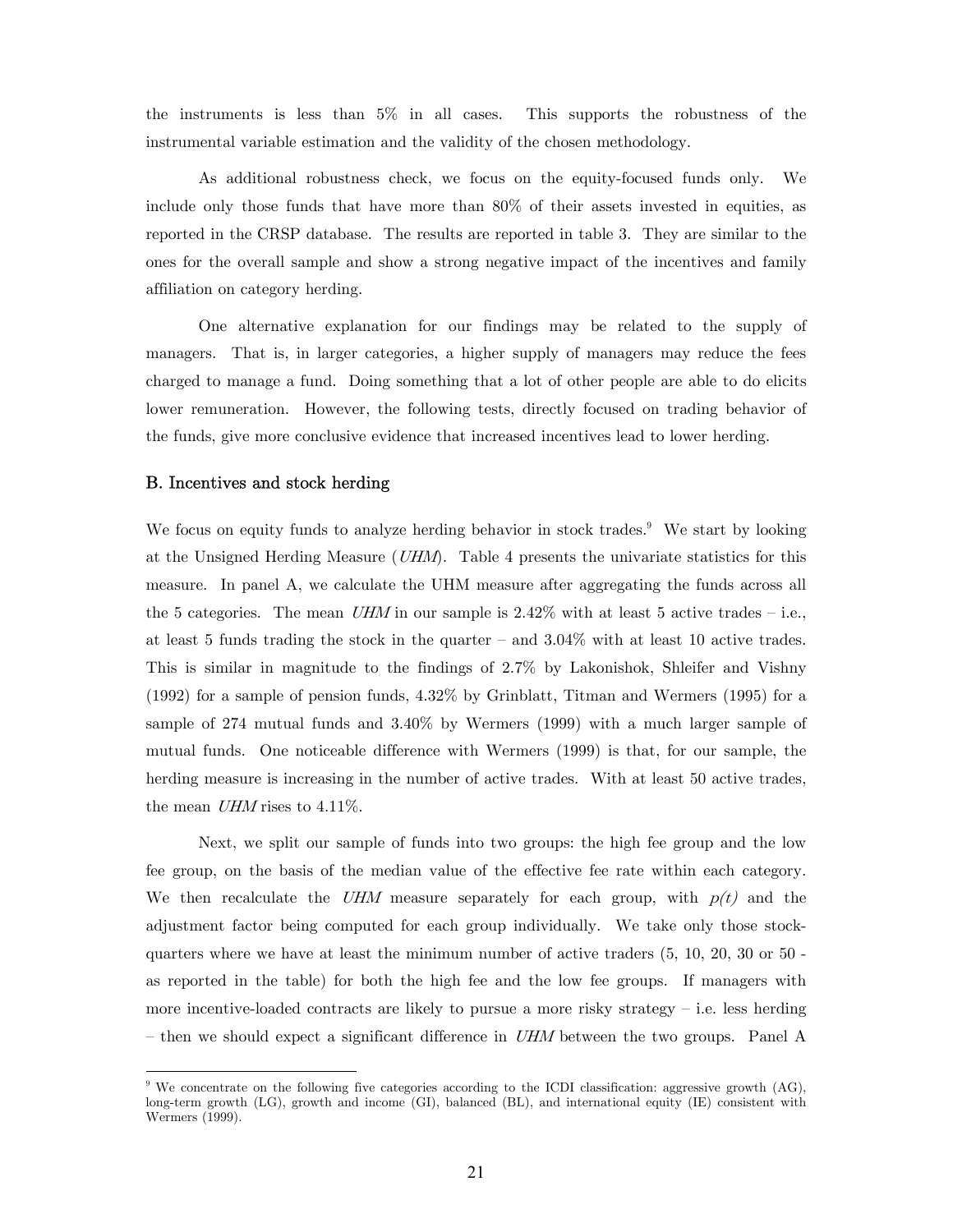the instruments is less than 5% in all cases. This supports the robustness of the instrumental variable estimation and the validity of the chosen methodology.

As additional robustness check, we focus on the equity-focused funds only. We include only those funds that have more than 80% of their assets invested in equities, as reported in the CRSP database. The results are reported in table 3. They are similar to the ones for the overall sample and show a strong negative impact of the incentives and family affiliation on category herding.

One alternative explanation for our findings may be related to the supply of managers. That is, in larger categories, a higher supply of managers may reduce the fees charged to manage a fund. Doing something that a lot of other people are able to do elicits lower remuneration. However, the following tests, directly focused on trading behavior of the funds, give more conclusive evidence that increased incentives lead to lower herding.

### B. Incentives and stock herding

We focus on equity funds to analyze herding behavior in stock trades.[9] We start by looking at the Unsigned Herding Measure (*UHM*). Table 4 presents the univariate statistics for this measure. In panel A, we calculate the UHM measure after aggregating the funds across all the 5 categories. The mean *UHM* in our sample is 2.42% with at least 5 active trades – i.e., at least 5 funds trading the stock in the quarter – and 3.04% with at least 10 active trades. This is similar in magnitude to the findings of 2.7% by Lakonishok, Shleifer and Vishny (1992) for a sample of pension funds, 4.32% by Grinblatt, Titman and Wermers (1995) for a sample of 274 mutual funds and 3.40% by Wermers (1999) with a much larger sample of mutual funds. One noticeable difference with Wermers (1999) is that, for our sample, the herding measure is increasing in the number of active trades. With at least 50 active trades, the mean *UHM* rises to 4.11%.

Next, we split our sample of funds into two groups: the high fee group and the low fee group, on the basis of the median value of the effective fee rate within each category. We then recalculate the *UHM* measure separately for each group, with *p(t)* and the adjustment factor being computed for each group individually. We take only those stock-quarters where we have at least the minimum number of active traders (5, 10, 20, 30 or 50 - as reported in the table) for both the high fee and the low fee groups. If managers with more incentive-loaded contracts are likely to pursue a more risky strategy – i.e. less herding – then we should expect a significant difference in *UHM* between the two groups. Panel A

---

[9] We concentrate on the following five categories according to the ICDI classification: aggressive growth (AG), long-term growth (LG), growth and income (GI), balanced (BL), and international equity (IE) consistent with Wermers (1999).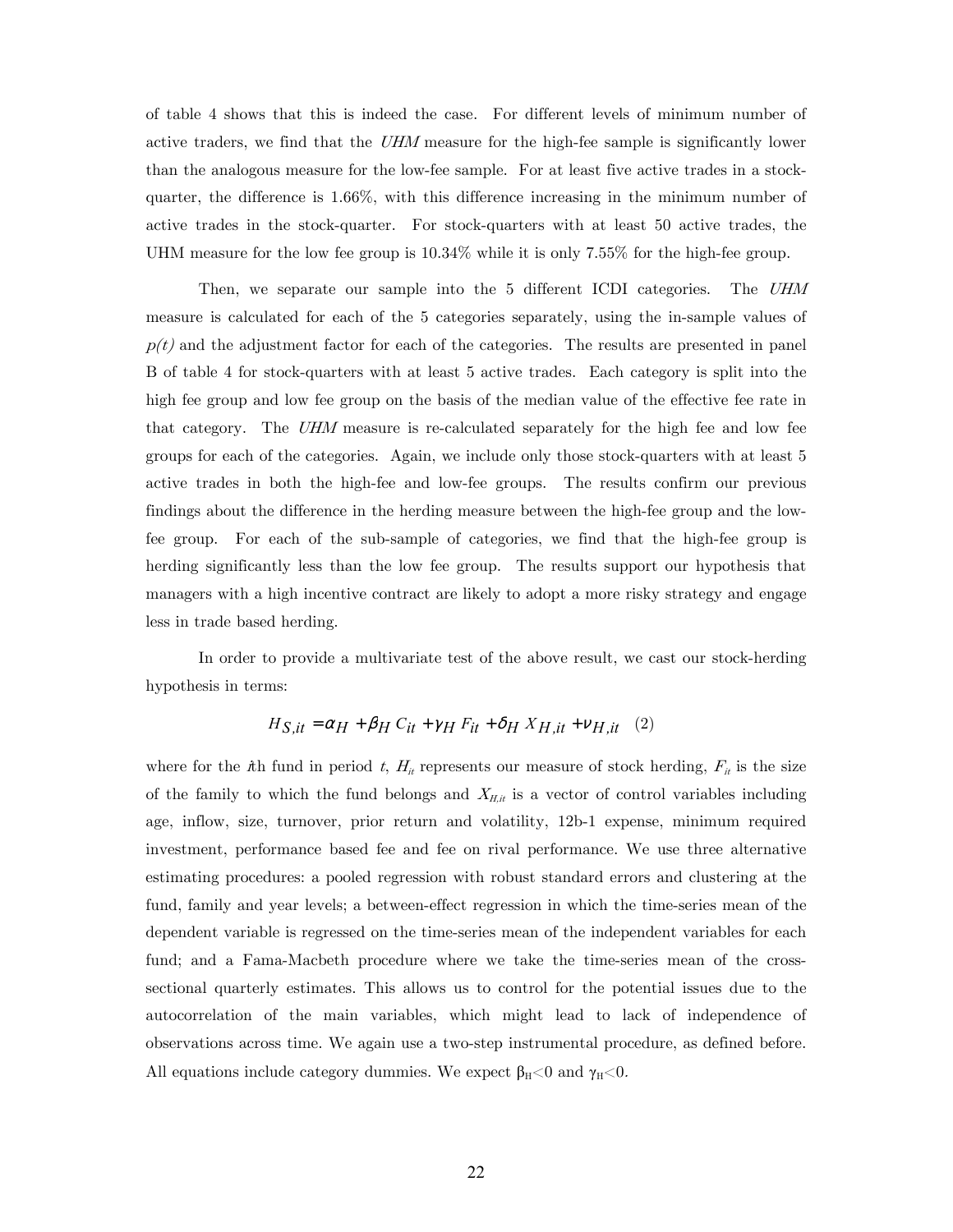of table 4 shows that this is indeed the case. For different levels of minimum number of active traders, we find that the *UHM* measure for the high-fee sample is significantly lower than the analogous measure for the low-fee sample. For at least five active trades in a stock-quarter, the difference is 1.66%, with this difference increasing in the minimum number of active trades in the stock-quarter. For stock-quarters with at least 50 active trades, the UHM measure for the low fee group is 10.34% while it is only 7.55% for the high-fee group.

Then, we separate our sample into the 5 different ICDI categories. The *UHM* measure is calculated for each of the 5 categories separately, using the in-sample values of $p(t)$ and the adjustment factor for each of the categories. The results are presented in panel B of table 4 for stock-quarters with at least 5 active trades. Each category is split into the high fee group and low fee group on the basis of the median value of the effective fee rate in that category. The *UHM* measure is re-calculated separately for the high fee and low fee groups for each of the categories. Again, we include only those stock-quarters with at least 5 active trades in both the high-fee and low-fee groups. The results confirm our previous findings about the difference in the herding measure between the high-fee group and the low-fee group. For each of the sub-sample of categories, we find that the high-fee group is herding significantly less than the low fee group. The results support our hypothesis that managers with a high incentive contract are likely to adopt a more risky strategy and engage less in trade based herding.

In order to provide a multivariate test of the above result, we cast our stock-herding hypothesis in terms:

$$H_{S,it} = \alpha_H + \beta_H C_{it} + \gamma_H F_{it} + \delta_H X_{H,it} + \nu_{H,it} \quad (2)$$

where for the $i$th fund in period $t$, $H_{it}$ represents our measure of stock herding, $F_{it}$ is the size of the family to which the fund belongs and $X_{H,it}$ is a vector of control variables including age, inflow, size, turnover, prior return and volatility, 12b-1 expense, minimum required investment, performance based fee and fee on rival performance. We use three alternative estimating procedures: a pooled regression with robust standard errors and clustering at the fund, family and year levels; a between-effect regression in which the time-series mean of the dependent variable is regressed on the time-series mean of the independent variables for each fund; and a Fama-Macbeth procedure where we take the time-series mean of the cross-sectional quarterly estimates. This allows us to control for the potential issues due to the autocorrelation of the main variables, which might lead to lack of independence of observations across time. We again use a two-step instrumental procedure, as defined before. All equations include category dummies. We expect $\beta_H < 0$ and $\gamma_H < 0$.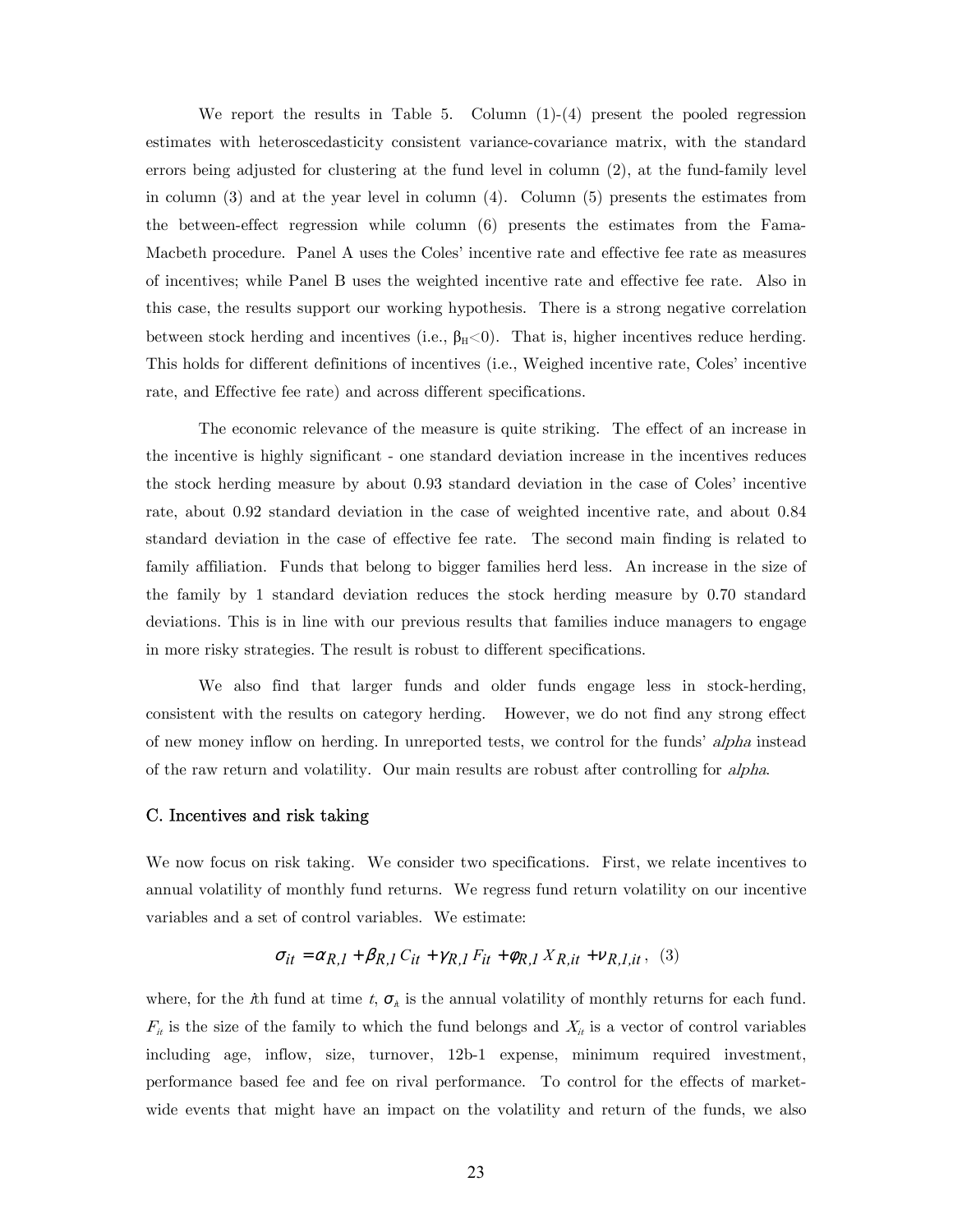We report the results in Table 5. Column (1)-(4) present the pooled regression estimates with heteroscedasticity consistent variance-covariance matrix, with the standard errors being adjusted for clustering at the fund level in column (2), at the fund-family level in column (3) and at the year level in column (4). Column (5) presents the estimates from the between-effect regression while column (6) presents the estimates from the Fama-Macbeth procedure. Panel A uses the Coles' incentive rate and effective fee rate as measures of incentives; while Panel B uses the weighted incentive rate and effective fee rate. Also in this case, the results support our working hypothesis. There is a strong negative correlation between stock herding and incentives (i.e., $\beta_H<0$). That is, higher incentives reduce herding. This holds for different definitions of incentives (i.e., Weighed incentive rate, Coles' incentive rate, and Effective fee rate) and across different specifications.

The economic relevance of the measure is quite striking. The effect of an increase in the incentive is highly significant - one standard deviation increase in the incentives reduces the stock herding measure by about 0.93 standard deviation in the case of Coles' incentive rate, about 0.92 standard deviation in the case of weighted incentive rate, and about 0.84 standard deviation in the case of effective fee rate. The second main finding is related to family affiliation. Funds that belong to bigger families herd less. An increase in the size of the family by 1 standard deviation reduces the stock herding measure by 0.70 standard deviations. This is in line with our previous results that families induce managers to engage in more risky strategies. The result is robust to different specifications.

We also find that larger funds and older funds engage less in stock-herding, consistent with the results on category herding. However, we do not find any strong effect of new money inflow on herding. In unreported tests, we control for the funds' *alpha* instead of the raw return and volatility. Our main results are robust after controlling for *alpha*.

### C. Incentives and risk taking

We now focus on risk taking. We consider two specifications. First, we relate incentives to annual volatility of monthly fund returns. We regress fund return volatility on our incentive variables and a set of control variables. We estimate:

$$\sigma_{it} = \alpha_{R,1} + \beta_{R,1} C_{it} + \gamma_{R,1} F_{it} + \varphi_{R,1} X_{R,it} + \nu_{R,1,it}\,, \quad (3)$$

where, for the $i$th fund at time $t$, $\sigma_{it}$ is the annual volatility of monthly returns for each fund. $F_{it}$ is the size of the family to which the fund belongs and $X_{it}$ is a vector of control variables including age, inflow, size, turnover, 12b-1 expense, minimum required investment, performance based fee and fee on rival performance. To control for the effects of market-wide events that might have an impact on the volatility and return of the funds, we also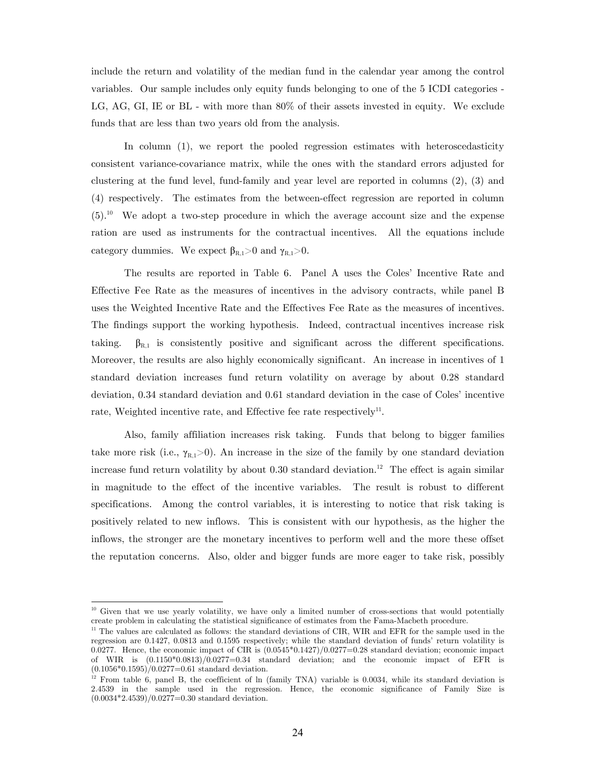include the return and volatility of the median fund in the calendar year among the control variables. Our sample includes only equity funds belonging to one of the 5 ICDI categories - LG, AG, GI, IE or BL - with more than 80% of their assets invested in equity. We exclude funds that are less than two years old from the analysis.

In column (1), we report the pooled regression estimates with heteroscedasticity consistent variance-covariance matrix, while the ones with the standard errors adjusted for clustering at the fund level, fund-family and year level are reported in columns (2), (3) and (4) respectively. The estimates from the between-effect regression are reported in column (5).[10] We adopt a two-step procedure in which the average account size and the expense ration are used as instruments for the contractual incentives. All the equations include category dummies. We expect $\beta_{R,1}>0$ and $\gamma_{R,1}>0$.

The results are reported in Table 6. Panel A uses the Coles' Incentive Rate and Effective Fee Rate as the measures of incentives in the advisory contracts, while panel B uses the Weighted Incentive Rate and the Effectives Fee Rate as the measures of incentives. The findings support the working hypothesis. Indeed, contractual incentives increase risk taking. $\beta_{R,1}$ is consistently positive and significant across the different specifications. Moreover, the results are also highly economically significant. An increase in incentives of 1 standard deviation increases fund return volatility on average by about 0.28 standard deviation, 0.34 standard deviation and 0.61 standard deviation in the case of Coles' incentive rate, Weighted incentive rate, and Effective fee rate respectively[11].

Also, family affiliation increases risk taking. Funds that belong to bigger families take more risk (i.e., $\gamma_{R,1}>0$). An increase in the size of the family by one standard deviation increase fund return volatility by about 0.30 standard deviation.[12] The effect is again similar in magnitude to the effect of the incentive variables. The result is robust to different specifications. Among the control variables, it is interesting to notice that risk taking is positively related to new inflows. This is consistent with our hypothesis, as the higher the inflows, the stronger are the monetary incentives to perform well and the more these offset the reputation concerns. Also, older and bigger funds are more eager to take risk, possibly

---

[10] Given that we use yearly volatility, we have only a limited number of cross-sections that would potentially create problem in calculating the statistical significance of estimates from the Fama-Macbeth procedure.

[11] The values are calculated as follows: the standard deviations of CIR, WIR and EFR for the sample used in the regression are 0.1427, 0.0813 and 0.1595 respectively; while the standard deviation of funds' return volatility is 0.0277. Hence, the economic impact of CIR is (0.0545*0.1427)/0.0277=0.28 standard deviation; economic impact of WIR is (0.1150*0.0813)/0.0277=0.34 standard deviation; and the economic impact of EFR is (0.1056*0.1595)/0.0277=0.61 standard deviation.

[12] From table 6, panel B, the coefficient of ln (family TNA) variable is 0.0034, while its standard deviation is 2.4539 in the sample used in the regression. Hence, the economic significance of Family Size is (0.0034*2.4539)/0.0277=0.30 standard deviation.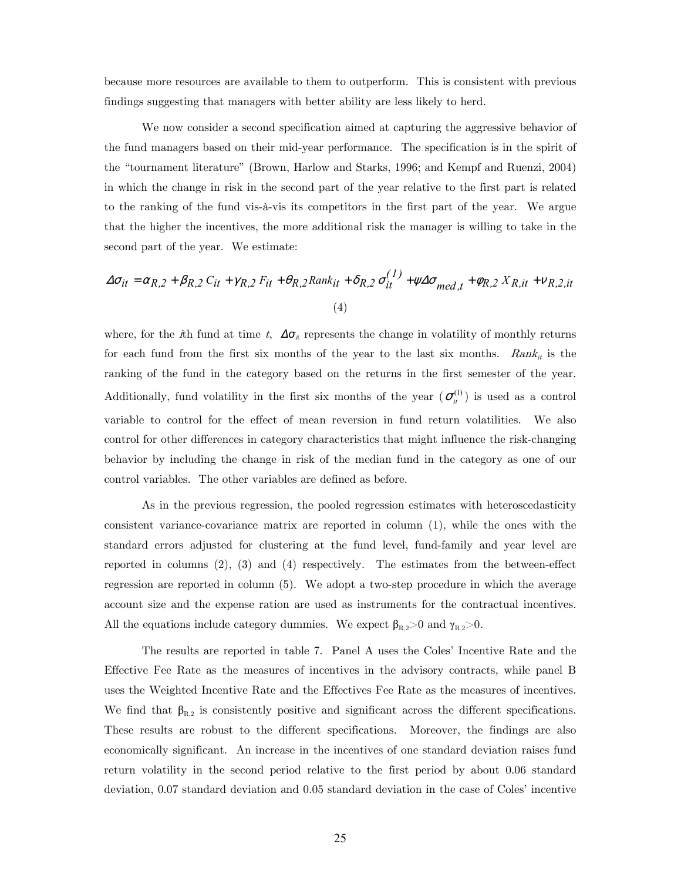because more resources are available to them to outperform. This is consistent with previous findings suggesting that managers with better ability are less likely to herd.

We now consider a second specification aimed at capturing the aggressive behavior of the fund managers based on their mid-year performance. The specification is in the spirit of the "tournament literature" (Brown, Harlow and Starks, 1996; and Kempf and Ruenzi, 2004) in which the change in risk in the second part of the year relative to the first part is related to the ranking of the fund vis-à-vis its competitors in the first part of the year. We argue that the higher the incentives, the more additional risk the manager is willing to take in the second part of the year. We estimate:

$$\Delta\sigma_{it} = \alpha_{R,2} + \beta_{R,2}\, C_{it} + \gamma_{R,2}\, F_{it} + \theta_{R,2} Rank_{it} + \delta_{R,2}\, \sigma_{it}^{(1)} + \psi \Delta\sigma_{med,t} + \varphi_{R,2}\, X_{R,it} + \nu_{R,2,it} \tag{4}$$

where, for the $i$th fund at time $t$, $\Delta\sigma_{it}$ represents the change in volatility of monthly returns for each fund from the first six months of the year to the last six months. $Rank_{it}$ is the ranking of the fund in the category based on the returns in the first semester of the year. Additionally, fund volatility in the first six months of the year ($\sigma_{it}^{(1)}$) is used as a control variable to control for the effect of mean reversion in fund return volatilities. We also control for other differences in category characteristics that might influence the risk-changing behavior by including the change in risk of the median fund in the category as one of our control variables. The other variables are defined as before.

As in the previous regression, the pooled regression estimates with heteroscedasticity consistent variance-covariance matrix are reported in column (1), while the ones with the standard errors adjusted for clustering at the fund level, fund-family and year level are reported in columns (2), (3) and (4) respectively. The estimates from the between-effect regression are reported in column (5). We adopt a two-step procedure in which the average account size and the expense ration are used as instruments for the contractual incentives. All the equations include category dummies. We expect $\beta_{R,2}>0$ and $\gamma_{R,2}>0$.

The results are reported in table 7. Panel A uses the Coles' Incentive Rate and the Effective Fee Rate as the measures of incentives in the advisory contracts, while panel B uses the Weighted Incentive Rate and the Effectives Fee Rate as the measures of incentives. We find that $\beta_{R,2}$ is consistently positive and significant across the different specifications. These results are robust to the different specifications. Moreover, the findings are also economically significant. An increase in the incentives of one standard deviation raises fund return volatility in the second period relative to the first period by about 0.06 standard deviation, 0.07 standard deviation and 0.05 standard deviation in the case of Coles' incentive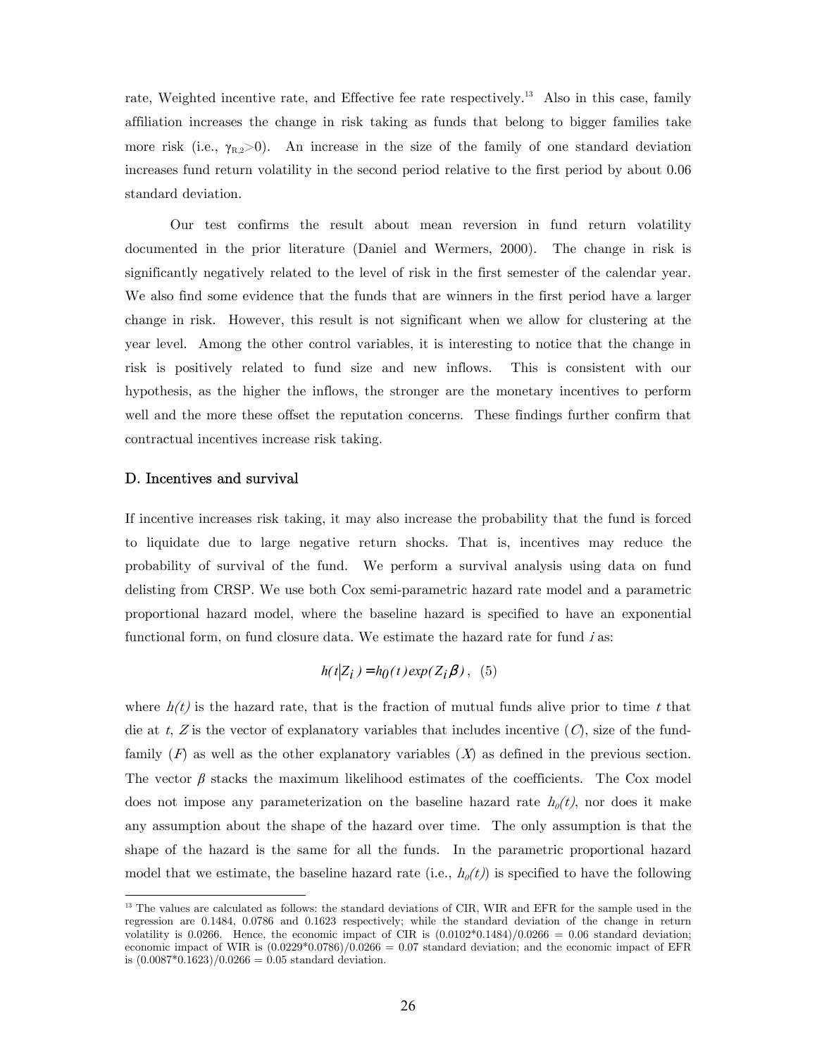rate, Weighted incentive rate, and Effective fee rate respectively.[13] Also in this case, family affiliation increases the change in risk taking as funds that belong to bigger families take more risk (i.e., $\gamma_{R,2}>0$). An increase in the size of the family of one standard deviation increases fund return volatility in the second period relative to the first period by about 0.06 standard deviation.

Our test confirms the result about mean reversion in fund return volatility documented in the prior literature (Daniel and Wermers, 2000). The change in risk is significantly negatively related to the level of risk in the first semester of the calendar year. We also find some evidence that the funds that are winners in the first period have a larger change in risk. However, this result is not significant when we allow for clustering at the year level. Among the other control variables, it is interesting to notice that the change in risk is positively related to fund size and new inflows. This is consistent with our hypothesis, as the higher the inflows, the stronger are the monetary incentives to perform well and the more these offset the reputation concerns. These findings further confirm that contractual incentives increase risk taking.

### D. Incentives and survival

If incentive increases risk taking, it may also increase the probability that the fund is forced to liquidate due to large negative return shocks. That is, incentives may reduce the probability of survival of the fund. We perform a survival analysis using data on fund delisting from CRSP. We use both Cox semi-parametric hazard rate model and a parametric proportional hazard model, where the baseline hazard is specified to have an exponential functional form, on fund closure data. We estimate the hazard rate for fund *i* as:

$$h(t|Z_i) = h_0(t)\exp(Z_i\beta), \quad (5)$$

where $h(t)$ is the hazard rate, that is the fraction of mutual funds alive prior to time $t$ that die at $t$, $Z$ is the vector of explanatory variables that includes incentive ($C$), size of the fund-family ($F$) as well as the other explanatory variables ($X$) as defined in the previous section. The vector $\beta$ stacks the maximum likelihood estimates of the coefficients. The Cox model does not impose any parameterization on the baseline hazard rate $h_0(t)$, nor does it make any assumption about the shape of the hazard over time. The only assumption is that the shape of the hazard is the same for all the funds. In the parametric proportional hazard model that we estimate, the baseline hazard rate (i.e., $h_0(t)$) is specified to have the following

---

[13] The values are calculated as follows: the standard deviations of CIR, WIR and EFR for the sample used in the regression are 0.1484, 0.0786 and 0.1623 respectively; while the standard deviation of the change in return volatility is 0.0266. Hence, the economic impact of CIR is (0.0102\*0.1484)/0.0266 = 0.06 standard deviation; economic impact of WIR is (0.0229\*0.0786)/0.0266 = 0.07 standard deviation; and the economic impact of EFR is (0.0087\*0.1623)/0.0266 = 0.05 standard deviation.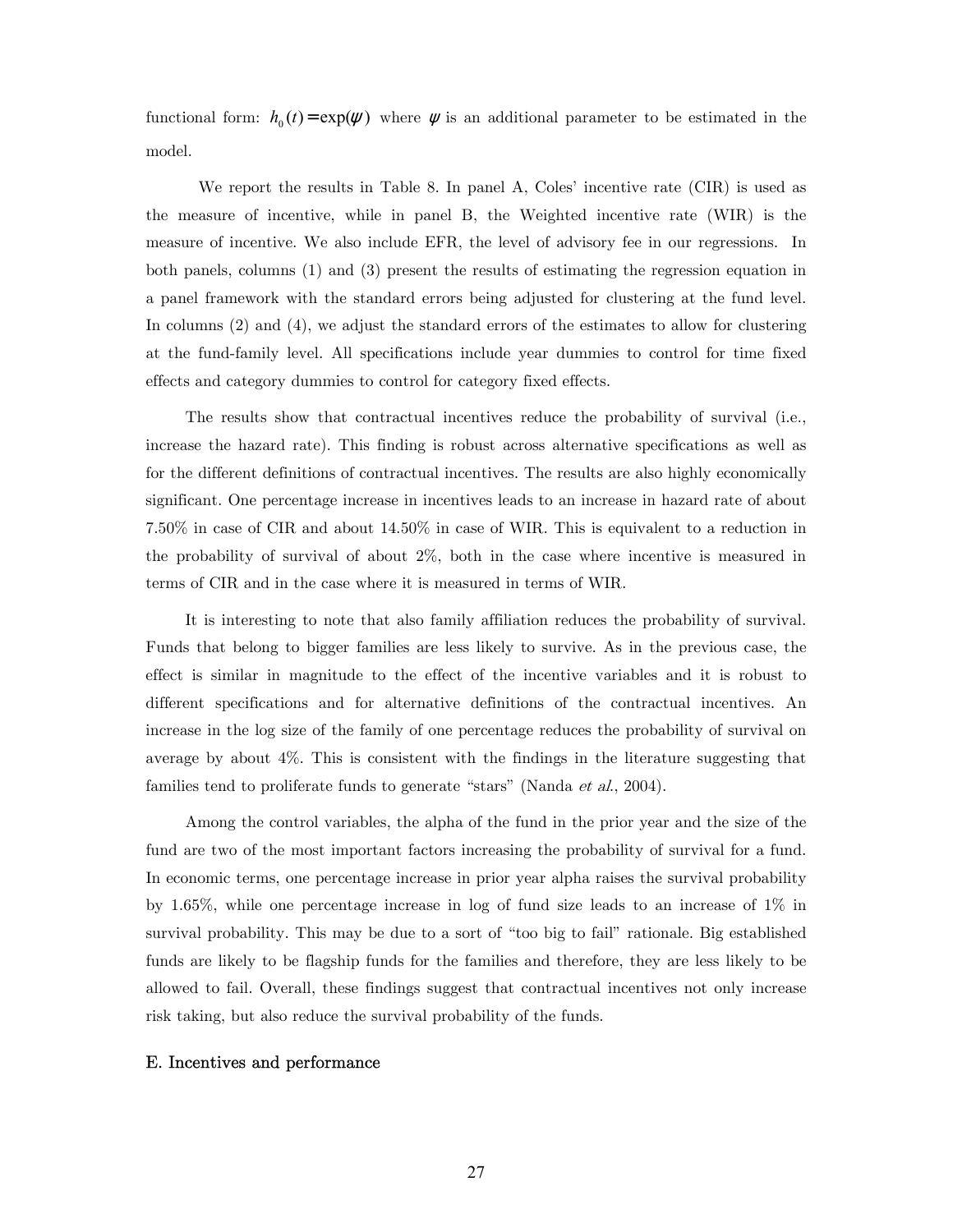functional form: $h_0(t) = \exp(\psi)$ where $\psi$ is an additional parameter to be estimated in the model.

We report the results in Table 8. In panel A, Coles' incentive rate (CIR) is used as the measure of incentive, while in panel B, the Weighted incentive rate (WIR) is the measure of incentive. We also include EFR, the level of advisory fee in our regressions. In both panels, columns (1) and (3) present the results of estimating the regression equation in a panel framework with the standard errors being adjusted for clustering at the fund level. In columns (2) and (4), we adjust the standard errors of the estimates to allow for clustering at the fund-family level. All specifications include year dummies to control for time fixed effects and category dummies to control for category fixed effects.

The results show that contractual incentives reduce the probability of survival (i.e., increase the hazard rate). This finding is robust across alternative specifications as well as for the different definitions of contractual incentives. The results are also highly economically significant. One percentage increase in incentives leads to an increase in hazard rate of about 7.50% in case of CIR and about 14.50% in case of WIR. This is equivalent to a reduction in the probability of survival of about 2%, both in the case where incentive is measured in terms of CIR and in the case where it is measured in terms of WIR.

It is interesting to note that also family affiliation reduces the probability of survival. Funds that belong to bigger families are less likely to survive. As in the previous case, the effect is similar in magnitude to the effect of the incentive variables and it is robust to different specifications and for alternative definitions of the contractual incentives. An increase in the log size of the family of one percentage reduces the probability of survival on average by about 4%. This is consistent with the findings in the literature suggesting that families tend to proliferate funds to generate "stars" (Nanda *et al.*, 2004).

Among the control variables, the alpha of the fund in the prior year and the size of the fund are two of the most important factors increasing the probability of survival for a fund. In economic terms, one percentage increase in prior year alpha raises the survival probability by 1.65%, while one percentage increase in log of fund size leads to an increase of 1% in survival probability. This may be due to a sort of "too big to fail" rationale. Big established funds are likely to be flagship funds for the families and therefore, they are less likely to be allowed to fail. Overall, these findings suggest that contractual incentives not only increase risk taking, but also reduce the survival probability of the funds.

### E. Incentives and performance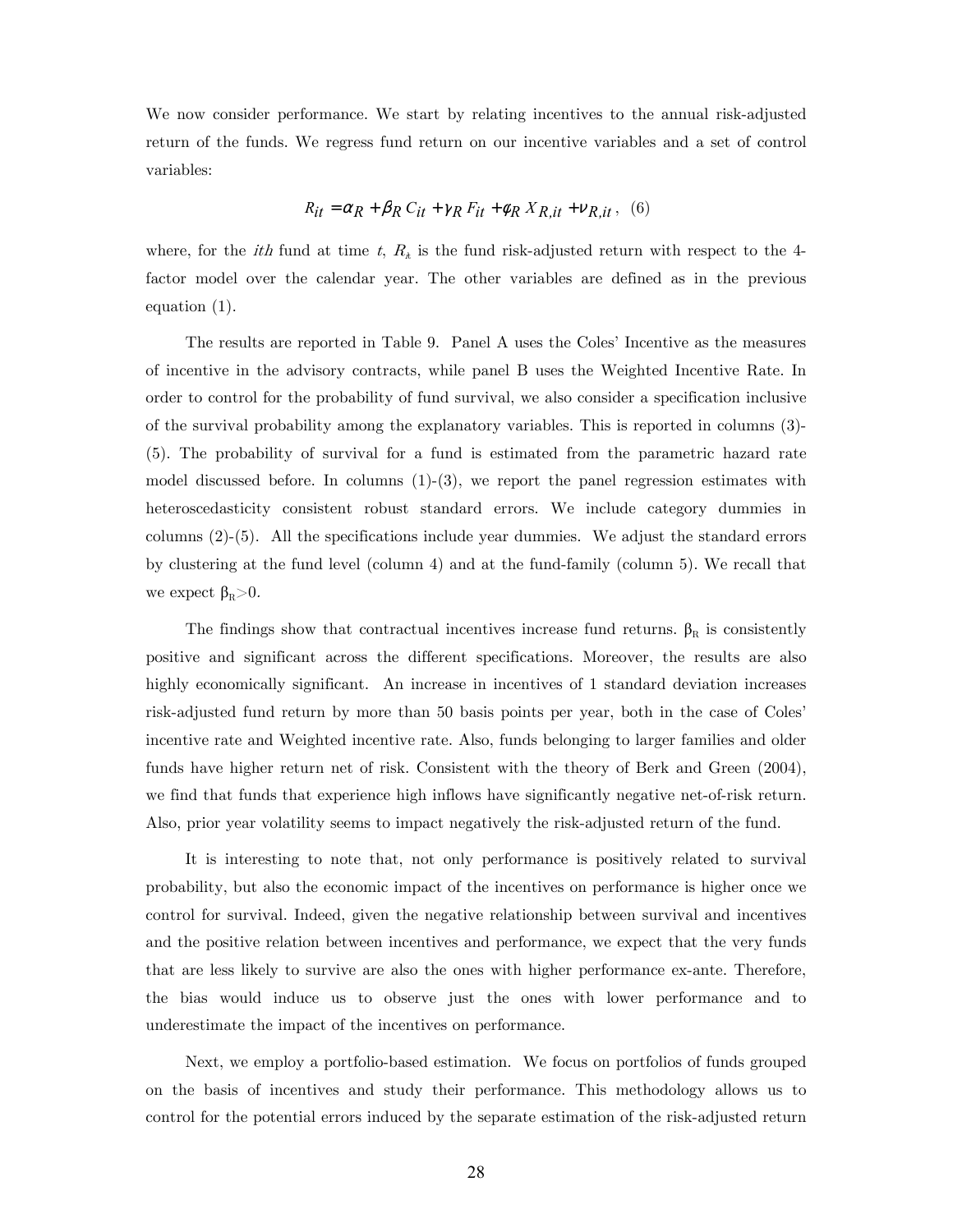We now consider performance. We start by relating incentives to the annual risk-adjusted return of the funds. We regress fund return on our incentive variables and a set of control variables:

$$R_{it} = \alpha_R + \beta_R C_{it} + \gamma_R F_{it} + \phi_R X_{R,it} + \nu_{R,it}, \quad (6)$$

where, for the *ith* fund at time $t$, $R_{it}$ is the fund risk-adjusted return with respect to the 4-factor model over the calendar year. The other variables are defined as in the previous equation (1).

The results are reported in Table 9. Panel A uses the Coles' Incentive as the measures of incentive in the advisory contracts, while panel B uses the Weighted Incentive Rate. In order to control for the probability of fund survival, we also consider a specification inclusive of the survival probability among the explanatory variables. This is reported in columns (3)-(5). The probability of survival for a fund is estimated from the parametric hazard rate model discussed before. In columns (1)-(3), we report the panel regression estimates with heteroscedasticity consistent robust standard errors. We include category dummies in columns (2)-(5). All the specifications include year dummies. We adjust the standard errors by clustering at the fund level (column 4) and at the fund-family (column 5). We recall that we expect $\beta_R > 0$.

The findings show that contractual incentives increase fund returns. $\beta_R$ is consistently positive and significant across the different specifications. Moreover, the results are also highly economically significant. An increase in incentives of 1 standard deviation increases risk-adjusted fund return by more than 50 basis points per year, both in the case of Coles' incentive rate and Weighted incentive rate. Also, funds belonging to larger families and older funds have higher return net of risk. Consistent with the theory of Berk and Green (2004), we find that funds that experience high inflows have significantly negative net-of-risk return. Also, prior year volatility seems to impact negatively the risk-adjusted return of the fund.

It is interesting to note that, not only performance is positively related to survival probability, but also the economic impact of the incentives on performance is higher once we control for survival. Indeed, given the negative relationship between survival and incentives and the positive relation between incentives and performance, we expect that the very funds that are less likely to survive are also the ones with higher performance ex-ante. Therefore, the bias would induce us to observe just the ones with lower performance and to underestimate the impact of the incentives on performance.

Next, we employ a portfolio-based estimation. We focus on portfolios of funds grouped on the basis of incentives and study their performance. This methodology allows us to control for the potential errors induced by the separate estimation of the risk-adjusted return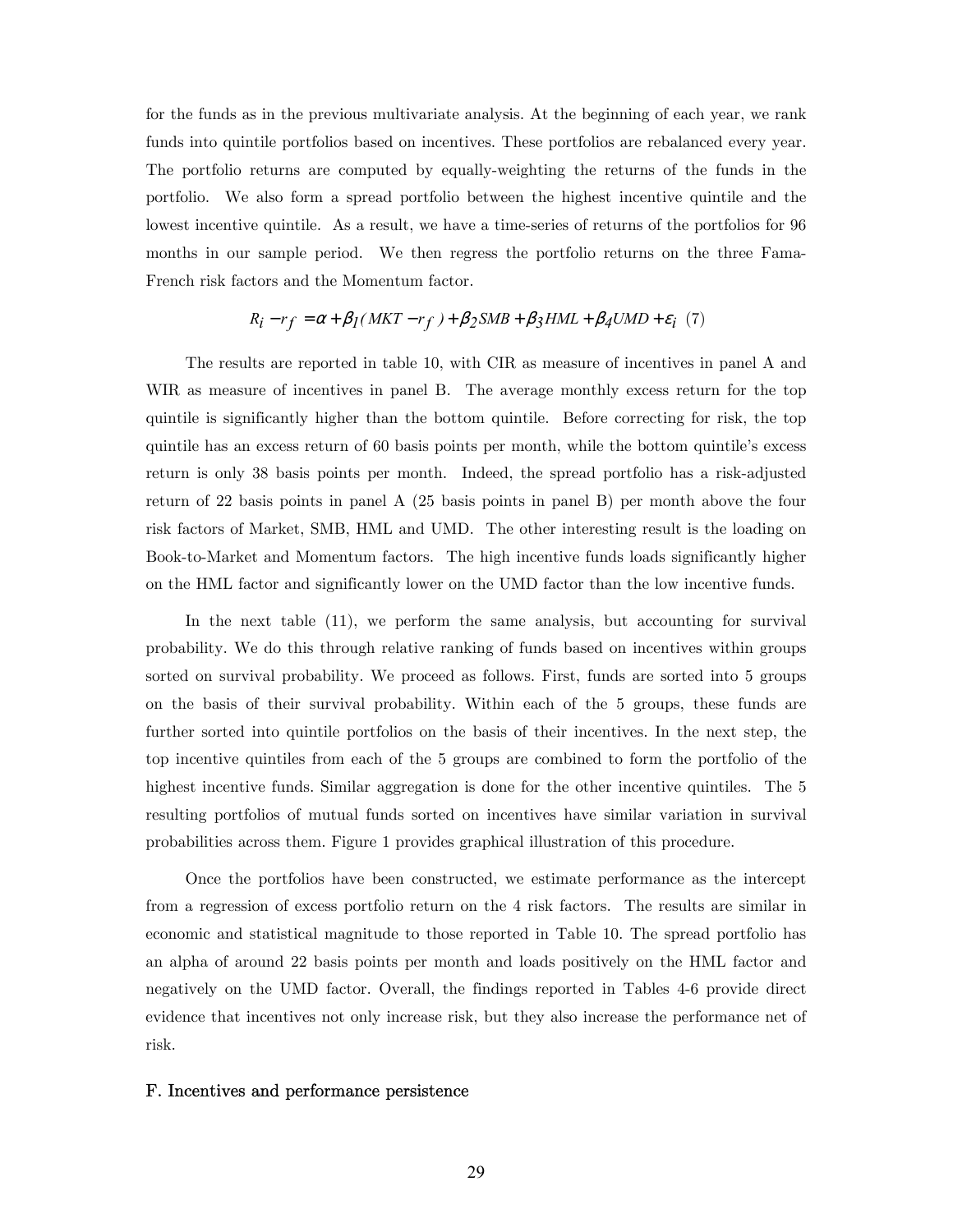for the funds as in the previous multivariate analysis. At the beginning of each year, we rank funds into quintile portfolios based on incentives. These portfolios are rebalanced every year. The portfolio returns are computed by equally-weighting the returns of the funds in the portfolio. We also form a spread portfolio between the highest incentive quintile and the lowest incentive quintile. As a result, we have a time-series of returns of the portfolios for 96 months in our sample period. We then regress the portfolio returns on the three Fama-French risk factors and the Momentum factor.

$$R_i - r_f = \alpha + \beta_1(MKT - r_f) + \beta_2 SMB + \beta_3 HML + \beta_4 UMD + \varepsilon_i \quad (7)$$

The results are reported in table 10, with CIR as measure of incentives in panel A and WIR as measure of incentives in panel B. The average monthly excess return for the top quintile is significantly higher than the bottom quintile. Before correcting for risk, the top quintile has an excess return of 60 basis points per month, while the bottom quintile's excess return is only 38 basis points per month. Indeed, the spread portfolio has a risk-adjusted return of 22 basis points in panel A (25 basis points in panel B) per month above the four risk factors of Market, SMB, HML and UMD. The other interesting result is the loading on Book-to-Market and Momentum factors. The high incentive funds loads significantly higher on the HML factor and significantly lower on the UMD factor than the low incentive funds.

In the next table (11), we perform the same analysis, but accounting for survival probability. We do this through relative ranking of funds based on incentives within groups sorted on survival probability. We proceed as follows. First, funds are sorted into 5 groups on the basis of their survival probability. Within each of the 5 groups, these funds are further sorted into quintile portfolios on the basis of their incentives. In the next step, the top incentive quintiles from each of the 5 groups are combined to form the portfolio of the highest incentive funds. Similar aggregation is done for the other incentive quintiles. The 5 resulting portfolios of mutual funds sorted on incentives have similar variation in survival probabilities across them. Figure 1 provides graphical illustration of this procedure.

Once the portfolios have been constructed, we estimate performance as the intercept from a regression of excess portfolio return on the 4 risk factors. The results are similar in economic and statistical magnitude to those reported in Table 10. The spread portfolio has an alpha of around 22 basis points per month and loads positively on the HML factor and negatively on the UMD factor. Overall, the findings reported in Tables 4-6 provide direct evidence that incentives not only increase risk, but they also increase the performance net of risk.

### F. Incentives and performance persistence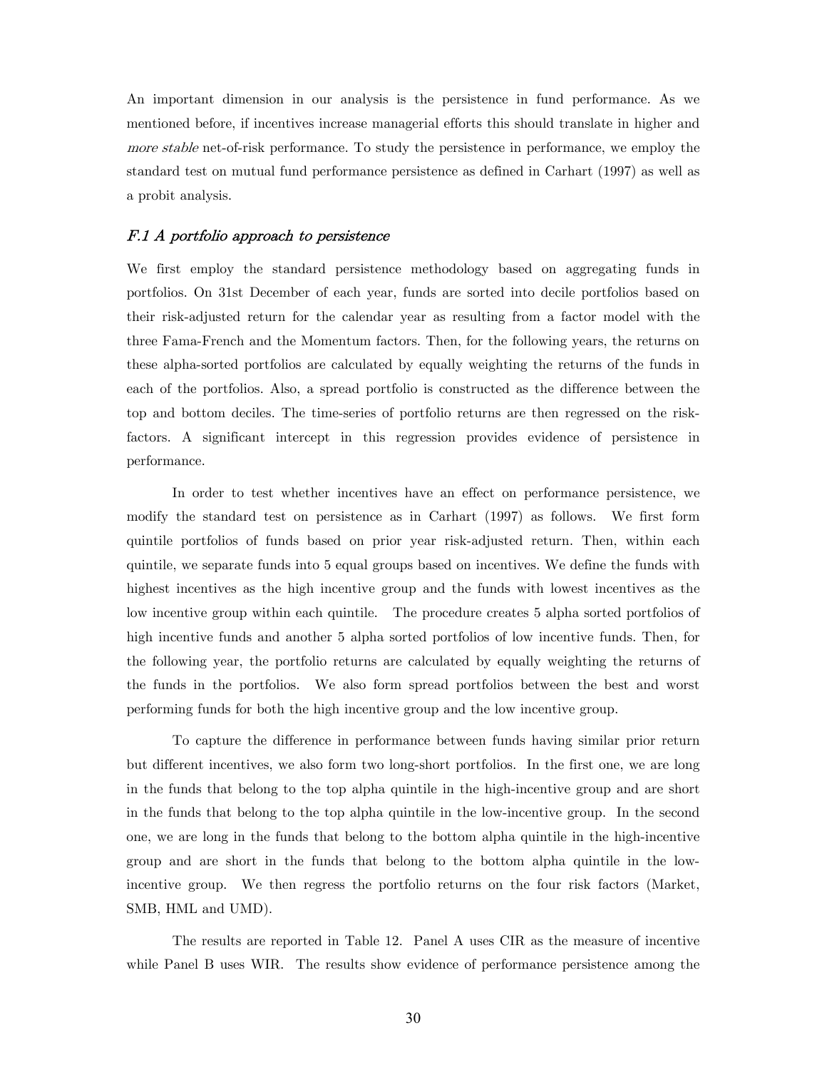An important dimension in our analysis is the persistence in fund performance. As we mentioned before, if incentives increase managerial efforts this should translate in higher and *more stable* net-of-risk performance. To study the persistence in performance, we employ the standard test on mutual fund performance persistence as defined in Carhart (1997) as well as a probit analysis.

### *F.1 A portfolio approach to persistence*

We first employ the standard persistence methodology based on aggregating funds in portfolios. On 31st December of each year, funds are sorted into decile portfolios based on their risk-adjusted return for the calendar year as resulting from a factor model with the three Fama-French and the Momentum factors. Then, for the following years, the returns on these alpha-sorted portfolios are calculated by equally weighting the returns of the funds in each of the portfolios. Also, a spread portfolio is constructed as the difference between the top and bottom deciles. The time-series of portfolio returns are then regressed on the risk-factors. A significant intercept in this regression provides evidence of persistence in performance.

In order to test whether incentives have an effect on performance persistence, we modify the standard test on persistence as in Carhart (1997) as follows. We first form quintile portfolios of funds based on prior year risk-adjusted return. Then, within each quintile, we separate funds into 5 equal groups based on incentives. We define the funds with highest incentives as the high incentive group and the funds with lowest incentives as the low incentive group within each quintile. The procedure creates 5 alpha sorted portfolios of high incentive funds and another 5 alpha sorted portfolios of low incentive funds. Then, for the following year, the portfolio returns are calculated by equally weighting the returns of the funds in the portfolios. We also form spread portfolios between the best and worst performing funds for both the high incentive group and the low incentive group.

To capture the difference in performance between funds having similar prior return but different incentives, we also form two long-short portfolios. In the first one, we are long in the funds that belong to the top alpha quintile in the high-incentive group and are short in the funds that belong to the top alpha quintile in the low-incentive group. In the second one, we are long in the funds that belong to the bottom alpha quintile in the high-incentive group and are short in the funds that belong to the bottom alpha quintile in the low-incentive group. We then regress the portfolio returns on the four risk factors (Market, SMB, HML and UMD).

The results are reported in Table 12. Panel A uses CIR as the measure of incentive while Panel B uses WIR. The results show evidence of performance persistence among the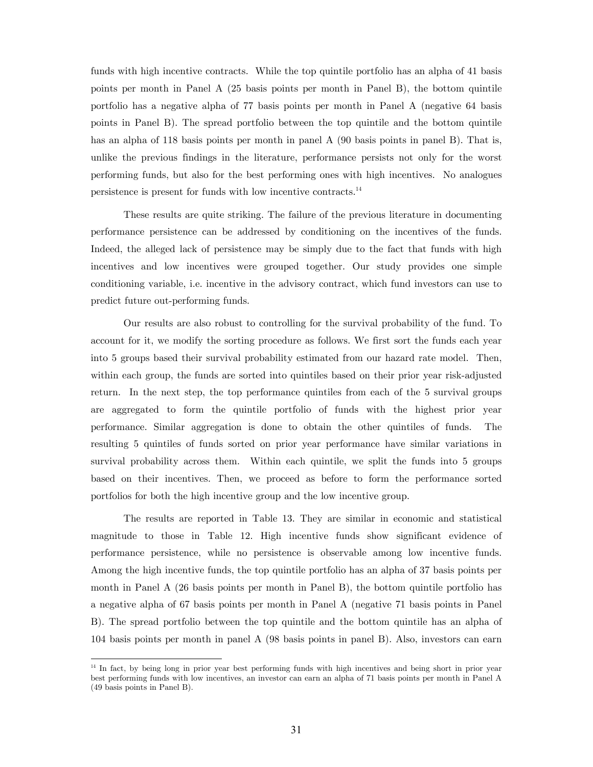funds with high incentive contracts. While the top quintile portfolio has an alpha of 41 basis points per month in Panel A (25 basis points per month in Panel B), the bottom quintile portfolio has a negative alpha of 77 basis points per month in Panel A (negative 64 basis points in Panel B). The spread portfolio between the top quintile and the bottom quintile has an alpha of 118 basis points per month in panel A (90 basis points in panel B). That is, unlike the previous findings in the literature, performance persists not only for the worst performing funds, but also for the best performing ones with high incentives. No analogues persistence is present for funds with low incentive contracts.[14]

These results are quite striking. The failure of the previous literature in documenting performance persistence can be addressed by conditioning on the incentives of the funds. Indeed, the alleged lack of persistence may be simply due to the fact that funds with high incentives and low incentives were grouped together. Our study provides one simple conditioning variable, i.e. incentive in the advisory contract, which fund investors can use to predict future out-performing funds.

Our results are also robust to controlling for the survival probability of the fund. To account for it, we modify the sorting procedure as follows. We first sort the funds each year into 5 groups based their survival probability estimated from our hazard rate model. Then, within each group, the funds are sorted into quintiles based on their prior year risk-adjusted return. In the next step, the top performance quintiles from each of the 5 survival groups are aggregated to form the quintile portfolio of funds with the highest prior year performance. Similar aggregation is done to obtain the other quintiles of funds. The resulting 5 quintiles of funds sorted on prior year performance have similar variations in survival probability across them. Within each quintile, we split the funds into 5 groups based on their incentives. Then, we proceed as before to form the performance sorted portfolios for both the high incentive group and the low incentive group.

The results are reported in Table 13. They are similar in economic and statistical magnitude to those in Table 12. High incentive funds show significant evidence of performance persistence, while no persistence is observable among low incentive funds. Among the high incentive funds, the top quintile portfolio has an alpha of 37 basis points per month in Panel A (26 basis points per month in Panel B), the bottom quintile portfolio has a negative alpha of 67 basis points per month in Panel A (negative 71 basis points in Panel B). The spread portfolio between the top quintile and the bottom quintile has an alpha of 104 basis points per month in panel A (98 basis points in panel B). Also, investors can earn

[14] In fact, by being long in prior year best performing funds with high incentives and being short in prior year best performing funds with low incentives, an investor can earn an alpha of 71 basis points per month in Panel A (49 basis points in Panel B).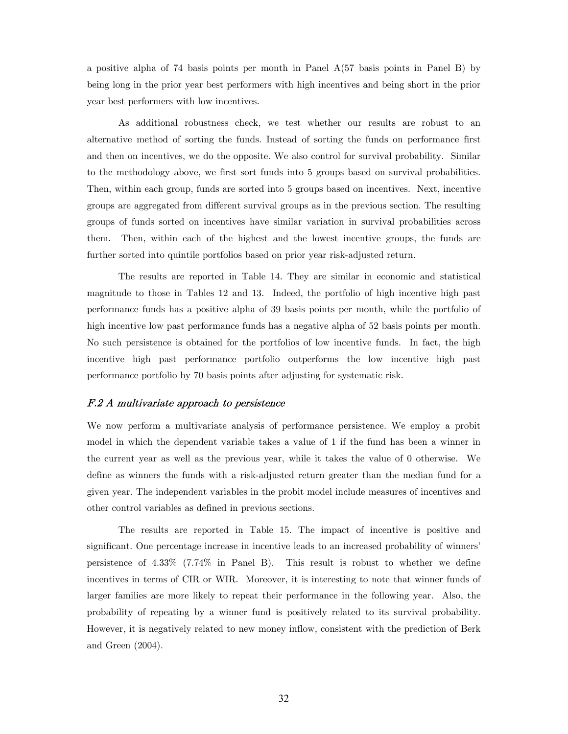a positive alpha of 74 basis points per month in Panel A(57 basis points in Panel B) by being long in the prior year best performers with high incentives and being short in the prior year best performers with low incentives.

As additional robustness check, we test whether our results are robust to an alternative method of sorting the funds. Instead of sorting the funds on performance first and then on incentives, we do the opposite. We also control for survival probability. Similar to the methodology above, we first sort funds into 5 groups based on survival probabilities. Then, within each group, funds are sorted into 5 groups based on incentives. Next, incentive groups are aggregated from different survival groups as in the previous section. The resulting groups of funds sorted on incentives have similar variation in survival probabilities across them. Then, within each of the highest and the lowest incentive groups, the funds are further sorted into quintile portfolios based on prior year risk-adjusted return.

The results are reported in Table 14. They are similar in economic and statistical magnitude to those in Tables 12 and 13. Indeed, the portfolio of high incentive high past performance funds has a positive alpha of 39 basis points per month, while the portfolio of high incentive low past performance funds has a negative alpha of 52 basis points per month. No such persistence is obtained for the portfolios of low incentive funds. In fact, the high incentive high past performance portfolio outperforms the low incentive high past performance portfolio by 70 basis points after adjusting for systematic risk.

### *F.2 A multivariate approach to persistence*

We now perform a multivariate analysis of performance persistence. We employ a probit model in which the dependent variable takes a value of 1 if the fund has been a winner in the current year as well as the previous year, while it takes the value of 0 otherwise. We define as winners the funds with a risk-adjusted return greater than the median fund for a given year. The independent variables in the probit model include measures of incentives and other control variables as defined in previous sections.

The results are reported in Table 15. The impact of incentive is positive and significant. One percentage increase in incentive leads to an increased probability of winners' persistence of 4.33% (7.74% in Panel B). This result is robust to whether we define incentives in terms of CIR or WIR. Moreover, it is interesting to note that winner funds of larger families are more likely to repeat their performance in the following year. Also, the probability of repeating by a winner fund is positively related to its survival probability. However, it is negatively related to new money inflow, consistent with the prediction of Berk and Green (2004).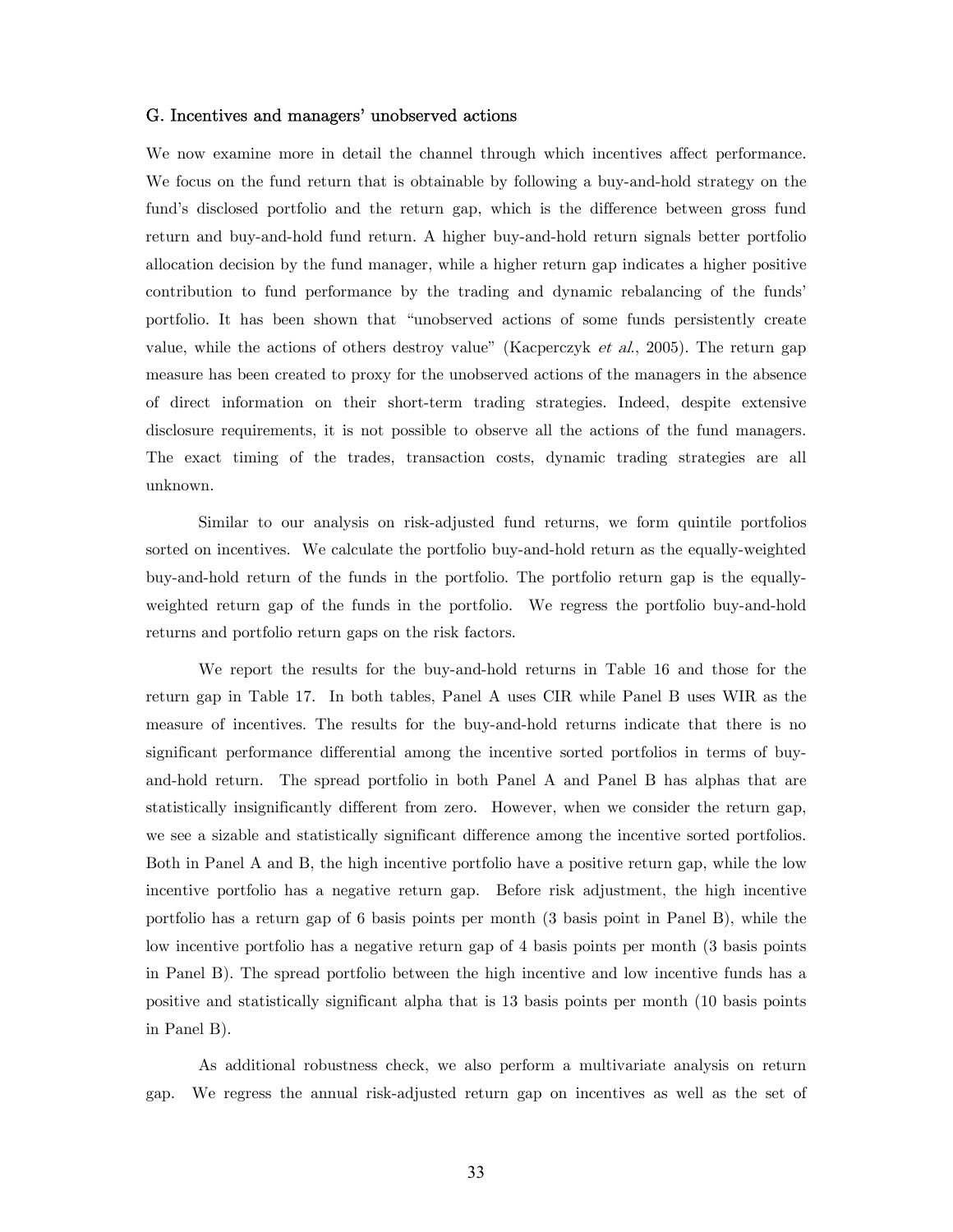### G. Incentives and managers' unobserved actions

We now examine more in detail the channel through which incentives affect performance. We focus on the fund return that is obtainable by following a buy-and-hold strategy on the fund's disclosed portfolio and the return gap, which is the difference between gross fund return and buy-and-hold fund return. A higher buy-and-hold return signals better portfolio allocation decision by the fund manager, while a higher return gap indicates a higher positive contribution to fund performance by the trading and dynamic rebalancing of the funds' portfolio. It has been shown that "unobserved actions of some funds persistently create value, while the actions of others destroy value" (Kacperczyk *et al.*, 2005). The return gap measure has been created to proxy for the unobserved actions of the managers in the absence of direct information on their short-term trading strategies. Indeed, despite extensive disclosure requirements, it is not possible to observe all the actions of the fund managers. The exact timing of the trades, transaction costs, dynamic trading strategies are all unknown.

Similar to our analysis on risk-adjusted fund returns, we form quintile portfolios sorted on incentives. We calculate the portfolio buy-and-hold return as the equally-weighted buy-and-hold return of the funds in the portfolio. The portfolio return gap is the equally-weighted return gap of the funds in the portfolio. We regress the portfolio buy-and-hold returns and portfolio return gaps on the risk factors.

We report the results for the buy-and-hold returns in Table 16 and those for the return gap in Table 17. In both tables, Panel A uses CIR while Panel B uses WIR as the measure of incentives. The results for the buy-and-hold returns indicate that there is no significant performance differential among the incentive sorted portfolios in terms of buy-and-hold return. The spread portfolio in both Panel A and Panel B has alphas that are statistically insignificantly different from zero. However, when we consider the return gap, we see a sizable and statistically significant difference among the incentive sorted portfolios. Both in Panel A and B, the high incentive portfolio have a positive return gap, while the low incentive portfolio has a negative return gap. Before risk adjustment, the high incentive portfolio has a return gap of 6 basis points per month (3 basis point in Panel B), while the low incentive portfolio has a negative return gap of 4 basis points per month (3 basis points in Panel B). The spread portfolio between the high incentive and low incentive funds has a positive and statistically significant alpha that is 13 basis points per month (10 basis points in Panel B).

As additional robustness check, we also perform a multivariate analysis on return gap. We regress the annual risk-adjusted return gap on incentives as well as the set of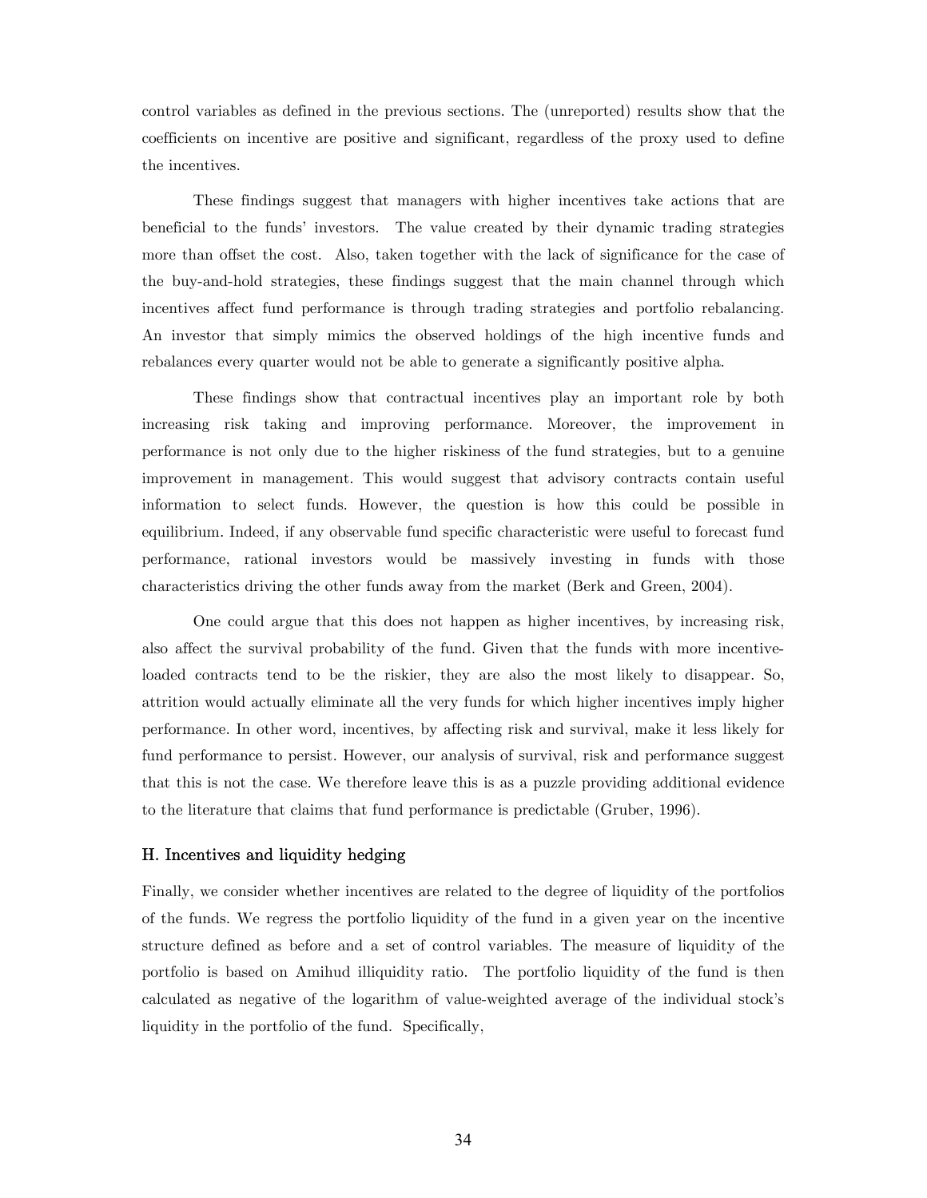control variables as defined in the previous sections. The (unreported) results show that the coefficients on incentive are positive and significant, regardless of the proxy used to define the incentives.

These findings suggest that managers with higher incentives take actions that are beneficial to the funds' investors. The value created by their dynamic trading strategies more than offset the cost. Also, taken together with the lack of significance for the case of the buy-and-hold strategies, these findings suggest that the main channel through which incentives affect fund performance is through trading strategies and portfolio rebalancing. An investor that simply mimics the observed holdings of the high incentive funds and rebalances every quarter would not be able to generate a significantly positive alpha.

These findings show that contractual incentives play an important role by both increasing risk taking and improving performance. Moreover, the improvement in performance is not only due to the higher riskiness of the fund strategies, but to a genuine improvement in management. This would suggest that advisory contracts contain useful information to select funds. However, the question is how this could be possible in equilibrium. Indeed, if any observable fund specific characteristic were useful to forecast fund performance, rational investors would be massively investing in funds with those characteristics driving the other funds away from the market (Berk and Green, 2004).

One could argue that this does not happen as higher incentives, by increasing risk, also affect the survival probability of the fund. Given that the funds with more incentive-loaded contracts tend to be the riskier, they are also the most likely to disappear. So, attrition would actually eliminate all the very funds for which higher incentives imply higher performance. In other word, incentives, by affecting risk and survival, make it less likely for fund performance to persist. However, our analysis of survival, risk and performance suggest that this is not the case. We therefore leave this is as a puzzle providing additional evidence to the literature that claims that fund performance is predictable (Gruber, 1996).

### H. Incentives and liquidity hedging

Finally, we consider whether incentives are related to the degree of liquidity of the portfolios of the funds. We regress the portfolio liquidity of the fund in a given year on the incentive structure defined as before and a set of control variables. The measure of liquidity of the portfolio is based on Amihud illiquidity ratio. The portfolio liquidity of the fund is then calculated as negative of the logarithm of value-weighted average of the individual stock's liquidity in the portfolio of the fund. Specifically,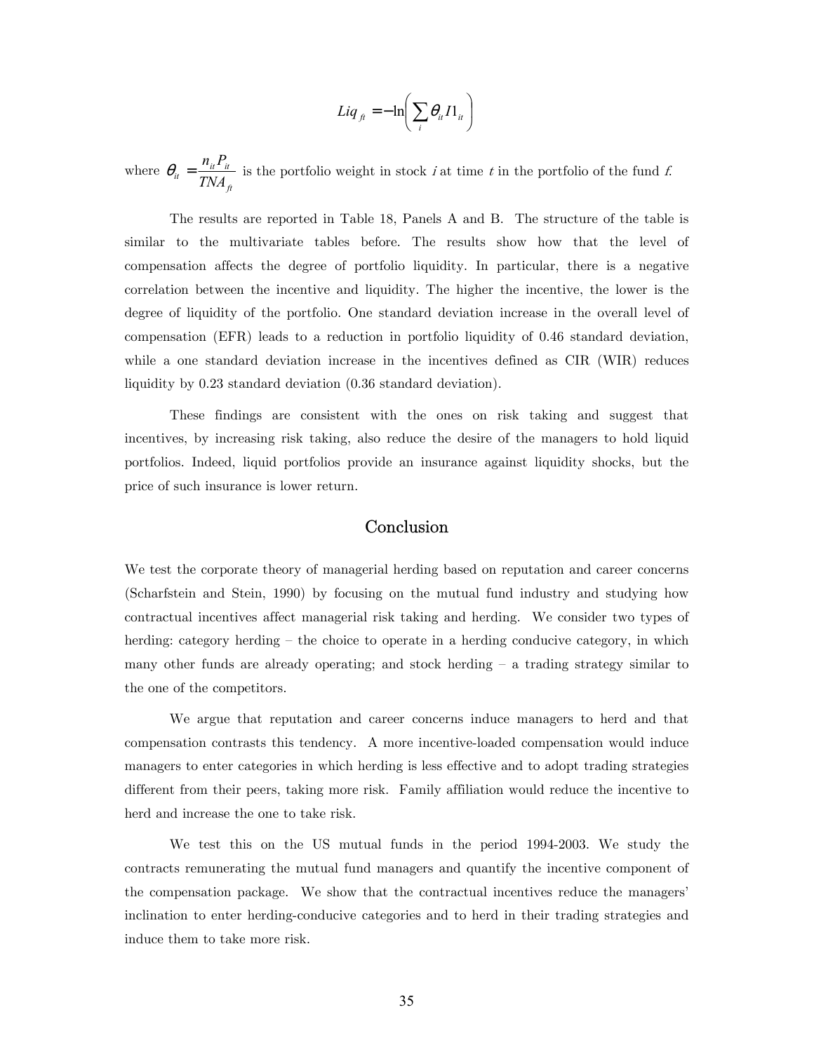$$Liq_{ft} = -\ln\left(\sum_i \theta_{it} I1_{it}\right)$$

where $\theta_{it} = \dfrac{n_{it}P_{it}}{TNA_{ft}}$ is the portfolio weight in stock *i* at time *t* in the portfolio of the fund *f*.

The results are reported in Table 18, Panels A and B. The structure of the table is similar to the multivariate tables before. The results show how that the level of compensation affects the degree of portfolio liquidity. In particular, there is a negative correlation between the incentive and liquidity. The higher the incentive, the lower is the degree of liquidity of the portfolio. One standard deviation increase in the overall level of compensation (EFR) leads to a reduction in portfolio liquidity of 0.46 standard deviation, while a one standard deviation increase in the incentives defined as CIR (WIR) reduces liquidity by 0.23 standard deviation (0.36 standard deviation).

These findings are consistent with the ones on risk taking and suggest that incentives, by increasing risk taking, also reduce the desire of the managers to hold liquid portfolios. Indeed, liquid portfolios provide an insurance against liquidity shocks, but the price of such insurance is lower return.

## Conclusion

We test the corporate theory of managerial herding based on reputation and career concerns (Scharfstein and Stein, 1990) by focusing on the mutual fund industry and studying how contractual incentives affect managerial risk taking and herding. We consider two types of herding: category herding – the choice to operate in a herding conducive category, in which many other funds are already operating; and stock herding – a trading strategy similar to the one of the competitors.

We argue that reputation and career concerns induce managers to herd and that compensation contrasts this tendency. A more incentive-loaded compensation would induce managers to enter categories in which herding is less effective and to adopt trading strategies different from their peers, taking more risk. Family affiliation would reduce the incentive to herd and increase the one to take risk.

We test this on the US mutual funds in the period 1994-2003. We study the contracts remunerating the mutual fund managers and quantify the incentive component of the compensation package. We show that the contractual incentives reduce the managers' inclination to enter herding-conducive categories and to herd in their trading strategies and induce them to take more risk.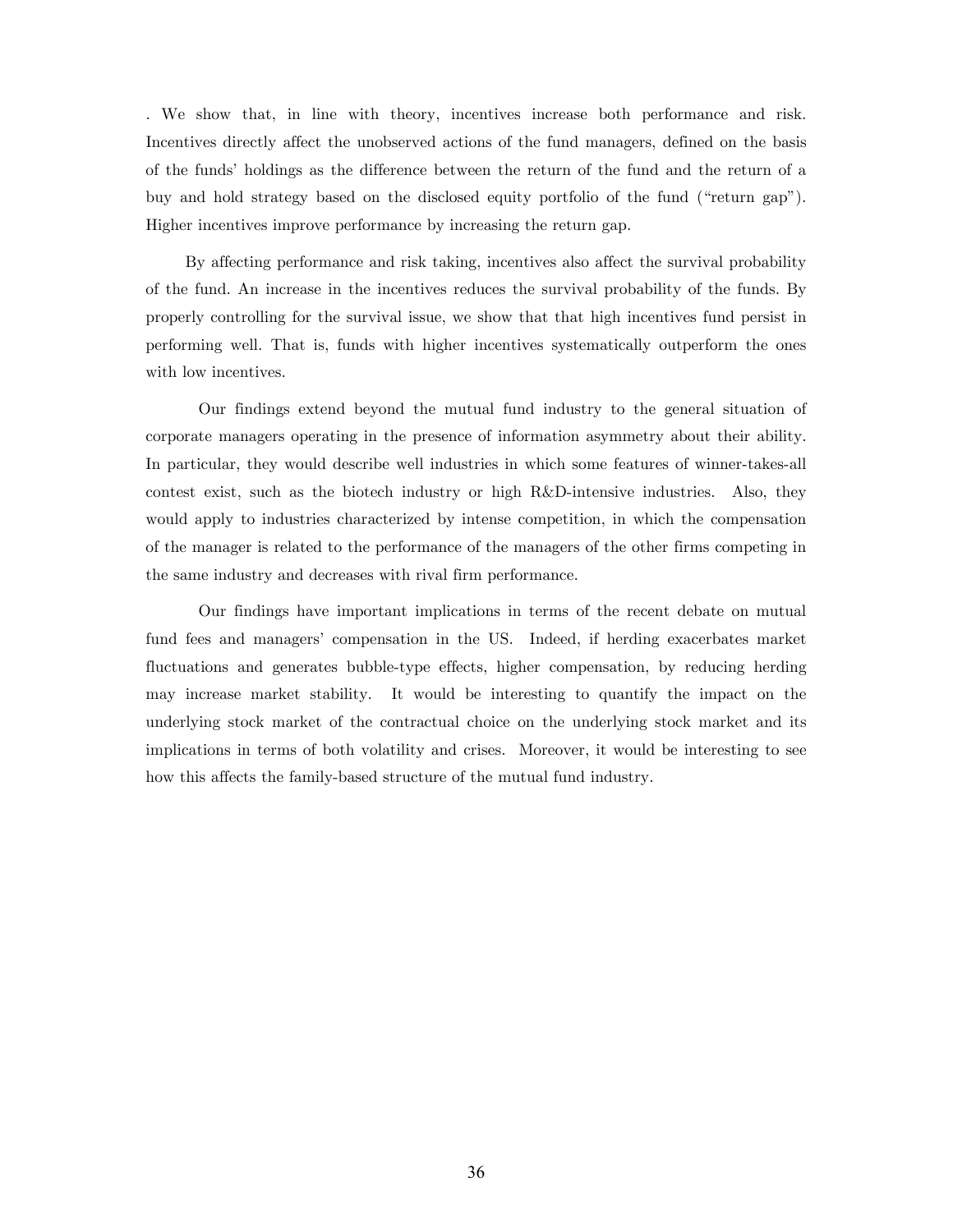. We show that, in line with theory, incentives increase both performance and risk. Incentives directly affect the unobserved actions of the fund managers, defined on the basis of the funds' holdings as the difference between the return of the fund and the return of a buy and hold strategy based on the disclosed equity portfolio of the fund ("return gap"). Higher incentives improve performance by increasing the return gap.

By affecting performance and risk taking, incentives also affect the survival probability of the fund. An increase in the incentives reduces the survival probability of the funds. By properly controlling for the survival issue, we show that that high incentives fund persist in performing well. That is, funds with higher incentives systematically outperform the ones with low incentives.

Our findings extend beyond the mutual fund industry to the general situation of corporate managers operating in the presence of information asymmetry about their ability. In particular, they would describe well industries in which some features of winner-takes-all contest exist, such as the biotech industry or high R&D-intensive industries. Also, they would apply to industries characterized by intense competition, in which the compensation of the manager is related to the performance of the managers of the other firms competing in the same industry and decreases with rival firm performance.

Our findings have important implications in terms of the recent debate on mutual fund fees and managers' compensation in the US. Indeed, if herding exacerbates market fluctuations and generates bubble-type effects, higher compensation, by reducing herding may increase market stability. It would be interesting to quantify the impact on the underlying stock market of the contractual choice on the underlying stock market and its implications in terms of both volatility and crises. Moreover, it would be interesting to see how this affects the family-based structure of the mutual fund industry.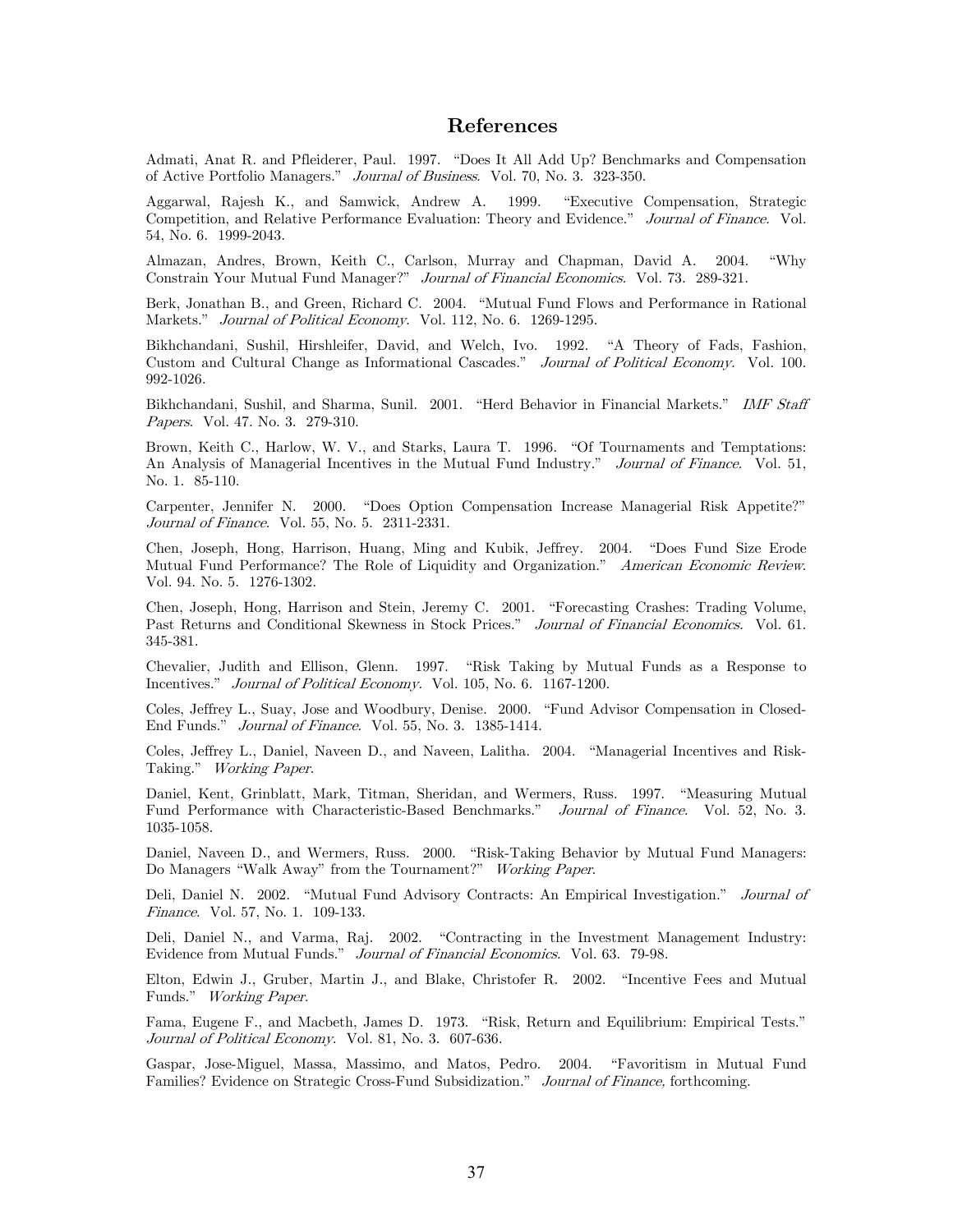## References

Admati, Anat R. and Pfleiderer, Paul. 1997. "Does It All Add Up? Benchmarks and Compensation of Active Portfolio Managers." *Journal of Business.* Vol. 70, No. 3. 323-350.

Aggarwal, Rajesh K., and Samwick, Andrew A. 1999. "Executive Compensation, Strategic Competition, and Relative Performance Evaluation: Theory and Evidence." *Journal of Finance.* Vol. 54, No. 6. 1999-2043.

Almazan, Andres, Brown, Keith C., Carlson, Murray and Chapman, David A. 2004. "Why Constrain Your Mutual Fund Manager?" *Journal of Financial Economics.* Vol. 73. 289-321.

Berk, Jonathan B., and Green, Richard C. 2004. "Mutual Fund Flows and Performance in Rational Markets." *Journal of Political Economy.* Vol. 112, No. 6. 1269-1295.

Bikhchandani, Sushil, Hirshleifer, David, and Welch, Ivo. 1992. "A Theory of Fads, Fashion, Custom and Cultural Change as Informational Cascades." *Journal of Political Economy.* Vol. 100. 992-1026.

Bikhchandani, Sushil, and Sharma, Sunil. 2001. "Herd Behavior in Financial Markets." *IMF Staff Papers.* Vol. 47. No. 3. 279-310.

Brown, Keith C., Harlow, W. V., and Starks, Laura T. 1996. "Of Tournaments and Temptations: An Analysis of Managerial Incentives in the Mutual Fund Industry." *Journal of Finance.* Vol. 51, No. 1. 85-110.

Carpenter, Jennifer N. 2000. "Does Option Compensation Increase Managerial Risk Appetite?" *Journal of Finance.* Vol. 55, No. 5. 2311-2331.

Chen, Joseph, Hong, Harrison, Huang, Ming and Kubik, Jeffrey. 2004. "Does Fund Size Erode Mutual Fund Performance? The Role of Liquidity and Organization." *American Economic Review.* Vol. 94. No. 5. 1276-1302.

Chen, Joseph, Hong, Harrison and Stein, Jeremy C. 2001. "Forecasting Crashes: Trading Volume, Past Returns and Conditional Skewness in Stock Prices." *Journal of Financial Economics.* Vol. 61. 345-381.

Chevalier, Judith and Ellison, Glenn. 1997. "Risk Taking by Mutual Funds as a Response to Incentives." *Journal of Political Economy.* Vol. 105, No. 6. 1167-1200.

Coles, Jeffrey L., Suay, Jose and Woodbury, Denise. 2000. "Fund Advisor Compensation in Closed-End Funds." *Journal of Finance.* Vol. 55, No. 3. 1385-1414.

Coles, Jeffrey L., Daniel, Naveen D., and Naveen, Lalitha. 2004. "Managerial Incentives and Risk-Taking." *Working Paper.*

Daniel, Kent, Grinblatt, Mark, Titman, Sheridan, and Wermers, Russ. 1997. "Measuring Mutual Fund Performance with Characteristic-Based Benchmarks." *Journal of Finance.* Vol. 52, No. 3. 1035-1058.

Daniel, Naveen D., and Wermers, Russ. 2000. "Risk-Taking Behavior by Mutual Fund Managers: Do Managers "Walk Away" from the Tournament?" *Working Paper.*

Deli, Daniel N. 2002. "Mutual Fund Advisory Contracts: An Empirical Investigation." *Journal of Finance.* Vol. 57, No. 1. 109-133.

Deli, Daniel N., and Varma, Raj. 2002. "Contracting in the Investment Management Industry: Evidence from Mutual Funds." *Journal of Financial Economics.* Vol. 63. 79-98.

Elton, Edwin J., Gruber, Martin J., and Blake, Christofer R. 2002. "Incentive Fees and Mutual Funds." *Working Paper.*

Fama, Eugene F., and Macbeth, James D. 1973. "Risk, Return and Equilibrium: Empirical Tests." *Journal of Political Economy.* Vol. 81, No. 3. 607-636.

Gaspar, Jose-Miguel, Massa, Massimo, and Matos, Pedro. 2004. "Favoritism in Mutual Fund Families? Evidence on Strategic Cross-Fund Subsidization." *Journal of Finance,* forthcoming.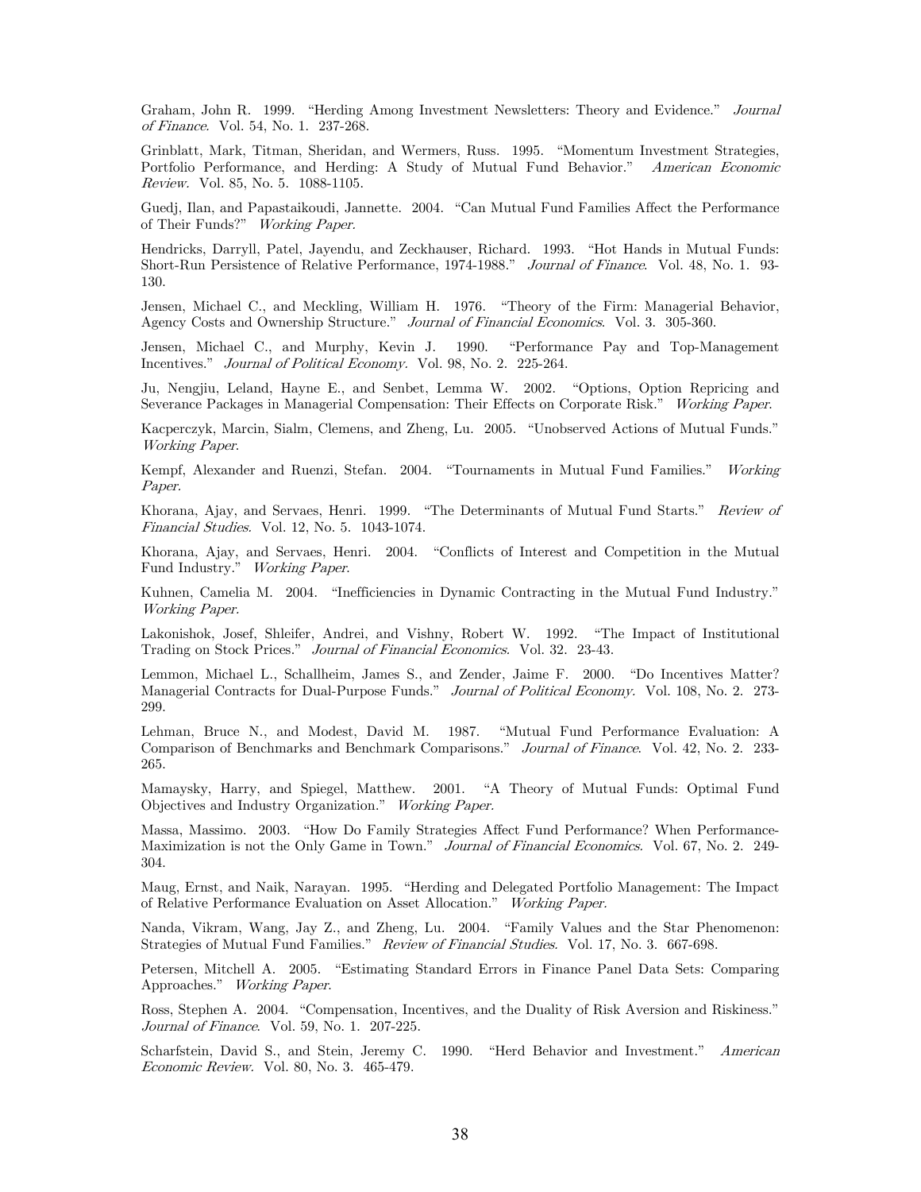Graham, John R. 1999. "Herding Among Investment Newsletters: Theory and Evidence." *Journal of Finance.* Vol. 54, No. 1. 237-268.

Grinblatt, Mark, Titman, Sheridan, and Wermers, Russ. 1995. "Momentum Investment Strategies, Portfolio Performance, and Herding: A Study of Mutual Fund Behavior." *American Economic Review.* Vol. 85, No. 5. 1088-1105.

Guedj, Ilan, and Papastaikoudi, Jannette. 2004. "Can Mutual Fund Families Affect the Performance of Their Funds?" *Working Paper.*

Hendricks, Darryll, Patel, Jayendu, and Zeckhauser, Richard. 1993. "Hot Hands in Mutual Funds: Short-Run Persistence of Relative Performance, 1974-1988." *Journal of Finance*. Vol. 48, No. 1. 93-130.

Jensen, Michael C., and Meckling, William H. 1976. "Theory of the Firm: Managerial Behavior, Agency Costs and Ownership Structure." *Journal of Financial Economics*. Vol. 3. 305-360.

Jensen, Michael C., and Murphy, Kevin J. 1990. "Performance Pay and Top-Management Incentives." *Journal of Political Economy.* Vol. 98, No. 2. 225-264.

Ju, Nengjiu, Leland, Hayne E., and Senbet, Lemma W. 2002. "Options, Option Repricing and Severance Packages in Managerial Compensation: Their Effects on Corporate Risk." *Working Paper*.

Kacperczyk, Marcin, Sialm, Clemens, and Zheng, Lu. 2005. "Unobserved Actions of Mutual Funds." *Working Paper*.

Kempf, Alexander and Ruenzi, Stefan. 2004. "Tournaments in Mutual Fund Families." *Working Paper.*

Khorana, Ajay, and Servaes, Henri. 1999. "The Determinants of Mutual Fund Starts." *Review of Financial Studies.* Vol. 12, No. 5. 1043-1074.

Khorana, Ajay, and Servaes, Henri. 2004. "Conflicts of Interest and Competition in the Mutual Fund Industry." *Working Paper*.

Kuhnen, Camelia M. 2004. "Inefficiencies in Dynamic Contracting in the Mutual Fund Industry." *Working Paper.*

Lakonishok, Josef, Shleifer, Andrei, and Vishny, Robert W. 1992. "The Impact of Institutional Trading on Stock Prices." *Journal of Financial Economics.* Vol. 32. 23-43.

Lemmon, Michael L., Schallheim, James S., and Zender, Jaime F. 2000. "Do Incentives Matter? Managerial Contracts for Dual-Purpose Funds." *Journal of Political Economy.* Vol. 108, No. 2. 273-299.

Lehman, Bruce N., and Modest, David M. 1987. "Mutual Fund Performance Evaluation: A Comparison of Benchmarks and Benchmark Comparisons." *Journal of Finance*. Vol. 42, No. 2. 233-265.

Mamaysky, Harry, and Spiegel, Matthew. 2001. "A Theory of Mutual Funds: Optimal Fund Objectives and Industry Organization." *Working Paper.*

Massa, Massimo. 2003. "How Do Family Strategies Affect Fund Performance? When Performance-Maximization is not the Only Game in Town." *Journal of Financial Economics.* Vol. 67, No. 2. 249-304.

Maug, Ernst, and Naik, Narayan. 1995. "Herding and Delegated Portfolio Management: The Impact of Relative Performance Evaluation on Asset Allocation." *Working Paper.*

Nanda, Vikram, Wang, Jay Z., and Zheng, Lu. 2004. "Family Values and the Star Phenomenon: Strategies of Mutual Fund Families." *Review of Financial Studies.* Vol. 17, No. 3. 667-698.

Petersen, Mitchell A. 2005. "Estimating Standard Errors in Finance Panel Data Sets: Comparing Approaches." *Working Paper.*

Ross, Stephen A. 2004. "Compensation, Incentives, and the Duality of Risk Aversion and Riskiness." *Journal of Finance*. Vol. 59, No. 1. 207-225.

Scharfstein, David S., and Stein, Jeremy C. 1990. "Herd Behavior and Investment." *American Economic Review.* Vol. 80, No. 3. 465-479.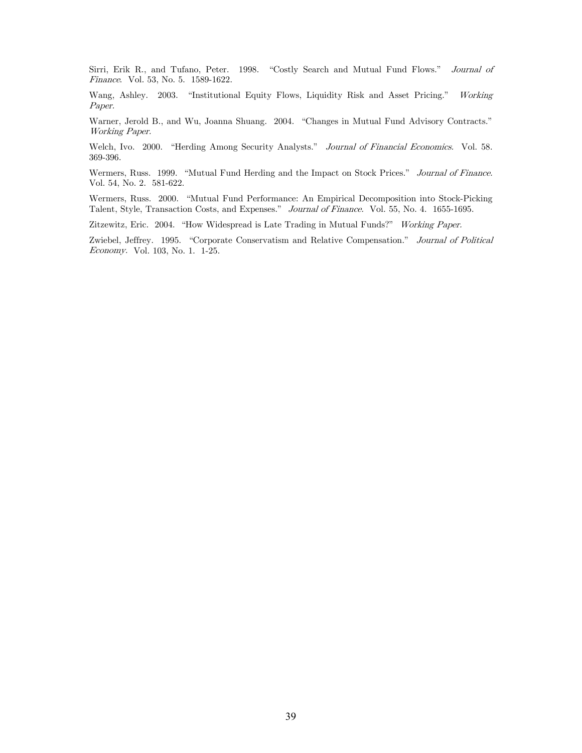Sirri, Erik R., and Tufano, Peter. 1998. "Costly Search and Mutual Fund Flows." *Journal of Finance*. Vol. 53, No. 5. 1589-1622.

Wang, Ashley. 2003. "Institutional Equity Flows, Liquidity Risk and Asset Pricing." *Working Paper.*

Warner, Jerold B., and Wu, Joanna Shuang. 2004. "Changes in Mutual Fund Advisory Contracts." *Working Paper.*

Welch, Ivo. 2000. "Herding Among Security Analysts." *Journal of Financial Economics.* Vol. 58. 369-396.

Wermers, Russ. 1999. "Mutual Fund Herding and the Impact on Stock Prices." *Journal of Finance.* Vol. 54, No. 2. 581-622.

Wermers, Russ. 2000. "Mutual Fund Performance: An Empirical Decomposition into Stock-Picking Talent, Style, Transaction Costs, and Expenses." *Journal of Finance.* Vol. 55, No. 4. 1655-1695.

Zitzewitz, Eric. 2004. "How Widespread is Late Trading in Mutual Funds?" *Working Paper.*

Zwiebel, Jeffrey. 1995. "Corporate Conservatism and Relative Compensation." *Journal of Political Economy.* Vol. 103, No. 1. 1-25.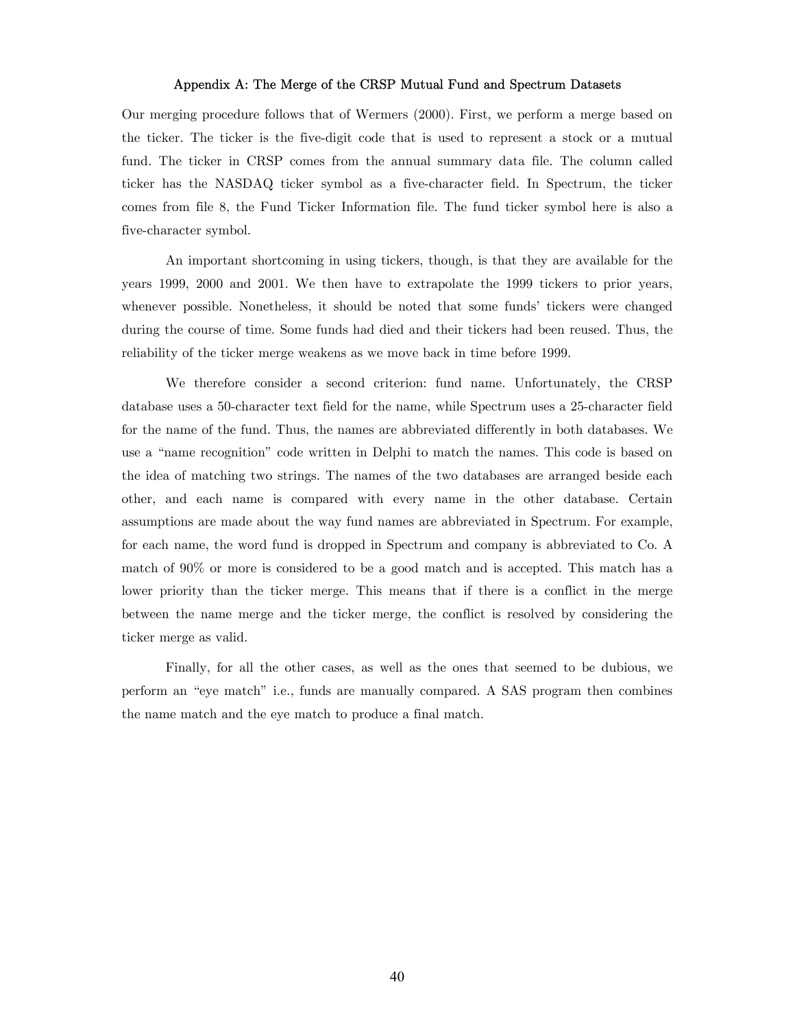## Appendix A: The Merge of the CRSP Mutual Fund and Spectrum Datasets

Our merging procedure follows that of Wermers (2000). First, we perform a merge based on the ticker. The ticker is the five-digit code that is used to represent a stock or a mutual fund. The ticker in CRSP comes from the annual summary data file. The column called ticker has the NASDAQ ticker symbol as a five-character field. In Spectrum, the ticker comes from file 8, the Fund Ticker Information file. The fund ticker symbol here is also a five-character symbol.

An important shortcoming in using tickers, though, is that they are available for the years 1999, 2000 and 2001. We then have to extrapolate the 1999 tickers to prior years, whenever possible. Nonetheless, it should be noted that some funds' tickers were changed during the course of time. Some funds had died and their tickers had been reused. Thus, the reliability of the ticker merge weakens as we move back in time before 1999.

We therefore consider a second criterion: fund name. Unfortunately, the CRSP database uses a 50-character text field for the name, while Spectrum uses a 25-character field for the name of the fund. Thus, the names are abbreviated differently in both databases. We use a "name recognition" code written in Delphi to match the names. This code is based on the idea of matching two strings. The names of the two databases are arranged beside each other, and each name is compared with every name in the other database. Certain assumptions are made about the way fund names are abbreviated in Spectrum. For example, for each name, the word fund is dropped in Spectrum and company is abbreviated to Co. A match of 90% or more is considered to be a good match and is accepted. This match has a lower priority than the ticker merge. This means that if there is a conflict in the merge between the name merge and the ticker merge, the conflict is resolved by considering the ticker merge as valid.

Finally, for all the other cases, as well as the ones that seemed to be dubious, we perform an "eye match" i.e., funds are manually compared. A SAS program then combines the name match and the eye match to produce a final match.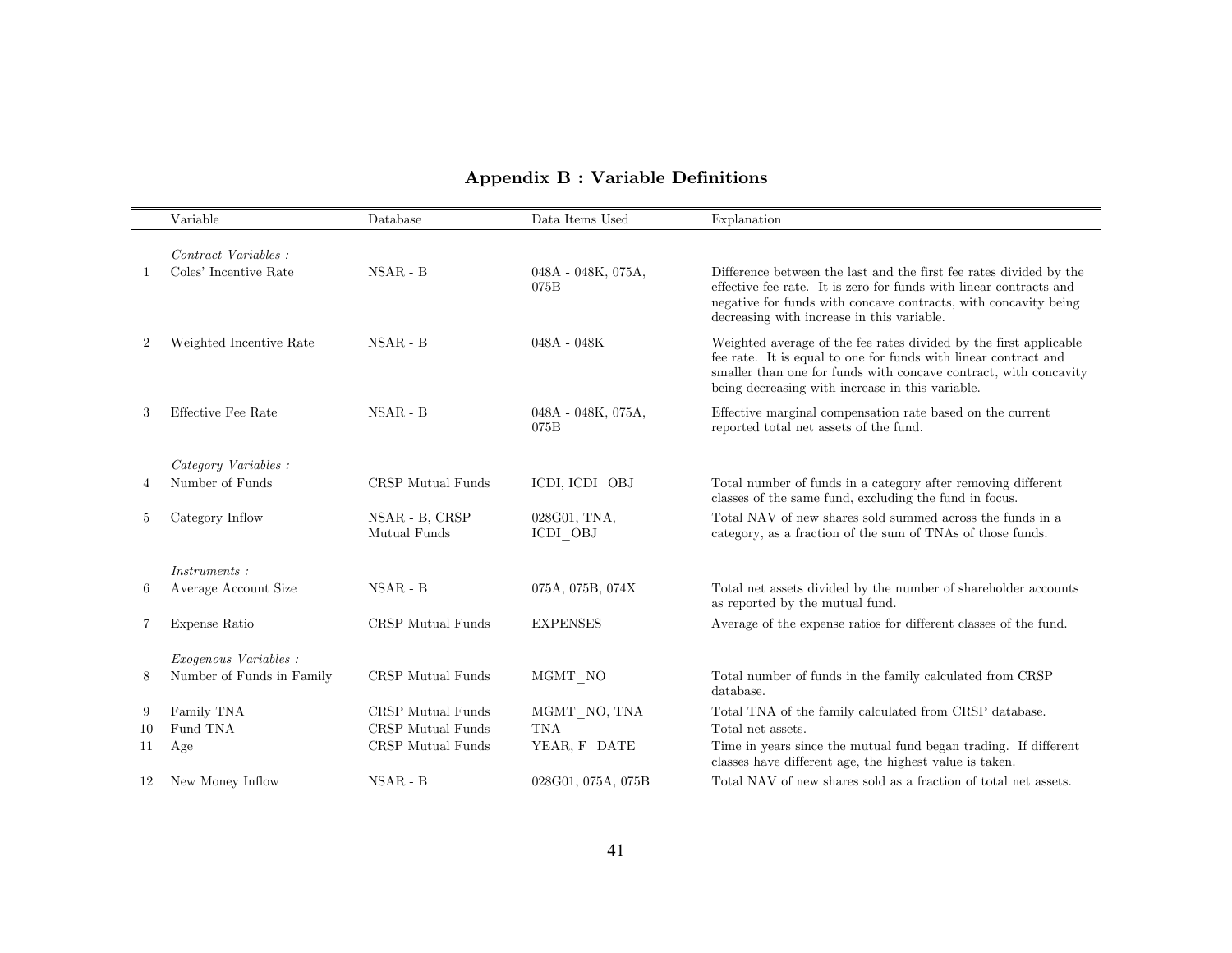# Appendix B : Variable Definitions

| | Variable | Database | Data Items Used | Explanation |
|---|---|---|---|---|
| | *Contract Variables :* | | | |
| 1 | Coles' Incentive Rate | NSAR - B | 048A - 048K, 075A, 075B | Difference between the last and the first fee rates divided by the effective fee rate. It is zero for funds with linear contracts and negative for funds with concave contracts, with concavity being decreasing with increase in this variable. |
| 2 | Weighted Incentive Rate | NSAR - B | 048A - 048K | Weighted average of the fee rates divided by the first applicable fee rate. It is equal to one for funds with linear contract and smaller than one for funds with concave contract, with concavity being decreasing with increase in this variable. |
| 3 | Effective Fee Rate | NSAR - B | 048A - 048K, 075A, 075B | Effective marginal compensation rate based on the current reported total net assets of the fund. |
| | *Category Variables :* | | | |
| 4 | Number of Funds | CRSP Mutual Funds | ICDI, ICDI_OBJ | Total number of funds in a category after removing different classes of the same fund, excluding the fund in focus. |
| 5 | Category Inflow | NSAR - B, CRSP Mutual Funds | 028G01, TNA, ICDI_OBJ | Total NAV of new shares sold summed across the funds in a category, as a fraction of the sum of TNAs of those funds. |
| | *Instruments :* | | | |
| 6 | Average Account Size | NSAR - B | 075A, 075B, 074X | Total net assets divided by the number of shareholder accounts as reported by the mutual fund. |
| 7 | Expense Ratio | CRSP Mutual Funds | EXPENSES | Average of the expense ratios for different classes of the fund. |
| | *Exogenous Variables :* | | | |
| 8 | Number of Funds in Family | CRSP Mutual Funds | MGMT_NO | Total number of funds in the family calculated from CRSP database. |
| 9 | Family TNA | CRSP Mutual Funds | MGMT_NO, TNA | Total TNA of the family calculated from CRSP database. |
| 10 | Fund TNA | CRSP Mutual Funds | TNA | Total net assets. |
| 11 | Age | CRSP Mutual Funds | YEAR, F_DATE | Time in years since the mutual fund began trading. If different classes have different age, the highest value is taken. |
| 12 | New Money Inflow | NSAR - B | 028G01, 075A, 075B | Total NAV of new shares sold as a fraction of total net assets. |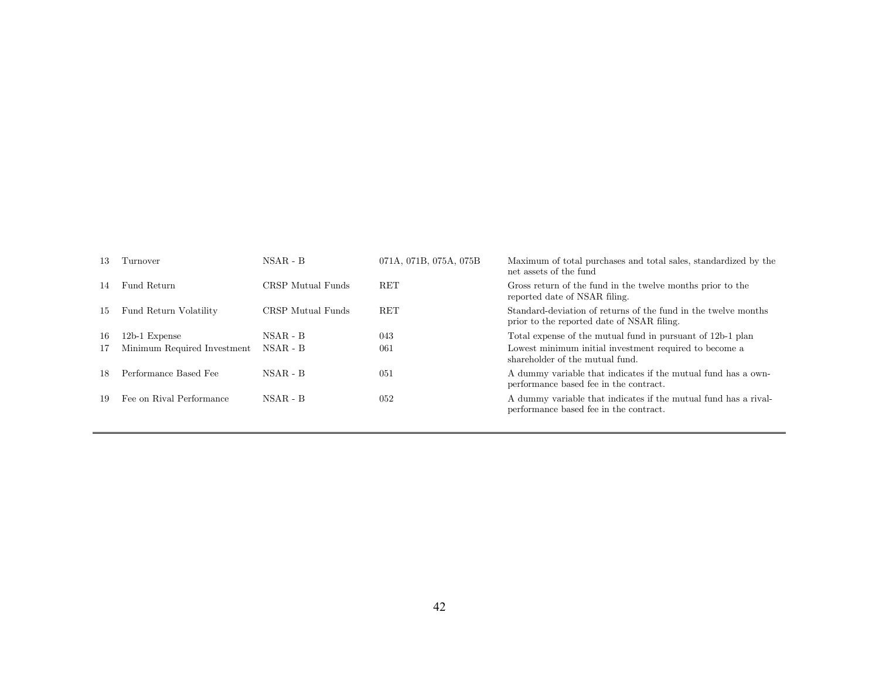| | | | | |
|---|---|---|---|---|
| 13 | Turnover | NSAR - B | 071A, 071B, 075A, 075B | Maximum of total purchases and total sales, standardized by the net assets of the fund |
| 14 | Fund Return | CRSP Mutual Funds | RET | Gross return of the fund in the twelve months prior to the reported date of NSAR filing. |
| 15 | Fund Return Volatility | CRSP Mutual Funds | RET | Standard-deviation of returns of the fund in the twelve months prior to the reported date of NSAR filing. |
| 16 | 12b-1 Expense | NSAR - B | 043 | Total expense of the mutual fund in pursuant of 12b-1 plan |
| 17 | Minimum Required Investment | NSAR - B | 061 | Lowest minimum initial investment required to become a shareholder of the mutual fund. |
| 18 | Performance Based Fee | NSAR - B | 051 | A dummy variable that indicates if the mutual fund has a own-performance based fee in the contract. |
| 19 | Fee on Rival Performance | NSAR - B | 052 | A dummy variable that indicates if the mutual fund has a rival-performance based fee in the contract. |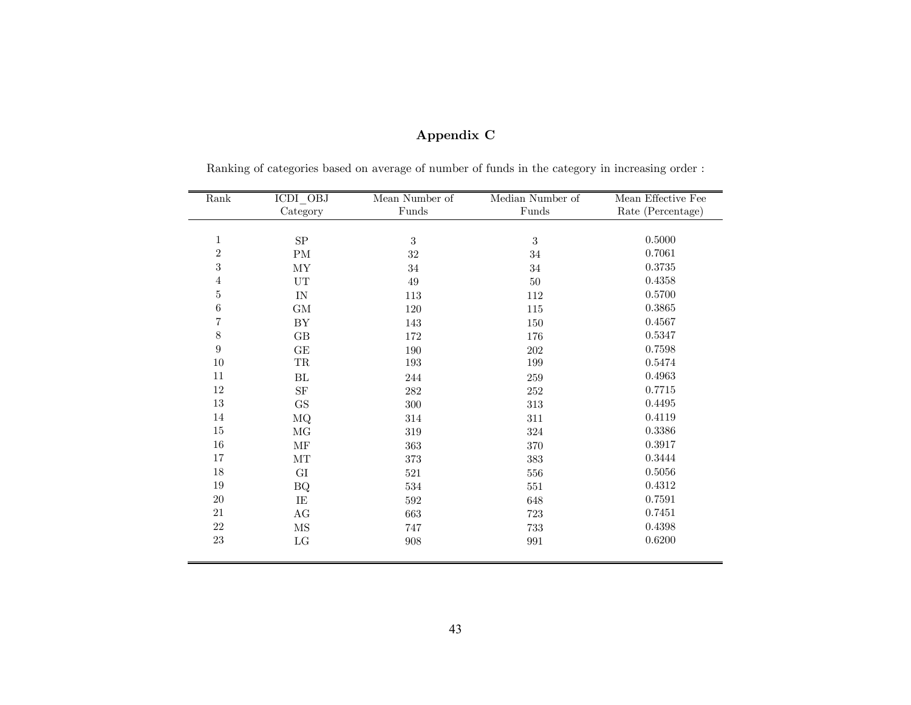## Appendix C

Ranking of categories based on average of number of funds in the category in increasing order :

| Rank | ICDI_OBJ Category | Mean Number of Funds | Median Number of Funds | Mean Effective Fee Rate (Percentage) |
|---|---|---|---|---|
| 1 | SP | 3 | 3 | 0.5000 |
| 2 | PM | 32 | 34 | 0.7061 |
| 3 | MY | 34 | 34 | 0.3735 |
| 4 | UT | 49 | 50 | 0.4358 |
| 5 | IN | 113 | 112 | 0.5700 |
| 6 | GM | 120 | 115 | 0.3865 |
| 7 | BY | 143 | 150 | 0.4567 |
| 8 | GB | 172 | 176 | 0.5347 |
| 9 | GE | 190 | 202 | 0.7598 |
| 10 | TR | 193 | 199 | 0.5474 |
| 11 | BL | 244 | 259 | 0.4963 |
| 12 | SF | 282 | 252 | 0.7715 |
| 13 | GS | 300 | 313 | 0.4495 |
| 14 | MQ | 314 | 311 | 0.4119 |
| 15 | MG | 319 | 324 | 0.3386 |
| 16 | MF | 363 | 370 | 0.3917 |
| 17 | MT | 373 | 383 | 0.3444 |
| 18 | GI | 521 | 556 | 0.5056 |
| 19 | BQ | 534 | 551 | 0.4312 |
| 20 | IE | 592 | 648 | 0.7591 |
| 21 | AG | 663 | 723 | 0.7451 |
| 22 | MS | 747 | 733 | 0.4398 |
| 23 | LG | 908 | 991 | 0.6200 |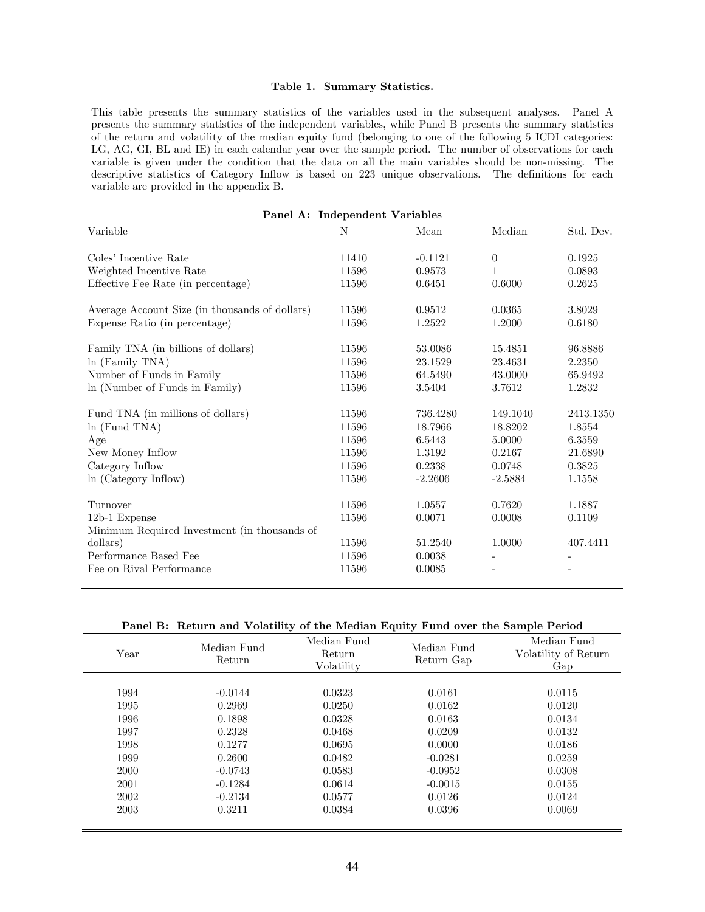**Table 1. Summary Statistics.**

This table presents the summary statistics of the variables used in the subsequent analyses. Panel A presents the summary statistics of the independent variables, while Panel B presents the summary statistics of the return and volatility of the median equity fund (belonging to one of the following 5 ICDI categories: LG, AG, GI, BL and IE) in each calendar year over the sample period. The number of observations for each variable is given under the condition that the data on all the main variables should be non-missing. The descriptive statistics of Category Inflow is based on 223 unique observations. The definitions for each variable are provided in the appendix B.

**Panel A: Independent Variables**

| Variable | N | Mean | Median | Std. Dev. |
|---|---|---|---|---|
| Coles' Incentive Rate | 11410 | -0.1121 | 0 | 0.1925 |
| Weighted Incentive Rate | 11596 | 0.9573 | 1 | 0.0893 |
| Effective Fee Rate (in percentage) | 11596 | 0.6451 | 0.6000 | 0.2625 |
| Average Account Size (in thousands of dollars) | 11596 | 0.9512 | 0.0365 | 3.8029 |
| Expense Ratio (in percentage) | 11596 | 1.2522 | 1.2000 | 0.6180 |
| Family TNA (in billions of dollars) | 11596 | 53.0086 | 15.4851 | 96.8886 |
| ln (Family TNA) | 11596 | 23.1529 | 23.4631 | 2.2350 |
| Number of Funds in Family | 11596 | 64.5490 | 43.0000 | 65.9492 |
| ln (Number of Funds in Family) | 11596 | 3.5404 | 3.7612 | 1.2832 |
| Fund TNA (in millions of dollars) | 11596 | 736.4280 | 149.1040 | 2413.1350 |
| ln (Fund TNA) | 11596 | 18.7966 | 18.8202 | 1.8554 |
| Age | 11596 | 6.5443 | 5.0000 | 6.3559 |
| New Money Inflow | 11596 | 1.3192 | 0.2167 | 21.6890 |
| Category Inflow | 11596 | 0.2338 | 0.0748 | 0.3825 |
| ln (Category Inflow) | 11596 | -2.2606 | -2.5884 | 1.1558 |
| Turnover | 11596 | 1.0557 | 0.7620 | 1.1887 |
| 12b-1 Expense | 11596 | 0.0071 | 0.0008 | 0.1109 |
| Minimum Required Investment (in thousands of dollars) | 11596 | 51.2540 | 1.0000 | 407.4411 |
| Performance Based Fee | 11596 | 0.0038 | - | - |
| Fee on Rival Performance | 11596 | 0.0085 | - | - |

**Panel B: Return and Volatility of the Median Equity Fund over the Sample Period**

| Year | Median Fund Return | Median Fund Return Volatility | Median Fund Return Gap | Median Fund Volatility of Return Gap |
|---|---|---|---|---|
| 1994 | -0.0144 | 0.0323 | 0.0161 | 0.0115 |
| 1995 | 0.2969 | 0.0250 | 0.0162 | 0.0120 |
| 1996 | 0.1898 | 0.0328 | 0.0163 | 0.0134 |
| 1997 | 0.2328 | 0.0468 | 0.0209 | 0.0132 |
| 1998 | 0.1277 | 0.0695 | 0.0000 | 0.0186 |
| 1999 | 0.2600 | 0.0482 | -0.0281 | 0.0259 |
| 2000 | -0.0743 | 0.0583 | -0.0952 | 0.0308 |
| 2001 | -0.1284 | 0.0614 | -0.0015 | 0.0155 |
| 2002 | -0.2134 | 0.0577 | 0.0126 | 0.0124 |
| 2003 | 0.3211 | 0.0384 | 0.0396 | 0.0069 |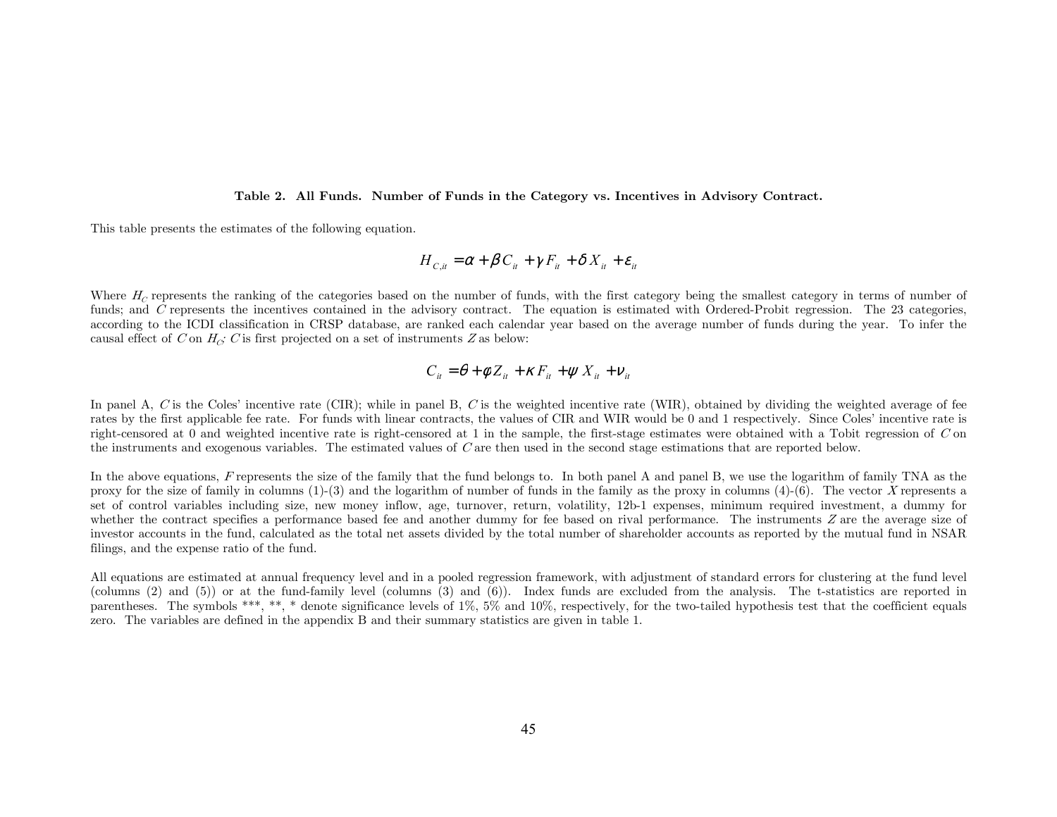**Table 2. All Funds. Number of Funds in the Category vs. Incentives in Advisory Contract.**

This table presents the estimates of the following equation.

$$H_{C,it} = \alpha + \beta C_{it} + \gamma F_{it} + \delta X_{it} + \varepsilon_{it}$$

Where $H_C$ represents the ranking of the categories based on the number of funds, with the first category being the smallest category in terms of number of funds; and $C$ represents the incentives contained in the advisory contract. The equation is estimated with Ordered-Probit regression. The 23 categories, according to the ICDI classification in CRSP database, are ranked each calendar year based on the average number of funds during the year. To infer the causal effect of $C$ on $H_C$; $C$ is first projected on a set of instruments $Z$ as below:

$$C_{it} = \theta + \phi Z_{it} + \kappa F_{it} + \psi X_{it} + \nu_{it}$$

In panel A, $C$ is the Coles' incentive rate (CIR); while in panel B, $C$ is the weighted incentive rate (WIR), obtained by dividing the weighted average of fee rates by the first applicable fee rate. For funds with linear contracts, the values of CIR and WIR would be 0 and 1 respectively. Since Coles' incentive rate is right-censored at 0 and weighted incentive rate is right-censored at 1 in the sample, the first-stage estimates were obtained with a Tobit regression of $C$ on the instruments and exogenous variables. The estimated values of $C$ are then used in the second stage estimations that are reported below.

In the above equations, $F$ represents the size of the family that the fund belongs to. In both panel A and panel B, we use the logarithm of family TNA as the proxy for the size of family in columns (1)-(3) and the logarithm of number of funds in the family as the proxy in columns (4)-(6). The vector $X$ represents a set of control variables including size, new money inflow, age, turnover, return, volatility, 12b-1 expenses, minimum required investment, a dummy for whether the contract specifies a performance based fee and another dummy for fee based on rival performance. The instruments $Z$ are the average size of investor accounts in the fund, calculated as the total net assets divided by the total number of shareholder accounts as reported by the mutual fund in NSAR filings, and the expense ratio of the fund.

All equations are estimated at annual frequency level and in a pooled regression framework, with adjustment of standard errors for clustering at the fund level (columns (2) and (5)) or at the fund-family level (columns (3) and (6)). Index funds are excluded from the analysis. The t-statistics are reported in parentheses. The symbols \*\*\*, \*\*, \* denote significance levels of 1%, 5% and 10%, respectively, for the two-tailed hypothesis test that the coefficient equals zero. The variables are defined in the appendix B and their summary statistics are given in table 1.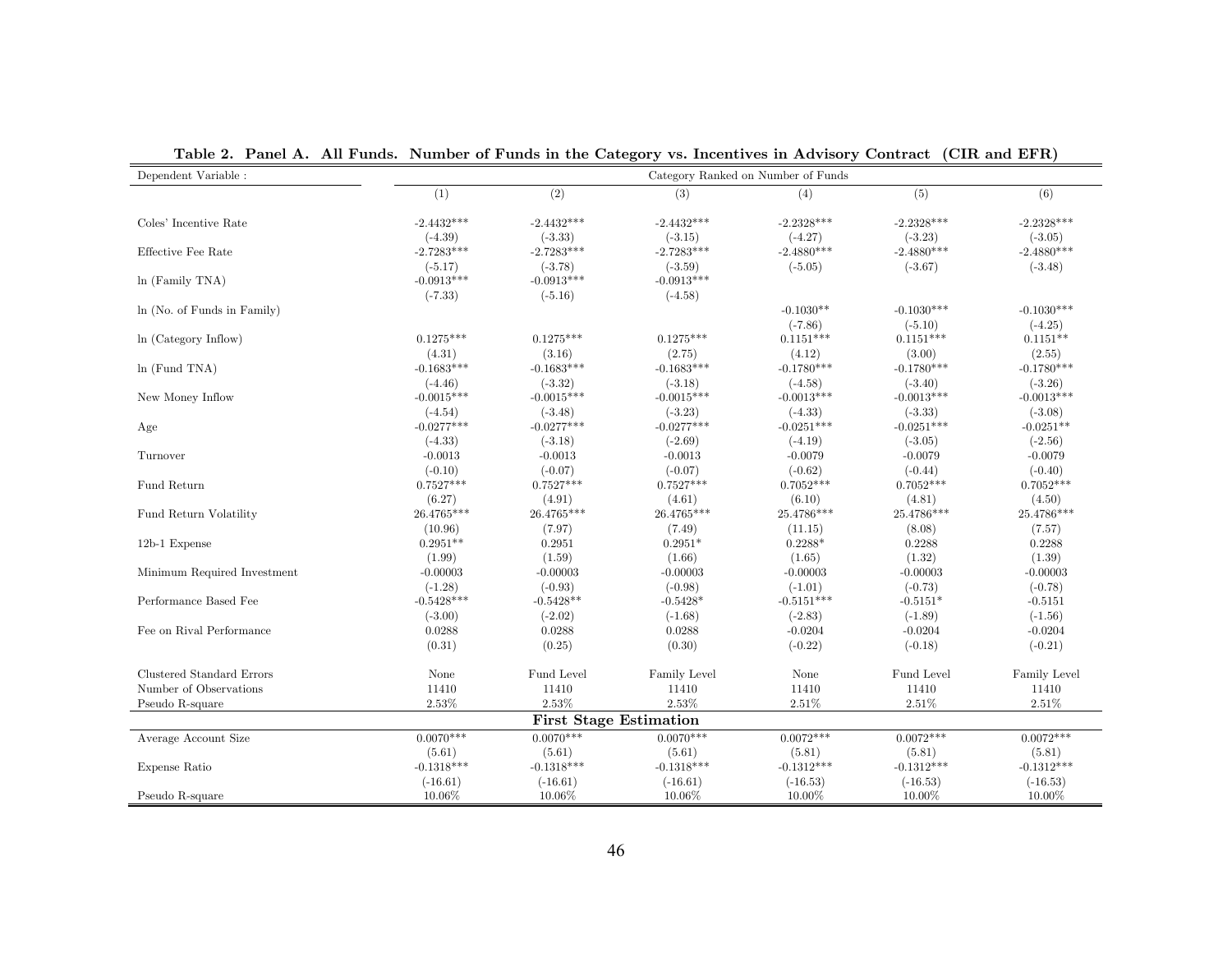**Table 2. Panel A. All Funds. Number of Funds in the Category vs. Incentives in Advisory Contract (CIR and EFR)**

| Dependent Variable : | Category Ranked on Number of Funds | | | | | |
|---|---|---|---|---|---|---|
| | (1) | (2) | (3) | (4) | (5) | (6) |
| Coles' Incentive Rate | -2.4432*** | -2.4432*** | -2.4432*** | -2.2328*** | -2.2328*** | -2.2328*** |
| | (-4.39) | (-3.33) | (-3.15) | (-4.27) | (-3.23) | (-3.05) |
| Effective Fee Rate | -2.7283*** | -2.7283*** | -2.7283*** | -2.4880*** | -2.4880*** | -2.4880*** |
| | (-5.17) | (-3.78) | (-3.59) | (-5.05) | (-3.67) | (-3.48) |
| ln (Family TNA) | -0.0913*** | -0.0913*** | -0.0913*** | | | |
| | (-7.33) | (-5.16) | (-4.58) | | | |
| ln (No. of Funds in Family) | | | | -0.1030** | -0.1030*** | -0.1030*** |
| | | | | (-7.86) | (-5.10) | (-4.25) |
| ln (Category Inflow) | 0.1275*** | 0.1275*** | 0.1275*** | 0.1151*** | 0.1151*** | 0.1151** |
| | (4.31) | (3.16) | (2.75) | (4.12) | (3.00) | (2.55) |
| ln (Fund TNA) | -0.1683*** | -0.1683*** | -0.1683*** | -0.1780*** | -0.1780*** | -0.1780*** |
| | (-4.46) | (-3.32) | (-3.18) | (-4.58) | (-3.40) | (-3.26) |
| New Money Inflow | -0.0015*** | -0.0015*** | -0.0015*** | -0.0013*** | -0.0013*** | -0.0013*** |
| | (-4.54) | (-3.48) | (-3.23) | (-4.33) | (-3.33) | (-3.08) |
| Age | -0.0277*** | -0.0277*** | -0.0277*** | -0.0251*** | -0.0251*** | -0.0251** |
| | (-4.33) | (-3.18) | (-2.69) | (-4.19) | (-3.05) | (-2.56) |
| Turnover | -0.0013 | -0.0013 | -0.0013 | -0.0079 | -0.0079 | -0.0079 |
| | (-0.10) | (-0.07) | (-0.07) | (-0.62) | (-0.44) | (-0.40) |
| Fund Return | 0.7527*** | 0.7527*** | 0.7527*** | 0.7052*** | 0.7052*** | 0.7052*** |
| | (6.27) | (4.91) | (4.61) | (6.10) | (4.81) | (4.50) |
| Fund Return Volatility | 26.4765*** | 26.4765*** | 26.4765*** | 25.4786*** | 25.4786*** | 25.4786*** |
| | (10.96) | (7.97) | (7.49) | (11.15) | (8.08) | (7.57) |
| 12b-1 Expense | 0.2951** | 0.2951 | 0.2951* | 0.2288* | 0.2288 | 0.2288 |
| | (1.99) | (1.59) | (1.66) | (1.65) | (1.32) | (1.39) |
| Minimum Required Investment | -0.00003 | -0.00003 | -0.00003 | -0.00003 | -0.00003 | -0.00003 |
| | (-1.28) | (-0.93) | (-0.98) | (-1.01) | (-0.73) | (-0.78) |
| Performance Based Fee | -0.5428*** | -0.5428** | -0.5428* | -0.5151*** | -0.5151* | -0.5151 |
| | (-3.00) | (-2.02) | (-1.68) | (-2.83) | (-1.89) | (-1.56) |
| Fee on Rival Performance | 0.0288 | 0.0288 | 0.0288 | -0.0204 | -0.0204 | -0.0204 |
| | (0.31) | (0.25) | (0.30) | (-0.22) | (-0.18) | (-0.21) |
| Clustered Standard Errors | None | Fund Level | Family Level | None | Fund Level | Family Level |
| Number of Observations | 11410 | 11410 | 11410 | 11410 | 11410 | 11410 |
| Pseudo R-square | 2.53% | 2.53% | 2.53% | 2.51% | 2.51% | 2.51% |
| **First Stage Estimation** | | | | | | |
| Average Account Size | 0.0070*** | 0.0070*** | 0.0070*** | 0.0072*** | 0.0072*** | 0.0072*** |
| | (5.61) | (5.61) | (5.61) | (5.81) | (5.81) | (5.81) |
| Expense Ratio | -0.1318*** | -0.1318*** | -0.1318*** | -0.1312*** | -0.1312*** | -0.1312*** |
| | (-16.61) | (-16.61) | (-16.61) | (-16.53) | (-16.53) | (-16.53) |
| Pseudo R-square | 10.06% | 10.06% | 10.06% | 10.00% | 10.00% | 10.00% |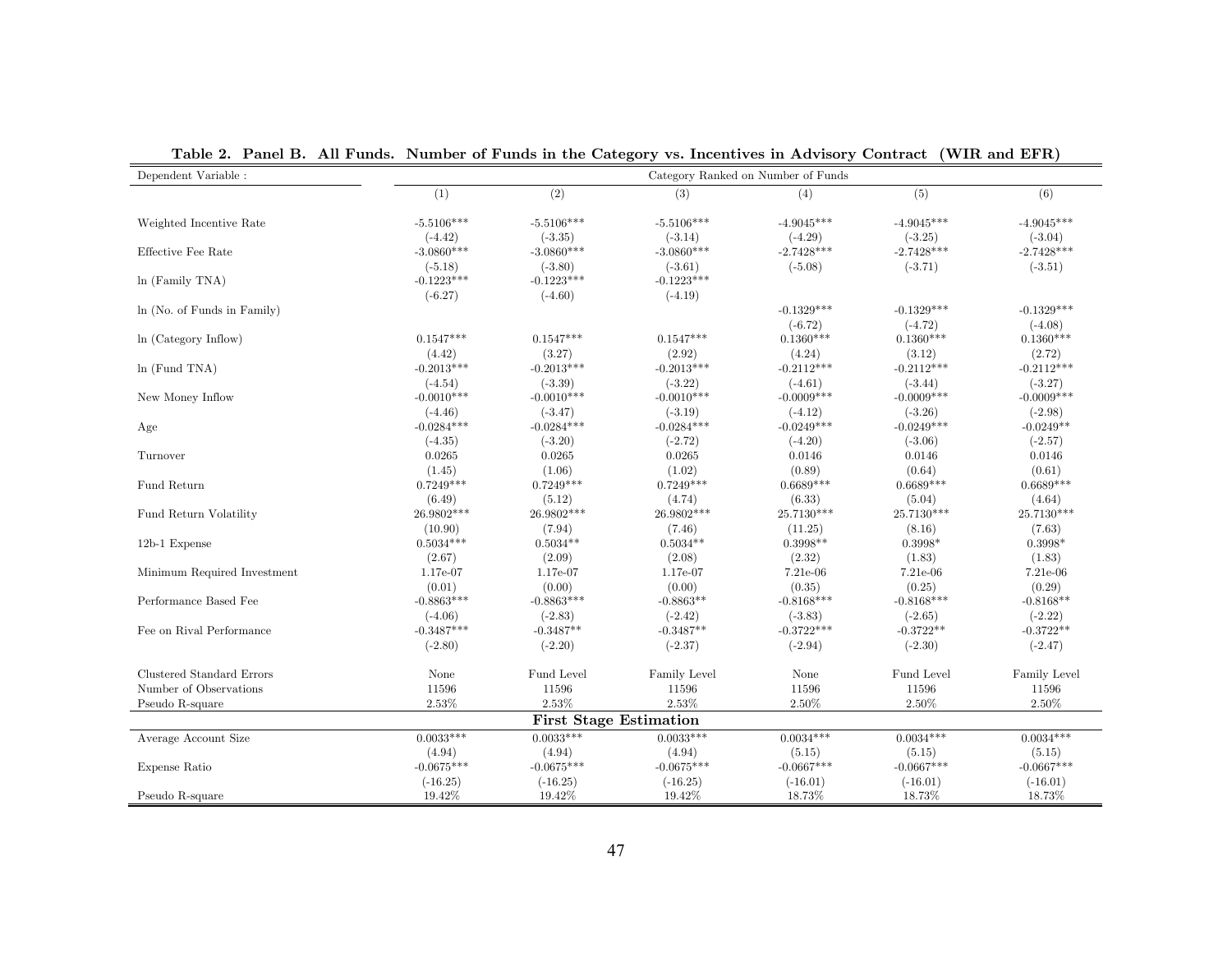**Table 2. Panel B. All Funds. Number of Funds in the Category vs. Incentives in Advisory Contract (WIR and EFR)**

| Dependent Variable : | Category Ranked on Number of Funds | | | | | |
|---|---|---|---|---|---|---|
| | (1) | (2) | (3) | (4) | (5) | (6) |
| Weighted Incentive Rate | -5.5106*** | -5.5106*** | -5.5106*** | -4.9045*** | -4.9045*** | -4.9045*** |
| | (-4.42) | (-3.35) | (-3.14) | (-4.29) | (-3.25) | (-3.04) |
| Effective Fee Rate | -3.0860*** | -3.0860*** | -3.0860*** | -2.7428*** | -2.7428*** | -2.7428*** |
| | (-5.18) | (-3.80) | (-3.61) | (-5.08) | (-3.71) | (-3.51) |
| ln (Family TNA) | -0.1223*** | -0.1223*** | -0.1223*** | | | |
| | (-6.27) | (-4.60) | (-4.19) | | | |
| ln (No. of Funds in Family) | | | | -0.1329*** | -0.1329*** | -0.1329*** |
| | | | | (-6.72) | (-4.72) | (-4.08) |
| ln (Category Inflow) | 0.1547*** | 0.1547*** | 0.1547*** | 0.1360*** | 0.1360*** | 0.1360*** |
| | (4.42) | (3.27) | (2.92) | (4.24) | (3.12) | (2.72) |
| ln (Fund TNA) | -0.2013*** | -0.2013*** | -0.2013*** | -0.2112*** | -0.2112*** | -0.2112*** |
| | (-4.54) | (-3.39) | (-3.22) | (-4.61) | (-3.44) | (-3.27) |
| New Money Inflow | -0.0010*** | -0.0010*** | -0.0010*** | -0.0009*** | -0.0009*** | -0.0009*** |
| | (-4.46) | (-3.47) | (-3.19) | (-4.12) | (-3.26) | (-2.98) |
| Age | -0.0284*** | -0.0284*** | -0.0284*** | -0.0249*** | -0.0249*** | -0.0249** |
| | (-4.35) | (-3.20) | (-2.72) | (-4.20) | (-3.06) | (-2.57) |
| Turnover | 0.0265 | 0.0265 | 0.0265 | 0.0146 | 0.0146 | 0.0146 |
| | (1.45) | (1.06) | (1.02) | (0.89) | (0.64) | (0.61) |
| Fund Return | 0.7249*** | 0.7249*** | 0.7249*** | 0.6689*** | 0.6689*** | 0.6689*** |
| | (6.49) | (5.12) | (4.74) | (6.33) | (5.04) | (4.64) |
| Fund Return Volatility | 26.9802*** | 26.9802*** | 26.9802*** | 25.7130*** | 25.7130*** | 25.7130*** |
| | (10.90) | (7.94) | (7.46) | (11.25) | (8.16) | (7.63) |
| 12b-1 Expense | 0.5034*** | 0.5034** | 0.5034** | 0.3998** | 0.3998* | 0.3998* |
| | (2.67) | (2.09) | (2.08) | (2.32) | (1.83) | (1.83) |
| Minimum Required Investment | 1.17e-07 | 1.17e-07 | 1.17e-07 | 7.21e-06 | 7.21e-06 | 7.21e-06 |
| | (0.01) | (0.00) | (0.00) | (0.35) | (0.25) | (0.29) |
| Performance Based Fee | -0.8863*** | -0.8863*** | -0.8863** | -0.8168*** | -0.8168*** | -0.8168** |
| | (-4.06) | (-2.83) | (-2.42) | (-3.83) | (-2.65) | (-2.22) |
| Fee on Rival Performance | -0.3487*** | -0.3487** | -0.3487** | -0.3722*** | -0.3722** | -0.3722** |
| | (-2.80) | (-2.20) | (-2.37) | (-2.94) | (-2.30) | (-2.47) |
| Clustered Standard Errors | None | Fund Level | Family Level | None | Fund Level | Family Level |
| Number of Observations | 11596 | 11596 | 11596 | 11596 | 11596 | 11596 |
| Pseudo R-square | 2.53% | 2.53% | 2.53% | 2.50% | 2.50% | 2.50% |
| **First Stage Estimation** | | | | | | |
| Average Account Size | 0.0033*** | 0.0033*** | 0.0033*** | 0.0034*** | 0.0034*** | 0.0034*** |
| | (4.94) | (4.94) | (4.94) | (5.15) | (5.15) | (5.15) |
| Expense Ratio | -0.0675*** | -0.0675*** | -0.0675*** | -0.0667*** | -0.0667*** | -0.0667*** |
| | (-16.25) | (-16.25) | (-16.25) | (-16.01) | (-16.01) | (-16.01) |
| Pseudo R-square | 19.42% | 19.42% | 19.42% | 18.73% | 18.73% | 18.73% |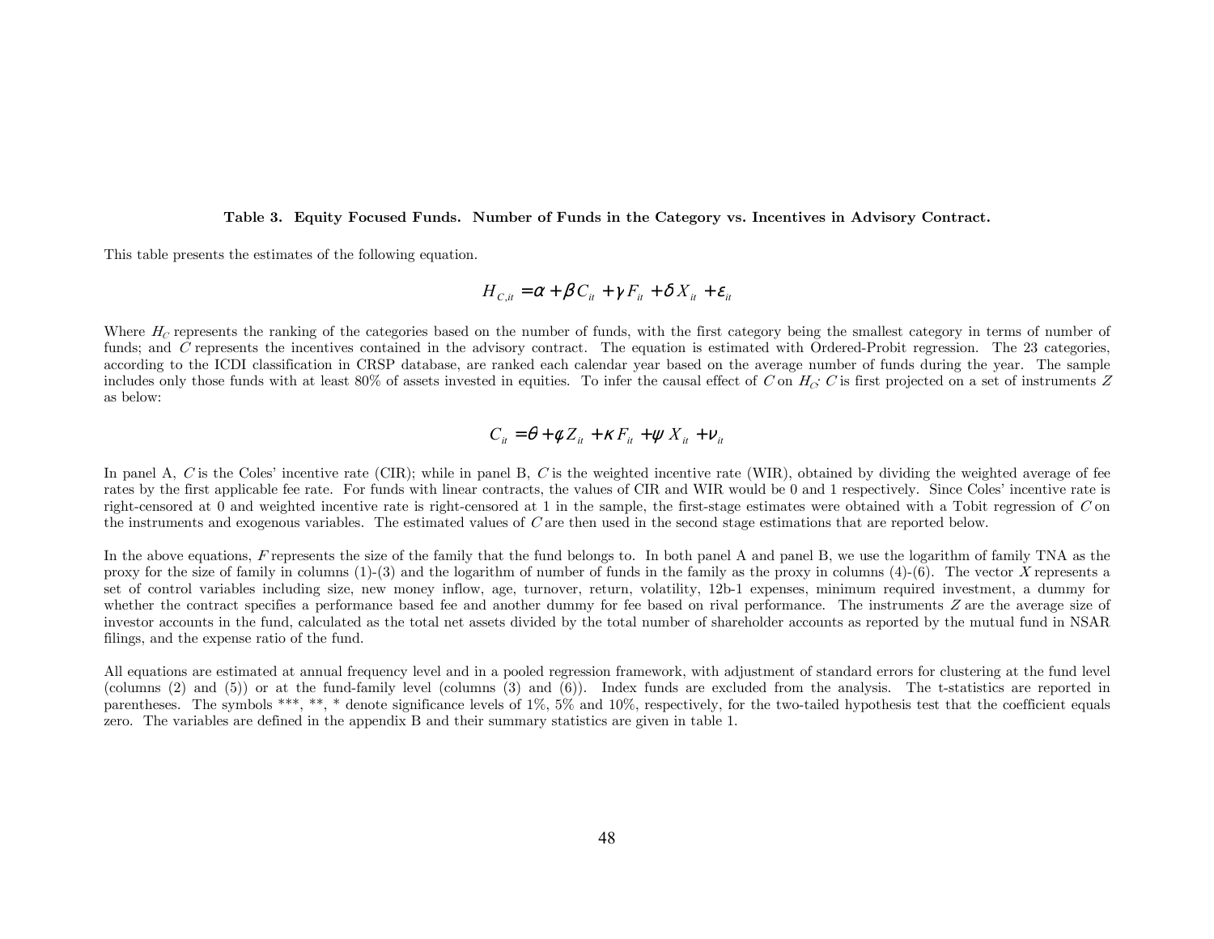**Table 3. Equity Focused Funds. Number of Funds in the Category vs. Incentives in Advisory Contract.**

This table presents the estimates of the following equation.

$$H_{C,it} = \alpha + \beta C_{it} + \gamma F_{it} + \delta X_{it} + \varepsilon_{it}$$

Where $H_C$ represents the ranking of the categories based on the number of funds, with the first category being the smallest category in terms of number of funds; and $C$ represents the incentives contained in the advisory contract. The equation is estimated with Ordered-Probit regression. The 23 categories, according to the ICDI classification in CRSP database, are ranked each calendar year based on the average number of funds during the year. The sample includes only those funds with at least 80% of assets invested in equities. To infer the causal effect of $C$ on $H_C$; $C$ is first projected on a set of instruments $Z$ as below:

$$C_{it} = \theta + \phi Z_{it} + \kappa F_{it} + \psi X_{it} + \nu_{it}$$

In panel A, $C$ is the Coles' incentive rate (CIR); while in panel B, $C$ is the weighted incentive rate (WIR), obtained by dividing the weighted average of fee rates by the first applicable fee rate. For funds with linear contracts, the values of CIR and WIR would be 0 and 1 respectively. Since Coles' incentive rate is right-censored at 0 and weighted incentive rate is right-censored at 1 in the sample, the first-stage estimates were obtained with a Tobit regression of $C$ on the instruments and exogenous variables. The estimated values of $C$ are then used in the second stage estimations that are reported below.

In the above equations, $F$ represents the size of the family that the fund belongs to. In both panel A and panel B, we use the logarithm of family TNA as the proxy for the size of family in columns (1)-(3) and the logarithm of number of funds in the family as the proxy in columns (4)-(6). The vector $X$ represents a set of control variables including size, new money inflow, age, turnover, return, volatility, 12b-1 expenses, minimum required investment, a dummy for whether the contract specifies a performance based fee and another dummy for fee based on rival performance. The instruments $Z$ are the average size of investor accounts in the fund, calculated as the total net assets divided by the total number of shareholder accounts as reported by the mutual fund in NSAR filings, and the expense ratio of the fund.

All equations are estimated at annual frequency level and in a pooled regression framework, with adjustment of standard errors for clustering at the fund level (columns (2) and (5)) or at the fund-family level (columns (3) and (6)). Index funds are excluded from the analysis. The t-statistics are reported in parentheses. The symbols \*\*\*, \*\*, \* denote significance levels of 1%, 5% and 10%, respectively, for the two-tailed hypothesis test that the coefficient equals zero. The variables are defined in the appendix B and their summary statistics are given in table 1.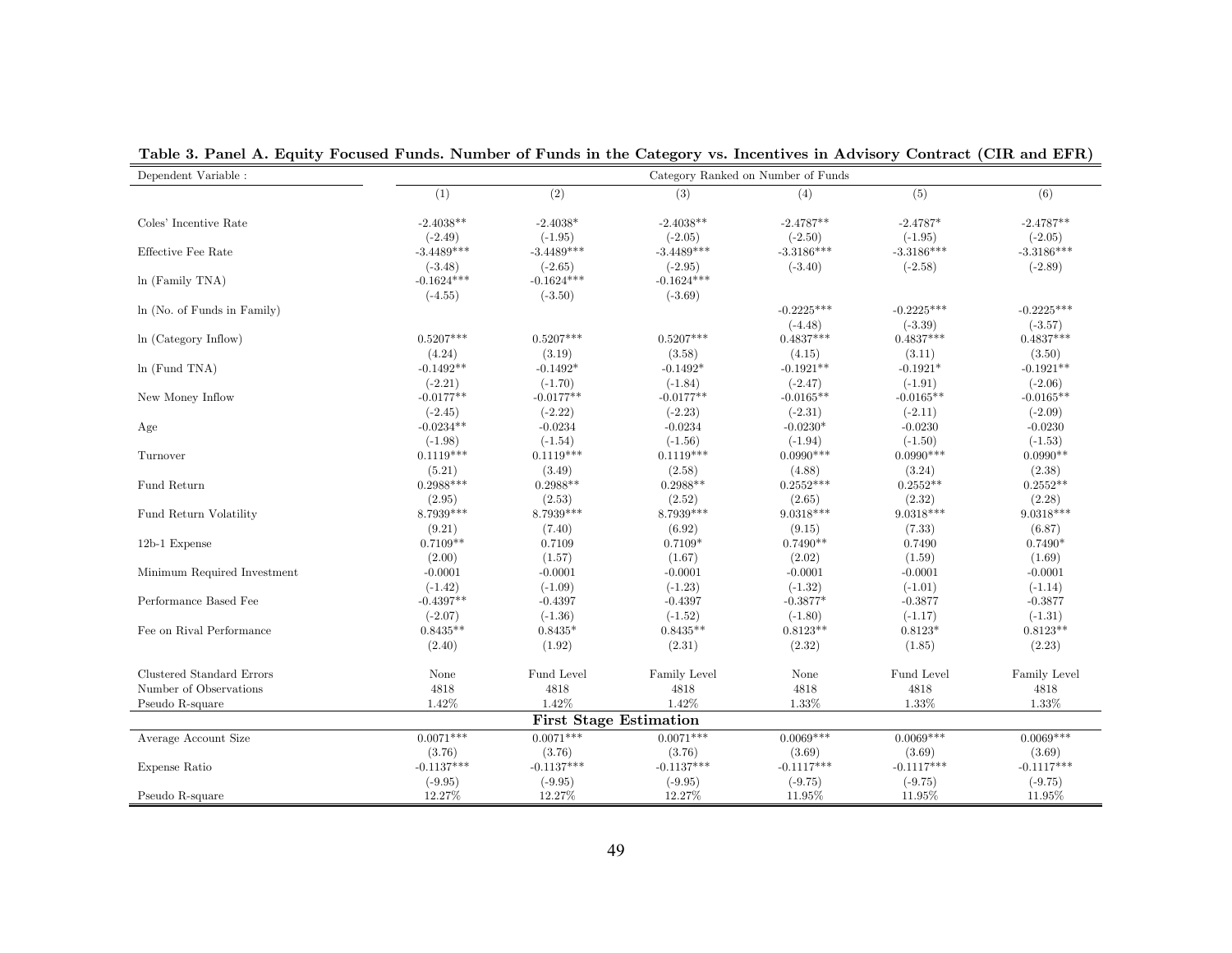**Table 3. Panel A. Equity Focused Funds. Number of Funds in the Category vs. Incentives in Advisory Contract (CIR and EFR)**

| Dependent Variable : | Category Ranked on Number of Funds | | | | | |
|---|---|---|---|---|---|---|
| | (1) | (2) | (3) | (4) | (5) | (6) |
| Coles' Incentive Rate | -2.4038** | -2.4038* | -2.4038** | -2.4787** | -2.4787* | -2.4787** |
| | (-2.49) | (-1.95) | (-2.05) | (-2.50) | (-1.95) | (-2.05) |
| Effective Fee Rate | -3.4489*** | -3.4489*** | -3.4489*** | -3.3186*** | -3.3186*** | -3.3186*** |
| | (-3.48) | (-2.65) | (-2.95) | (-3.40) | (-2.58) | (-2.89) |
| ln (Family TNA) | -0.1624*** | -0.1624*** | -0.1624*** | | | |
| | (-4.55) | (-3.50) | (-3.69) | | | |
| ln (No. of Funds in Family) | | | | -0.2225*** | -0.2225*** | -0.2225*** |
| | | | | (-4.48) | (-3.39) | (-3.57) |
| ln (Category Inflow) | 0.5207*** | 0.5207*** | 0.5207*** | 0.4837*** | 0.4837*** | 0.4837*** |
| | (4.24) | (3.19) | (3.58) | (4.15) | (3.11) | (3.50) |
| ln (Fund TNA) | -0.1492** | -0.1492* | -0.1492* | -0.1921** | -0.1921* | -0.1921** |
| | (-2.21) | (-1.70) | (-1.84) | (-2.47) | (-1.91) | (-2.06) |
| New Money Inflow | -0.0177** | -0.0177** | -0.0177** | -0.0165** | -0.0165** | -0.0165** |
| | (-2.45) | (-2.22) | (-2.23) | (-2.31) | (-2.11) | (-2.09) |
| Age | -0.0234** | -0.0234 | -0.0234 | -0.0230* | -0.0230 | -0.0230 |
| | (-1.98) | (-1.54) | (-1.56) | (-1.94) | (-1.50) | (-1.53) |
| Turnover | 0.1119*** | 0.1119*** | 0.1119*** | 0.0990*** | 0.0990*** | 0.0990** |
| | (5.21) | (3.49) | (2.58) | (4.88) | (3.24) | (2.38) |
| Fund Return | 0.2988*** | 0.2988** | 0.2988** | 0.2552*** | 0.2552** | 0.2552** |
| | (2.95) | (2.53) | (2.52) | (2.65) | (2.32) | (2.28) |
| Fund Return Volatility | 8.7939*** | 8.7939*** | 8.7939*** | 9.0318*** | 9.0318*** | 9.0318*** |
| | (9.21) | (7.40) | (6.92) | (9.15) | (7.33) | (6.87) |
| 12b-1 Expense | 0.7109** | 0.7109 | 0.7109* | 0.7490** | 0.7490 | 0.7490* |
| | (2.00) | (1.57) | (1.67) | (2.02) | (1.59) | (1.69) |
| Minimum Required Investment | -0.0001 | -0.0001 | -0.0001 | -0.0001 | -0.0001 | -0.0001 |
| | (-1.42) | (-1.09) | (-1.23) | (-1.32) | (-1.01) | (-1.14) |
| Performance Based Fee | -0.4397** | -0.4397 | -0.4397 | -0.3877* | -0.3877 | -0.3877 |
| | (-2.07) | (-1.36) | (-1.52) | (-1.80) | (-1.17) | (-1.31) |
| Fee on Rival Performance | 0.8435** | 0.8435* | 0.8435** | 0.8123** | 0.8123* | 0.8123** |
| | (2.40) | (1.92) | (2.31) | (2.32) | (1.85) | (2.23) |
| Clustered Standard Errors | None | Fund Level | Family Level | None | Fund Level | Family Level |
| Number of Observations | 4818 | 4818 | 4818 | 4818 | 4818 | 4818 |
| Pseudo R-square | 1.42% | 1.42% | 1.42% | 1.33% | 1.33% | 1.33% |
| **First Stage Estimation** | | | | | | |
| Average Account Size | 0.0071*** | 0.0071*** | 0.0071*** | 0.0069*** | 0.0069*** | 0.0069*** |
| | (3.76) | (3.76) | (3.76) | (3.69) | (3.69) | (3.69) |
| Expense Ratio | -0.1137*** | -0.1137*** | -0.1137*** | -0.1117*** | -0.1117*** | -0.1117*** |
| | (-9.95) | (-9.95) | (-9.95) | (-9.75) | (-9.75) | (-9.75) |
| Pseudo R-square | 12.27% | 12.27% | 12.27% | 11.95% | 11.95% | 11.95% |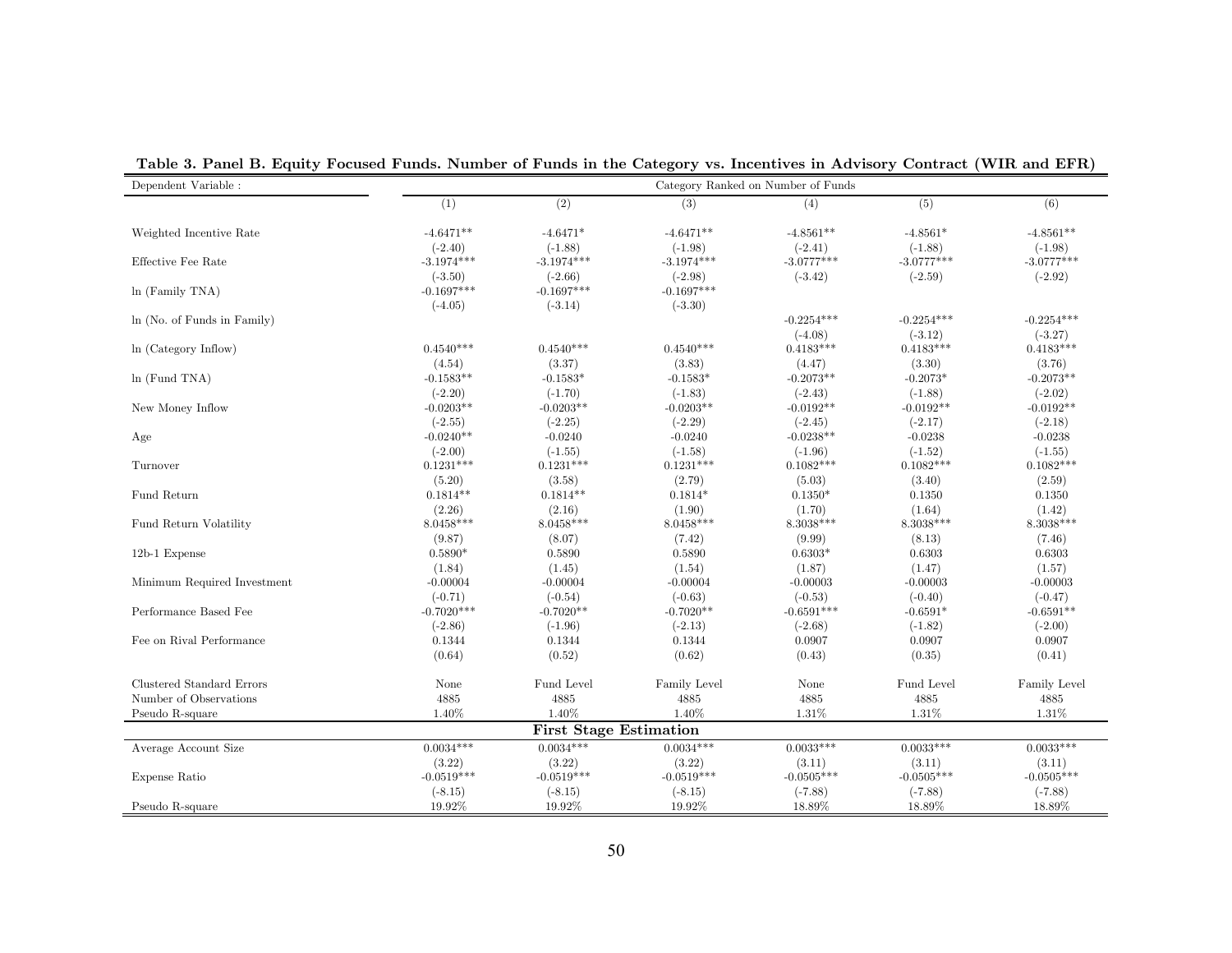**Table 3. Panel B. Equity Focused Funds. Number of Funds in the Category vs. Incentives in Advisory Contract (WIR and EFR)**

| Dependent Variable : | Category Ranked on Number of Funds | | | | | |
|---|---|---|---|---|---|---|
| | (1) | (2) | (3) | (4) | (5) | (6) |
| Weighted Incentive Rate | -4.6471** | -4.6471* | -4.6471** | -4.8561** | -4.8561* | -4.8561** |
| | (-2.40) | (-1.88) | (-1.98) | (-2.41) | (-1.88) | (-1.98) |
| Effective Fee Rate | -3.1974*** | -3.1974*** | -3.1974*** | -3.0777*** | -3.0777*** | -3.0777*** |
| | (-3.50) | (-2.66) | (-2.98) | (-3.42) | (-2.59) | (-2.92) |
| ln (Family TNA) | -0.1697*** | -0.1697*** | -0.1697*** | | | |
| | (-4.05) | (-3.14) | (-3.30) | | | |
| ln (No. of Funds in Family) | | | | -0.2254*** | -0.2254*** | -0.2254*** |
| | | | | (-4.08) | (-3.12) | (-3.27) |
| ln (Category Inflow) | 0.4540*** | 0.4540*** | 0.4540*** | 0.4183*** | 0.4183*** | 0.4183*** |
| | (4.54) | (3.37) | (3.83) | (4.47) | (3.30) | (3.76) |
| ln (Fund TNA) | -0.1583** | -0.1583* | -0.1583* | -0.2073** | -0.2073* | -0.2073** |
| | (-2.20) | (-1.70) | (-1.83) | (-2.43) | (-1.88) | (-2.02) |
| New Money Inflow | -0.0203** | -0.0203** | -0.0203** | -0.0192** | -0.0192** | -0.0192** |
| | (-2.55) | (-2.25) | (-2.29) | (-2.45) | (-2.17) | (-2.18) |
| Age | -0.0240** | -0.0240 | -0.0240 | -0.0238** | -0.0238 | -0.0238 |
| | (-2.00) | (-1.55) | (-1.58) | (-1.96) | (-1.52) | (-1.55) |
| Turnover | 0.1231*** | 0.1231*** | 0.1231*** | 0.1082*** | 0.1082*** | 0.1082*** |
| | (5.20) | (3.58) | (2.79) | (5.03) | (3.40) | (2.59) |
| Fund Return | 0.1814** | 0.1814** | 0.1814* | 0.1350* | 0.1350 | 0.1350 |
| | (2.26) | (2.16) | (1.90) | (1.70) | (1.64) | (1.42) |
| Fund Return Volatility | 8.0458*** | 8.0458*** | 8.0458*** | 8.3038*** | 8.3038*** | 8.3038*** |
| | (9.87) | (8.07) | (7.42) | (9.99) | (8.13) | (7.46) |
| 12b-1 Expense | 0.5890* | 0.5890 | 0.5890 | 0.6303* | 0.6303 | 0.6303 |
| | (1.84) | (1.45) | (1.54) | (1.87) | (1.47) | (1.57) |
| Minimum Required Investment | -0.00004 | -0.00004 | -0.00004 | -0.00003 | -0.00003 | -0.00003 |
| | (-0.71) | (-0.54) | (-0.63) | (-0.53) | (-0.40) | (-0.47) |
| Performance Based Fee | -0.7020*** | -0.7020** | -0.7020** | -0.6591*** | -0.6591* | -0.6591** |
| | (-2.86) | (-1.96) | (-2.13) | (-2.68) | (-1.82) | (-2.00) |
| Fee on Rival Performance | 0.1344 | 0.1344 | 0.1344 | 0.0907 | 0.0907 | 0.0907 |
| | (0.64) | (0.52) | (0.62) | (0.43) | (0.35) | (0.41) |
| Clustered Standard Errors | None | Fund Level | Family Level | None | Fund Level | Family Level |
| Number of Observations | 4885 | 4885 | 4885 | 4885 | 4885 | 4885 |
| Pseudo R-square | 1.40% | 1.40% | 1.40% | 1.31% | 1.31% | 1.31% |
| **First Stage Estimation** | | | | | | |
| Average Account Size | 0.0034*** | 0.0034*** | 0.0034*** | 0.0033*** | 0.0033*** | 0.0033*** |
| | (3.22) | (3.22) | (3.22) | (3.11) | (3.11) | (3.11) |
| Expense Ratio | -0.0519*** | -0.0519*** | -0.0519*** | -0.0505*** | -0.0505*** | -0.0505*** |
| | (-8.15) | (-8.15) | (-8.15) | (-7.88) | (-7.88) | (-7.88) |
| Pseudo R-square | 19.92% | 19.92% | 19.92% | 18.89% | 18.89% | 18.89% |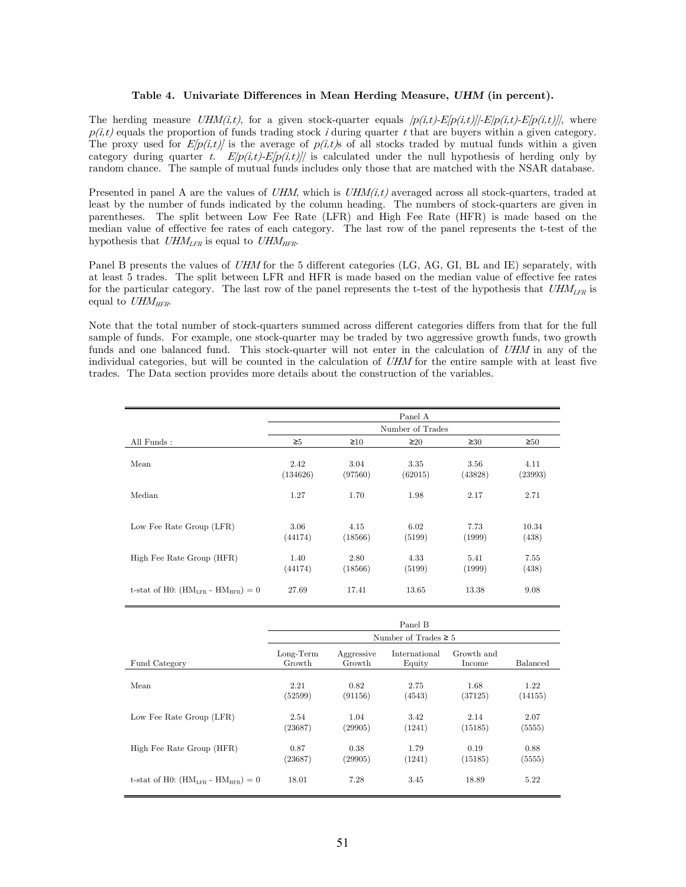### Table 4. Univariate Differences in Mean Herding Measure, *UHM* (in percent).

The herding measure $UHM(i,t)$, for a given stock-quarter equals $|p(i,t)-E[p(i,t)]|-E|p(i,t)-E[p(i,t)]|$, where $p(i,t)$ equals the proportion of funds trading stock $i$ during quarter $t$ that are buyers within a given category. The proxy used for $E[p(i,t)]$ is the average of $p(i,t)$s of all stocks traded by mutual funds within a given category during quarter $t$. $E|p(i,t)-E[p(i,t)]|$ is calculated under the null hypothesis of herding only by random chance. The sample of mutual funds includes only those that are matched with the NSAR database.

Presented in panel A are the values of *UHM*, which is $UHM(i,t)$ averaged across all stock-quarters, traded at least by the number of funds indicated by the column heading. The numbers of stock-quarters are given in parentheses. The split between Low Fee Rate (LFR) and High Fee Rate (HFR) is made based on the median value of effective fee rates of each category. The last row of the panel represents the t-test of the hypothesis that $UHM_{LFR}$ is equal to $UHM_{HFR}$.

Panel B presents the values of *UHM* for the 5 different categories (LG, AG, GI, BL and IE) separately, with at least 5 trades. The split between LFR and HFR is made based on the median value of effective fee rates for the particular category. The last row of the panel represents the t-test of the hypothesis that $UHM_{LFR}$ is equal to $UHM_{HFR}$.

Note that the total number of stock-quarters summed across different categories differs from that for the full sample of funds. For example, one stock-quarter may be traded by two aggressive growth funds, two growth funds and one balanced fund. This stock-quarter will not enter in the calculation of *UHM* in any of the individual categories, but will be counted in the calculation of *UHM* for the entire sample with at least five trades. The Data section provides more details about the construction of the variables.

| | Panel A | | | | |
|---|---|---|---|---|---|
| | Number of Trades | | | | |
| All Funds : | ≥5 | ≥10 | ≥20 | ≥30 | ≥50 |
| Mean | 2.42<br>(134626) | 3.04<br>(97560) | 3.35<br>(62015) | 3.56<br>(43828) | 4.11<br>(23993) |
| Median | 1.27 | 1.70 | 1.98 | 2.17 | 2.71 |
| Low Fee Rate Group (LFR) | 3.06<br>(44174) | 4.15<br>(18566) | 6.02<br>(5199) | 7.73<br>(1999) | 10.34<br>(438) |
| High Fee Rate Group (HFR) | 1.40<br>(44174) | 2.80<br>(18566) | 4.33<br>(5199) | 5.41<br>(1999) | 7.55<br>(438) |
| t-stat of H0: $(HM_{LFR} - HM_{HFR}) = 0$ | 27.69 | 17.41 | 13.65 | 13.38 | 9.08 |

| | Panel B | | | | |
|---|---|---|---|---|---|
| | Number of Trades ≥ 5 | | | | |
| Fund Category | Long-Term Growth | Aggressive Growth | International Equity | Growth and Income | Balanced |
| Mean | 2.21<br>(52599) | 0.82<br>(91156) | 2.75<br>(4543) | 1.68<br>(37125) | 1.22<br>(14155) |
| Low Fee Rate Group (LFR) | 2.54<br>(23687) | 1.04<br>(29905) | 3.42<br>(1241) | 2.14<br>(15185) | 2.07<br>(5555) |
| High Fee Rate Group (HFR) | 0.87<br>(23687) | 0.38<br>(29905) | 1.79<br>(1241) | 0.19<br>(15185) | 0.88<br>(5555) |
| t-stat of H0: $(HM_{LFR} - HM_{HFR}) = 0$ | 18.01 | 7.28 | 3.45 | 18.89 | 5.22 |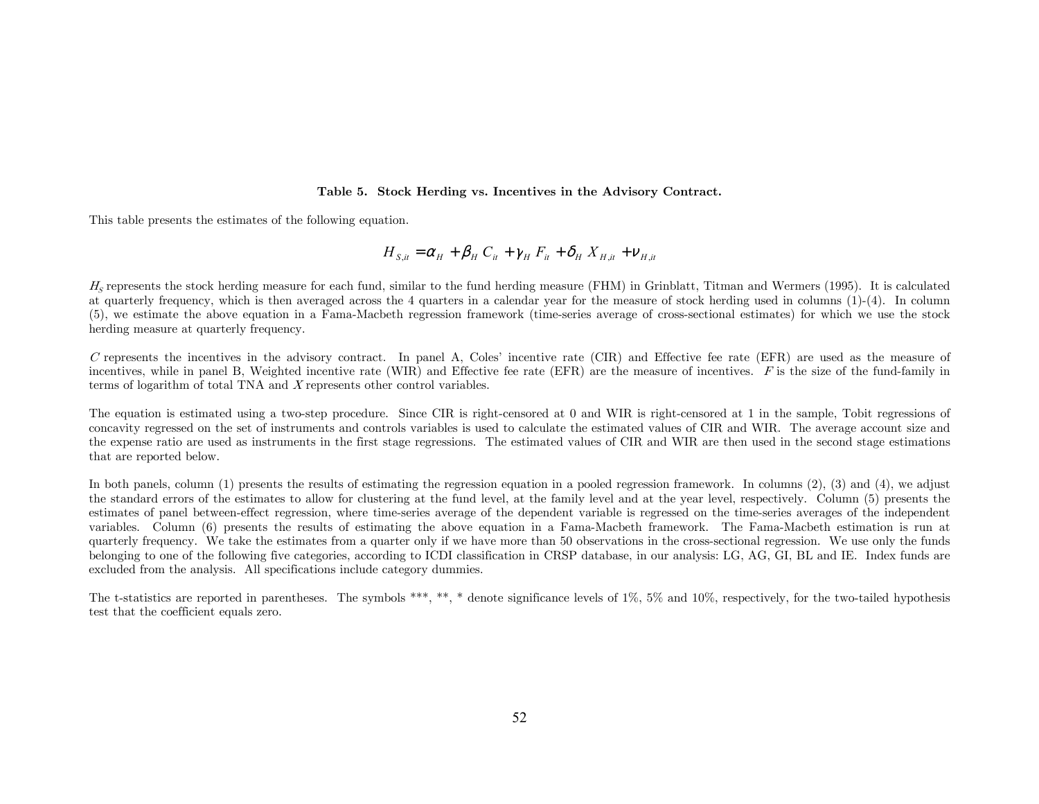### Table 5. Stock Herding vs. Incentives in the Advisory Contract.

This table presents the estimates of the following equation.

$$H_{S,it} = \alpha_H + \beta_H C_{it} + \gamma_H F_{it} + \delta_H X_{H,it} + \nu_{H,it}$$

$H_S$ represents the stock herding measure for each fund, similar to the fund herding measure (FHM) in Grinblatt, Titman and Wermers (1995). It is calculated at quarterly frequency, which is then averaged across the 4 quarters in a calendar year for the measure of stock herding used in columns (1)-(4). In column (5), we estimate the above equation in a Fama-Macbeth regression framework (time-series average of cross-sectional estimates) for which we use the stock herding measure at quarterly frequency.

$C$ represents the incentives in the advisory contract. In panel A, Coles' incentive rate (CIR) and Effective fee rate (EFR) are used as the measure of incentives, while in panel B, Weighted incentive rate (WIR) and Effective fee rate (EFR) are the measure of incentives. $F$ is the size of the fund-family in terms of logarithm of total TNA and $X$ represents other control variables.

The equation is estimated using a two-step procedure. Since CIR is right-censored at 0 and WIR is right-censored at 1 in the sample, Tobit regressions of concavity regressed on the set of instruments and controls variables is used to calculate the estimated values of CIR and WIR. The average account size and the expense ratio are used as instruments in the first stage regressions. The estimated values of CIR and WIR are then used in the second stage estimations that are reported below.

In both panels, column (1) presents the results of estimating the regression equation in a pooled regression framework. In columns (2), (3) and (4), we adjust the standard errors of the estimates to allow for clustering at the fund level, at the family level and at the year level, respectively. Column (5) presents the estimates of panel between-effect regression, where time-series average of the dependent variable is regressed on the time-series averages of the independent variables. Column (6) presents the results of estimating the above equation in a Fama-Macbeth framework. The Fama-Macbeth estimation is run at quarterly frequency. We take the estimates from a quarter only if we have more than 50 observations in the cross-sectional regression. We use only the funds belonging to one of the following five categories, according to ICDI classification in CRSP database, in our analysis: LG, AG, GI, BL and IE. Index funds are excluded from the analysis. All specifications include category dummies.

The t-statistics are reported in parentheses. The symbols ***, **, * denote significance levels of 1%, 5% and 10%, respectively, for the two-tailed hypothesis test that the coefficient equals zero.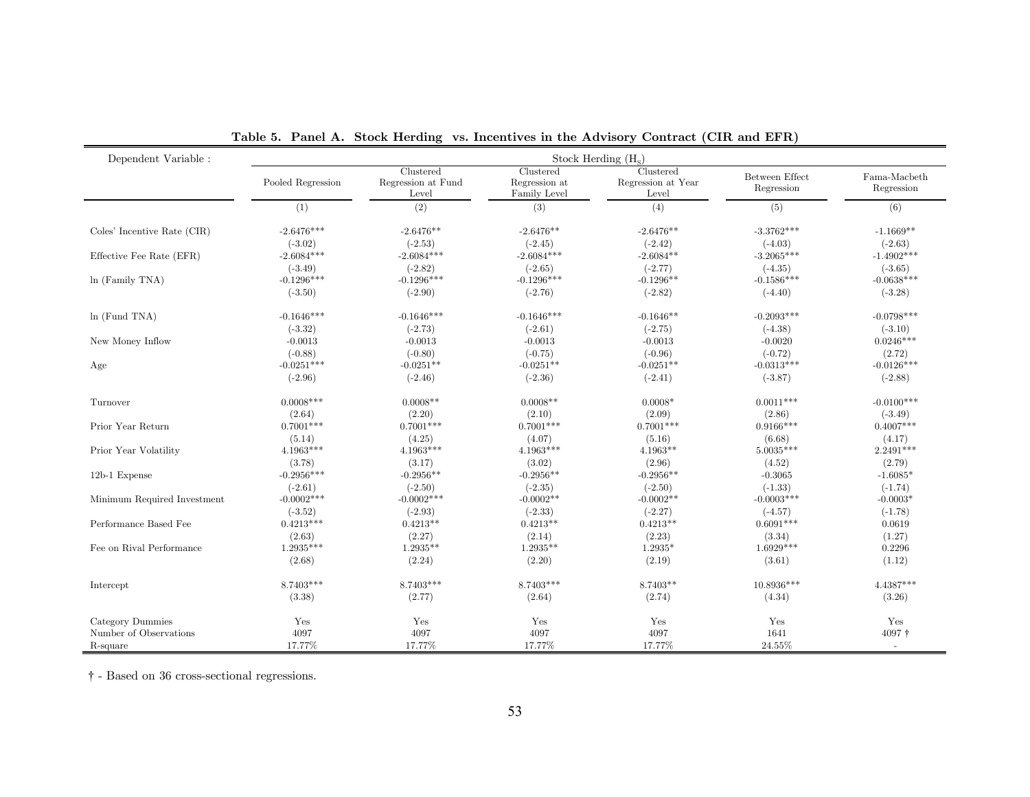**Table 5. Panel A. Stock Herding vs. Incentives in the Advisory Contract (CIR and EFR)**

| Dependent Variable : | Stock Herding ($H_S$) | | | | | |
|---|---|---|---|---|---|---|
| | Pooled Regression | Clustered Regression at Fund Level | Clustered Regression at Family Level | Clustered Regression at Year Level | Between Effect Regression | Fama-Macbeth Regression |
| | (1) | (2) | (3) | (4) | (5) | (6) |
| Coles' Incentive Rate (CIR) | -2.6476*** | -2.6476** | -2.6476** | -2.6476** | -3.3762*** | -1.1669** |
| | (-3.02) | (-2.53) | (-2.45) | (-2.42) | (-4.03) | (-2.63) |
| Effective Fee Rate (EFR) | -2.6084*** | -2.6084*** | -2.6084*** | -2.6084** | -3.2065*** | -1.4902*** |
| | (-3.49) | (-2.82) | (-2.65) | (-2.77) | (-4.35) | (-3.65) |
| ln (Family TNA) | -0.1296*** | -0.1296*** | -0.1296*** | -0.1296** | -0.1586*** | -0.0638*** |
| | (-3.50) | (-2.90) | (-2.76) | (-2.82) | (-4.40) | (-3.28) |
| ln (Fund TNA) | -0.1646*** | -0.1646*** | -0.1646*** | -0.1646** | -0.2093*** | -0.0798*** |
| | (-3.32) | (-2.73) | (-2.61) | (-2.75) | (-4.38) | (-3.10) |
| New Money Inflow | -0.0013 | -0.0013 | -0.0013 | -0.0013 | -0.0020 | 0.0246*** |
| | (-0.88) | (-0.80) | (-0.75) | (-0.96) | (-0.72) | (2.72) |
| Age | -0.0251*** | -0.0251** | -0.0251** | -0.0251** | -0.0313*** | -0.0126*** |
| | (-2.96) | (-2.46) | (-2.36) | (-2.41) | (-3.87) | (-2.88) |
| Turnover | 0.0008*** | 0.0008** | 0.0008** | 0.0008* | 0.0011*** | -0.0100*** |
| | (2.64) | (2.20) | (2.10) | (2.09) | (2.86) | (-3.49) |
| Prior Year Return | 0.7001*** | 0.7001*** | 0.7001*** | 0.7001*** | 0.9166*** | 0.4007*** |
| | (5.14) | (4.25) | (4.07) | (5.16) | (6.68) | (4.17) |
| Prior Year Volatility | 4.1963*** | 4.1963*** | 4.1963*** | 4.1963** | 5.0035*** | 2.2491*** |
| | (3.78) | (3.17) | (3.02) | (2.96) | (4.52) | (2.79) |
| 12b-1 Expense | -0.2956*** | -0.2956** | -0.2956** | -0.2956** | -0.3065 | -1.6085* |
| | (-2.61) | (-2.50) | (-2.35) | (-2.50) | (-1.33) | (-1.74) |
| Minimum Required Investment | -0.0002*** | -0.0002*** | -0.0002** | -0.0002** | -0.0003*** | -0.0003* |
| | (-3.52) | (-2.93) | (-2.33) | (-2.27) | (-4.57) | (-1.78) |
| Performance Based Fee | 0.4213*** | 0.4213** | 0.4213** | 0.4213** | 0.6091*** | 0.0619 |
| | (2.63) | (2.27) | (2.14) | (2.23) | (3.34) | (1.27) |
| Fee on Rival Performance | 1.2935*** | 1.2935** | 1.2935** | 1.2935* | 1.6929*** | 0.2296 |
| | (2.68) | (2.24) | (2.20) | (2.19) | (3.61) | (1.12) |
| Intercept | 8.7403*** | 8.7403*** | 8.7403*** | 8.7403** | 10.8936*** | 4.4387*** |
| | (3.38) | (2.77) | (2.64) | (2.74) | (4.34) | (3.26) |
| Category Dummies | Yes | Yes | Yes | Yes | Yes | Yes |
| Number of Observations | 4097 | 4097 | 4097 | 4097 | 1641 | 4097 † |
| R-square | 17.77% | 17.77% | 17.77% | 17.77% | 24.55% | - |

† - Based on 36 cross-sectional regressions.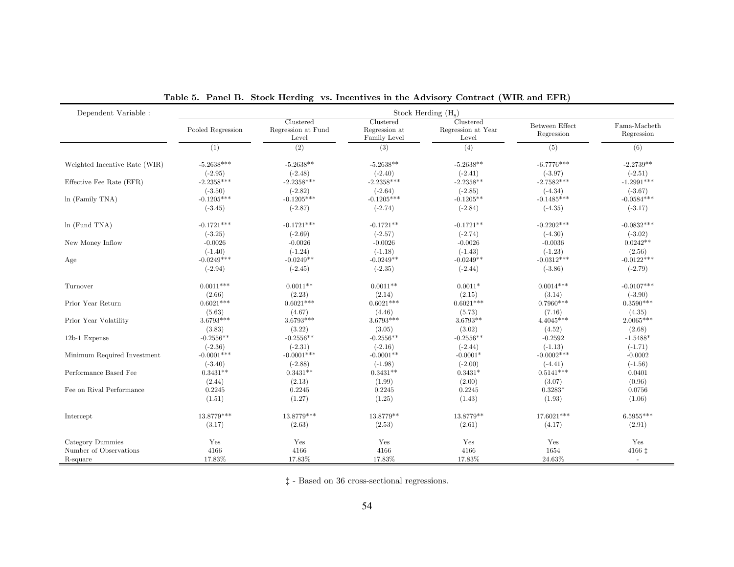**Table 5. Panel B. Stock Herding vs. Incentives in the Advisory Contract (WIR and EFR)**

| Dependent Variable : | Stock Herding ($H_S$) | | | | | |
|---|---|---|---|---|---|---|
| | Pooled Regression | Clustered Regression at Fund Level | Clustered Regression at Family Level | Clustered Regression at Year Level | Between Effect Regression | Fama-Macbeth Regression |
| | (1) | (2) | (3) | (4) | (5) | (6) |
| Weighted Incentive Rate (WIR) | -5.2638*** | -5.2638** | -5.2638** | -5.2638** | -6.7776*** | -2.2739** |
| | (-2.95) | (-2.48) | (-2.40) | (-2.41) | (-3.97) | (-2.51) |
| Effective Fee Rate (EFR) | -2.2358*** | -2.2358*** | -2.2358*** | -2.2358** | -2.7582*** | -1.2991*** |
| | (-3.50) | (-2.82) | (-2.64) | (-2.85) | (-4.34) | (-3.67) |
| ln (Family TNA) | -0.1205*** | -0.1205*** | -0.1205*** | -0.1205** | -0.1485*** | -0.0584*** |
| | (-3.45) | (-2.87) | (-2.74) | (-2.84) | (-4.35) | (-3.17) |
| ln (Fund TNA) | -0.1721*** | -0.1721*** | -0.1721** | -0.1721** | -0.2202*** | -0.0832*** |
| | (-3.25) | (-2.69) | (-2.57) | (-2.74) | (-4.30) | (-3.02) |
| New Money Inflow | -0.0026 | -0.0026 | -0.0026 | -0.0026 | -0.0036 | 0.0242** |
| | (-1.40) | (-1.24) | (-1.18) | (-1.43) | (-1.23) | (2.56) |
| Age | -0.0249*** | -0.0249** | -0.0249** | -0.0249** | -0.0312*** | -0.0122*** |
| | (-2.94) | (-2.45) | (-2.35) | (-2.44) | (-3.86) | (-2.79) |
| Turnover | 0.0011*** | 0.0011** | 0.0011** | 0.0011* | 0.0014*** | -0.0107*** |
| | (2.66) | (2.23) | (2.14) | (2.15) | (3.14) | (-3.90) |
| Prior Year Return | 0.6021*** | 0.6021*** | 0.6021*** | 0.6021*** | 0.7960*** | 0.3590*** |
| | (5.63) | (4.67) | (4.46) | (5.73) | (7.16) | (4.35) |
| Prior Year Volatility | 3.6793*** | 3.6793*** | 3.6793*** | 3.6793** | 4.4045*** | 2.0065*** |
| | (3.83) | (3.22) | (3.05) | (3.02) | (4.52) | (2.68) |
| 12b-1 Expense | -0.2556** | -0.2556** | -0.2556** | -0.2556** | -0.2592 | -1.5488* |
| | (-2.36) | (-2.31) | (-2.16) | (-2.44) | (-1.13) | (-1.71) |
| Minimum Required Investment | -0.0001*** | -0.0001*** | -0.0001** | -0.0001* | -0.0002*** | -0.0002 |
| | (-3.40) | (-2.88) | (-1.98) | (-2.00) | (-4.41) | (-1.56) |
| Performance Based Fee | 0.3431** | 0.3431** | 0.3431** | 0.3431* | 0.5141*** | 0.0401 |
| | (2.44) | (2.13) | (1.99) | (2.00) | (3.07) | (0.96) |
| Fee on Rival Performance | 0.2245 | 0.2245 | 0.2245 | 0.2245 | 0.3283* | 0.0756 |
| | (1.51) | (1.27) | (1.25) | (1.43) | (1.93) | (1.06) |
| Intercept | 13.8779*** | 13.8779*** | 13.8779** | 13.8779** | 17.6021*** | 6.5955*** |
| | (3.17) | (2.63) | (2.53) | (2.61) | (4.17) | (2.91) |
| Category Dummies | Yes | Yes | Yes | Yes | Yes | Yes |
| Number of Observations | 4166 | 4166 | 4166 | 4166 | 1654 | 4166 ‡ |
| R-square | 17.83% | 17.83% | 17.83% | 17.83% | 24.63% | - |

‡ - Based on 36 cross-sectional regressions.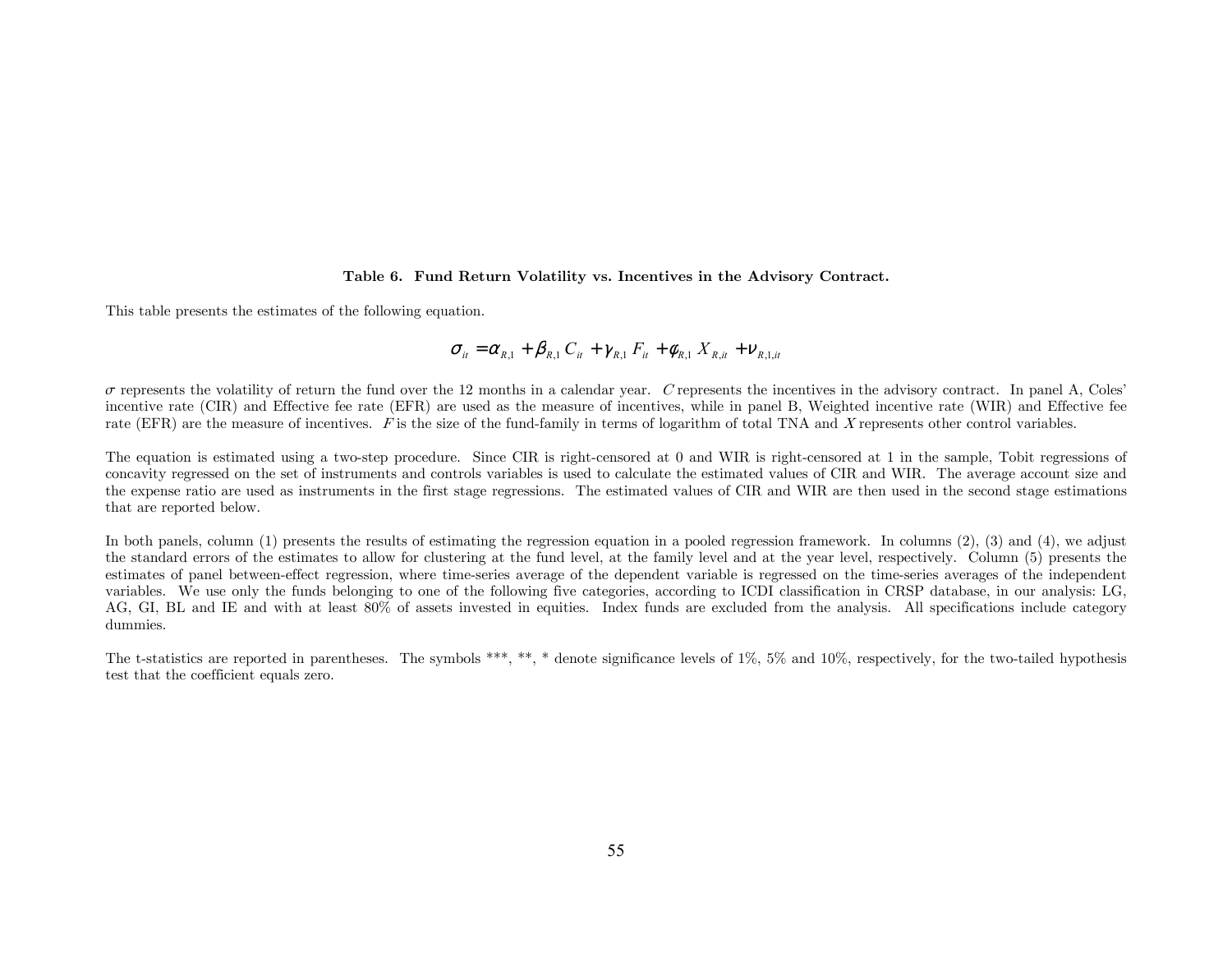**Table 6. Fund Return Volatility vs. Incentives in the Advisory Contract.**

This table presents the estimates of the following equation.

$$\sigma_{it} = \alpha_{R,1} + \beta_{R,1} C_{it} + \gamma_{R,1} F_{it} + \phi_{R,1} X_{R,it} + \nu_{R,1,it}$$

$\sigma$ represents the volatility of return the fund over the 12 months in a calendar year. $C$ represents the incentives in the advisory contract. In panel A, Coles' incentive rate (CIR) and Effective fee rate (EFR) are used as the measure of incentives, while in panel B, Weighted incentive rate (WIR) and Effective fee rate (EFR) are the measure of incentives. $F$ is the size of the fund-family in terms of logarithm of total TNA and $X$ represents other control variables.

The equation is estimated using a two-step procedure. Since CIR is right-censored at 0 and WIR is right-censored at 1 in the sample, Tobit regressions of concavity regressed on the set of instruments and controls variables is used to calculate the estimated values of CIR and WIR. The average account size and the expense ratio are used as instruments in the first stage regressions. The estimated values of CIR and WIR are then used in the second stage estimations that are reported below.

In both panels, column (1) presents the results of estimating the regression equation in a pooled regression framework. In columns (2), (3) and (4), we adjust the standard errors of the estimates to allow for clustering at the fund level, at the family level and at the year level, respectively. Column (5) presents the estimates of panel between-effect regression, where time-series average of the dependent variable is regressed on the time-series averages of the independent variables. We use only the funds belonging to one of the following five categories, according to ICDI classification in CRSP database, in our analysis: LG, AG, GI, BL and IE and with at least 80% of assets invested in equities. Index funds are excluded from the analysis. All specifications include category dummies.

The t-statistics are reported in parentheses. The symbols ***, **, * denote significance levels of 1%, 5% and 10%, respectively, for the two-tailed hypothesis test that the coefficient equals zero.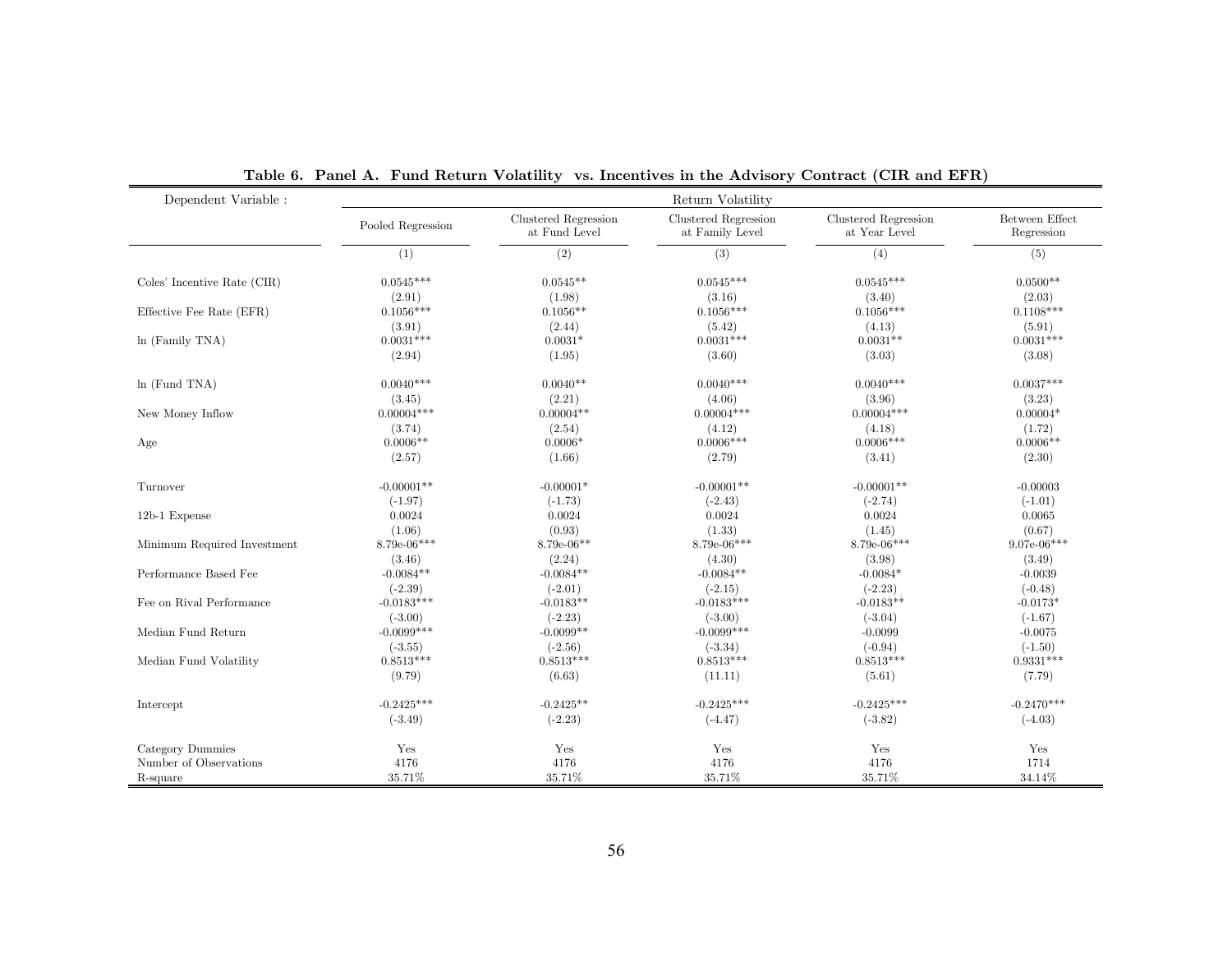**Table 6. Panel A. Fund Return Volatility vs. Incentives in the Advisory Contract (CIR and EFR)**

| Dependent Variable : | Return Volatility | | | | |
|---|---|---|---|---|---|
| | Pooled Regression | Clustered Regression at Fund Level | Clustered Regression at Family Level | Clustered Regression at Year Level | Between Effect Regression |
| | (1) | (2) | (3) | (4) | (5) |
| Coles' Incentive Rate (CIR) | 0.0545*** | 0.0545** | 0.0545*** | 0.0545*** | 0.0500** |
| | (2.91) | (1.98) | (3.16) | (3.40) | (2.03) |
| Effective Fee Rate (EFR) | 0.1056*** | 0.1056** | 0.1056*** | 0.1056*** | 0.1108*** |
| | (3.91) | (2.44) | (5.42) | (4.13) | (5.91) |
| ln (Family TNA) | 0.0031*** | 0.0031* | 0.0031*** | 0.0031** | 0.0031*** |
| | (2.94) | (1.95) | (3.60) | (3.03) | (3.08) |
| ln (Fund TNA) | 0.0040*** | 0.0040** | 0.0040*** | 0.0040*** | 0.0037*** |
| | (3.45) | (2.21) | (4.06) | (3.96) | (3.23) |
| New Money Inflow | 0.00004*** | 0.00004** | 0.00004*** | 0.00004*** | 0.00004* |
| | (3.74) | (2.54) | (4.12) | (4.18) | (1.72) |
| Age | 0.0006** | 0.0006* | 0.0006*** | 0.0006*** | 0.0006** |
| | (2.57) | (1.66) | (2.79) | (3.41) | (2.30) |
| Turnover | -0.00001** | -0.00001* | -0.00001** | -0.00001** | -0.00003 |
| | (-1.97) | (-1.73) | (-2.43) | (-2.74) | (-1.01) |
| 12b-1 Expense | 0.0024 | 0.0024 | 0.0024 | 0.0024 | 0.0065 |
| | (1.06) | (0.93) | (1.33) | (1.45) | (0.67) |
| Minimum Required Investment | 8.79e-06*** | 8.79e-06** | 8.79e-06*** | 8.79e-06*** | 9.07e-06*** |
| | (3.46) | (2.24) | (4.30) | (3.98) | (3.49) |
| Performance Based Fee | -0.0084** | -0.0084** | -0.0084** | -0.0084* | -0.0039 |
| | (-2.39) | (-2.01) | (-2.15) | (-2.23) | (-0.48) |
| Fee on Rival Performance | -0.0183*** | -0.0183** | -0.0183*** | -0.0183** | -0.0173* |
| | (-3.00) | (-2.23) | (-3.00) | (-3.04) | (-1.67) |
| Median Fund Return | -0.0099*** | -0.0099** | -0.0099*** | -0.0099 | -0.0075 |
| | (-3.55) | (-2.56) | (-3.34) | (-0.94) | (-1.50) |
| Median Fund Volatility | 0.8513*** | 0.8513*** | 0.8513*** | 0.8513*** | 0.9331*** |
| | (9.79) | (6.63) | (11.11) | (5.61) | (7.79) |
| Intercept | -0.2425*** | -0.2425** | -0.2425*** | -0.2425*** | -0.2470*** |
| | (-3.49) | (-2.23) | (-4.47) | (-3.82) | (-4.03) |
| Category Dummies | Yes | Yes | Yes | Yes | Yes |
| Number of Observations | 4176 | 4176 | 4176 | 4176 | 1714 |
| R-square | 35.71% | 35.71% | 35.71% | 35.71% | 34.14% |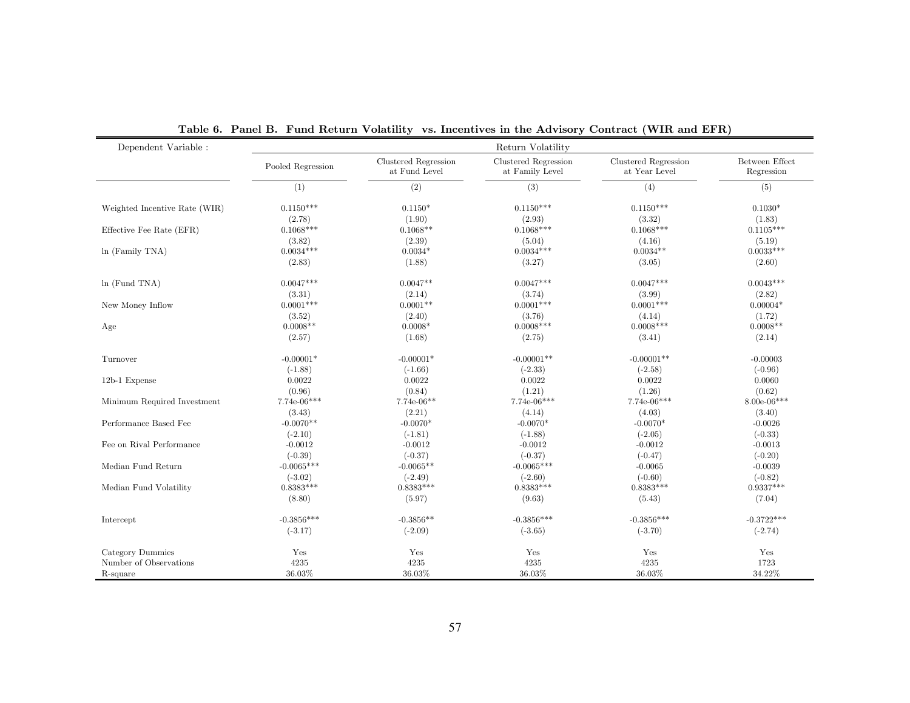**Table 6. Panel B. Fund Return Volatility vs. Incentives in the Advisory Contract (WIR and EFR)**

| Dependent Variable : | Return Volatility | | | | |
|---|---|---|---|---|---|
| | Pooled Regression | Clustered Regression at Fund Level | Clustered Regression at Family Level | Clustered Regression at Year Level | Between Effect Regression |
| | (1) | (2) | (3) | (4) | (5) |
| Weighted Incentive Rate (WIR) | 0.1150*** | 0.1150* | 0.1150*** | 0.1150*** | 0.1030* |
| | (2.78) | (1.90) | (2.93) | (3.32) | (1.83) |
| Effective Fee Rate (EFR) | 0.1068*** | 0.1068** | 0.1068*** | 0.1068*** | 0.1105*** |
| | (3.82) | (2.39) | (5.04) | (4.16) | (5.19) |
| ln (Family TNA) | 0.0034*** | 0.0034* | 0.0034*** | 0.0034** | 0.0033*** |
| | (2.83) | (1.88) | (3.27) | (3.05) | (2.60) |
| ln (Fund TNA) | 0.0047*** | 0.0047** | 0.0047*** | 0.0047*** | 0.0043*** |
| | (3.31) | (2.14) | (3.74) | (3.99) | (2.82) |
| New Money Inflow | 0.0001*** | 0.0001** | 0.0001*** | 0.0001*** | 0.00004* |
| | (3.52) | (2.40) | (3.76) | (4.14) | (1.72) |
| Age | 0.0008** | 0.0008* | 0.0008*** | 0.0008*** | 0.0008** |
| | (2.57) | (1.68) | (2.75) | (3.41) | (2.14) |
| Turnover | -0.00001* | -0.00001* | -0.00001** | -0.00001** | -0.00003 |
| | (-1.88) | (-1.66) | (-2.33) | (-2.58) | (-0.96) |
| 12b-1 Expense | 0.0022 | 0.0022 | 0.0022 | 0.0022 | 0.0060 |
| | (0.96) | (0.84) | (1.21) | (1.26) | (0.62) |
| Minimum Required Investment | 7.74e-06*** | 7.74e-06** | 7.74e-06*** | 7.74e-06*** | 8.00e-06*** |
| | (3.43) | (2.21) | (4.14) | (4.03) | (3.40) |
| Performance Based Fee | -0.0070** | -0.0070* | -0.0070* | -0.0070* | -0.0026 |
| | (-2.10) | (-1.81) | (-1.88) | (-2.05) | (-0.33) |
| Fee on Rival Performance | -0.0012 | -0.0012 | -0.0012 | -0.0012 | -0.0013 |
| | (-0.39) | (-0.37) | (-0.37) | (-0.47) | (-0.20) |
| Median Fund Return | -0.0065*** | -0.0065** | -0.0065*** | -0.0065 | -0.0039 |
| | (-3.02) | (-2.49) | (-2.60) | (-0.60) | (-0.82) |
| Median Fund Volatility | 0.8383*** | 0.8383*** | 0.8383*** | 0.8383*** | 0.9337*** |
| | (8.80) | (5.97) | (9.63) | (5.43) | (7.04) |
| Intercept | -0.3856*** | -0.3856** | -0.3856*** | -0.3856*** | -0.3722*** |
| | (-3.17) | (-2.09) | (-3.65) | (-3.70) | (-2.74) |
| Category Dummies | Yes | Yes | Yes | Yes | Yes |
| Number of Observations | 4235 | 4235 | 4235 | 4235 | 1723 |
| R-square | 36.03% | 36.03% | 36.03% | 36.03% | 34.22% |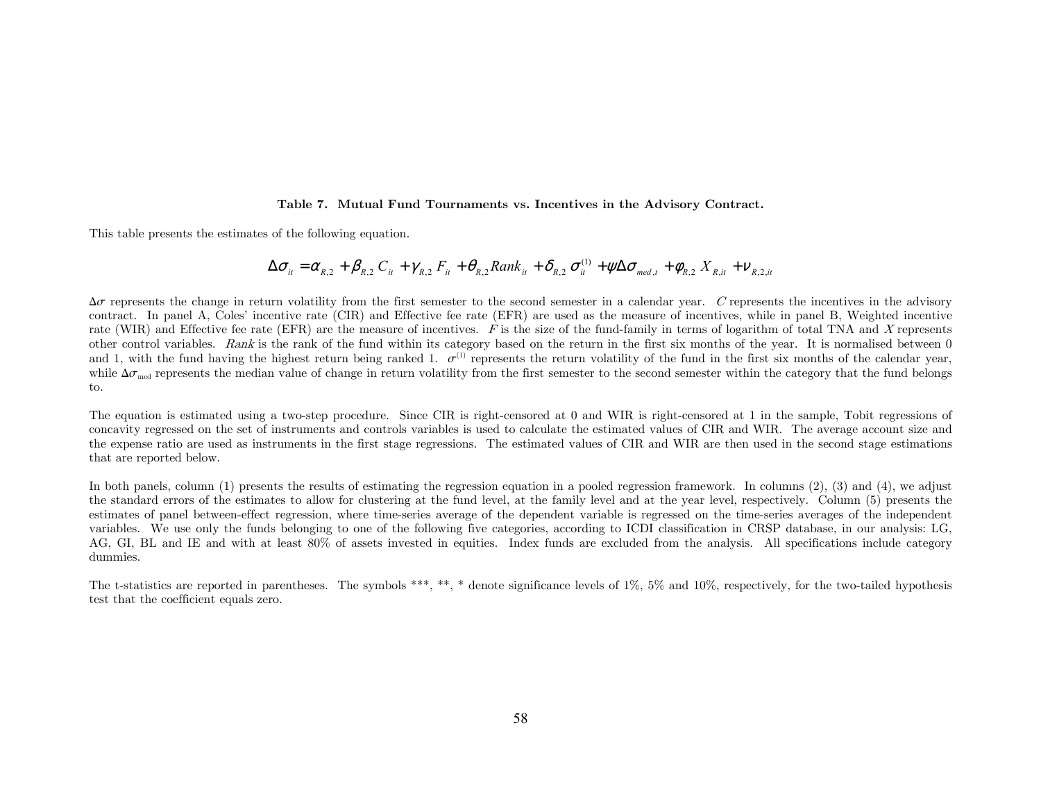**Table 7. Mutual Fund Tournaments vs. Incentives in the Advisory Contract.**

This table presents the estimates of the following equation.

$$\Delta\sigma_{it} = \alpha_{R,2} + \beta_{R,2} C_{it} + \gamma_{R,2} F_{it} + \theta_{R,2} Rank_{it} + \delta_{R,2} \sigma_{it}^{(1)} + \psi \Delta\sigma_{med,t} + \varphi_{R,2} X_{R,it} + \nu_{R,2,it}$$

$\Delta\sigma$ represents the change in return volatility from the first semester to the second semester in a calendar year. $C$ represents the incentives in the advisory contract. In panel A, Coles' incentive rate (CIR) and Effective fee rate (EFR) are used as the measure of incentives, while in panel B, Weighted incentive rate (WIR) and Effective fee rate (EFR) are the measure of incentives. $F$ is the size of the fund-family in terms of logarithm of total TNA and $X$ represents other control variables. *Rank* is the rank of the fund within its category based on the return in the first six months of the year. It is normalised between 0 and 1, with the fund having the highest return being ranked 1. $\sigma^{(1)}$ represents the return volatility of the fund in the first six months of the calendar year, while $\Delta\sigma_{med}$ represents the median value of change in return volatility from the first semester to the second semester within the category that the fund belongs to.

The equation is estimated using a two-step procedure. Since CIR is right-censored at 0 and WIR is right-censored at 1 in the sample, Tobit regressions of concavity regressed on the set of instruments and controls variables is used to calculate the estimated values of CIR and WIR. The average account size and the expense ratio are used as instruments in the first stage regressions. The estimated values of CIR and WIR are then used in the second stage estimations that are reported below.

In both panels, column (1) presents the results of estimating the regression equation in a pooled regression framework. In columns (2), (3) and (4), we adjust the standard errors of the estimates to allow for clustering at the fund level, at the family level and at the year level, respectively. Column (5) presents the estimates of panel between-effect regression, where time-series average of the dependent variable is regressed on the time-series averages of the independent variables. We use only the funds belonging to one of the following five categories, according to ICDI classification in CRSP database, in our analysis: LG, AG, GI, BL and IE and with at least 80% of assets invested in equities. Index funds are excluded from the analysis. All specifications include category dummies.

The t-statistics are reported in parentheses. The symbols \*\*\*, \*\*, \* denote significance levels of 1%, 5% and 10%, respectively, for the two-tailed hypothesis test that the coefficient equals zero.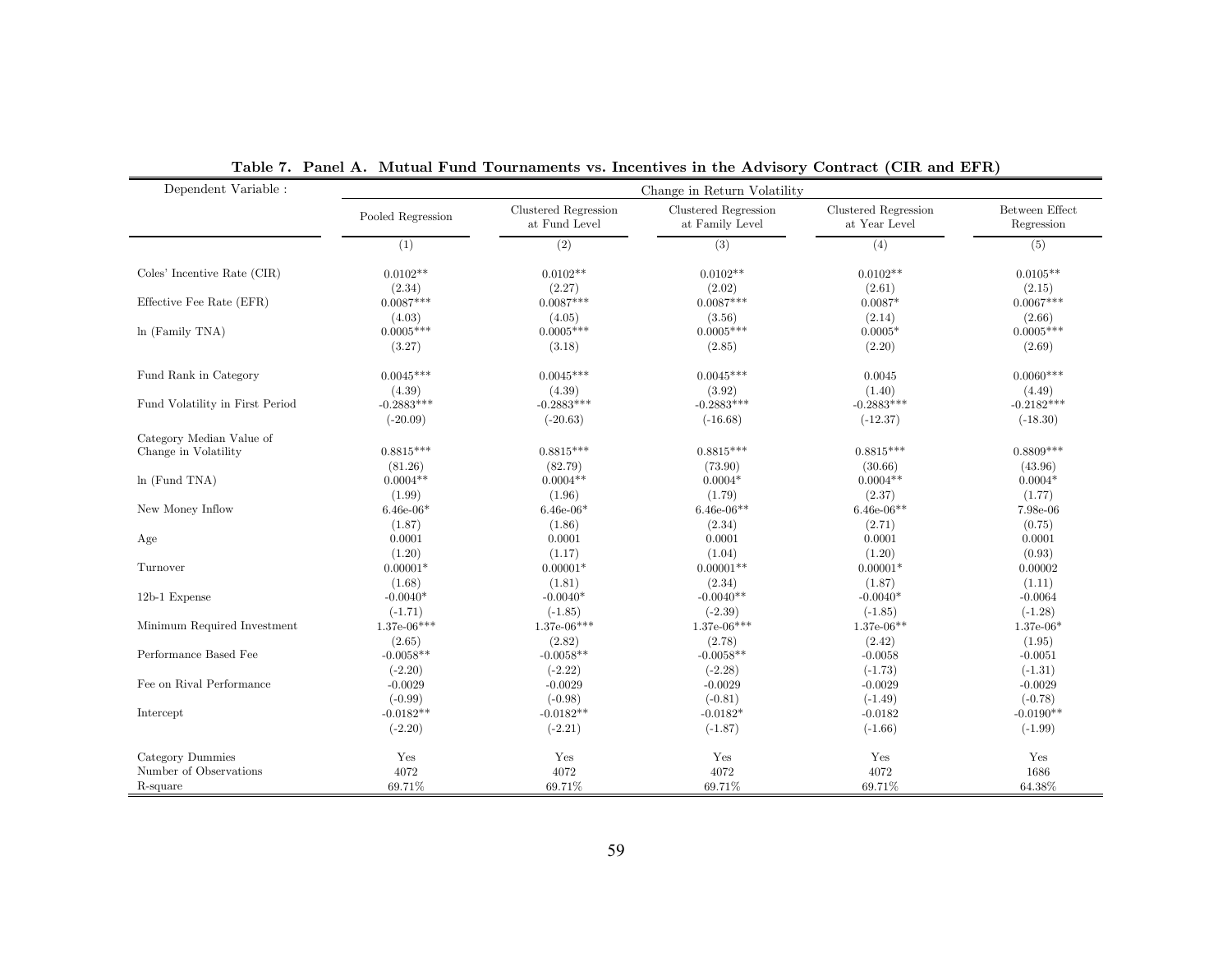**Table 7. Panel A. Mutual Fund Tournaments vs. Incentives in the Advisory Contract (CIR and EFR)**

| Dependent Variable : | Change in Return Volatility | | | | |
|---|---|---|---|---|---|
| | Pooled Regression | Clustered Regression at Fund Level | Clustered Regression at Family Level | Clustered Regression at Year Level | Between Effect Regression |
| | (1) | (2) | (3) | (4) | (5) |
| Coles' Incentive Rate (CIR) | 0.0102** | 0.0102** | 0.0102** | 0.0102** | 0.0105** |
| | (2.34) | (2.27) | (2.02) | (2.61) | (2.15) |
| Effective Fee Rate (EFR) | 0.0087*** | 0.0087*** | 0.0087*** | 0.0087* | 0.0067*** |
| | (4.03) | (4.05) | (3.56) | (2.14) | (2.66) |
| ln (Family TNA) | 0.0005*** | 0.0005*** | 0.0005*** | 0.0005* | 0.0005*** |
| | (3.27) | (3.18) | (2.85) | (2.20) | (2.69) |
| Fund Rank in Category | 0.0045*** | 0.0045*** | 0.0045*** | 0.0045 | 0.0060*** |
| | (4.39) | (4.39) | (3.92) | (1.40) | (4.49) |
| Fund Volatility in First Period | -0.2883*** | -0.2883*** | -0.2883*** | -0.2883*** | -0.2182*** |
| | (-20.09) | (-20.63) | (-16.68) | (-12.37) | (-18.30) |
| Category Median Value of Change in Volatility | 0.8815*** | 0.8815*** | 0.8815*** | 0.8815*** | 0.8809*** |
| | (81.26) | (82.79) | (73.90) | (30.66) | (43.96) |
| ln (Fund TNA) | 0.0004** | 0.0004** | 0.0004* | 0.0004** | 0.0004* |
| | (1.99) | (1.96) | (1.79) | (2.37) | (1.77) |
| New Money Inflow | 6.46e-06* | 6.46e-06* | 6.46e-06** | 6.46e-06** | 7.98e-06 |
| | (1.87) | (1.86) | (2.34) | (2.71) | (0.75) |
| Age | 0.0001 | 0.0001 | 0.0001 | 0.0001 | 0.0001 |
| | (1.20) | (1.17) | (1.04) | (1.20) | (0.93) |
| Turnover | 0.00001* | 0.00001* | 0.00001** | 0.00001* | 0.00002 |
| | (1.68) | (1.81) | (2.34) | (1.87) | (1.11) |
| 12b-1 Expense | -0.0040* | -0.0040* | -0.0040** | -0.0040* | -0.0064 |
| | (-1.71) | (-1.85) | (-2.39) | (-1.85) | (-1.28) |
| Minimum Required Investment | 1.37e-06*** | 1.37e-06*** | 1.37e-06*** | 1.37e-06** | 1.37e-06* |
| | (2.65) | (2.82) | (2.78) | (2.42) | (1.95) |
| Performance Based Fee | -0.0058** | -0.0058** | -0.0058** | -0.0058 | -0.0051 |
| | (-2.20) | (-2.22) | (-2.28) | (-1.73) | (-1.31) |
| Fee on Rival Performance | -0.0029 | -0.0029 | -0.0029 | -0.0029 | -0.0029 |
| | (-0.99) | (-0.98) | (-0.81) | (-1.49) | (-0.78) |
| Intercept | -0.0182** | -0.0182** | -0.0182* | -0.0182 | -0.0190** |
| | (-2.20) | (-2.21) | (-1.87) | (-1.66) | (-1.99) |
| Category Dummies | Yes | Yes | Yes | Yes | Yes |
| Number of Observations | 4072 | 4072 | 4072 | 4072 | 1686 |
| R-square | 69.71% | 69.71% | 69.71% | 69.71% | 64.38% |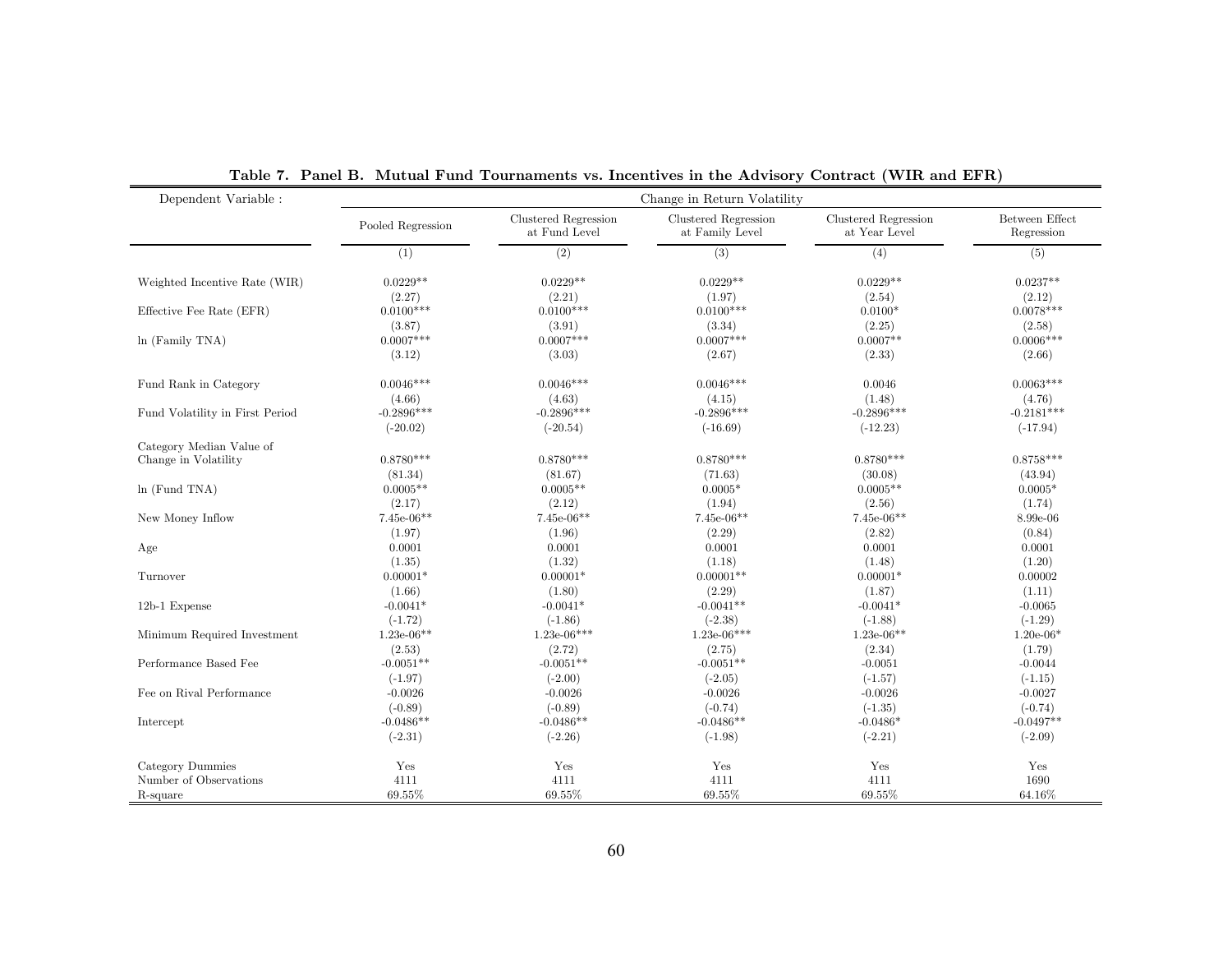**Table 7. Panel B. Mutual Fund Tournaments vs. Incentives in the Advisory Contract (WIR and EFR)**

| Dependent Variable : | Change in Return Volatility | | | | |
|---|---|---|---|---|---|
| | Pooled Regression | Clustered Regression at Fund Level | Clustered Regression at Family Level | Clustered Regression at Year Level | Between Effect Regression |
| | (1) | (2) | (3) | (4) | (5) |
| Weighted Incentive Rate (WIR) | 0.0229** | 0.0229** | 0.0229** | 0.0229** | 0.0237** |
| | (2.27) | (2.21) | (1.97) | (2.54) | (2.12) |
| Effective Fee Rate (EFR) | 0.0100*** | 0.0100*** | 0.0100*** | 0.0100* | 0.0078*** |
| | (3.87) | (3.91) | (3.34) | (2.25) | (2.58) |
| ln (Family TNA) | 0.0007*** | 0.0007*** | 0.0007*** | 0.0007** | 0.0006*** |
| | (3.12) | (3.03) | (2.67) | (2.33) | (2.66) |
| Fund Rank in Category | 0.0046*** | 0.0046*** | 0.0046*** | 0.0046 | 0.0063*** |
| | (4.66) | (4.63) | (4.15) | (1.48) | (4.76) |
| Fund Volatility in First Period | -0.2896*** | -0.2896*** | -0.2896*** | -0.2896*** | -0.2181*** |
| | (-20.02) | (-20.54) | (-16.69) | (-12.23) | (-17.94) |
| Category Median Value of Change in Volatility | 0.8780*** | 0.8780*** | 0.8780*** | 0.8780*** | 0.8758*** |
| | (81.34) | (81.67) | (71.63) | (30.08) | (43.94) |
| ln (Fund TNA) | 0.0005** | 0.0005** | 0.0005* | 0.0005** | 0.0005* |
| | (2.17) | (2.12) | (1.94) | (2.56) | (1.74) |
| New Money Inflow | 7.45e-06** | 7.45e-06** | 7.45e-06** | 7.45e-06** | 8.99e-06 |
| | (1.97) | (1.96) | (2.29) | (2.82) | (0.84) |
| Age | 0.0001 | 0.0001 | 0.0001 | 0.0001 | 0.0001 |
| | (1.35) | (1.32) | (1.18) | (1.48) | (1.20) |
| Turnover | 0.00001* | 0.00001* | 0.00001** | 0.00001* | 0.00002 |
| | (1.66) | (1.80) | (2.29) | (1.87) | (1.11) |
| 12b-1 Expense | -0.0041* | -0.0041* | -0.0041** | -0.0041* | -0.0065 |
| | (-1.72) | (-1.86) | (-2.38) | (-1.88) | (-1.29) |
| Minimum Required Investment | 1.23e-06** | 1.23e-06*** | 1.23e-06*** | 1.23e-06** | 1.20e-06* |
| | (2.53) | (2.72) | (2.75) | (2.34) | (1.79) |
| Performance Based Fee | -0.0051** | -0.0051** | -0.0051** | -0.0051 | -0.0044 |
| | (-1.97) | (-2.00) | (-2.05) | (-1.57) | (-1.15) |
| Fee on Rival Performance | -0.0026 | -0.0026 | -0.0026 | -0.0026 | -0.0027 |
| | (-0.89) | (-0.89) | (-0.74) | (-1.35) | (-0.74) |
| Intercept | -0.0486** | -0.0486** | -0.0486** | -0.0486* | -0.0497** |
| | (-2.31) | (-2.26) | (-1.98) | (-2.21) | (-2.09) |
| Category Dummies | Yes | Yes | Yes | Yes | Yes |
| Number of Observations | 4111 | 4111 | 4111 | 4111 | 1690 |
| R-square | 69.55% | 69.55% | 69.55% | 69.55% | 64.16% |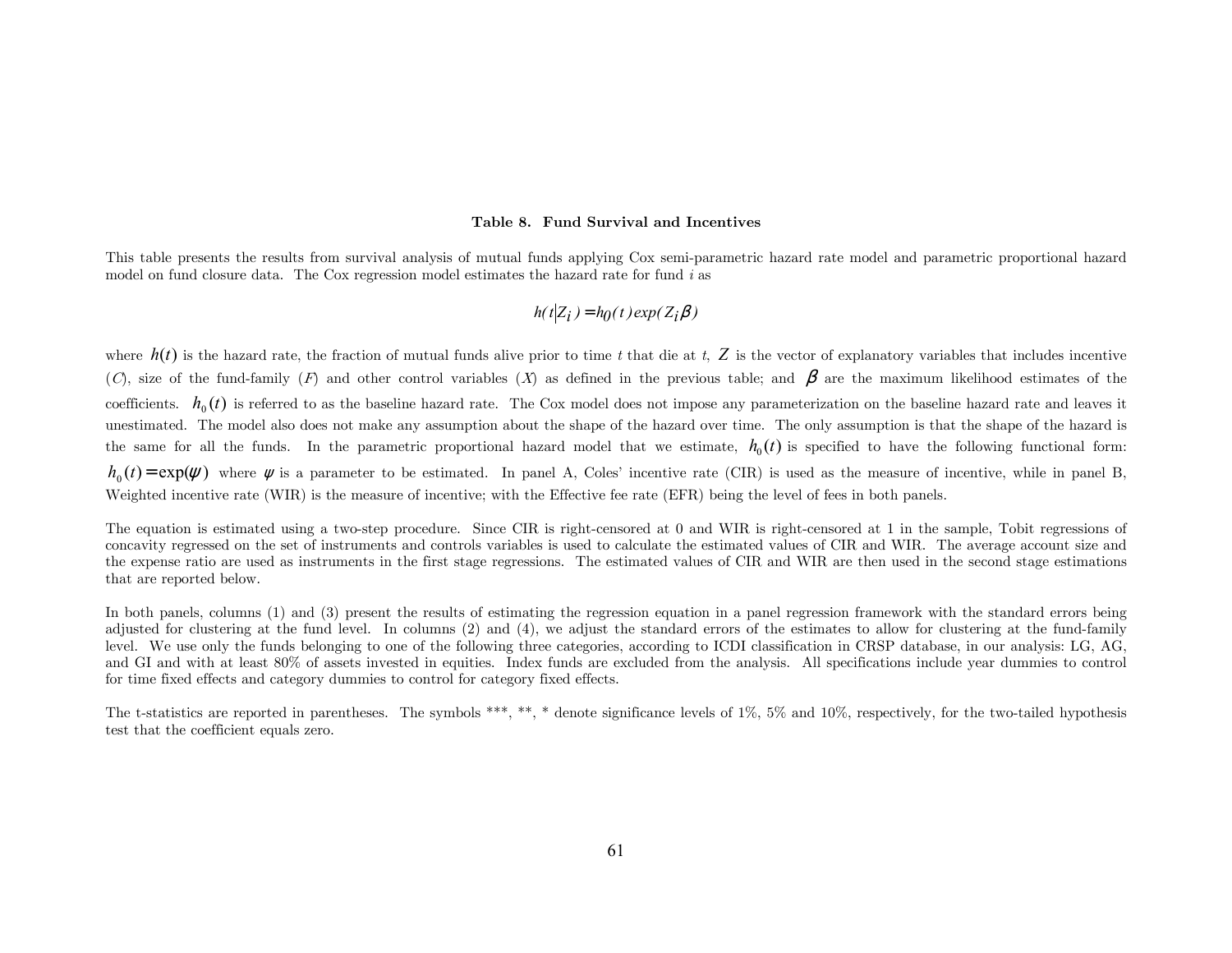**Table 8. Fund Survival and Incentives**

This table presents the results from survival analysis of mutual funds applying Cox semi-parametric hazard rate model and parametric proportional hazard model on fund closure data. The Cox regression model estimates the hazard rate for fund $i$ as

$$h(t|Z_i) = h_0(t)\exp(Z_i\beta)$$

where $h(t)$ is the hazard rate, the fraction of mutual funds alive prior to time $t$ that die at $t$, $Z$ is the vector of explanatory variables that includes incentive ($C$), size of the fund-family ($F$) and other control variables ($X$) as defined in the previous table; and $\beta$ are the maximum likelihood estimates of the coefficients. $h_0(t)$ is referred to as the baseline hazard rate. The Cox model does not impose any parameterization on the baseline hazard rate and leaves it unestimated. The model also does not make any assumption about the shape of the hazard over time. The only assumption is that the shape of the hazard is the same for all the funds. In the parametric proportional hazard model that we estimate, $h_0(t)$ is specified to have the following functional form: $h_0(t) = \exp(\psi)$ where $\psi$ is a parameter to be estimated. In panel A, Coles' incentive rate (CIR) is used as the measure of incentive, while in panel B, Weighted incentive rate (WIR) is the measure of incentive; with the Effective fee rate (EFR) being the level of fees in both panels.

The equation is estimated using a two-step procedure. Since CIR is right-censored at 0 and WIR is right-censored at 1 in the sample, Tobit regressions of concavity regressed on the set of instruments and controls variables is used to calculate the estimated values of CIR and WIR. The average account size and the expense ratio are used as instruments in the first stage regressions. The estimated values of CIR and WIR are then used in the second stage estimations that are reported below.

In both panels, columns (1) and (3) present the results of estimating the regression equation in a panel regression framework with the standard errors being adjusted for clustering at the fund level. In columns (2) and (4), we adjust the standard errors of the estimates to allow for clustering at the fund-family level. We use only the funds belonging to one of the following three categories, according to ICDI classification in CRSP database, in our analysis: LG, AG, and GI and with at least 80% of assets invested in equities. Index funds are excluded from the analysis. All specifications include year dummies to control for time fixed effects and category dummies to control for category fixed effects.

The t-statistics are reported in parentheses. The symbols ***, **, * denote significance levels of 1%, 5% and 10%, respectively, for the two-tailed hypothesis test that the coefficient equals zero.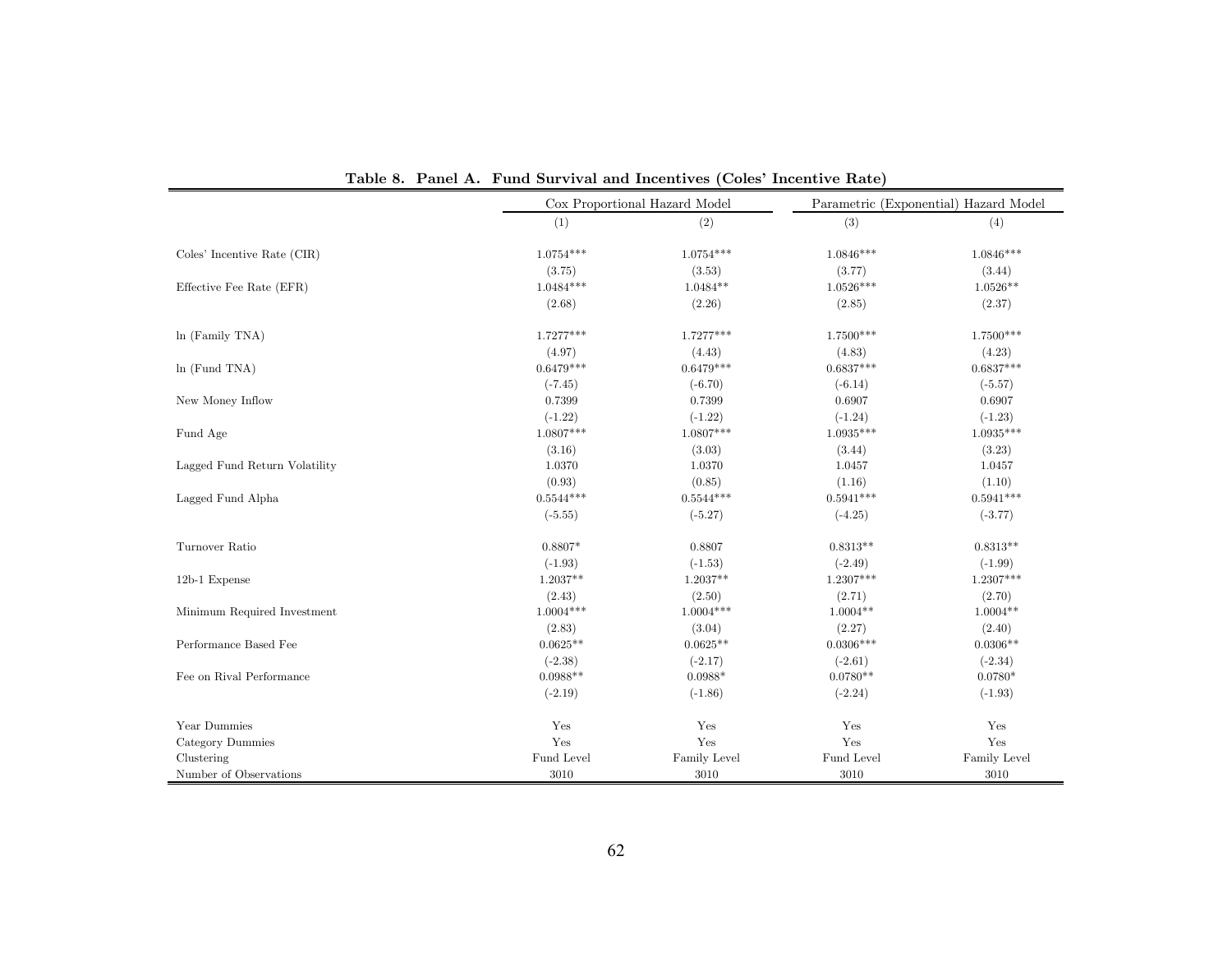**Table 8. Panel A. Fund Survival and Incentives (Coles' Incentive Rate)**

| | Cox Proportional Hazard Model | | Parametric (Exponential) Hazard Model | |
|---|---|---|---|---|
| | (1) | (2) | (3) | (4) |
| Coles' Incentive Rate (CIR) | 1.0754*** | 1.0754*** | 1.0846*** | 1.0846*** |
| | (3.75) | (3.53) | (3.77) | (3.44) |
| Effective Fee Rate (EFR) | 1.0484*** | 1.0484** | 1.0526*** | 1.0526** |
| | (2.68) | (2.26) | (2.85) | (2.37) |
| ln (Family TNA) | 1.7277*** | 1.7277*** | 1.7500*** | 1.7500*** |
| | (4.97) | (4.43) | (4.83) | (4.23) |
| ln (Fund TNA) | 0.6479*** | 0.6479*** | 0.6837*** | 0.6837*** |
| | (-7.45) | (-6.70) | (-6.14) | (-5.57) |
| New Money Inflow | 0.7399 | 0.7399 | 0.6907 | 0.6907 |
| | (-1.22) | (-1.22) | (-1.24) | (-1.23) |
| Fund Age | 1.0807*** | 1.0807*** | 1.0935*** | 1.0935*** |
| | (3.16) | (3.03) | (3.44) | (3.23) |
| Lagged Fund Return Volatility | 1.0370 | 1.0370 | 1.0457 | 1.0457 |
| | (0.93) | (0.85) | (1.16) | (1.10) |
| Lagged Fund Alpha | 0.5544*** | 0.5544*** | 0.5941*** | 0.5941*** |
| | (-5.55) | (-5.27) | (-4.25) | (-3.77) |
| Turnover Ratio | 0.8807* | 0.8807 | 0.8313** | 0.8313** |
| | (-1.93) | (-1.53) | (-2.49) | (-1.99) |
| 12b-1 Expense | 1.2037** | 1.2037** | 1.2307*** | 1.2307*** |
| | (2.43) | (2.50) | (2.71) | (2.70) |
| Minimum Required Investment | 1.0004*** | 1.0004*** | 1.0004** | 1.0004** |
| | (2.83) | (3.04) | (2.27) | (2.40) |
| Performance Based Fee | 0.0625** | 0.0625** | 0.0306*** | 0.0306** |
| | (-2.38) | (-2.17) | (-2.61) | (-2.34) |
| Fee on Rival Performance | 0.0988** | 0.0988* | 0.0780** | 0.0780* |
| | (-2.19) | (-1.86) | (-2.24) | (-1.93) |
| Year Dummies | Yes | Yes | Yes | Yes |
| Category Dummies | Yes | Yes | Yes | Yes |
| Clustering | Fund Level | Family Level | Fund Level | Family Level |
| Number of Observations | 3010 | 3010 | 3010 | 3010 |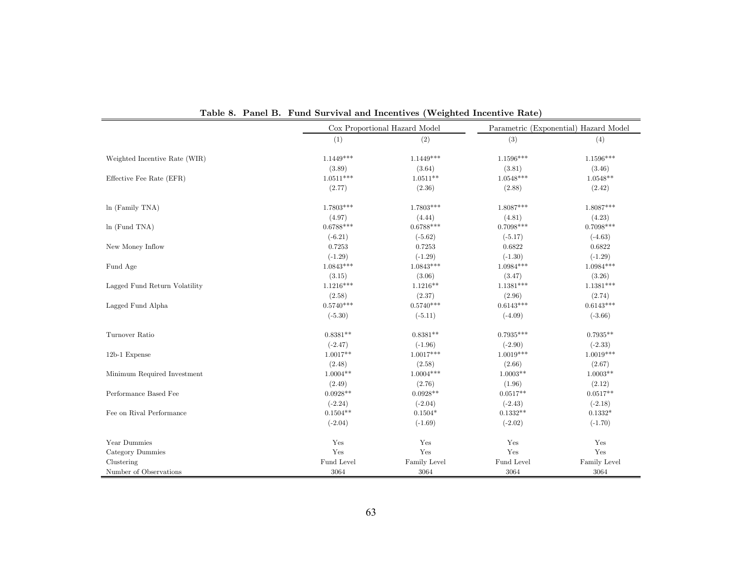**Table 8. Panel B. Fund Survival and Incentives (Weighted Incentive Rate)**

| | Cox Proportional Hazard Model | | Parametric (Exponential) Hazard Model | |
|---|---|---|---|---|
| | (1) | (2) | (3) | (4) |
| Weighted Incentive Rate (WIR) | 1.1449*** | 1.1449*** | 1.1596*** | 1.1596*** |
| | (3.89) | (3.64) | (3.81) | (3.46) |
| Effective Fee Rate (EFR) | 1.0511*** | 1.0511** | 1.0548*** | 1.0548** |
| | (2.77) | (2.36) | (2.88) | (2.42) |
| ln (Family TNA) | 1.7803*** | 1.7803*** | 1.8087*** | 1.8087*** |
| | (4.97) | (4.44) | (4.81) | (4.23) |
| ln (Fund TNA) | 0.6788*** | 0.6788*** | 0.7098*** | 0.7098*** |
| | (-6.21) | (-5.62) | (-5.17) | (-4.63) |
| New Money Inflow | 0.7253 | 0.7253 | 0.6822 | 0.6822 |
| | (-1.29) | (-1.29) | (-1.30) | (-1.29) |
| Fund Age | 1.0843*** | 1.0843*** | 1.0984*** | 1.0984*** |
| | (3.15) | (3.06) | (3.47) | (3.26) |
| Lagged Fund Return Volatility | 1.1216*** | 1.1216** | 1.1381*** | 1.1381*** |
| | (2.58) | (2.37) | (2.96) | (2.74) |
| Lagged Fund Alpha | 0.5740*** | 0.5740*** | 0.6143*** | 0.6143*** |
| | (-5.30) | (-5.11) | (-4.09) | (-3.66) |
| Turnover Ratio | 0.8381** | 0.8381** | 0.7935*** | 0.7935** |
| | (-2.47) | (-1.96) | (-2.90) | (-2.33) |
| 12b-1 Expense | 1.0017** | 1.0017*** | 1.0019*** | 1.0019*** |
| | (2.48) | (2.58) | (2.66) | (2.67) |
| Minimum Required Investment | 1.0004** | 1.0004*** | 1.0003** | 1.0003** |
| | (2.49) | (2.76) | (1.96) | (2.12) |
| Performance Based Fee | 0.0928** | 0.0928** | 0.0517** | 0.0517** |
| | (-2.24) | (-2.04) | (-2.43) | (-2.18) |
| Fee on Rival Performance | 0.1504** | 0.1504* | 0.1332** | 0.1332* |
| | (-2.04) | (-1.69) | (-2.02) | (-1.70) |
| Year Dummies | Yes | Yes | Yes | Yes |
| Category Dummies | Yes | Yes | Yes | Yes |
| Clustering | Fund Level | Family Level | Fund Level | Family Level |
| Number of Observations | 3064 | 3064 | 3064 | 3064 |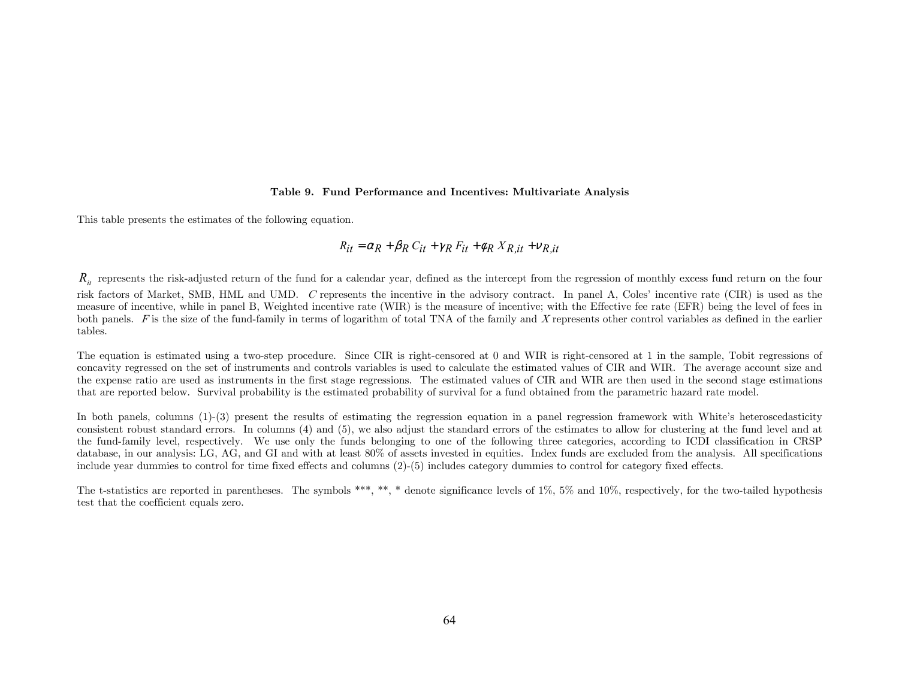**Table 9. Fund Performance and Incentives: Multivariate Analysis**

This table presents the estimates of the following equation.

$$R_{it} = \alpha_R + \beta_R C_{it} + \gamma_R F_{it} + \phi_R X_{R,it} + \nu_{R,it}$$

$R_{it}$ represents the risk-adjusted return of the fund for a calendar year, defined as the intercept from the regression of monthly excess fund return on the four risk factors of Market, SMB, HML and UMD. $C$ represents the incentive in the advisory contract. In panel A, Coles' incentive rate (CIR) is used as the measure of incentive, while in panel B, Weighted incentive rate (WIR) is the measure of incentive; with the Effective fee rate (EFR) being the level of fees in both panels. $F$ is the size of the fund-family in terms of logarithm of total TNA of the family and $X$ represents other control variables as defined in the earlier tables.

The equation is estimated using a two-step procedure. Since CIR is right-censored at 0 and WIR is right-censored at 1 in the sample, Tobit regressions of concavity regressed on the set of instruments and controls variables is used to calculate the estimated values of CIR and WIR. The average account size and the expense ratio are used as instruments in the first stage regressions. The estimated values of CIR and WIR are then used in the second stage estimations that are reported below. Survival probability is the estimated probability of survival for a fund obtained from the parametric hazard rate model.

In both panels, columns (1)-(3) present the results of estimating the regression equation in a panel regression framework with White's heteroscedasticity consistent robust standard errors. In columns (4) and (5), we also adjust the standard errors of the estimates to allow for clustering at the fund level and at the fund-family level, respectively. We use only the funds belonging to one of the following three categories, according to ICDI classification in CRSP database, in our analysis: LG, AG, and GI and with at least 80% of assets invested in equities. Index funds are excluded from the analysis. All specifications include year dummies to control for time fixed effects and columns (2)-(5) includes category dummies to control for category fixed effects.

The t-statistics are reported in parentheses. The symbols ***, **, * denote significance levels of 1%, 5% and 10%, respectively, for the two-tailed hypothesis test that the coefficient equals zero.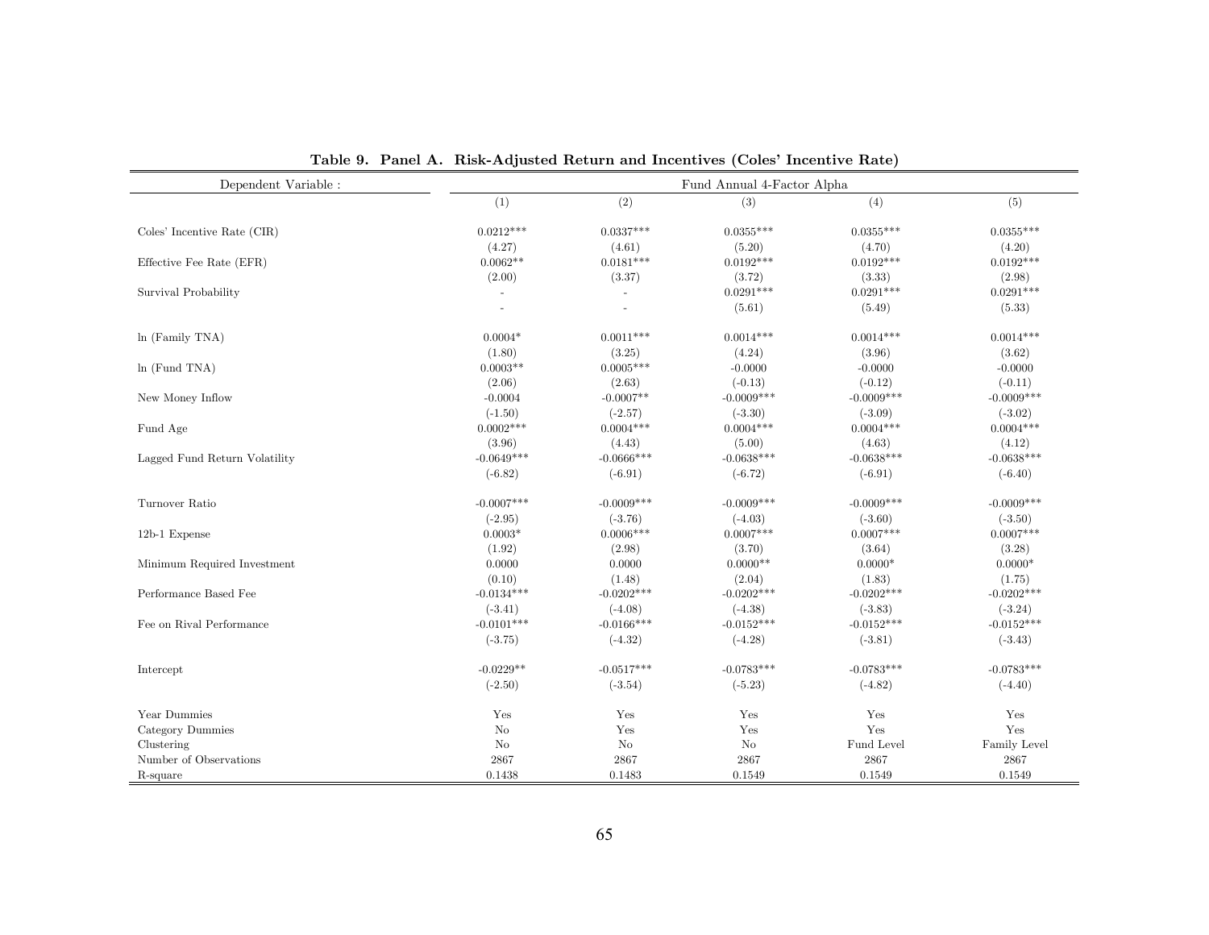**Table 9. Panel A. Risk-Adjusted Return and Incentives (Coles' Incentive Rate)**

| Dependent Variable : | Fund Annual 4-Factor Alpha | | | | |
|---|---|---|---|---|---|
| | (1) | (2) | (3) | (4) | (5) |
| Coles' Incentive Rate (CIR) | 0.0212*** | 0.0337*** | 0.0355*** | 0.0355*** | 0.0355*** |
| | (4.27) | (4.61) | (5.20) | (4.70) | (4.20) |
| Effective Fee Rate (EFR) | 0.0062** | 0.0181*** | 0.0192*** | 0.0192*** | 0.0192*** |
| | (2.00) | (3.37) | (3.72) | (3.33) | (2.98) |
| Survival Probability | - | - | 0.0291*** | 0.0291*** | 0.0291*** |
| | - | - | (5.61) | (5.49) | (5.33) |
| ln (Family TNA) | 0.0004* | 0.0011*** | 0.0014*** | 0.0014*** | 0.0014*** |
| | (1.80) | (3.25) | (4.24) | (3.96) | (3.62) |
| ln (Fund TNA) | 0.0003** | 0.0005*** | -0.0000 | -0.0000 | -0.0000 |
| | (2.06) | (2.63) | (-0.13) | (-0.12) | (-0.11) |
| New Money Inflow | -0.0004 | -0.0007** | -0.0009*** | -0.0009*** | -0.0009*** |
| | (-1.50) | (-2.57) | (-3.30) | (-3.09) | (-3.02) |
| Fund Age | 0.0002*** | 0.0004*** | 0.0004*** | 0.0004*** | 0.0004*** |
| | (3.96) | (4.43) | (5.00) | (4.63) | (4.12) |
| Lagged Fund Return Volatility | -0.0649*** | -0.0666*** | -0.0638*** | -0.0638*** | -0.0638*** |
| | (-6.82) | (-6.91) | (-6.72) | (-6.91) | (-6.40) |
| Turnover Ratio | -0.0007*** | -0.0009*** | -0.0009*** | -0.0009*** | -0.0009*** |
| | (-2.95) | (-3.76) | (-4.03) | (-3.60) | (-3.50) |
| 12b-1 Expense | 0.0003* | 0.0006*** | 0.0007*** | 0.0007*** | 0.0007*** |
| | (1.92) | (2.98) | (3.70) | (3.64) | (3.28) |
| Minimum Required Investment | 0.0000 | 0.0000 | 0.0000** | 0.0000* | 0.0000* |
| | (0.10) | (1.48) | (2.04) | (1.83) | (1.75) |
| Performance Based Fee | -0.0134*** | -0.0202*** | -0.0202*** | -0.0202*** | -0.0202*** |
| | (-3.41) | (-4.08) | (-4.38) | (-3.83) | (-3.24) |
| Fee on Rival Performance | -0.0101*** | -0.0166*** | -0.0152*** | -0.0152*** | -0.0152*** |
| | (-3.75) | (-4.32) | (-4.28) | (-3.81) | (-3.43) |
| Intercept | -0.0229** | -0.0517*** | -0.0783*** | -0.0783*** | -0.0783*** |
| | (-2.50) | (-3.54) | (-5.23) | (-4.82) | (-4.40) |
| Year Dummies | Yes | Yes | Yes | Yes | Yes |
| Category Dummies | No | Yes | Yes | Yes | Yes |
| Clustering | No | No | No | Fund Level | Family Level |
| Number of Observations | 2867 | 2867 | 2867 | 2867 | 2867 |
| R-square | 0.1438 | 0.1483 | 0.1549 | 0.1549 | 0.1549 |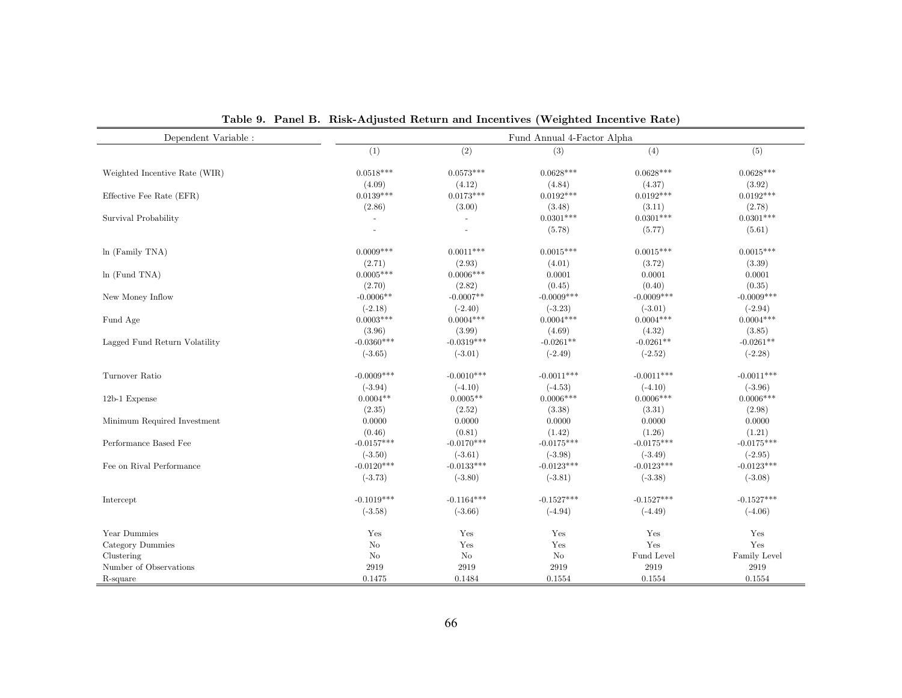**Table 9. Panel B. Risk-Adjusted Return and Incentives (Weighted Incentive Rate)**

| Dependent Variable : | Fund Annual 4-Factor Alpha | | | | |
|---|---|---|---|---|---|
| | (1) | (2) | (3) | (4) | (5) |
| Weighted Incentive Rate (WIR) | 0.0518*** | 0.0573*** | 0.0628*** | 0.0628*** | 0.0628*** |
| | (4.09) | (4.12) | (4.84) | (4.37) | (3.92) |
| Effective Fee Rate (EFR) | 0.0139*** | 0.0173*** | 0.0192*** | 0.0192*** | 0.0192*** |
| | (2.86) | (3.00) | (3.48) | (3.11) | (2.78) |
| Survival Probability | - | - | 0.0301*** | 0.0301*** | 0.0301*** |
| | - | - | (5.78) | (5.77) | (5.61) |
| ln (Family TNA) | 0.0009*** | 0.0011*** | 0.0015*** | 0.0015*** | 0.0015*** |
| | (2.71) | (2.93) | (4.01) | (3.72) | (3.39) |
| ln (Fund TNA) | 0.0005*** | 0.0006*** | 0.0001 | 0.0001 | 0.0001 |
| | (2.70) | (2.82) | (0.45) | (0.40) | (0.35) |
| New Money Inflow | -0.0006** | -0.0007** | -0.0009*** | -0.0009*** | -0.0009*** |
| | (-2.18) | (-2.40) | (-3.23) | (-3.01) | (-2.94) |
| Fund Age | 0.0003*** | 0.0004*** | 0.0004*** | 0.0004*** | 0.0004*** |
| | (3.96) | (3.99) | (4.69) | (4.32) | (3.85) |
| Lagged Fund Return Volatility | -0.0360*** | -0.0319*** | -0.0261** | -0.0261** | -0.0261** |
| | (-3.65) | (-3.01) | (-2.49) | (-2.52) | (-2.28) |
| Turnover Ratio | -0.0009*** | -0.0010*** | -0.0011*** | -0.0011*** | -0.0011*** |
| | (-3.94) | (-4.10) | (-4.53) | (-4.10) | (-3.96) |
| 12b-1 Expense | 0.0004** | 0.0005** | 0.0006*** | 0.0006*** | 0.0006*** |
| | (2.35) | (2.52) | (3.38) | (3.31) | (2.98) |
| Minimum Required Investment | 0.0000 | 0.0000 | 0.0000 | 0.0000 | 0.0000 |
| | (0.46) | (0.81) | (1.42) | (1.26) | (1.21) |
| Performance Based Fee | -0.0157*** | -0.0170*** | -0.0175*** | -0.0175*** | -0.0175*** |
| | (-3.50) | (-3.61) | (-3.98) | (-3.49) | (-2.95) |
| Fee on Rival Performance | -0.0120*** | -0.0133*** | -0.0123*** | -0.0123*** | -0.0123*** |
| | (-3.73) | (-3.80) | (-3.81) | (-3.38) | (-3.08) |
| Intercept | -0.1019*** | -0.1164*** | -0.1527*** | -0.1527*** | -0.1527*** |
| | (-3.58) | (-3.66) | (-4.94) | (-4.49) | (-4.06) |
| Year Dummies | Yes | Yes | Yes | Yes | Yes |
| Category Dummies | No | Yes | Yes | Yes | Yes |
| Clustering | No | No | No | Fund Level | Family Level |
| Number of Observations | 2919 | 2919 | 2919 | 2919 | 2919 |
| R-square | 0.1475 | 0.1484 | 0.1554 | 0.1554 | 0.1554 |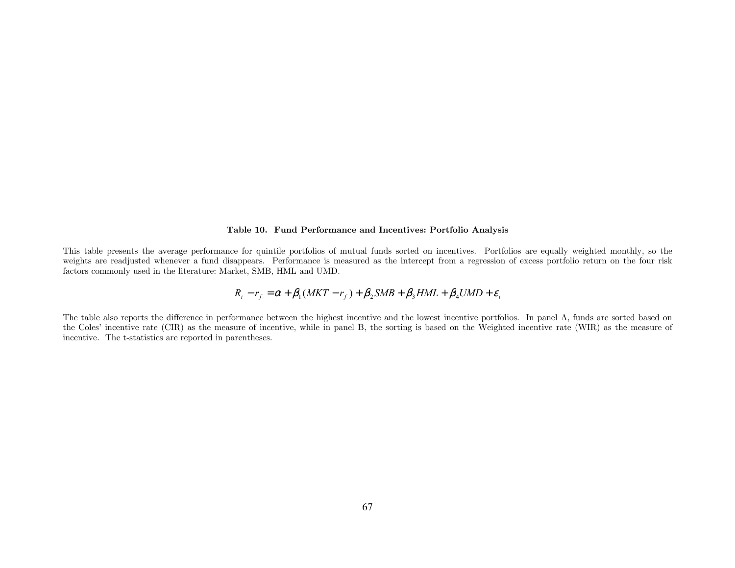**Table 10. Fund Performance and Incentives: Portfolio Analysis**

This table presents the average performance for quintile portfolios of mutual funds sorted on incentives. Portfolios are equally weighted monthly, so the weights are readjusted whenever a fund disappears. Performance is measured as the intercept from a regression of excess portfolio return on the four risk factors commonly used in the literature: Market, SMB, HML and UMD.

$$R_i - r_f = \alpha + \beta_1 (MKT - r_f) + \beta_2 SMB + \beta_3 HML + \beta_4 UMD + \varepsilon_i$$

The table also reports the difference in performance between the highest incentive and the lowest incentive portfolios. In panel A, funds are sorted based on the Coles' incentive rate (CIR) as the measure of incentive, while in panel B, the sorting is based on the Weighted incentive rate (WIR) as the measure of incentive. The t-statistics are reported in parentheses.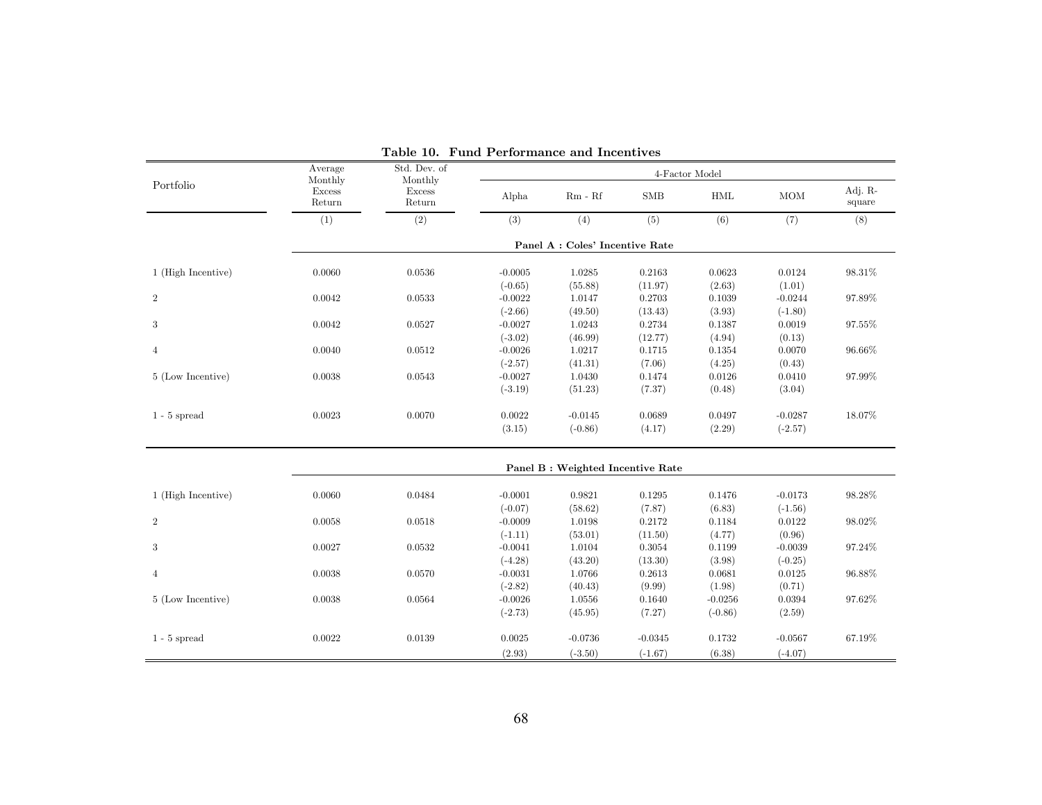**Table 10. Fund Performance and Incentives**

| Portfolio | Average Monthly Excess Return | Std. Dev. of Monthly Excess Return | 4-Factor Model | | | | | |
|---|---|---|---|---|---|---|---|---|
| | | | Alpha | Rm - Rf | SMB | HML | MOM | Adj. R-square |
| | (1) | (2) | (3) | (4) | (5) | (6) | (7) | (8) |
| | | | **Panel A : Coles' Incentive Rate** | | | | | |
| 1 (High Incentive) | 0.0060 | 0.0536 | -0.0005 | 1.0285 | 0.2163 | 0.0623 | 0.0124 | 98.31% |
| | | | (-0.65) | (55.88) | (11.97) | (2.63) | (1.01) | |
| 2 | 0.0042 | 0.0533 | -0.0022 | 1.0147 | 0.2703 | 0.1039 | -0.0244 | 97.89% |
| | | | (-2.66) | (49.50) | (13.43) | (3.93) | (-1.80) | |
| 3 | 0.0042 | 0.0527 | -0.0027 | 1.0243 | 0.2734 | 0.1387 | 0.0019 | 97.55% |
| | | | (-3.02) | (46.99) | (12.77) | (4.94) | (0.13) | |
| 4 | 0.0040 | 0.0512 | -0.0026 | 1.0217 | 0.1715 | 0.1354 | 0.0070 | 96.66% |
| | | | (-2.57) | (41.31) | (7.06) | (4.25) | (0.43) | |
| 5 (Low Incentive) | 0.0038 | 0.0543 | -0.0027 | 1.0430 | 0.1474 | 0.0126 | 0.0410 | 97.99% |
| | | | (-3.19) | (51.23) | (7.37) | (0.48) | (3.04) | |
| 1 - 5 spread | 0.0023 | 0.0070 | 0.0022 | -0.0145 | 0.0689 | 0.0497 | -0.0287 | 18.07% |
| | | | (3.15) | (-0.86) | (4.17) | (2.29) | (-2.57) | |
| | | | **Panel B : Weighted Incentive Rate** | | | | | |
| 1 (High Incentive) | 0.0060 | 0.0484 | -0.0001 | 0.9821 | 0.1295 | 0.1476 | -0.0173 | 98.28% |
| | | | (-0.07) | (58.62) | (7.87) | (6.83) | (-1.56) | |
| 2 | 0.0058 | 0.0518 | -0.0009 | 1.0198 | 0.2172 | 0.1184 | 0.0122 | 98.02% |
| | | | (-1.11) | (53.01) | (11.50) | (4.77) | (0.96) | |
| 3 | 0.0027 | 0.0532 | -0.0041 | 1.0104 | 0.3054 | 0.1199 | -0.0039 | 97.24% |
| | | | (-4.28) | (43.20) | (13.30) | (3.98) | (-0.25) | |
| 4 | 0.0038 | 0.0570 | -0.0031 | 1.0766 | 0.2613 | 0.0681 | 0.0125 | 96.88% |
| | | | (-2.82) | (40.43) | (9.99) | (1.98) | (0.71) | |
| 5 (Low Incentive) | 0.0038 | 0.0564 | -0.0026 | 1.0556 | 0.1640 | -0.0256 | 0.0394 | 97.62% |
| | | | (-2.73) | (45.95) | (7.27) | (-0.86) | (2.59) | |
| 1 - 5 spread | 0.0022 | 0.0139 | 0.0025 | -0.0736 | -0.0345 | 0.1732 | -0.0567 | 67.19% |
| | | | (2.93) | (-3.50) | (-1.67) | (6.38) | (-4.07) | |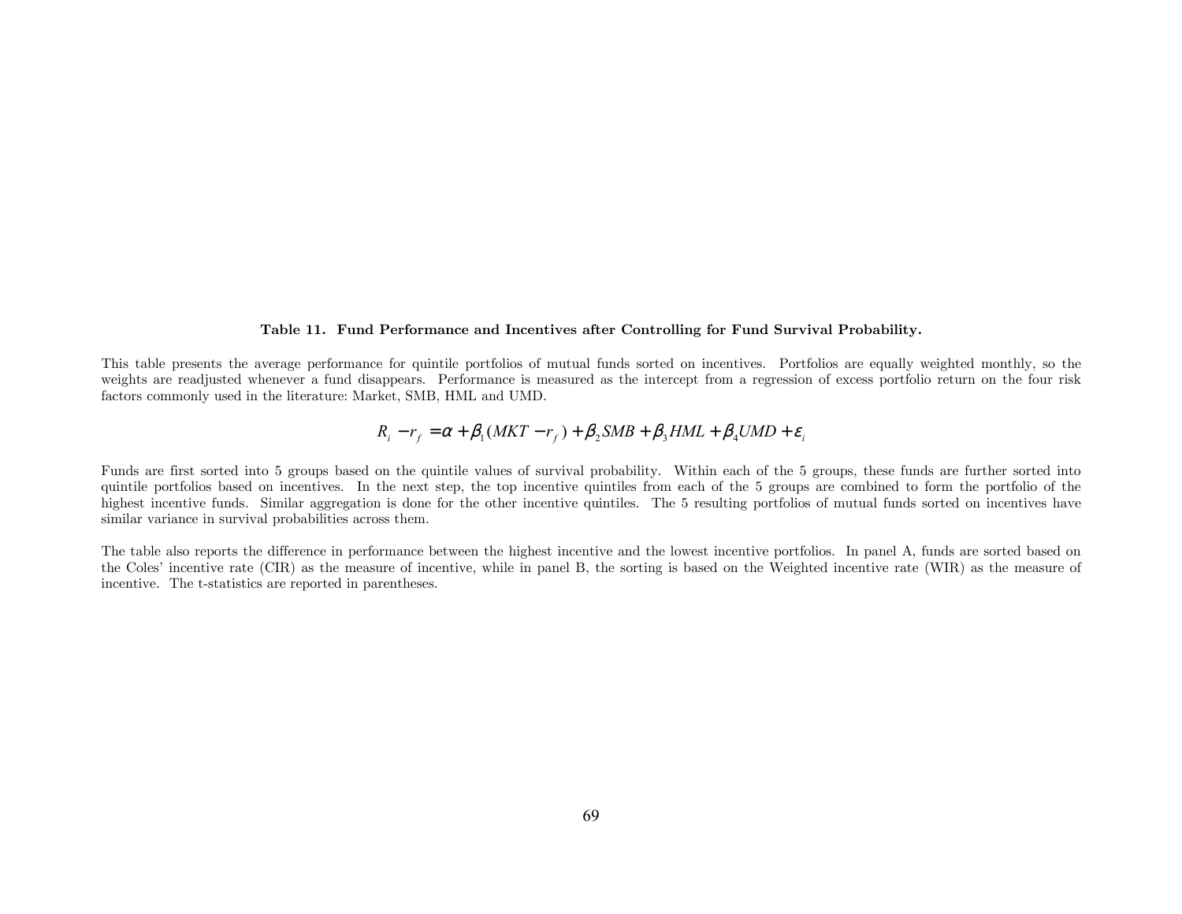**Table 11. Fund Performance and Incentives after Controlling for Fund Survival Probability.**

This table presents the average performance for quintile portfolios of mutual funds sorted on incentives. Portfolios are equally weighted monthly, so the weights are readjusted whenever a fund disappears. Performance is measured as the intercept from a regression of excess portfolio return on the four risk factors commonly used in the literature: Market, SMB, HML and UMD.

$$R_i - r_f = \alpha + \beta_1 (MKT - r_f) + \beta_2 SMB + \beta_3 HML + \beta_4 UMD + \varepsilon_i$$

Funds are first sorted into 5 groups based on the quintile values of survival probability. Within each of the 5 groups, these funds are further sorted into quintile portfolios based on incentives. In the next step, the top incentive quintiles from each of the 5 groups are combined to form the portfolio of the highest incentive funds. Similar aggregation is done for the other incentive quintiles. The 5 resulting portfolios of mutual funds sorted on incentives have similar variance in survival probabilities across them.

The table also reports the difference in performance between the highest incentive and the lowest incentive portfolios. In panel A, funds are sorted based on the Coles' incentive rate (CIR) as the measure of incentive, while in panel B, the sorting is based on the Weighted incentive rate (WIR) as the measure of incentive. The t-statistics are reported in parentheses.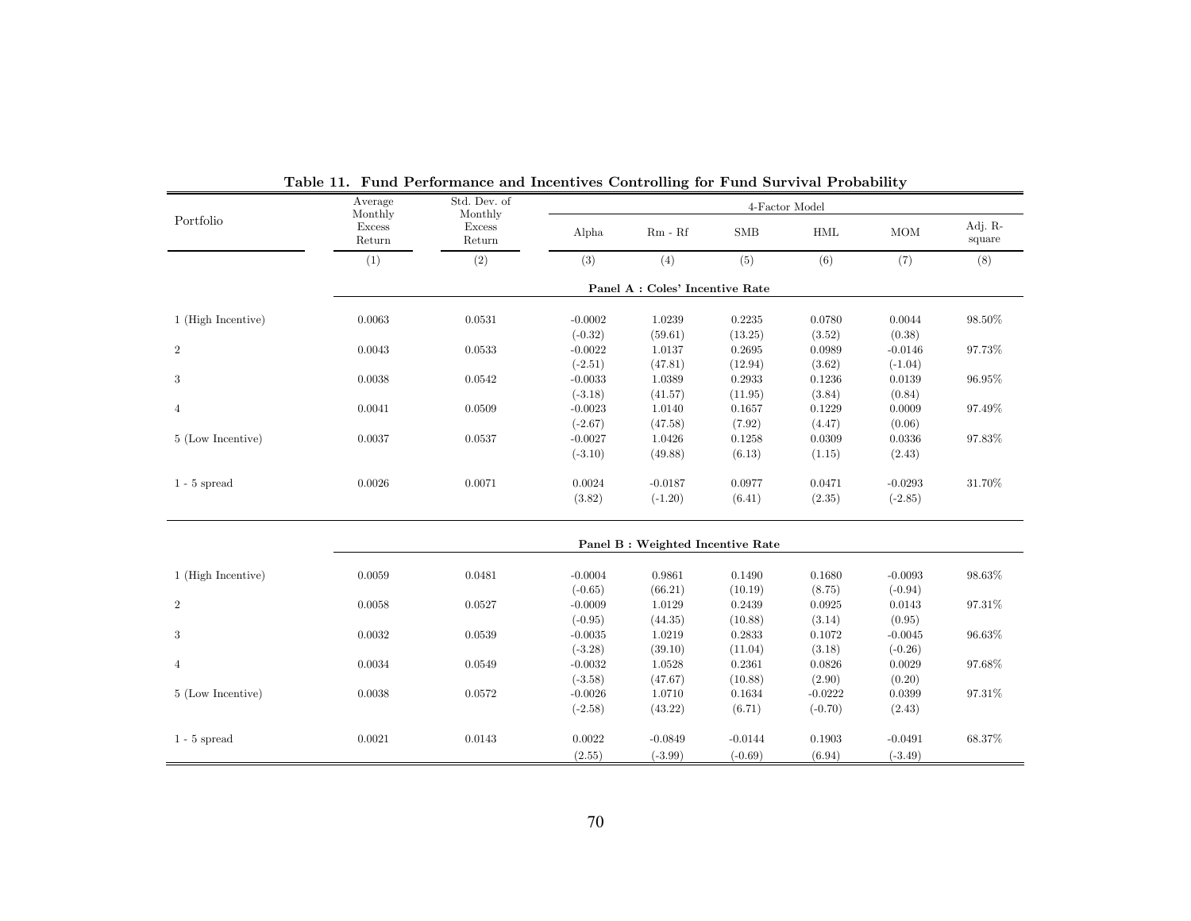**Table 11. Fund Performance and Incentives Controlling for Fund Survival Probability**

| Portfolio | Average Monthly Excess Return | Std. Dev. of Monthly Excess Return | 4-Factor Model | | | | | |
|---|---|---|---|---|---|---|---|---|
| | | | Alpha | Rm - Rf | SMB | HML | MOM | Adj. R-square |
| | (1) | (2) | (3) | (4) | (5) | (6) | (7) | (8) |
| **Panel A : Coles' Incentive Rate** | | | | | | | | |
| 1 (High Incentive) | 0.0063 | 0.0531 | -0.0002 | 1.0239 | 0.2235 | 0.0780 | 0.0044 | 98.50% |
| | | | (-0.32) | (59.61) | (13.25) | (3.52) | (0.38) | |
| 2 | 0.0043 | 0.0533 | -0.0022 | 1.0137 | 0.2695 | 0.0989 | -0.0146 | 97.73% |
| | | | (-2.51) | (47.81) | (12.94) | (3.62) | (-1.04) | |
| 3 | 0.0038 | 0.0542 | -0.0033 | 1.0389 | 0.2933 | 0.1236 | 0.0139 | 96.95% |
| | | | (-3.18) | (41.57) | (11.95) | (3.84) | (0.84) | |
| 4 | 0.0041 | 0.0509 | -0.0023 | 1.0140 | 0.1657 | 0.1229 | 0.0009 | 97.49% |
| | | | (-2.67) | (47.58) | (7.92) | (4.47) | (0.06) | |
| 5 (Low Incentive) | 0.0037 | 0.0537 | -0.0027 | 1.0426 | 0.1258 | 0.0309 | 0.0336 | 97.83% |
| | | | (-3.10) | (49.88) | (6.13) | (1.15) | (2.43) | |
| 1 - 5 spread | 0.0026 | 0.0071 | 0.0024 | -0.0187 | 0.0977 | 0.0471 | -0.0293 | 31.70% |
| | | | (3.82) | (-1.20) | (6.41) | (2.35) | (-2.85) | |
| **Panel B : Weighted Incentive Rate** | | | | | | | | |
| 1 (High Incentive) | 0.0059 | 0.0481 | -0.0004 | 0.9861 | 0.1490 | 0.1680 | -0.0093 | 98.63% |
| | | | (-0.65) | (66.21) | (10.19) | (8.75) | (-0.94) | |
| 2 | 0.0058 | 0.0527 | -0.0009 | 1.0129 | 0.2439 | 0.0925 | 0.0143 | 97.31% |
| | | | (-0.95) | (44.35) | (10.88) | (3.14) | (0.95) | |
| 3 | 0.0032 | 0.0539 | -0.0035 | 1.0219 | 0.2833 | 0.1072 | -0.0045 | 96.63% |
| | | | (-3.28) | (39.10) | (11.04) | (3.18) | (-0.26) | |
| 4 | 0.0034 | 0.0549 | -0.0032 | 1.0528 | 0.2361 | 0.0826 | 0.0029 | 97.68% |
| | | | (-3.58) | (47.67) | (10.88) | (2.90) | (0.20) | |
| 5 (Low Incentive) | 0.0038 | 0.0572 | -0.0026 | 1.0710 | 0.1634 | -0.0222 | 0.0399 | 97.31% |
| | | | (-2.58) | (43.22) | (6.71) | (-0.70) | (2.43) | |
| 1 - 5 spread | 0.0021 | 0.0143 | 0.0022 | -0.0849 | -0.0144 | 0.1903 | -0.0491 | 68.37% |
| | | | (2.55) | (-3.99) | (-0.69) | (6.94) | (-3.49) | |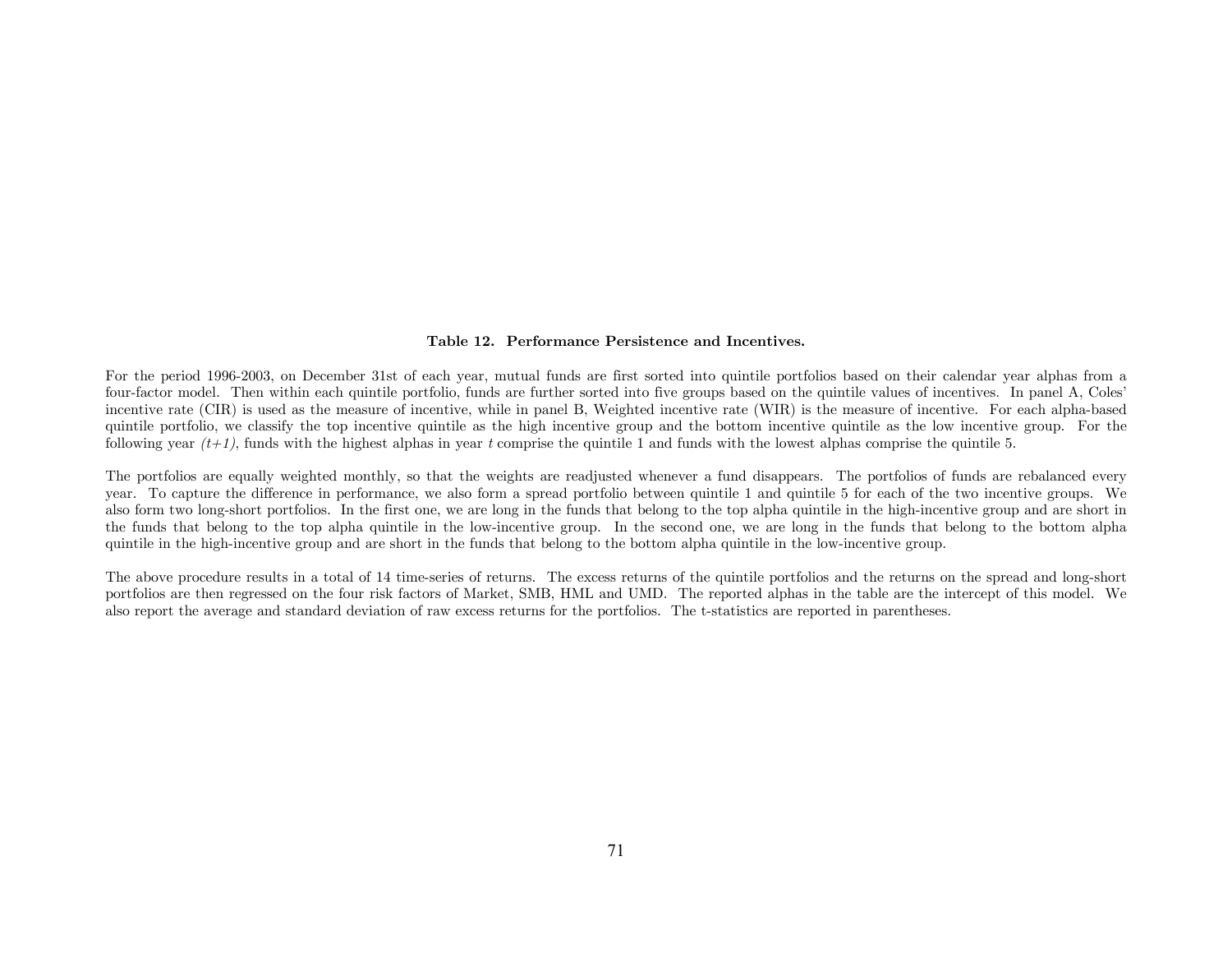**Table 12. Performance Persistence and Incentives.**

For the period 1996-2003, on December 31st of each year, mutual funds are first sorted into quintile portfolios based on their calendar year alphas from a four-factor model. Then within each quintile portfolio, funds are further sorted into five groups based on the quintile values of incentives. In panel A, Coles' incentive rate (CIR) is used as the measure of incentive, while in panel B, Weighted incentive rate (WIR) is the measure of incentive. For each alpha-based quintile portfolio, we classify the top incentive quintile as the high incentive group and the bottom incentive quintile as the low incentive group. For the following year *(t+1)*, funds with the highest alphas in year *t* comprise the quintile 1 and funds with the lowest alphas comprise the quintile 5.

The portfolios are equally weighted monthly, so that the weights are readjusted whenever a fund disappears. The portfolios of funds are rebalanced every year. To capture the difference in performance, we also form a spread portfolio between quintile 1 and quintile 5 for each of the two incentive groups. We also form two long-short portfolios. In the first one, we are long in the funds that belong to the top alpha quintile in the high-incentive group and are short in the funds that belong to the top alpha quintile in the low-incentive group. In the second one, we are long in the funds that belong to the bottom alpha quintile in the high-incentive group and are short in the funds that belong to the bottom alpha quintile in the low-incentive group.

The above procedure results in a total of 14 time-series of returns. The excess returns of the quintile portfolios and the returns on the spread and long-short portfolios are then regressed on the four risk factors of Market, SMB, HML and UMD. The reported alphas in the table are the intercept of this model. We also report the average and standard deviation of raw excess returns for the portfolios. The t-statistics are reported in parentheses.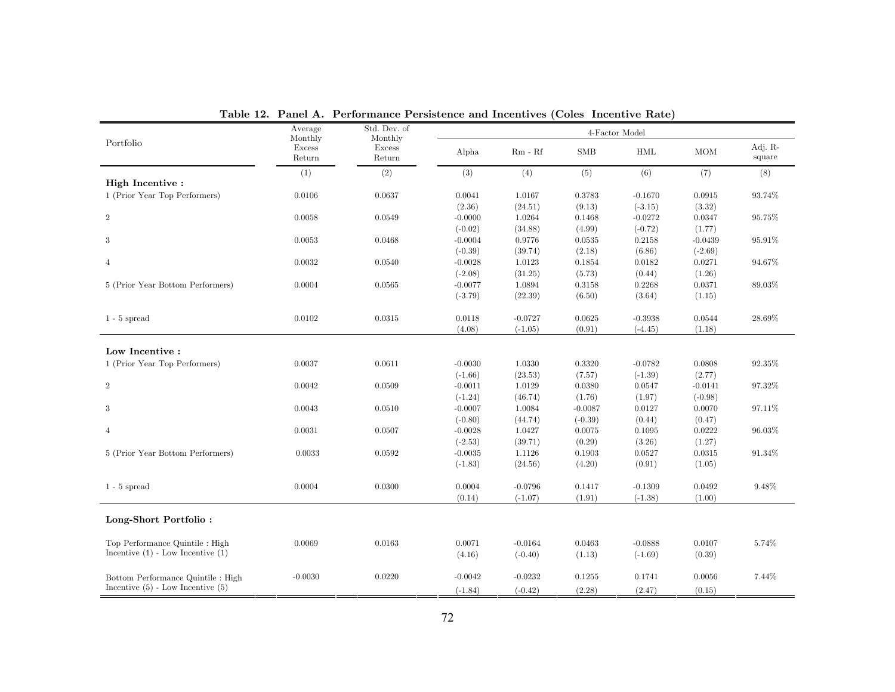**Table 12. Panel A. Performance Persistence and Incentives (Coles Incentive Rate)**

| Portfolio | Average Monthly Excess Return | Std. Dev. of Monthly Excess Return | 4-Factor Model | | | | | |
|---|---|---|---|---|---|---|---|---|
| | | | Alpha | Rm - Rf | SMB | HML | MOM | Adj. R-square |
| | (1) | (2) | (3) | (4) | (5) | (6) | (7) | (8) |
| **High Incentive :** | | | | | | | | |
| 1 (Prior Year Top Performers) | 0.0106 | 0.0637 | 0.0041 | 1.0167 | 0.3783 | -0.1670 | 0.0915 | 93.74% |
| | | | (2.36) | (24.51) | (9.13) | (-3.15) | (3.32) | |
| 2 | 0.0058 | 0.0549 | -0.0000 | 1.0264 | 0.1468 | -0.0272 | 0.0347 | 95.75% |
| | | | (-0.02) | (34.88) | (4.99) | (-0.72) | (1.77) | |
| 3 | 0.0053 | 0.0468 | -0.0004 | 0.9776 | 0.0535 | 0.2158 | -0.0439 | 95.91% |
| | | | (-0.39) | (39.74) | (2.18) | (6.86) | (-2.69) | |
| 4 | 0.0032 | 0.0540 | -0.0028 | 1.0123 | 0.1854 | 0.0182 | 0.0271 | 94.67% |
| | | | (-2.08) | (31.25) | (5.73) | (0.44) | (1.26) | |
| 5 (Prior Year Bottom Performers) | 0.0004 | 0.0565 | -0.0077 | 1.0894 | 0.3158 | 0.2268 | 0.0371 | 89.03% |
| | | | (-3.79) | (22.39) | (6.50) | (3.64) | (1.15) | |
| 1 - 5 spread | 0.0102 | 0.0315 | 0.0118 | -0.0727 | 0.0625 | -0.3938 | 0.0544 | 28.69% |
| | | | (4.08) | (-1.05) | (0.91) | (-4.45) | (1.18) | |
| **Low Incentive :** | | | | | | | | |
| 1 (Prior Year Top Performers) | 0.0037 | 0.0611 | -0.0030 | 1.0330 | 0.3320 | -0.0782 | 0.0808 | 92.35% |
| | | | (-1.66) | (23.53) | (7.57) | (-1.39) | (2.77) | |
| 2 | 0.0042 | 0.0509 | -0.0011 | 1.0129 | 0.0380 | 0.0547 | -0.0141 | 97.32% |
| | | | (-1.24) | (46.74) | (1.76) | (1.97) | (-0.98) | |
| 3 | 0.0043 | 0.0510 | -0.0007 | 1.0084 | -0.0087 | 0.0127 | 0.0070 | 97.11% |
| | | | (-0.80) | (44.74) | (-0.39) | (0.44) | (0.47) | |
| 4 | 0.0031 | 0.0507 | -0.0028 | 1.0427 | 0.0075 | 0.1095 | 0.0222 | 96.03% |
| | | | (-2.53) | (39.71) | (0.29) | (3.26) | (1.27) | |
| 5 (Prior Year Bottom Performers) | 0.0033 | 0.0592 | -0.0035 | 1.1126 | 0.1903 | 0.0527 | 0.0315 | 91.34% |
| | | | (-1.83) | (24.56) | (4.20) | (0.91) | (1.05) | |
| 1 - 5 spread | 0.0004 | 0.0300 | 0.0004 | -0.0796 | 0.1417 | -0.1309 | 0.0492 | 9.48% |
| | | | (0.14) | (-1.07) | (1.91) | (-1.38) | (1.00) | |
| **Long-Short Portfolio :** | | | | | | | | |
| Top Performance Quintile : High Incentive (1) - Low Incentive (1) | 0.0069 | 0.0163 | 0.0071 | -0.0164 | 0.0463 | -0.0888 | 0.0107 | 5.74% |
| | | | (4.16) | (-0.40) | (1.13) | (-1.69) | (0.39) | |
| Bottom Performance Quintile : High Incentive (5) - Low Incentive (5) | -0.0030 | 0.0220 | -0.0042 | -0.0232 | 0.1255 | 0.1741 | 0.0056 | 7.44% |
| | | | (-1.84) | (-0.42) | (2.28) | (2.47) | (0.15) | |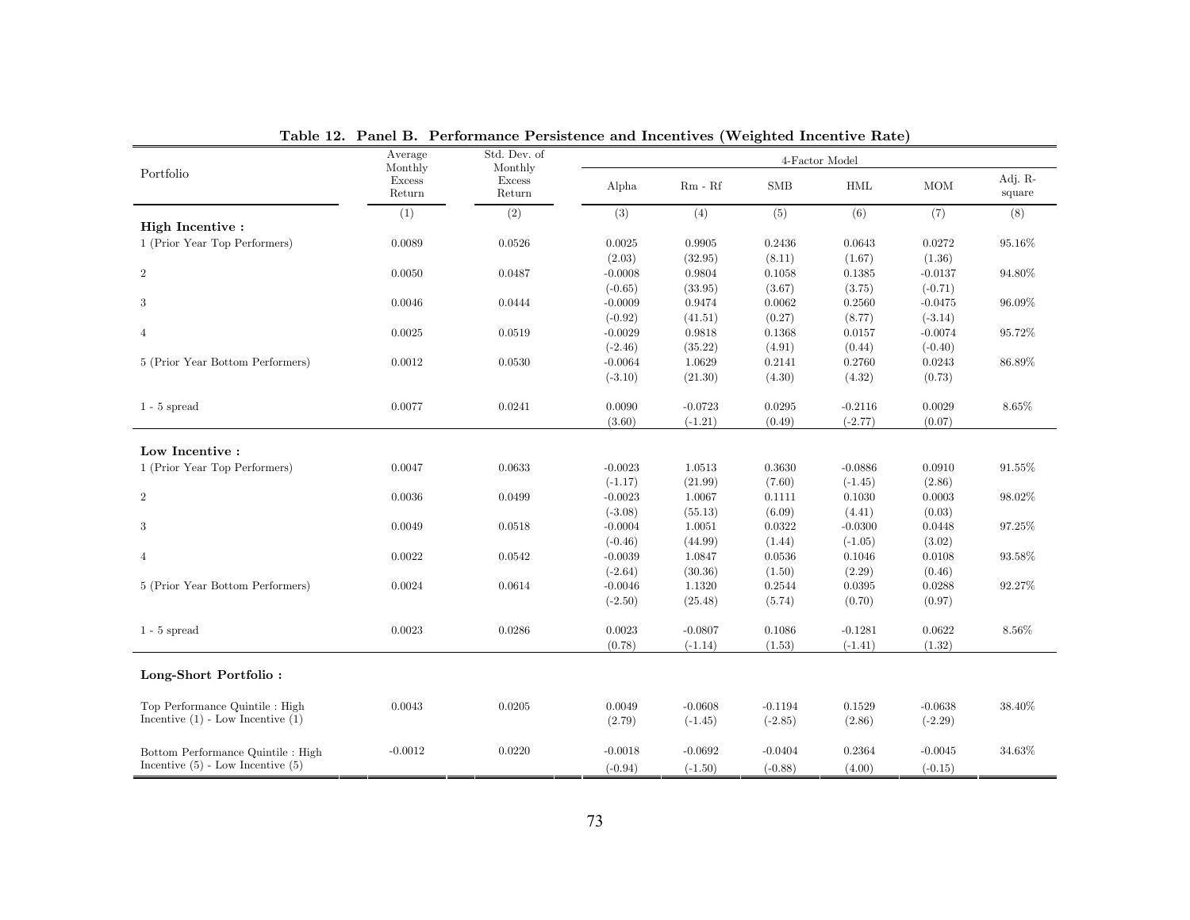**Table 12. Panel B. Performance Persistence and Incentives (Weighted Incentive Rate)**

| Portfolio | Average Monthly Excess Return | Std. Dev. of Monthly Excess Return | 4-Factor Model | | | | | |
|---|---|---|---|---|---|---|---|---|
| | | | Alpha | Rm - Rf | SMB | HML | MOM | Adj. R-square |
| | (1) | (2) | (3) | (4) | (5) | (6) | (7) | (8) |
| **High Incentive :** | | | | | | | | |
| 1 (Prior Year Top Performers) | 0.0089 | 0.0526 | 0.0025 | 0.9905 | 0.2436 | 0.0643 | 0.0272 | 95.16% |
| | | | (2.03) | (32.95) | (8.11) | (1.67) | (1.36) | |
| 2 | 0.0050 | 0.0487 | -0.0008 | 0.9804 | 0.1058 | 0.1385 | -0.0137 | 94.80% |
| | | | (-0.65) | (33.95) | (3.67) | (3.75) | (-0.71) | |
| 3 | 0.0046 | 0.0444 | -0.0009 | 0.9474 | 0.0062 | 0.2560 | -0.0475 | 96.09% |
| | | | (-0.92) | (41.51) | (0.27) | (8.77) | (-3.14) | |
| 4 | 0.0025 | 0.0519 | -0.0029 | 0.9818 | 0.1368 | 0.0157 | -0.0074 | 95.72% |
| | | | (-2.46) | (35.22) | (4.91) | (0.44) | (-0.40) | |
| 5 (Prior Year Bottom Performers) | 0.0012 | 0.0530 | -0.0064 | 1.0629 | 0.2141 | 0.2760 | 0.0243 | 86.89% |
| | | | (-3.10) | (21.30) | (4.30) | (4.32) | (0.73) | |
| 1 - 5 spread | 0.0077 | 0.0241 | 0.0090 | -0.0723 | 0.0295 | -0.2116 | 0.0029 | 8.65% |
| | | | (3.60) | (-1.21) | (0.49) | (-2.77) | (0.07) | |
| **Low Incentive :** | | | | | | | | |
| 1 (Prior Year Top Performers) | 0.0047 | 0.0633 | -0.0023 | 1.0513 | 0.3630 | -0.0886 | 0.0910 | 91.55% |
| | | | (-1.17) | (21.99) | (7.60) | (-1.45) | (2.86) | |
| 2 | 0.0036 | 0.0499 | -0.0023 | 1.0067 | 0.1111 | 0.1030 | 0.0003 | 98.02% |
| | | | (-3.08) | (55.13) | (6.09) | (4.41) | (0.03) | |
| 3 | 0.0049 | 0.0518 | -0.0004 | 1.0051 | 0.0322 | -0.0300 | 0.0448 | 97.25% |
| | | | (-0.46) | (44.99) | (1.44) | (-1.05) | (3.02) | |
| 4 | 0.0022 | 0.0542 | -0.0039 | 1.0847 | 0.0536 | 0.1046 | 0.0108 | 93.58% |
| | | | (-2.64) | (30.36) | (1.50) | (2.29) | (0.46) | |
| 5 (Prior Year Bottom Performers) | 0.0024 | 0.0614 | -0.0046 | 1.1320 | 0.2544 | 0.0395 | 0.0288 | 92.27% |
| | | | (-2.50) | (25.48) | (5.74) | (0.70) | (0.97) | |
| 1 - 5 spread | 0.0023 | 0.0286 | 0.0023 | -0.0807 | 0.1086 | -0.1281 | 0.0622 | 8.56% |
| | | | (0.78) | (-1.14) | (1.53) | (-1.41) | (1.32) | |
| **Long-Short Portfolio :** | | | | | | | | |
| Top Performance Quintile : High Incentive (1) - Low Incentive (1) | 0.0043 | 0.0205 | 0.0049 | -0.0608 | -0.1194 | 0.1529 | -0.0638 | 38.40% |
| | | | (2.79) | (-1.45) | (-2.85) | (2.86) | (-2.29) | |
| Bottom Performance Quintile : High Incentive (5) - Low Incentive (5) | -0.0012 | 0.0220 | -0.0018 | -0.0692 | -0.0404 | 0.2364 | -0.0045 | 34.63% |
| | | | (-0.94) | (-1.50) | (-0.88) | (4.00) | (-0.15) | |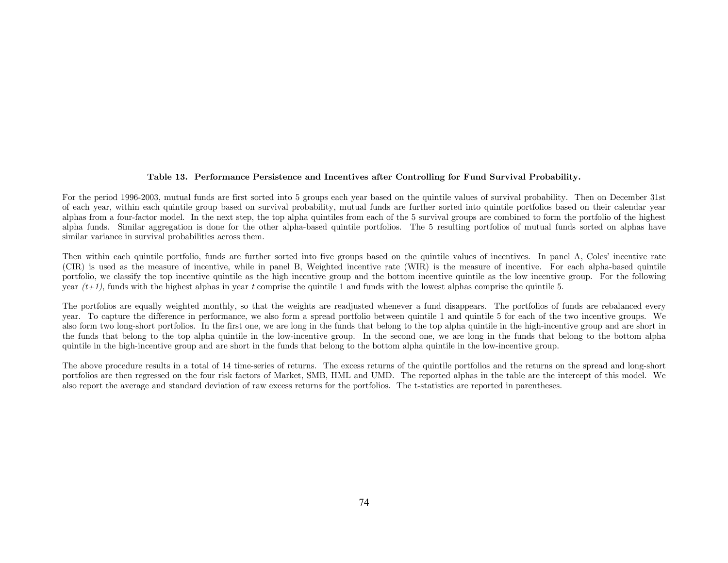**Table 13. Performance Persistence and Incentives after Controlling for Fund Survival Probability.**

For the period 1996-2003, mutual funds are first sorted into 5 groups each year based on the quintile values of survival probability. Then on December 31st of each year, within each quintile group based on survival probability, mutual funds are further sorted into quintile portfolios based on their calendar year alphas from a four-factor model. In the next step, the top alpha quintiles from each of the 5 survival groups are combined to form the portfolio of the highest alpha funds. Similar aggregation is done for the other alpha-based quintile portfolios. The 5 resulting portfolios of mutual funds sorted on alphas have similar variance in survival probabilities across them.

Then within each quintile portfolio, funds are further sorted into five groups based on the quintile values of incentives. In panel A, Coles' incentive rate (CIR) is used as the measure of incentive, while in panel B, Weighted incentive rate (WIR) is the measure of incentive. For each alpha-based quintile portfolio, we classify the top incentive quintile as the high incentive group and the bottom incentive quintile as the low incentive group. For the following year *(t+1)*, funds with the highest alphas in year *t* comprise the quintile 1 and funds with the lowest alphas comprise the quintile 5.

The portfolios are equally weighted monthly, so that the weights are readjusted whenever a fund disappears. The portfolios of funds are rebalanced every year. To capture the difference in performance, we also form a spread portfolio between quintile 1 and quintile 5 for each of the two incentive groups. We also form two long-short portfolios. In the first one, we are long in the funds that belong to the top alpha quintile in the high-incentive group and are short in the funds that belong to the top alpha quintile in the low-incentive group. In the second one, we are long in the funds that belong to the bottom alpha quintile in the high-incentive group and are short in the funds that belong to the bottom alpha quintile in the low-incentive group.

The above procedure results in a total of 14 time-series of returns. The excess returns of the quintile portfolios and the returns on the spread and long-short portfolios are then regressed on the four risk factors of Market, SMB, HML and UMD. The reported alphas in the table are the intercept of this model. We also report the average and standard deviation of raw excess returns for the portfolios. The t-statistics are reported in parentheses.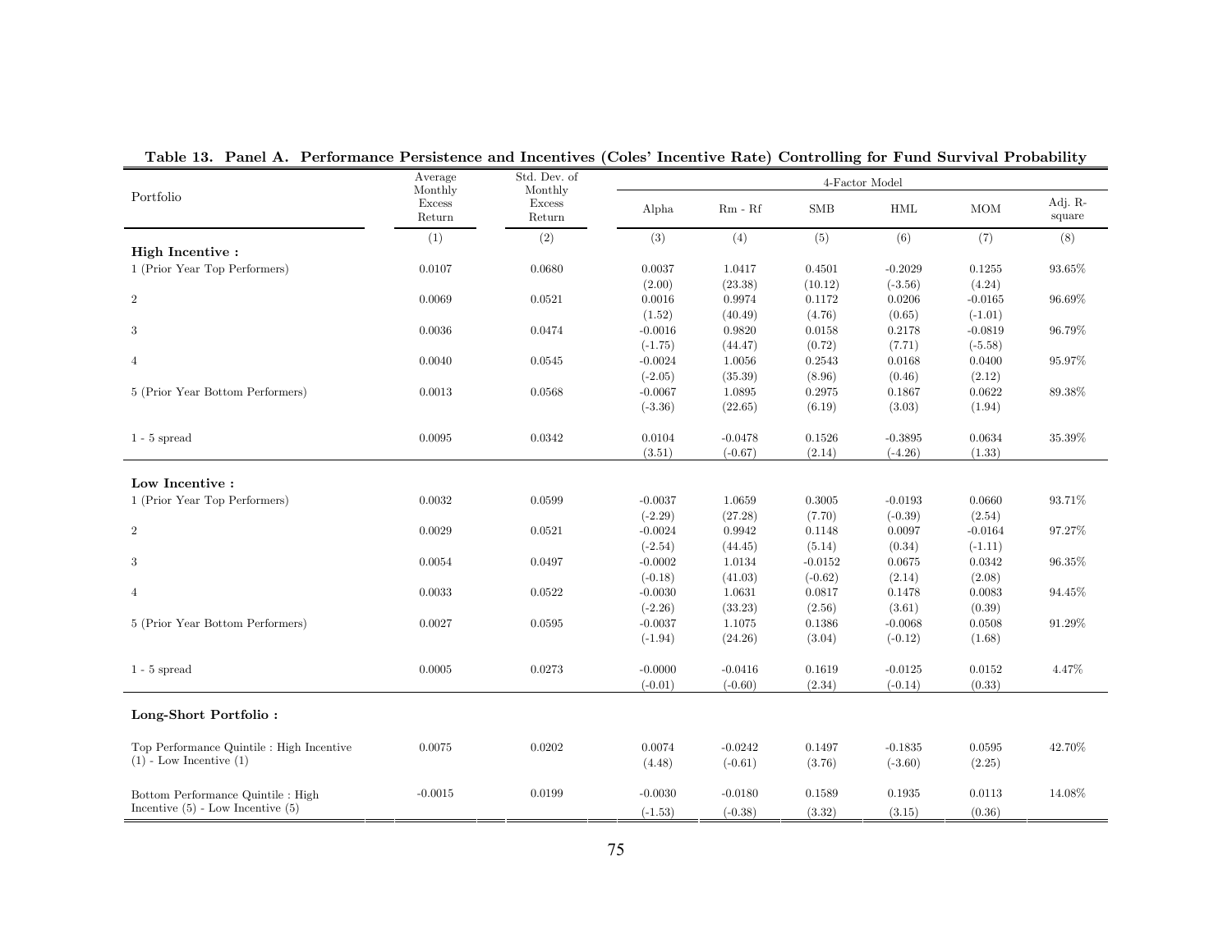**Table 13. Panel A. Performance Persistence and Incentives (Coles' Incentive Rate) Controlling for Fund Survival Probability**

| Portfolio | Average Monthly Excess Return | Std. Dev. of Monthly Excess Return | 4-Factor Model | | | | | |
|---|---|---|---|---|---|---|---|---|
| | | | Alpha | Rm - Rf | SMB | HML | MOM | Adj. R-square |
| | (1) | (2) | (3) | (4) | (5) | (6) | (7) | (8) |
| **High Incentive :** | | | | | | | | |
| 1 (Prior Year Top Performers) | 0.0107 | 0.0680 | 0.0037 | 1.0417 | 0.4501 | -0.2029 | 0.1255 | 93.65% |
| | | | (2.00) | (23.38) | (10.12) | (-3.56) | (4.24) | |
| 2 | 0.0069 | 0.0521 | 0.0016 | 0.9974 | 0.1172 | 0.0206 | -0.0165 | 96.69% |
| | | | (1.52) | (40.49) | (4.76) | (0.65) | (-1.01) | |
| 3 | 0.0036 | 0.0474 | -0.0016 | 0.9820 | 0.0158 | 0.2178 | -0.0819 | 96.79% |
| | | | (-1.75) | (44.47) | (0.72) | (7.71) | (-5.58) | |
| 4 | 0.0040 | 0.0545 | -0.0024 | 1.0056 | 0.2543 | 0.0168 | 0.0400 | 95.97% |
| | | | (-2.05) | (35.39) | (8.96) | (0.46) | (2.12) | |
| 5 (Prior Year Bottom Performers) | 0.0013 | 0.0568 | -0.0067 | 1.0895 | 0.2975 | 0.1867 | 0.0622 | 89.38% |
| | | | (-3.36) | (22.65) | (6.19) | (3.03) | (1.94) | |
| 1 - 5 spread | 0.0095 | 0.0342 | 0.0104 | -0.0478 | 0.1526 | -0.3895 | 0.0634 | 35.39% |
| | | | (3.51) | (-0.67) | (2.14) | (-4.26) | (1.33) | |
| **Low Incentive :** | | | | | | | | |
| 1 (Prior Year Top Performers) | 0.0032 | 0.0599 | -0.0037 | 1.0659 | 0.3005 | -0.0193 | 0.0660 | 93.71% |
| | | | (-2.29) | (27.28) | (7.70) | (-0.39) | (2.54) | |
| 2 | 0.0029 | 0.0521 | -0.0024 | 0.9942 | 0.1148 | 0.0097 | -0.0164 | 97.27% |
| | | | (-2.54) | (44.45) | (5.14) | (0.34) | (-1.11) | |
| 3 | 0.0054 | 0.0497 | -0.0002 | 1.0134 | -0.0152 | 0.0675 | 0.0342 | 96.35% |
| | | | (-0.18) | (41.03) | (-0.62) | (2.14) | (2.08) | |
| 4 | 0.0033 | 0.0522 | -0.0030 | 1.0631 | 0.0817 | 0.1478 | 0.0083 | 94.45% |
| | | | (-2.26) | (33.23) | (2.56) | (3.61) | (0.39) | |
| 5 (Prior Year Bottom Performers) | 0.0027 | 0.0595 | -0.0037 | 1.1075 | 0.1386 | -0.0068 | 0.0508 | 91.29% |
| | | | (-1.94) | (24.26) | (3.04) | (-0.12) | (1.68) | |
| 1 - 5 spread | 0.0005 | 0.0273 | -0.0000 | -0.0416 | 0.1619 | -0.0125 | 0.0152 | 4.47% |
| | | | (-0.01) | (-0.60) | (2.34) | (-0.14) | (0.33) | |
| **Long-Short Portfolio :** | | | | | | | | |
| Top Performance Quintile : High Incentive (1) - Low Incentive (1) | 0.0075 | 0.0202 | 0.0074 | -0.0242 | 0.1497 | -0.1835 | 0.0595 | 42.70% |
| | | | (4.48) | (-0.61) | (3.76) | (-3.60) | (2.25) | |
| Bottom Performance Quintile : High Incentive (5) - Low Incentive (5) | -0.0015 | 0.0199 | -0.0030 | -0.0180 | 0.1589 | 0.1935 | 0.0113 | 14.08% |
| | | | (-1.53) | (-0.38) | (3.32) | (3.15) | (0.36) | |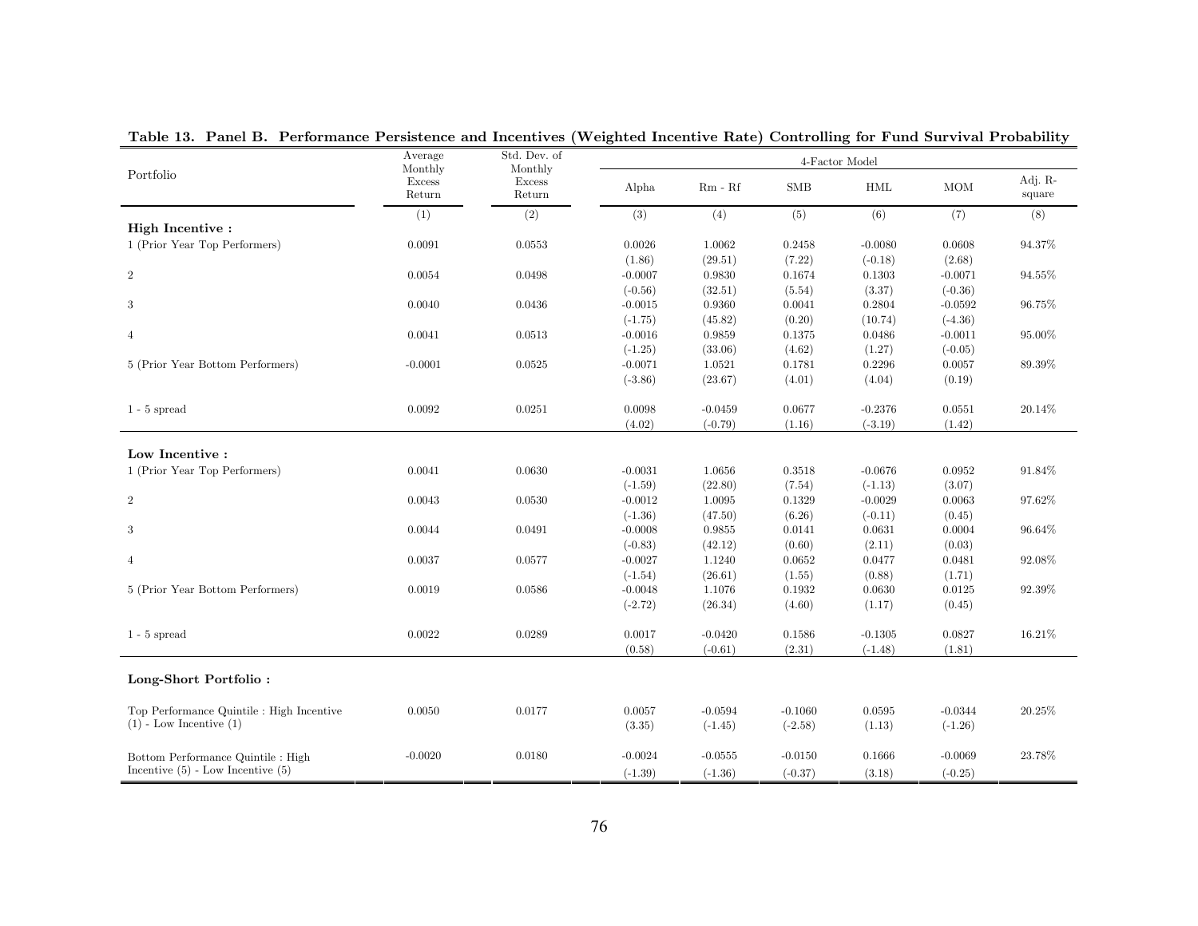**Table 13. Panel B. Performance Persistence and Incentives (Weighted Incentive Rate) Controlling for Fund Survival Probability**

| Portfolio | Average Monthly Excess Return | Std. Dev. of Monthly Excess Return | 4-Factor Model | | | | | |
|---|---|---|---|---|---|---|---|---|
| | | | Alpha | Rm - Rf | SMB | HML | MOM | Adj. R-square |
| | (1) | (2) | (3) | (4) | (5) | (6) | (7) | (8) |
| **High Incentive :** | | | | | | | | |
| 1 (Prior Year Top Performers) | 0.0091 | 0.0553 | 0.0026 | 1.0062 | 0.2458 | -0.0080 | 0.0608 | 94.37% |
| | | | (1.86) | (29.51) | (7.22) | (-0.18) | (2.68) | |
| 2 | 0.0054 | 0.0498 | -0.0007 | 0.9830 | 0.1674 | 0.1303 | -0.0071 | 94.55% |
| | | | (-0.56) | (32.51) | (5.54) | (3.37) | (-0.36) | |
| 3 | 0.0040 | 0.0436 | -0.0015 | 0.9360 | 0.0041 | 0.2804 | -0.0592 | 96.75% |
| | | | (-1.75) | (45.82) | (0.20) | (10.74) | (-4.36) | |
| 4 | 0.0041 | 0.0513 | -0.0016 | 0.9859 | 0.1375 | 0.0486 | -0.0011 | 95.00% |
| | | | (-1.25) | (33.06) | (4.62) | (1.27) | (-0.05) | |
| 5 (Prior Year Bottom Performers) | -0.0001 | 0.0525 | -0.0071 | 1.0521 | 0.1781 | 0.2296 | 0.0057 | 89.39% |
| | | | (-3.86) | (23.67) | (4.01) | (4.04) | (0.19) | |
| 1 - 5 spread | 0.0092 | 0.0251 | 0.0098 | -0.0459 | 0.0677 | -0.2376 | 0.0551 | 20.14% |
| | | | (4.02) | (-0.79) | (1.16) | (-3.19) | (1.42) | |
| **Low Incentive :** | | | | | | | | |
| 1 (Prior Year Top Performers) | 0.0041 | 0.0630 | -0.0031 | 1.0656 | 0.3518 | -0.0676 | 0.0952 | 91.84% |
| | | | (-1.59) | (22.80) | (7.54) | (-1.13) | (3.07) | |
| 2 | 0.0043 | 0.0530 | -0.0012 | 1.0095 | 0.1329 | -0.0029 | 0.0063 | 97.62% |
| | | | (-1.36) | (47.50) | (6.26) | (-0.11) | (0.45) | |
| 3 | 0.0044 | 0.0491 | -0.0008 | 0.9855 | 0.0141 | 0.0631 | 0.0004 | 96.64% |
| | | | (-0.83) | (42.12) | (0.60) | (2.11) | (0.03) | |
| 4 | 0.0037 | 0.0577 | -0.0027 | 1.1240 | 0.0652 | 0.0477 | 0.0481 | 92.08% |
| | | | (-1.54) | (26.61) | (1.55) | (0.88) | (1.71) | |
| 5 (Prior Year Bottom Performers) | 0.0019 | 0.0586 | -0.0048 | 1.1076 | 0.1932 | 0.0630 | 0.0125 | 92.39% |
| | | | (-2.72) | (26.34) | (4.60) | (1.17) | (0.45) | |
| 1 - 5 spread | 0.0022 | 0.0289 | 0.0017 | -0.0420 | 0.1586 | -0.1305 | 0.0827 | 16.21% |
| | | | (0.58) | (-0.61) | (2.31) | (-1.48) | (1.81) | |
| **Long-Short Portfolio :** | | | | | | | | |
| Top Performance Quintile : High Incentive (1) - Low Incentive (1) | 0.0050 | 0.0177 | 0.0057 | -0.0594 | -0.1060 | 0.0595 | -0.0344 | 20.25% |
| | | | (3.35) | (-1.45) | (-2.58) | (1.13) | (-1.26) | |
| Bottom Performance Quintile : High Incentive (5) - Low Incentive (5) | -0.0020 | 0.0180 | -0.0024 | -0.0555 | -0.0150 | 0.1666 | -0.0069 | 23.78% |
| | | | (-1.39) | (-1.36) | (-0.37) | (3.18) | (-0.25) | |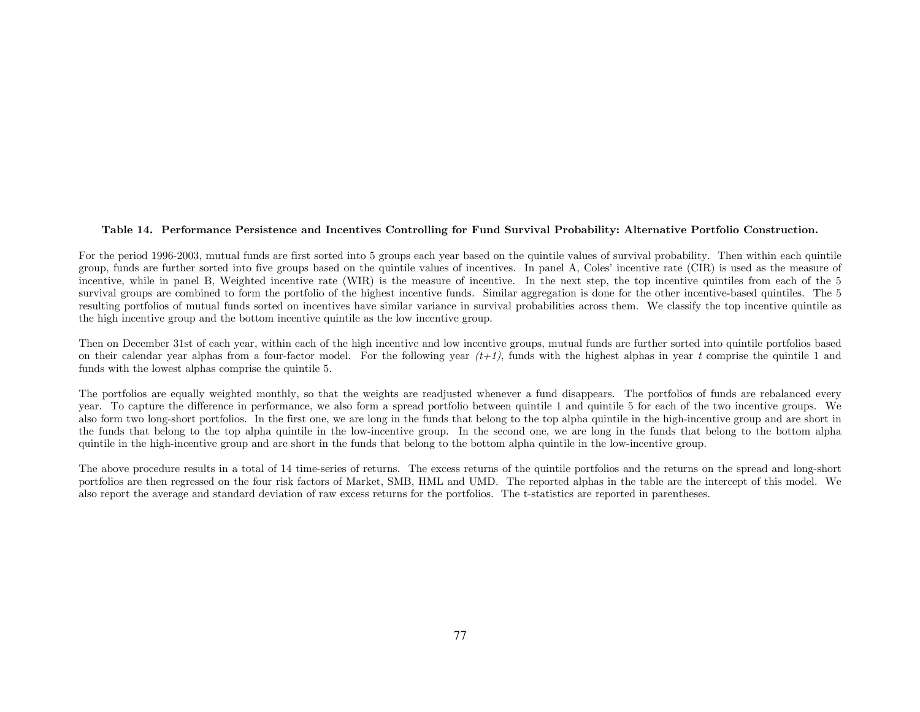**Table 14. Performance Persistence and Incentives Controlling for Fund Survival Probability: Alternative Portfolio Construction.**

For the period 1996-2003, mutual funds are first sorted into 5 groups each year based on the quintile values of survival probability. Then within each quintile group, funds are further sorted into five groups based on the quintile values of incentives. In panel A, Coles' incentive rate (CIR) is used as the measure of incentive, while in panel B, Weighted incentive rate (WIR) is the measure of incentive. In the next step, the top incentive quintiles from each of the 5 survival groups are combined to form the portfolio of the highest incentive funds. Similar aggregation is done for the other incentive-based quintiles. The 5 resulting portfolios of mutual funds sorted on incentives have similar variance in survival probabilities across them. We classify the top incentive quintile as the high incentive group and the bottom incentive quintile as the low incentive group.

Then on December 31st of each year, within each of the high incentive and low incentive groups, mutual funds are further sorted into quintile portfolios based on their calendar year alphas from a four-factor model. For the following year *(t+1)*, funds with the highest alphas in year *t* comprise the quintile 1 and funds with the lowest alphas comprise the quintile 5.

The portfolios are equally weighted monthly, so that the weights are readjusted whenever a fund disappears. The portfolios of funds are rebalanced every year. To capture the difference in performance, we also form a spread portfolio between quintile 1 and quintile 5 for each of the two incentive groups. We also form two long-short portfolios. In the first one, we are long in the funds that belong to the top alpha quintile in the high-incentive group and are short in the funds that belong to the top alpha quintile in the low-incentive group. In the second one, we are long in the funds that belong to the bottom alpha quintile in the high-incentive group and are short in the funds that belong to the bottom alpha quintile in the low-incentive group.

The above procedure results in a total of 14 time-series of returns. The excess returns of the quintile portfolios and the returns on the spread and long-short portfolios are then regressed on the four risk factors of Market, SMB, HML and UMD. The reported alphas in the table are the intercept of this model. We also report the average and standard deviation of raw excess returns for the portfolios. The t-statistics are reported in parentheses.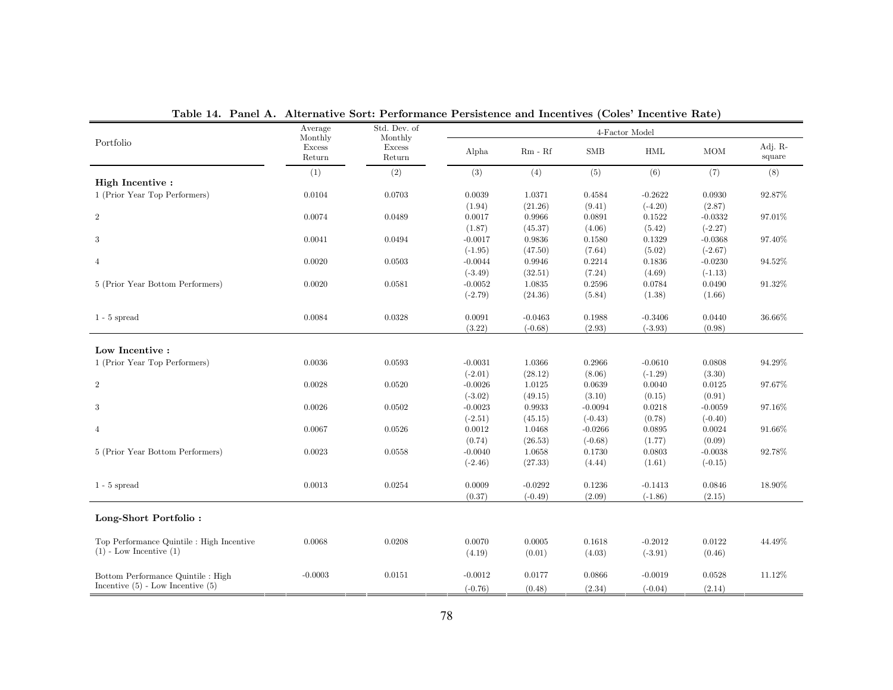**Table 14. Panel A. Alternative Sort: Performance Persistence and Incentives (Coles' Incentive Rate)**

| Portfolio | Average Monthly Excess Return | Std. Dev. of Monthly Excess Return | 4-Factor Model | | | | | |
|---|---|---|---|---|---|---|---|---|
| | | | Alpha | Rm - Rf | SMB | HML | MOM | Adj. R-square |
| | (1) | (2) | (3) | (4) | (5) | (6) | (7) | (8) |
| **High Incentive :** | | | | | | | | |
| 1 (Prior Year Top Performers) | 0.0104 | 0.0703 | 0.0039 | 1.0371 | 0.4584 | -0.2622 | 0.0930 | 92.87% |
| | | | (1.94) | (21.26) | (9.41) | (-4.20) | (2.87) | |
| 2 | 0.0074 | 0.0489 | 0.0017 | 0.9966 | 0.0891 | 0.1522 | -0.0332 | 97.01% |
| | | | (1.87) | (45.37) | (4.06) | (5.42) | (-2.27) | |
| 3 | 0.0041 | 0.0494 | -0.0017 | 0.9836 | 0.1580 | 0.1329 | -0.0368 | 97.40% |
| | | | (-1.95) | (47.50) | (7.64) | (5.02) | (-2.67) | |
| 4 | 0.0020 | 0.0503 | -0.0044 | 0.9946 | 0.2214 | 0.1836 | -0.0230 | 94.52% |
| | | | (-3.49) | (32.51) | (7.24) | (4.69) | (-1.13) | |
| 5 (Prior Year Bottom Performers) | 0.0020 | 0.0581 | -0.0052 | 1.0835 | 0.2596 | 0.0784 | 0.0490 | 91.32% |
| | | | (-2.79) | (24.36) | (5.84) | (1.38) | (1.66) | |
| 1 - 5 spread | 0.0084 | 0.0328 | 0.0091 | -0.0463 | 0.1988 | -0.3406 | 0.0440 | 36.66% |
| | | | (3.22) | (-0.68) | (2.93) | (-3.93) | (0.98) | |
| **Low Incentive :** | | | | | | | | |
| 1 (Prior Year Top Performers) | 0.0036 | 0.0593 | -0.0031 | 1.0366 | 0.2966 | -0.0610 | 0.0808 | 94.29% |
| | | | (-2.01) | (28.12) | (8.06) | (-1.29) | (3.30) | |
| 2 | 0.0028 | 0.0520 | -0.0026 | 1.0125 | 0.0639 | 0.0040 | 0.0125 | 97.67% |
| | | | (-3.02) | (49.15) | (3.10) | (0.15) | (0.91) | |
| 3 | 0.0026 | 0.0502 | -0.0023 | 0.9933 | -0.0094 | 0.0218 | -0.0059 | 97.16% |
| | | | (-2.51) | (45.15) | (-0.43) | (0.78) | (-0.40) | |
| 4 | 0.0067 | 0.0526 | 0.0012 | 1.0468 | -0.0266 | 0.0895 | 0.0024 | 91.66% |
| | | | (0.74) | (26.53) | (-0.68) | (1.77) | (0.09) | |
| 5 (Prior Year Bottom Performers) | 0.0023 | 0.0558 | -0.0040 | 1.0658 | 0.1730 | 0.0803 | -0.0038 | 92.78% |
| | | | (-2.46) | (27.33) | (4.44) | (1.61) | (-0.15) | |
| 1 - 5 spread | 0.0013 | 0.0254 | 0.0009 | -0.0292 | 0.1236 | -0.1413 | 0.0846 | 18.90% |
| | | | (0.37) | (-0.49) | (2.09) | (-1.86) | (2.15) | |
| **Long-Short Portfolio :** | | | | | | | | |
| Top Performance Quintile : High Incentive (1) - Low Incentive (1) | 0.0068 | 0.0208 | 0.0070 | 0.0005 | 0.1618 | -0.2012 | 0.0122 | 44.49% |
| | | | (4.19) | (0.01) | (4.03) | (-3.91) | (0.46) | |
| Bottom Performance Quintile : High Incentive (5) - Low Incentive (5) | -0.0003 | 0.0151 | -0.0012 | 0.0177 | 0.0866 | -0.0019 | 0.0528 | 11.12% |
| | | | (-0.76) | (0.48) | (2.34) | (-0.04) | (2.14) | |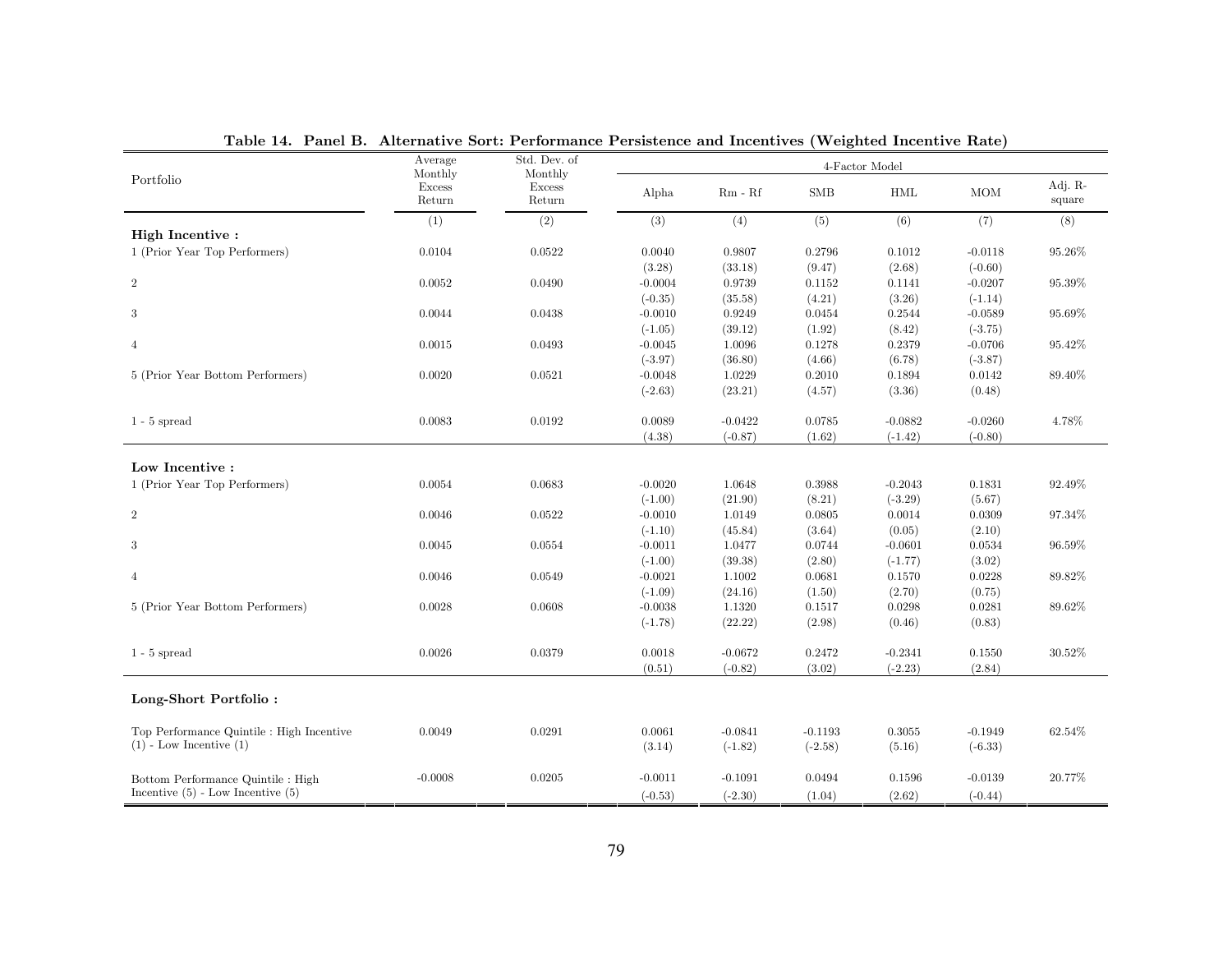**Table 14. Panel B. Alternative Sort: Performance Persistence and Incentives (Weighted Incentive Rate)**

| Portfolio | Average Monthly Excess Return | Std. Dev. of Monthly Excess Return | 4-Factor Model | | | | | |
|---|---|---|---|---|---|---|---|---|
| | | | Alpha | Rm - Rf | SMB | HML | MOM | Adj. R-square |
| | (1) | (2) | (3) | (4) | (5) | (6) | (7) | (8) |
| **High Incentive :** | | | | | | | | |
| 1 (Prior Year Top Performers) | 0.0104 | 0.0522 | 0.0040 | 0.9807 | 0.2796 | 0.1012 | -0.0118 | 95.26% |
| | | | (3.28) | (33.18) | (9.47) | (2.68) | (-0.60) | |
| 2 | 0.0052 | 0.0490 | -0.0004 | 0.9739 | 0.1152 | 0.1141 | -0.0207 | 95.39% |
| | | | (-0.35) | (35.58) | (4.21) | (3.26) | (-1.14) | |
| 3 | 0.0044 | 0.0438 | -0.0010 | 0.9249 | 0.0454 | 0.2544 | -0.0589 | 95.69% |
| | | | (-1.05) | (39.12) | (1.92) | (8.42) | (-3.75) | |
| 4 | 0.0015 | 0.0493 | -0.0045 | 1.0096 | 0.1278 | 0.2379 | -0.0706 | 95.42% |
| | | | (-3.97) | (36.80) | (4.66) | (6.78) | (-3.87) | |
| 5 (Prior Year Bottom Performers) | 0.0020 | 0.0521 | -0.0048 | 1.0229 | 0.2010 | 0.1894 | 0.0142 | 89.40% |
| | | | (-2.63) | (23.21) | (4.57) | (3.36) | (0.48) | |
| 1 - 5 spread | 0.0083 | 0.0192 | 0.0089 | -0.0422 | 0.0785 | -0.0882 | -0.0260 | 4.78% |
| | | | (4.38) | (-0.87) | (1.62) | (-1.42) | (-0.80) | |
| **Low Incentive :** | | | | | | | | |
| 1 (Prior Year Top Performers) | 0.0054 | 0.0683 | -0.0020 | 1.0648 | 0.3988 | -0.2043 | 0.1831 | 92.49% |
| | | | (-1.00) | (21.90) | (8.21) | (-3.29) | (5.67) | |
| 2 | 0.0046 | 0.0522 | -0.0010 | 1.0149 | 0.0805 | 0.0014 | 0.0309 | 97.34% |
| | | | (-1.10) | (45.84) | (3.64) | (0.05) | (2.10) | |
| 3 | 0.0045 | 0.0554 | -0.0011 | 1.0477 | 0.0744 | -0.0601 | 0.0534 | 96.59% |
| | | | (-1.00) | (39.38) | (2.80) | (-1.77) | (3.02) | |
| 4 | 0.0046 | 0.0549 | -0.0021 | 1.1002 | 0.0681 | 0.1570 | 0.0228 | 89.82% |
| | | | (-1.09) | (24.16) | (1.50) | (2.70) | (0.75) | |
| 5 (Prior Year Bottom Performers) | 0.0028 | 0.0608 | -0.0038 | 1.1320 | 0.1517 | 0.0298 | 0.0281 | 89.62% |
| | | | (-1.78) | (22.22) | (2.98) | (0.46) | (0.83) | |
| 1 - 5 spread | 0.0026 | 0.0379 | 0.0018 | -0.0672 | 0.2472 | -0.2341 | 0.1550 | 30.52% |
| | | | (0.51) | (-0.82) | (3.02) | (-2.23) | (2.84) | |
| **Long-Short Portfolio :** | | | | | | | | |
| Top Performance Quintile : High Incentive (1) - Low Incentive (1) | 0.0049 | 0.0291 | 0.0061 | -0.0841 | -0.1193 | 0.3055 | -0.1949 | 62.54% |
| | | | (3.14) | (-1.82) | (-2.58) | (5.16) | (-6.33) | |
| Bottom Performance Quintile : High Incentive (5) - Low Incentive (5) | -0.0008 | 0.0205 | -0.0011 | -0.1091 | 0.0494 | 0.1596 | -0.0139 | 20.77% |
| | | | (-0.53) | (-2.30) | (1.04) | (2.62) | (-0.44) | |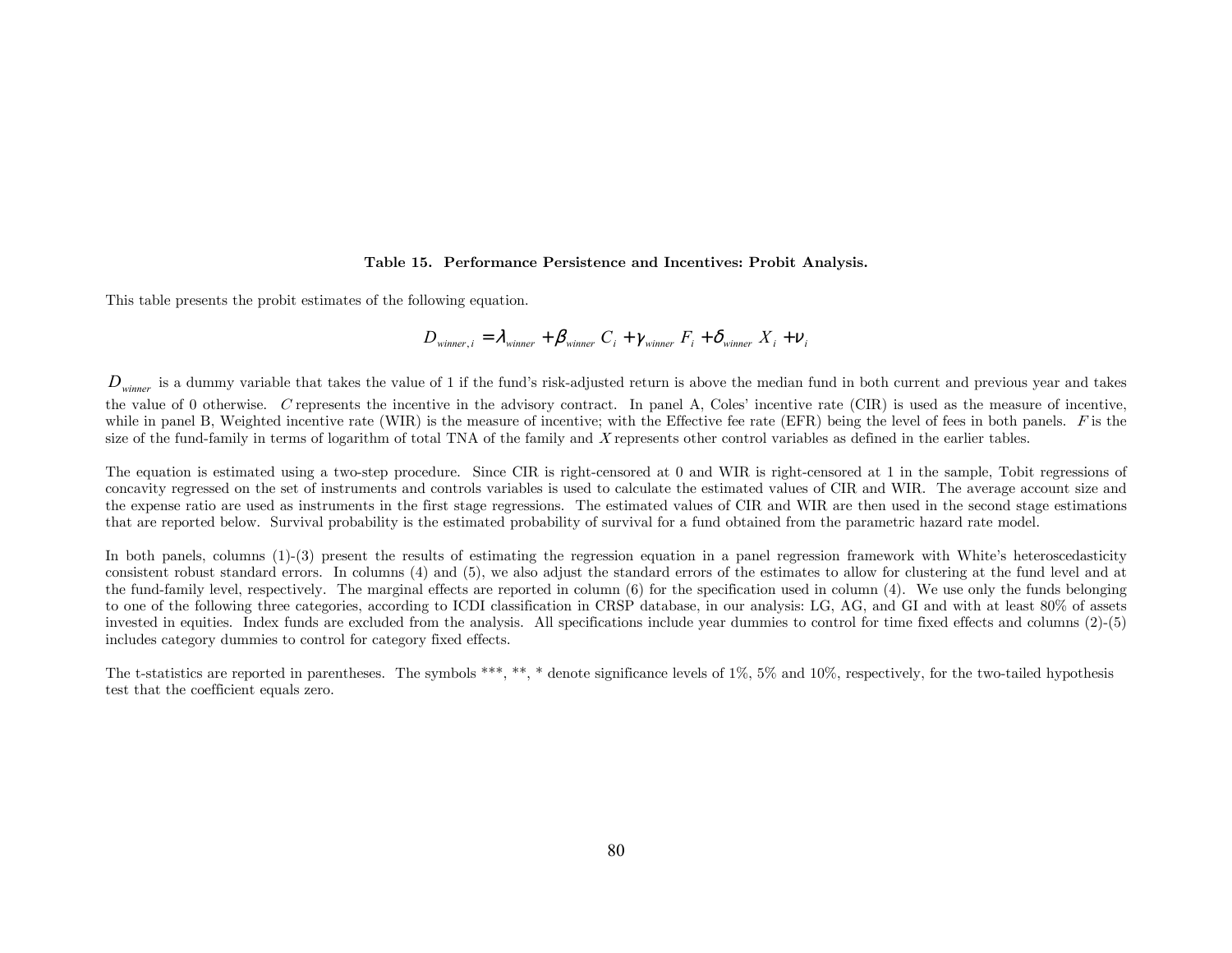**Table 15. Performance Persistence and Incentives: Probit Analysis.**

This table presents the probit estimates of the following equation.

$$D_{winner,i} = \lambda_{winner} + \beta_{winner} C_i + \gamma_{winner} F_i + \delta_{winner} X_i + \nu_i$$

$D_{winner}$ is a dummy variable that takes the value of 1 if the fund's risk-adjusted return is above the median fund in both current and previous year and takes the value of 0 otherwise. $C$ represents the incentive in the advisory contract. In panel A, Coles' incentive rate (CIR) is used as the measure of incentive, while in panel B, Weighted incentive rate (WIR) is the measure of incentive; with the Effective fee rate (EFR) being the level of fees in both panels. $F$ is the size of the fund-family in terms of logarithm of total TNA of the family and $X$ represents other control variables as defined in the earlier tables.

The equation is estimated using a two-step procedure. Since CIR is right-censored at 0 and WIR is right-censored at 1 in the sample, Tobit regressions of concavity regressed on the set of instruments and controls variables is used to calculate the estimated values of CIR and WIR. The average account size and the expense ratio are used as instruments in the first stage regressions. The estimated values of CIR and WIR are then used in the second stage estimations that are reported below. Survival probability is the estimated probability of survival for a fund obtained from the parametric hazard rate model.

In both panels, columns (1)-(3) present the results of estimating the regression equation in a panel regression framework with White's heteroscedasticity consistent robust standard errors. In columns (4) and (5), we also adjust the standard errors of the estimates to allow for clustering at the fund level and at the fund-family level, respectively. The marginal effects are reported in column (6) for the specification used in column (4). We use only the funds belonging to one of the following three categories, according to ICDI classification in CRSP database, in our analysis: LG, AG, and GI and with at least 80% of assets invested in equities. Index funds are excluded from the analysis. All specifications include year dummies to control for time fixed effects and columns (2)-(5) includes category dummies to control for category fixed effects.

The t-statistics are reported in parentheses. The symbols ***, **, * denote significance levels of 1%, 5% and 10%, respectively, for the two-tailed hypothesis test that the coefficient equals zero.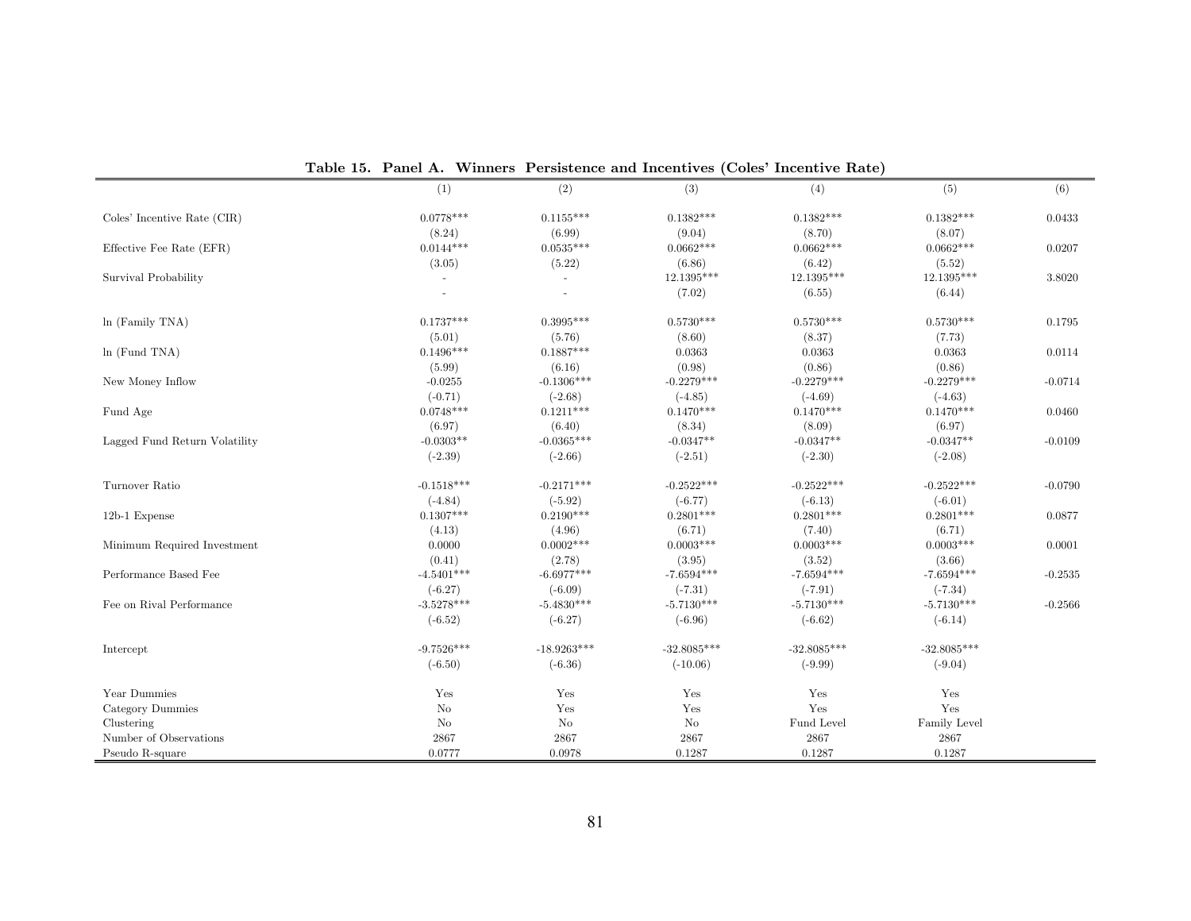**Table 15. Panel A. Winners Persistence and Incentives (Coles' Incentive Rate)**

| | (1) | (2) | (3) | (4) | (5) | (6) |
|---|---|---|---|---|---|---|
| Coles' Incentive Rate (CIR) | 0.0778*** | 0.1155*** | 0.1382*** | 0.1382*** | 0.1382*** | 0.0433 |
| | (8.24) | (6.99) | (9.04) | (8.70) | (8.07) | |
| Effective Fee Rate (EFR) | 0.0144*** | 0.0535*** | 0.0662*** | 0.0662*** | 0.0662*** | 0.0207 |
| | (3.05) | (5.22) | (6.86) | (6.42) | (5.52) | |
| Survival Probability | - | - | 12.1395*** | 12.1395*** | 12.1395*** | 3.8020 |
| | - | - | (7.02) | (6.55) | (6.44) | |
| ln (Family TNA) | 0.1737*** | 0.3995*** | 0.5730*** | 0.5730*** | 0.5730*** | 0.1795 |
| | (5.01) | (5.76) | (8.60) | (8.37) | (7.73) | |
| ln (Fund TNA) | 0.1496*** | 0.1887*** | 0.0363 | 0.0363 | 0.0363 | 0.0114 |
| | (5.99) | (6.16) | (0.98) | (0.86) | (0.86) | |
| New Money Inflow | -0.0255 | -0.1306*** | -0.2279*** | -0.2279*** | -0.2279*** | -0.0714 |
| | (-0.71) | (-2.68) | (-4.85) | (-4.69) | (-4.63) | |
| Fund Age | 0.0748*** | 0.1211*** | 0.1470*** | 0.1470*** | 0.1470*** | 0.0460 |
| | (6.97) | (6.40) | (8.34) | (8.09) | (6.97) | |
| Lagged Fund Return Volatility | -0.0303** | -0.0365*** | -0.0347** | -0.0347** | -0.0347** | -0.0109 |
| | (-2.39) | (-2.66) | (-2.51) | (-2.30) | (-2.08) | |
| Turnover Ratio | -0.1518*** | -0.2171*** | -0.2522*** | -0.2522*** | -0.2522*** | -0.0790 |
| | (-4.84) | (-5.92) | (-6.77) | (-6.13) | (-6.01) | |
| 12b-1 Expense | 0.1307*** | 0.2190*** | 0.2801*** | 0.2801*** | 0.2801*** | 0.0877 |
| | (4.13) | (4.96) | (6.71) | (7.40) | (6.71) | |
| Minimum Required Investment | 0.0000 | 0.0002*** | 0.0003*** | 0.0003*** | 0.0003*** | 0.0001 |
| | (0.41) | (2.78) | (3.95) | (3.52) | (3.66) | |
| Performance Based Fee | -4.5401*** | -6.6977*** | -7.6594*** | -7.6594*** | -7.6594*** | -0.2535 |
| | (-6.27) | (-6.09) | (-7.31) | (-7.91) | (-7.34) | |
| Fee on Rival Performance | -3.5278*** | -5.4830*** | -5.7130*** | -5.7130*** | -5.7130*** | -0.2566 |
| | (-6.52) | (-6.27) | (-6.96) | (-6.62) | (-6.14) | |
| Intercept | -9.7526*** | -18.9263*** | -32.8085*** | -32.8085*** | -32.8085*** | |
| | (-6.50) | (-6.36) | (-10.06) | (-9.99) | (-9.04) | |
| Year Dummies | Yes | Yes | Yes | Yes | Yes | |
| Category Dummies | No | Yes | Yes | Yes | Yes | |
| Clustering | No | No | No | Fund Level | Family Level | |
| Number of Observations | 2867 | 2867 | 2867 | 2867 | 2867 | |
| Pseudo R-square | 0.0777 | 0.0978 | 0.1287 | 0.1287 | 0.1287 | |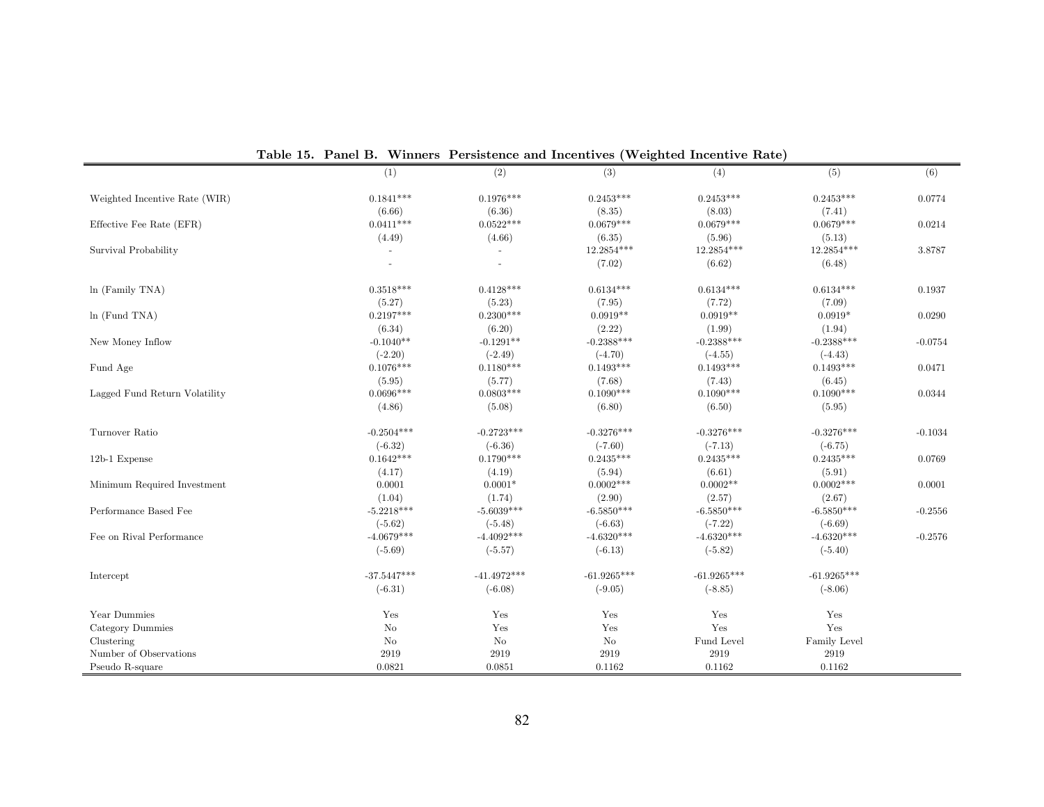**Table 15. Panel B. Winners Persistence and Incentives (Weighted Incentive Rate)**

| | (1) | (2) | (3) | (4) | (5) | (6) |
|---|---|---|---|---|---|---|
| Weighted Incentive Rate (WIR) | 0.1841*** | 0.1976*** | 0.2453*** | 0.2453*** | 0.2453*** | 0.0774 |
| | (6.66) | (6.36) | (8.35) | (8.03) | (7.41) | |
| Effective Fee Rate (EFR) | 0.0411*** | 0.0522*** | 0.0679*** | 0.0679*** | 0.0679*** | 0.0214 |
| | (4.49) | (4.66) | (6.35) | (5.96) | (5.13) | |
| Survival Probability | - | - | 12.2854*** | 12.2854*** | 12.2854*** | 3.8787 |
| | - | - | (7.02) | (6.62) | (6.48) | |
| ln (Family TNA) | 0.3518*** | 0.4128*** | 0.6134*** | 0.6134*** | 0.6134*** | 0.1937 |
| | (5.27) | (5.23) | (7.95) | (7.72) | (7.09) | |
| ln (Fund TNA) | 0.2197*** | 0.2300*** | 0.0919** | 0.0919** | 0.0919* | 0.0290 |
| | (6.34) | (6.20) | (2.22) | (1.99) | (1.94) | |
| New Money Inflow | -0.1040** | -0.1291** | -0.2388*** | -0.2388*** | -0.2388*** | -0.0754 |
| | (-2.20) | (-2.49) | (-4.70) | (-4.55) | (-4.43) | |
| Fund Age | 0.1076*** | 0.1180*** | 0.1493*** | 0.1493*** | 0.1493*** | 0.0471 |
| | (5.95) | (5.77) | (7.68) | (7.43) | (6.45) | |
| Lagged Fund Return Volatility | 0.0696*** | 0.0803*** | 0.1090*** | 0.1090*** | 0.1090*** | 0.0344 |
| | (4.86) | (5.08) | (6.80) | (6.50) | (5.95) | |
| Turnover Ratio | -0.2504*** | -0.2723*** | -0.3276*** | -0.3276*** | -0.3276*** | -0.1034 |
| | (-6.32) | (-6.36) | (-7.60) | (-7.13) | (-6.75) | |
| 12b-1 Expense | 0.1642*** | 0.1790*** | 0.2435*** | 0.2435*** | 0.2435*** | 0.0769 |
| | (4.17) | (4.19) | (5.94) | (6.61) | (5.91) | |
| Minimum Required Investment | 0.0001 | 0.0001* | 0.0002*** | 0.0002** | 0.0002*** | 0.0001 |
| | (1.04) | (1.74) | (2.90) | (2.57) | (2.67) | |
| Performance Based Fee | -5.2218*** | -5.6039*** | -6.5850*** | -6.5850*** | -6.5850*** | -0.2556 |
| | (-5.62) | (-5.48) | (-6.63) | (-7.22) | (-6.69) | |
| Fee on Rival Performance | -4.0679*** | -4.4092*** | -4.6320*** | -4.6320*** | -4.6320*** | -0.2576 |
| | (-5.69) | (-5.57) | (-6.13) | (-5.82) | (-5.40) | |
| Intercept | -37.5447*** | -41.4972*** | -61.9265*** | -61.9265*** | -61.9265*** | |
| | (-6.31) | (-6.08) | (-9.05) | (-8.85) | (-8.06) | |
| Year Dummies | Yes | Yes | Yes | Yes | Yes | |
| Category Dummies | No | Yes | Yes | Yes | Yes | |
| Clustering | No | No | No | Fund Level | Family Level | |
| Number of Observations | 2919 | 2919 | 2919 | 2919 | 2919 | |
| Pseudo R-square | 0.0821 | 0.0851 | 0.1162 | 0.1162 | 0.1162 | |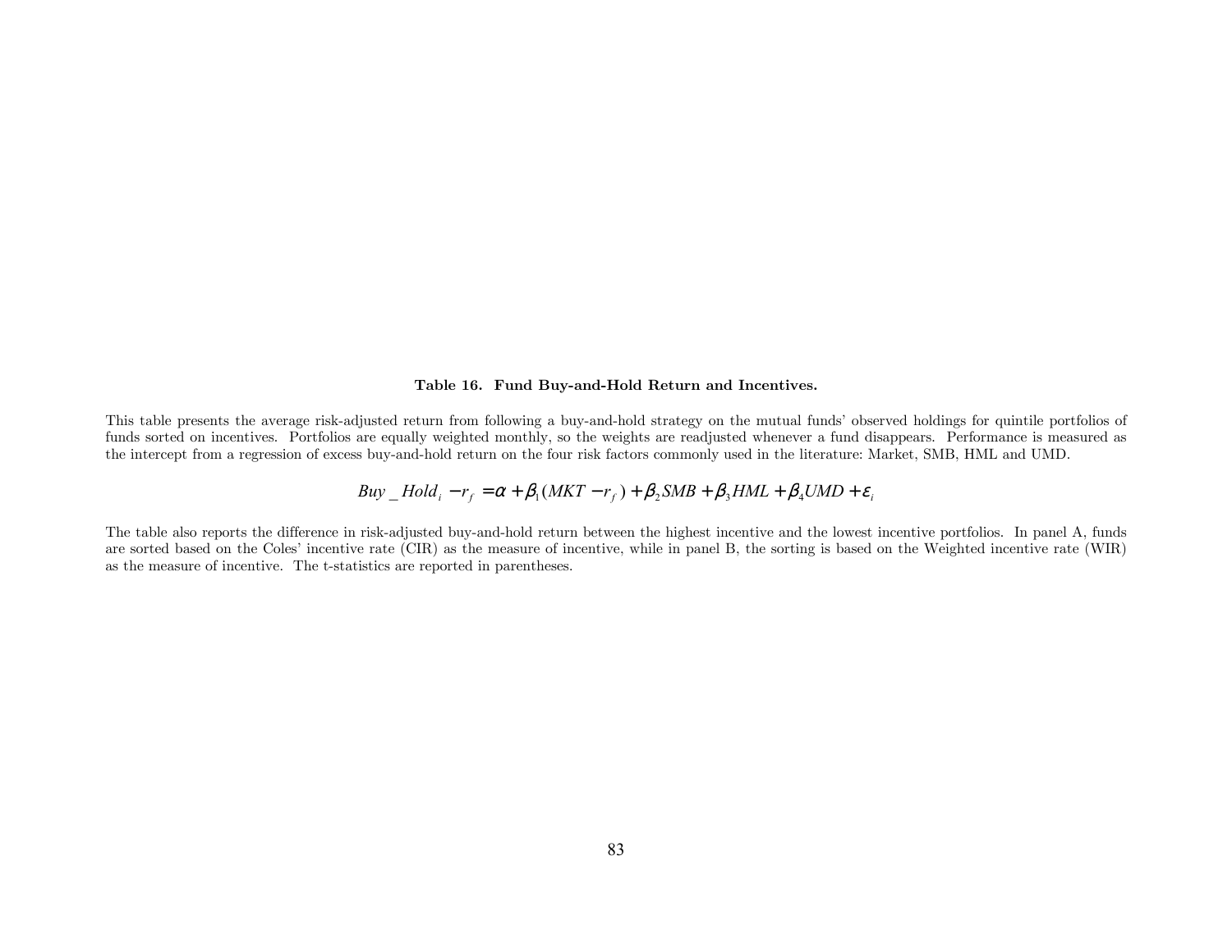**Table 16. Fund Buy-and-Hold Return and Incentives.**

This table presents the average risk-adjusted return from following a buy-and-hold strategy on the mutual funds' observed holdings for quintile portfolios of funds sorted on incentives. Portfolios are equally weighted monthly, so the weights are readjusted whenever a fund disappears. Performance is measured as the intercept from a regression of excess buy-and-hold return on the four risk factors commonly used in the literature: Market, SMB, HML and UMD.

$$Buy\_Hold_i - r_f = \alpha + \beta_1 (MKT - r_f) + \beta_2 SMB + \beta_3 HML + \beta_4 UMD + \varepsilon_i$$

The table also reports the difference in risk-adjusted buy-and-hold return between the highest incentive and the lowest incentive portfolios. In panel A, funds are sorted based on the Coles' incentive rate (CIR) as the measure of incentive, while in panel B, the sorting is based on the Weighted incentive rate (WIR) as the measure of incentive. The t-statistics are reported in parentheses.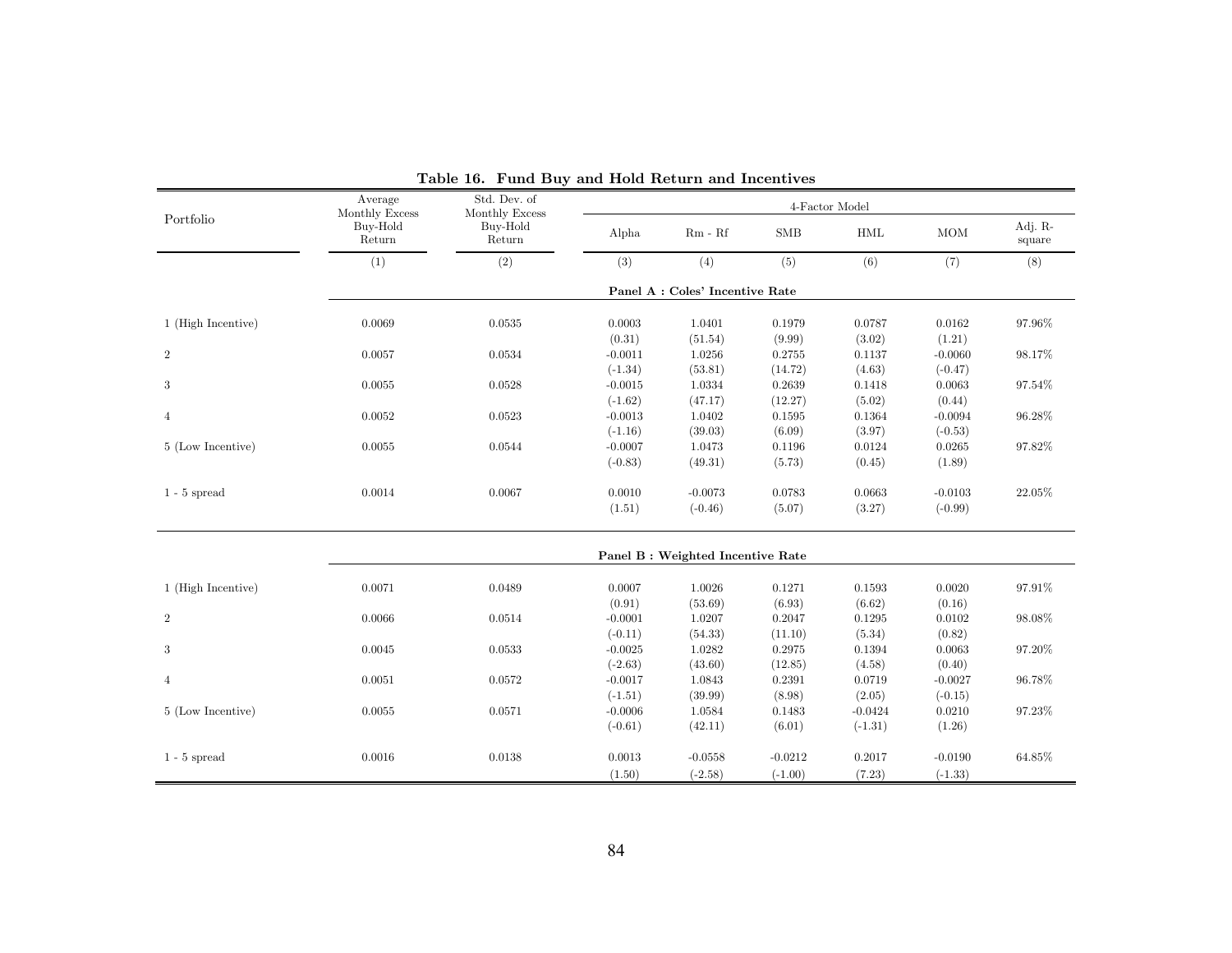**Table 16. Fund Buy and Hold Return and Incentives**

| Portfolio | Average Monthly Excess Buy-Hold Return | Std. Dev. of Monthly Excess Buy-Hold Return | 4-Factor Model | | | | | |
|---|---|---|---|---|---|---|---|---|
| | | | Alpha | Rm - Rf | SMB | HML | MOM | Adj. R-square |
| | (1) | (2) | (3) | (4) | (5) | (6) | (7) | (8) |
| | | | **Panel A : Coles' Incentive Rate** | | | | | |
| 1 (High Incentive) | 0.0069 | 0.0535 | 0.0003 | 1.0401 | 0.1979 | 0.0787 | 0.0162 | 97.96% |
| | | | (0.31) | (51.54) | (9.99) | (3.02) | (1.21) | |
| 2 | 0.0057 | 0.0534 | -0.0011 | 1.0256 | 0.2755 | 0.1137 | -0.0060 | 98.17% |
| | | | (-1.34) | (53.81) | (14.72) | (4.63) | (-0.47) | |
| 3 | 0.0055 | 0.0528 | -0.0015 | 1.0334 | 0.2639 | 0.1418 | 0.0063 | 97.54% |
| | | | (-1.62) | (47.17) | (12.27) | (5.02) | (0.44) | |
| 4 | 0.0052 | 0.0523 | -0.0013 | 1.0402 | 0.1595 | 0.1364 | -0.0094 | 96.28% |
| | | | (-1.16) | (39.03) | (6.09) | (3.97) | (-0.53) | |
| 5 (Low Incentive) | 0.0055 | 0.0544 | -0.0007 | 1.0473 | 0.1196 | 0.0124 | 0.0265 | 97.82% |
| | | | (-0.83) | (49.31) | (5.73) | (0.45) | (1.89) | |
| 1 - 5 spread | 0.0014 | 0.0067 | 0.0010 | -0.0073 | 0.0783 | 0.0663 | -0.0103 | 22.05% |
| | | | (1.51) | (-0.46) | (5.07) | (3.27) | (-0.99) | |
| | | | **Panel B : Weighted Incentive Rate** | | | | | |
| 1 (High Incentive) | 0.0071 | 0.0489 | 0.0007 | 1.0026 | 0.1271 | 0.1593 | 0.0020 | 97.91% |
| | | | (0.91) | (53.69) | (6.93) | (6.62) | (0.16) | |
| 2 | 0.0066 | 0.0514 | -0.0001 | 1.0207 | 0.2047 | 0.1295 | 0.0102 | 98.08% |
| | | | (-0.11) | (54.33) | (11.10) | (5.34) | (0.82) | |
| 3 | 0.0045 | 0.0533 | -0.0025 | 1.0282 | 0.2975 | 0.1394 | 0.0063 | 97.20% |
| | | | (-2.63) | (43.60) | (12.85) | (4.58) | (0.40) | |
| 4 | 0.0051 | 0.0572 | -0.0017 | 1.0843 | 0.2391 | 0.0719 | -0.0027 | 96.78% |
| | | | (-1.51) | (39.99) | (8.98) | (2.05) | (-0.15) | |
| 5 (Low Incentive) | 0.0055 | 0.0571 | -0.0006 | 1.0584 | 0.1483 | -0.0424 | 0.0210 | 97.23% |
| | | | (-0.61) | (42.11) | (6.01) | (-1.31) | (1.26) | |
| 1 - 5 spread | 0.0016 | 0.0138 | 0.0013 | -0.0558 | -0.0212 | 0.2017 | -0.0190 | 64.85% |
| | | | (1.50) | (-2.58) | (-1.00) | (7.23) | (-1.33) | |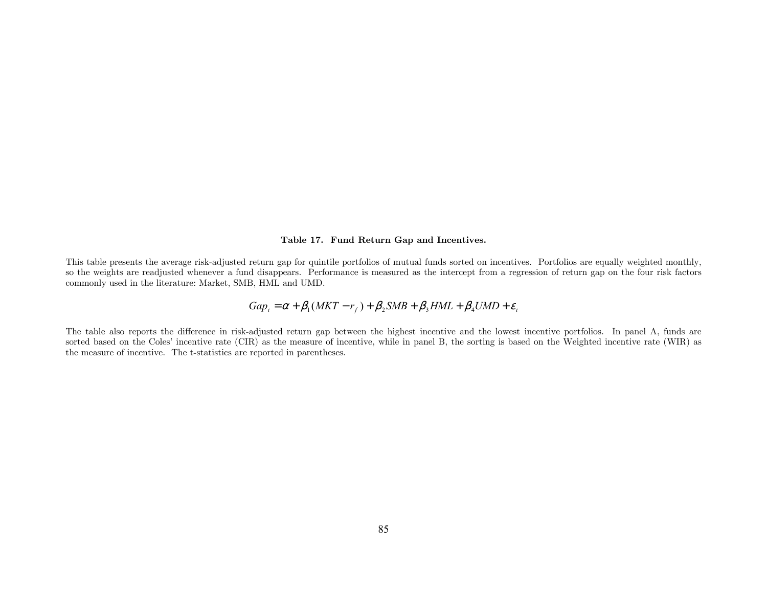**Table 17. Fund Return Gap and Incentives.**

This table presents the average risk-adjusted return gap for quintile portfolios of mutual funds sorted on incentives. Portfolios are equally weighted monthly, so the weights are readjusted whenever a fund disappears. Performance is measured as the intercept from a regression of return gap on the four risk factors commonly used in the literature: Market, SMB, HML and UMD.

$$Gap_i = \alpha + \beta_1(MKT - r_f) + \beta_2 SMB + \beta_3 HML + \beta_4 UMD + \varepsilon_i$$

The table also reports the difference in risk-adjusted return gap between the highest incentive and the lowest incentive portfolios. In panel A, funds are sorted based on the Coles' incentive rate (CIR) as the measure of incentive, while in panel B, the sorting is based on the Weighted incentive rate (WIR) as the measure of incentive. The t-statistics are reported in parentheses.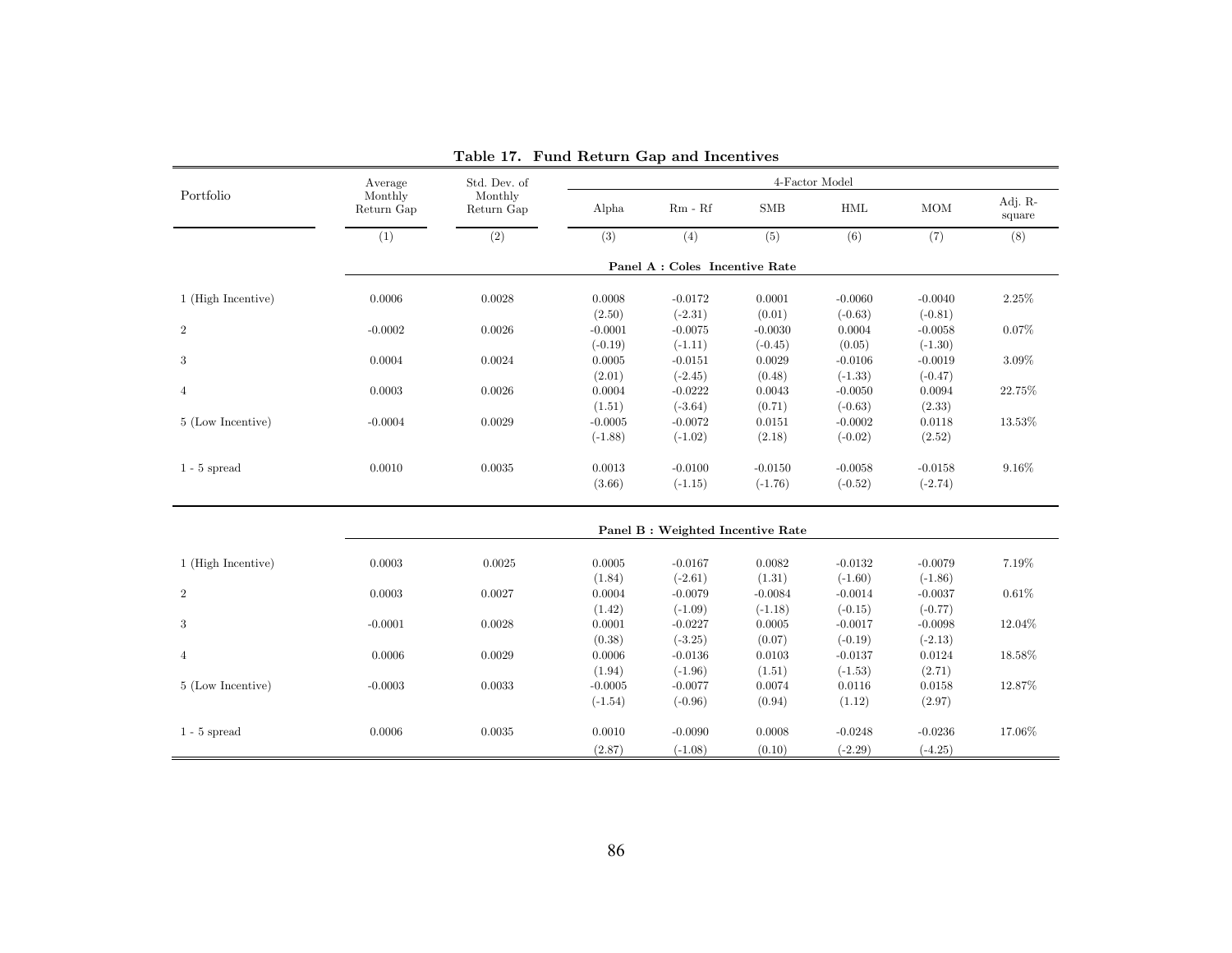**Table 17. Fund Return Gap and Incentives**

| Portfolio | Average Monthly Return Gap | Std. Dev. of Monthly Return Gap | 4-Factor Model | | | | | |
|---|---|---|---|---|---|---|---|---|
| | | | Alpha | Rm - Rf | SMB | HML | MOM | Adj. R-square |
| | (1) | (2) | (3) | (4) | (5) | (6) | (7) | (8) |
| | | | **Panel A : Coles Incentive Rate** | | | | | |
| 1 (High Incentive) | 0.0006 | 0.0028 | 0.0008 | -0.0172 | 0.0001 | -0.0060 | -0.0040 | 2.25% |
| | | | (2.50) | (-2.31) | (0.01) | (-0.63) | (-0.81) | |
| 2 | -0.0002 | 0.0026 | -0.0001 | -0.0075 | -0.0030 | 0.0004 | -0.0058 | 0.07% |
| | | | (-0.19) | (-1.11) | (-0.45) | (0.05) | (-1.30) | |
| 3 | 0.0004 | 0.0024 | 0.0005 | -0.0151 | 0.0029 | -0.0106 | -0.0019 | 3.09% |
| | | | (2.01) | (-2.45) | (0.48) | (-1.33) | (-0.47) | |
| 4 | 0.0003 | 0.0026 | 0.0004 | -0.0222 | 0.0043 | -0.0050 | 0.0094 | 22.75% |
| | | | (1.51) | (-3.64) | (0.71) | (-0.63) | (2.33) | |
| 5 (Low Incentive) | -0.0004 | 0.0029 | -0.0005 | -0.0072 | 0.0151 | -0.0002 | 0.0118 | 13.53% |
| | | | (-1.88) | (-1.02) | (2.18) | (-0.02) | (2.52) | |
| 1 - 5 spread | 0.0010 | 0.0035 | 0.0013 | -0.0100 | -0.0150 | -0.0058 | -0.0158 | 9.16% |
| | | | (3.66) | (-1.15) | (-1.76) | (-0.52) | (-2.74) | |
| | | | **Panel B : Weighted Incentive Rate** | | | | | |
| 1 (High Incentive) | 0.0003 | 0.0025 | 0.0005 | -0.0167 | 0.0082 | -0.0132 | -0.0079 | 7.19% |
| | | | (1.84) | (-2.61) | (1.31) | (-1.60) | (-1.86) | |
| 2 | 0.0003 | 0.0027 | 0.0004 | -0.0079 | -0.0084 | -0.0014 | -0.0037 | 0.61% |
| | | | (1.42) | (-1.09) | (-1.18) | (-0.15) | (-0.77) | |
| 3 | -0.0001 | 0.0028 | 0.0001 | -0.0227 | 0.0005 | -0.0017 | -0.0098 | 12.04% |
| | | | (0.38) | (-3.25) | (0.07) | (-0.19) | (-2.13) | |
| 4 | 0.0006 | 0.0029 | 0.0006 | -0.0136 | 0.0103 | -0.0137 | 0.0124 | 18.58% |
| | | | (1.94) | (-1.96) | (1.51) | (-1.53) | (2.71) | |
| 5 (Low Incentive) | -0.0003 | 0.0033 | -0.0005 | -0.0077 | 0.0074 | 0.0116 | 0.0158 | 12.87% |
| | | | (-1.54) | (-0.96) | (0.94) | (1.12) | (2.97) | |
| 1 - 5 spread | 0.0006 | 0.0035 | 0.0010 | -0.0090 | 0.0008 | -0.0248 | -0.0236 | 17.06% |
| | | | (2.87) | (-1.08) | (0.10) | (-2.29) | (-4.25) | |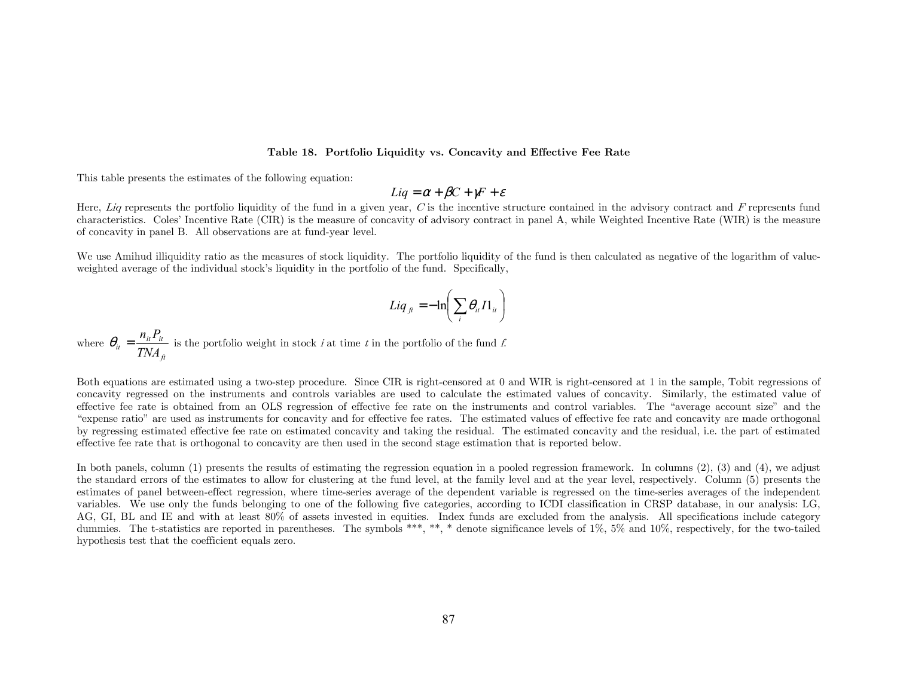**Table 18. Portfolio Liquidity vs. Concavity and Effective Fee Rate**

This table presents the estimates of the following equation:

$$Liq = \alpha + \beta C + \gamma F + \varepsilon$$

Here, *Liq* represents the portfolio liquidity of the fund in a given year, *C* is the incentive structure contained in the advisory contract and *F* represents fund characteristics. Coles' Incentive Rate (CIR) is the measure of concavity of advisory contract in panel A, while Weighted Incentive Rate (WIR) is the measure of concavity in panel B. All observations are at fund-year level.

We use Amihud illiquidity ratio as the measures of stock liquidity. The portfolio liquidity of the fund is then calculated as negative of the logarithm of value-weighted average of the individual stock's liquidity in the portfolio of the fund. Specifically,

$$Liq_{ft} = -\ln\left(\sum_i \theta_{it} I1_{it}\right)$$

where $\theta_{it} = \dfrac{n_{it} P_{it}}{TNA_{ft}}$ is the portfolio weight in stock *i* at time *t* in the portfolio of the fund *f*.

Both equations are estimated using a two-step procedure. Since CIR is right-censored at 0 and WIR is right-censored at 1 in the sample, Tobit regressions of concavity regressed on the instruments and controls variables are used to calculate the estimated values of concavity. Similarly, the estimated value of effective fee rate is obtained from an OLS regression of effective fee rate on the instruments and control variables. The "average account size" and the "expense ratio" are used as instruments for concavity and for effective fee rates. The estimated values of effective fee rate and concavity are made orthogonal by regressing estimated effective fee rate on estimated concavity and taking the residual. The estimated concavity and the residual, i.e. the part of estimated effective fee rate that is orthogonal to concavity are then used in the second stage estimation that is reported below.

In both panels, column (1) presents the results of estimating the regression equation in a pooled regression framework. In columns (2), (3) and (4), we adjust the standard errors of the estimates to allow for clustering at the fund level, at the family level and at the year level, respectively. Column (5) presents the estimates of panel between-effect regression, where time-series average of the dependent variable is regressed on the time-series averages of the independent variables. We use only the funds belonging to one of the following five categories, according to ICDI classification in CRSP database, in our analysis: LG, AG, GI, BL and IE and with at least 80% of assets invested in equities. Index funds are excluded from the analysis. All specifications include category dummies. The t-statistics are reported in parentheses. The symbols ***, **, * denote significance levels of 1%, 5% and 10%, respectively, for the two-tailed hypothesis test that the coefficient equals zero.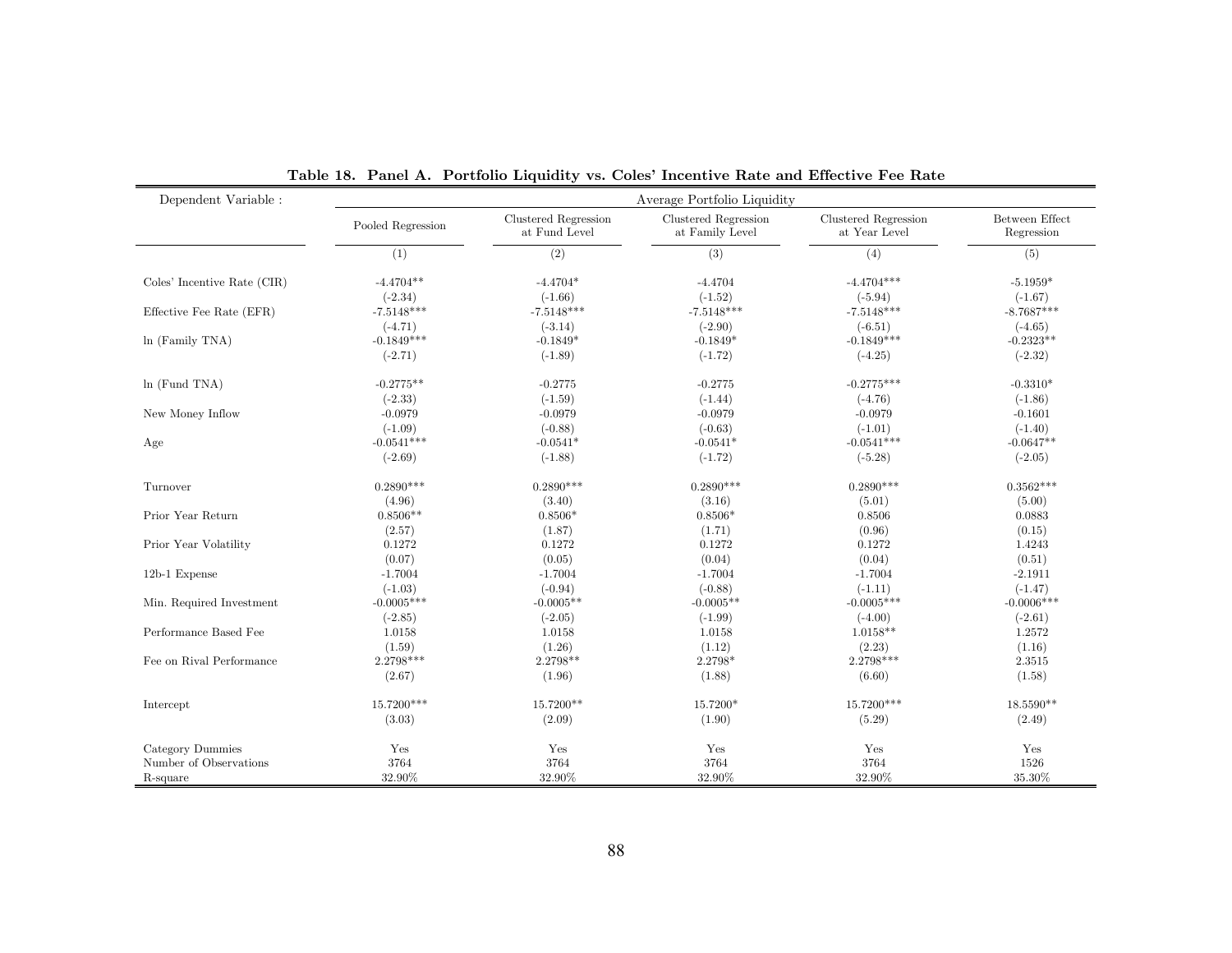**Table 18. Panel A. Portfolio Liquidity vs. Coles' Incentive Rate and Effective Fee Rate**

| Dependent Variable : | Average Portfolio Liquidity | | | | |
|---|---|---|---|---|---|
| | Pooled Regression | Clustered Regression at Fund Level | Clustered Regression at Family Level | Clustered Regression at Year Level | Between Effect Regression |
| | (1) | (2) | (3) | (4) | (5) |
| Coles' Incentive Rate (CIR) | -4.4704** | -4.4704* | -4.4704 | -4.4704*** | -5.1959* |
| | (-2.34) | (-1.66) | (-1.52) | (-5.94) | (-1.67) |
| Effective Fee Rate (EFR) | -7.5148*** | -7.5148*** | -7.5148*** | -7.5148*** | -8.7687*** |
| | (-4.71) | (-3.14) | (-2.90) | (-6.51) | (-4.65) |
| ln (Family TNA) | -0.1849*** | -0.1849* | -0.1849* | -0.1849*** | -0.2323** |
| | (-2.71) | (-1.89) | (-1.72) | (-4.25) | (-2.32) |
| ln (Fund TNA) | -0.2775** | -0.2775 | -0.2775 | -0.2775*** | -0.3310* |
| | (-2.33) | (-1.59) | (-1.44) | (-4.76) | (-1.86) |
| New Money Inflow | -0.0979 | -0.0979 | -0.0979 | -0.0979 | -0.1601 |
| | (-1.09) | (-0.88) | (-0.63) | (-1.01) | (-1.40) |
| Age | -0.0541*** | -0.0541* | -0.0541* | -0.0541*** | -0.0647** |
| | (-2.69) | (-1.88) | (-1.72) | (-5.28) | (-2.05) |
| Turnover | 0.2890*** | 0.2890*** | 0.2890*** | 0.2890*** | 0.3562*** |
| | (4.96) | (3.40) | (3.16) | (5.01) | (5.00) |
| Prior Year Return | 0.8506** | 0.8506* | 0.8506* | 0.8506 | 0.0883 |
| | (2.57) | (1.87) | (1.71) | (0.96) | (0.15) |
| Prior Year Volatility | 0.1272 | 0.1272 | 0.1272 | 0.1272 | 1.4243 |
| | (0.07) | (0.05) | (0.04) | (0.04) | (0.51) |
| 12b-1 Expense | -1.7004 | -1.7004 | -1.7004 | -1.7004 | -2.1911 |
| | (-1.03) | (-0.94) | (-0.88) | (-1.11) | (-1.47) |
| Min. Required Investment | -0.0005*** | -0.0005** | -0.0005** | -0.0005*** | -0.0006*** |
| | (-2.85) | (-2.05) | (-1.99) | (-4.00) | (-2.61) |
| Performance Based Fee | 1.0158 | 1.0158 | 1.0158 | 1.0158** | 1.2572 |
| | (1.59) | (1.26) | (1.12) | (2.23) | (1.16) |
| Fee on Rival Performance | 2.2798*** | 2.2798** | 2.2798* | 2.2798*** | 2.3515 |
| | (2.67) | (1.96) | (1.88) | (6.60) | (1.58) |
| Intercept | 15.7200*** | 15.7200** | 15.7200* | 15.7200*** | 18.5590** |
| | (3.03) | (2.09) | (1.90) | (5.29) | (2.49) |
| Category Dummies | Yes | Yes | Yes | Yes | Yes |
| Number of Observations | 3764 | 3764 | 3764 | 3764 | 1526 |
| R-square | 32.90% | 32.90% | 32.90% | 32.90% | 35.30% |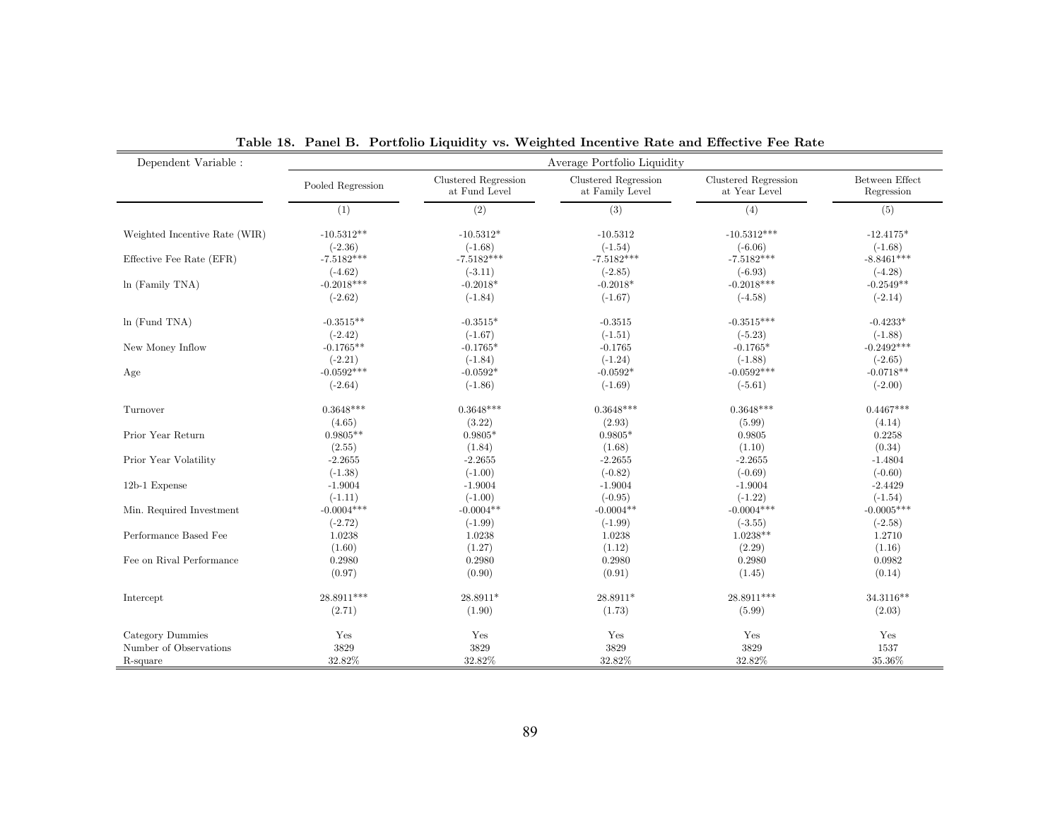**Table 18. Panel B. Portfolio Liquidity vs. Weighted Incentive Rate and Effective Fee Rate**

| Dependent Variable : | Average Portfolio Liquidity | | | | |
|---|---|---|---|---|---|
| | Pooled Regression | Clustered Regression at Fund Level | Clustered Regression at Family Level | Clustered Regression at Year Level | Between Effect Regression |
| | (1) | (2) | (3) | (4) | (5) |
| Weighted Incentive Rate (WIR) | -10.5312** | -10.5312* | -10.5312 | -10.5312*** | -12.4175* |
| | (-2.36) | (-1.68) | (-1.54) | (-6.06) | (-1.68) |
| Effective Fee Rate (EFR) | -7.5182*** | -7.5182*** | -7.5182*** | -7.5182*** | -8.8461*** |
| | (-4.62) | (-3.11) | (-2.85) | (-6.93) | (-4.28) |
| ln (Family TNA) | -0.2018*** | -0.2018* | -0.2018* | -0.2018*** | -0.2549** |
| | (-2.62) | (-1.84) | (-1.67) | (-4.58) | (-2.14) |
| ln (Fund TNA) | -0.3515** | -0.3515* | -0.3515 | -0.3515*** | -0.4233* |
| | (-2.42) | (-1.67) | (-1.51) | (-5.23) | (-1.88) |
| New Money Inflow | -0.1765** | -0.1765* | -0.1765 | -0.1765* | -0.2492*** |
| | (-2.21) | (-1.84) | (-1.24) | (-1.88) | (-2.65) |
| Age | -0.0592*** | -0.0592* | -0.0592* | -0.0592*** | -0.0718** |
| | (-2.64) | (-1.86) | (-1.69) | (-5.61) | (-2.00) |
| Turnover | 0.3648*** | 0.3648*** | 0.3648*** | 0.3648*** | 0.4467*** |
| | (4.65) | (3.22) | (2.93) | (5.99) | (4.14) |
| Prior Year Return | 0.9805** | 0.9805* | 0.9805* | 0.9805 | 0.2258 |
| | (2.55) | (1.84) | (1.68) | (1.10) | (0.34) |
| Prior Year Volatility | -2.2655 | -2.2655 | -2.2655 | -2.2655 | -1.4804 |
| | (-1.38) | (-1.00) | (-0.82) | (-0.69) | (-0.60) |
| 12b-1 Expense | -1.9004 | -1.9004 | -1.9004 | -1.9004 | -2.4429 |
| | (-1.11) | (-1.00) | (-0.95) | (-1.22) | (-1.54) |
| Min. Required Investment | -0.0004*** | -0.0004** | -0.0004** | -0.0004*** | -0.0005*** |
| | (-2.72) | (-1.99) | (-1.99) | (-3.55) | (-2.58) |
| Performance Based Fee | 1.0238 | 1.0238 | 1.0238 | 1.0238** | 1.2710 |
| | (1.60) | (1.27) | (1.12) | (2.29) | (1.16) |
| Fee on Rival Performance | 0.2980 | 0.2980 | 0.2980 | 0.2980 | 0.0982 |
| | (0.97) | (0.90) | (0.91) | (1.45) | (0.14) |
| Intercept | 28.8911*** | 28.8911* | 28.8911* | 28.8911*** | 34.3116** |
| | (2.71) | (1.90) | (1.73) | (5.99) | (2.03) |
| Category Dummies | Yes | Yes | Yes | Yes | Yes |
| Number of Observations | 3829 | 3829 | 3829 | 3829 | 1537 |
| R-square | 32.82% | 32.82% | 32.82% | 32.82% | 35.36% |